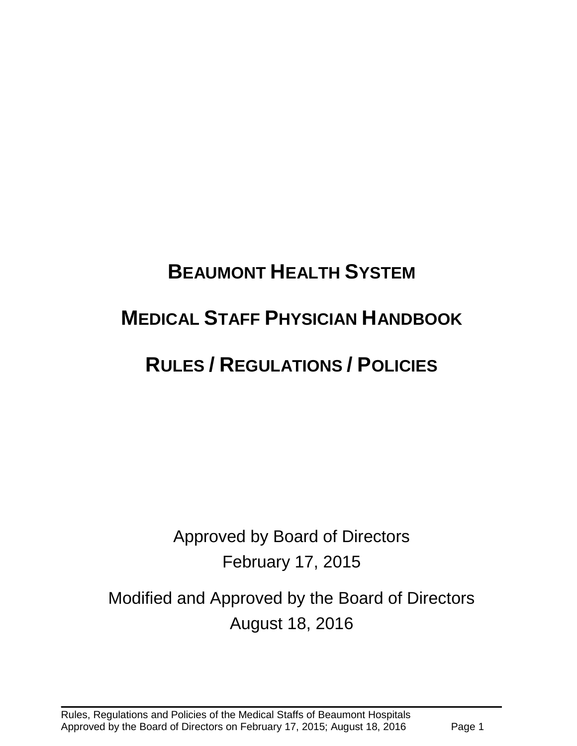# BEAUMONT HEALTH SYSTEM

# MEDICAL STAFF PHYSICIAN HANDBOOK

# RULES / REGULATIONS / POLICIES

Approved by Board of Directors
February 17, 2015

Modified and Approved by the Board of Directors
August 18, 2016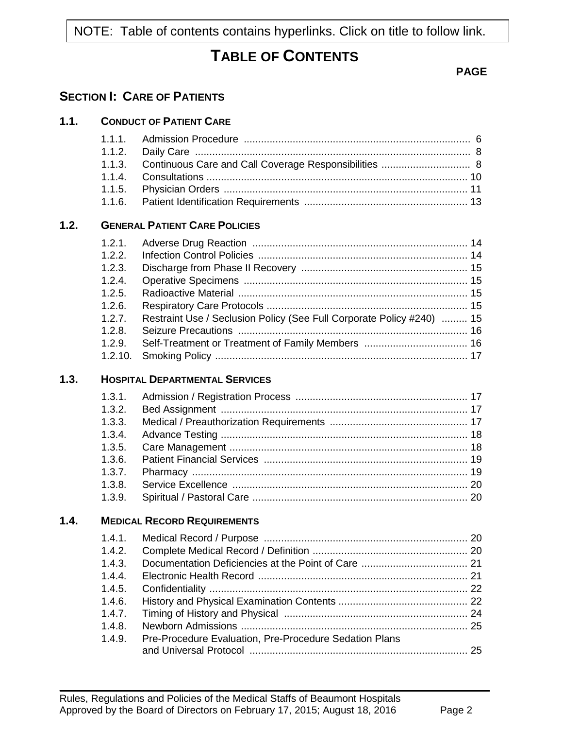NOTE: Table of contents contains hyperlinks. Click on title to follow link.

# TABLE OF CONTENTS

**PAGE**

## SECTION I: CARE OF PATIENTS

### 1.1. CONDUCT OF PATIENT CARE

| | | |
|---|---|---|
| 1.1.1. | Admission Procedure | 6 |
| 1.1.2. | Daily Care | 8 |
| 1.1.3. | Continuous Care and Call Coverage Responsibilities | 8 |
| 1.1.4. | Consultations | 10 |
| 1.1.5. | Physician Orders | 11 |
| 1.1.6. | Patient Identification Requirements | 13 |

### 1.2. GENERAL PATIENT CARE POLICIES

| | | |
|---|---|---|
| 1.2.1. | Adverse Drug Reaction | 14 |
| 1.2.2. | Infection Control Policies | 14 |
| 1.2.3. | Discharge from Phase II Recovery | 15 |
| 1.2.4. | Operative Specimens | 15 |
| 1.2.5. | Radioactive Material | 15 |
| 1.2.6. | Respiratory Care Protocols | 15 |
| 1.2.7. | Restraint Use / Seclusion Policy (See Full Corporate Policy #240) | 15 |
| 1.2.8. | Seizure Precautions | 16 |
| 1.2.9. | Self-Treatment or Treatment of Family Members | 16 |
| 1.2.10. | Smoking Policy | 17 |

### 1.3. HOSPITAL DEPARTMENTAL SERVICES

| | | |
|---|---|---|
| 1.3.1. | Admission / Registration Process | 17 |
| 1.3.2. | Bed Assignment | 17 |
| 1.3.3. | Medical / Preauthorization Requirements | 17 |
| 1.3.4. | Advance Testing | 18 |
| 1.3.5. | Care Management | 18 |
| 1.3.6. | Patient Financial Services | 19 |
| 1.3.7. | Pharmacy | 19 |
| 1.3.8. | Service Excellence | 20 |
| 1.3.9. | Spiritual / Pastoral Care | 20 |

### 1.4. MEDICAL RECORD REQUIREMENTS

| | | |
|---|---|---|
| 1.4.1. | Medical Record / Purpose | 20 |
| 1.4.2. | Complete Medical Record / Definition | 20 |
| 1.4.3. | Documentation Deficiencies at the Point of Care | 21 |
| 1.4.4. | Electronic Health Record | 21 |
| 1.4.5. | Confidentiality | 22 |
| 1.4.6. | History and Physical Examination Contents | 22 |
| 1.4.7. | Timing of History and Physical | 24 |
| 1.4.8. | Newborn Admissions | 25 |
| 1.4.9. | Pre-Procedure Evaluation, Pre-Procedure Sedation Plans and Universal Protocol | 25 |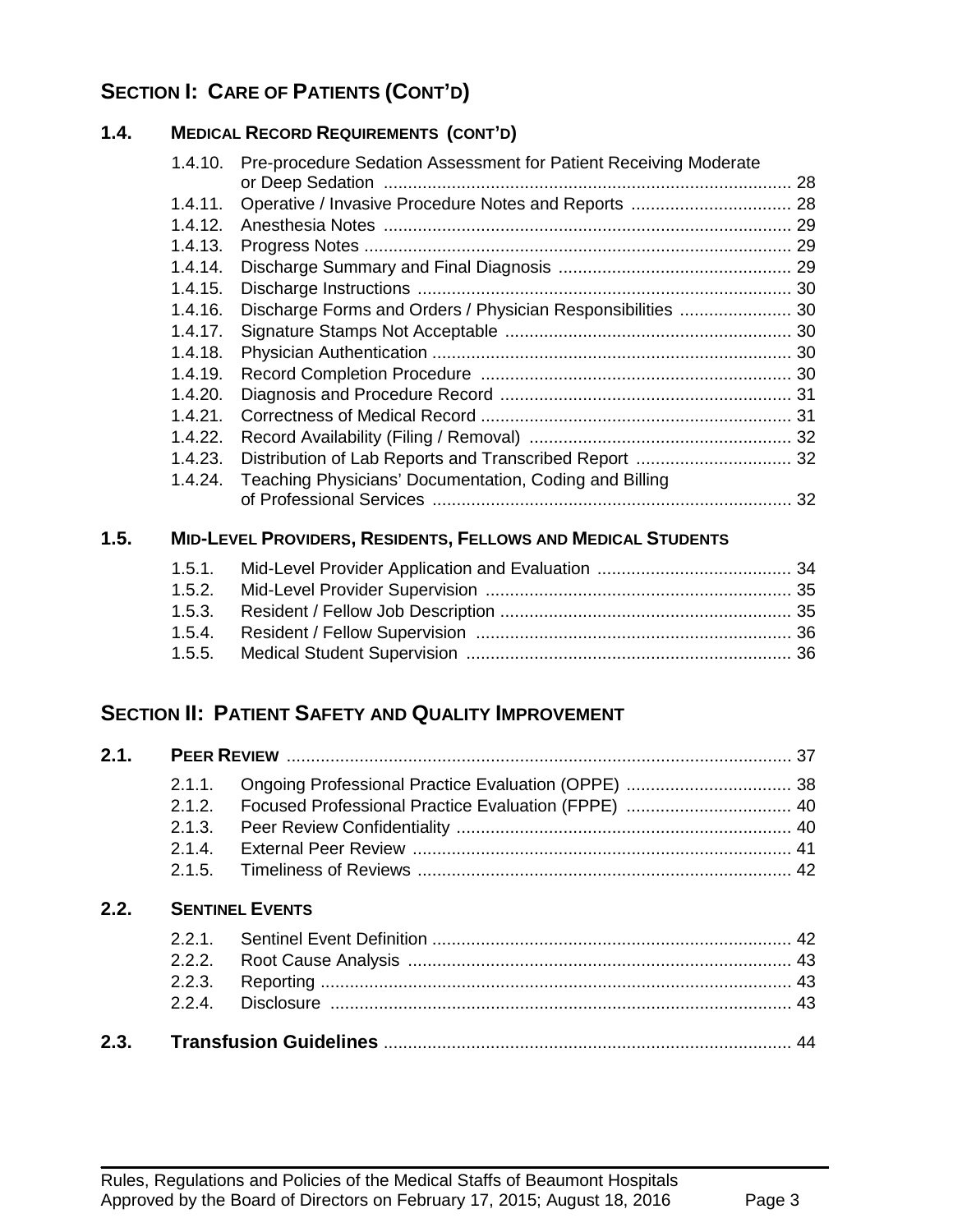## SECTION I: CARE OF PATIENTS (CONT'D)

### 1.4. MEDICAL RECORD REQUIREMENTS (CONT'D)

- 1.4.10. Pre-procedure Sedation Assessment for Patient Receiving Moderate or Deep Sedation ..... 28
- 1.4.11. Operative / Invasive Procedure Notes and Reports ..... 28
- 1.4.12. Anesthesia Notes ..... 29
- 1.4.13. Progress Notes ..... 29
- 1.4.14. Discharge Summary and Final Diagnosis ..... 29
- 1.4.15. Discharge Instructions ..... 30
- 1.4.16. Discharge Forms and Orders / Physician Responsibilities ..... 30
- 1.4.17. Signature Stamps Not Acceptable ..... 30
- 1.4.18. Physician Authentication ..... 30
- 1.4.19. Record Completion Procedure ..... 30
- 1.4.20. Diagnosis and Procedure Record ..... 31
- 1.4.21. Correctness of Medical Record ..... 31
- 1.4.22. Record Availability (Filing / Removal) ..... 32
- 1.4.23. Distribution of Lab Reports and Transcribed Report ..... 32
- 1.4.24. Teaching Physicians' Documentation, Coding and Billing of Professional Services ..... 32

### 1.5. MID-LEVEL PROVIDERS, RESIDENTS, FELLOWS AND MEDICAL STUDENTS

- 1.5.1. Mid-Level Provider Application and Evaluation ..... 34
- 1.5.2. Mid-Level Provider Supervision ..... 35
- 1.5.3. Resident / Fellow Job Description ..... 35
- 1.5.4. Resident / Fellow Supervision ..... 36
- 1.5.5. Medical Student Supervision ..... 36

## SECTION II: PATIENT SAFETY AND QUALITY IMPROVEMENT

### 2.1. PEER REVIEW ..... 37

- 2.1.1. Ongoing Professional Practice Evaluation (OPPE) ..... 38
- 2.1.2. Focused Professional Practice Evaluation (FPPE) ..... 40
- 2.1.3. Peer Review Confidentiality ..... 40
- 2.1.4. External Peer Review ..... 41
- 2.1.5. Timeliness of Reviews ..... 42

### 2.2. SENTINEL EVENTS

- 2.2.1. Sentinel Event Definition ..... 42
- 2.2.2. Root Cause Analysis ..... 43
- 2.2.3. Reporting ..... 43
- 2.2.4. Disclosure ..... 43

### 2.3. Transfusion Guidelines ..... 44

Rules, Regulations and Policies of the Medical Staffs of Beaumont Hospitals
Approved by the Board of Directors on February 17, 2015; August 18, 2016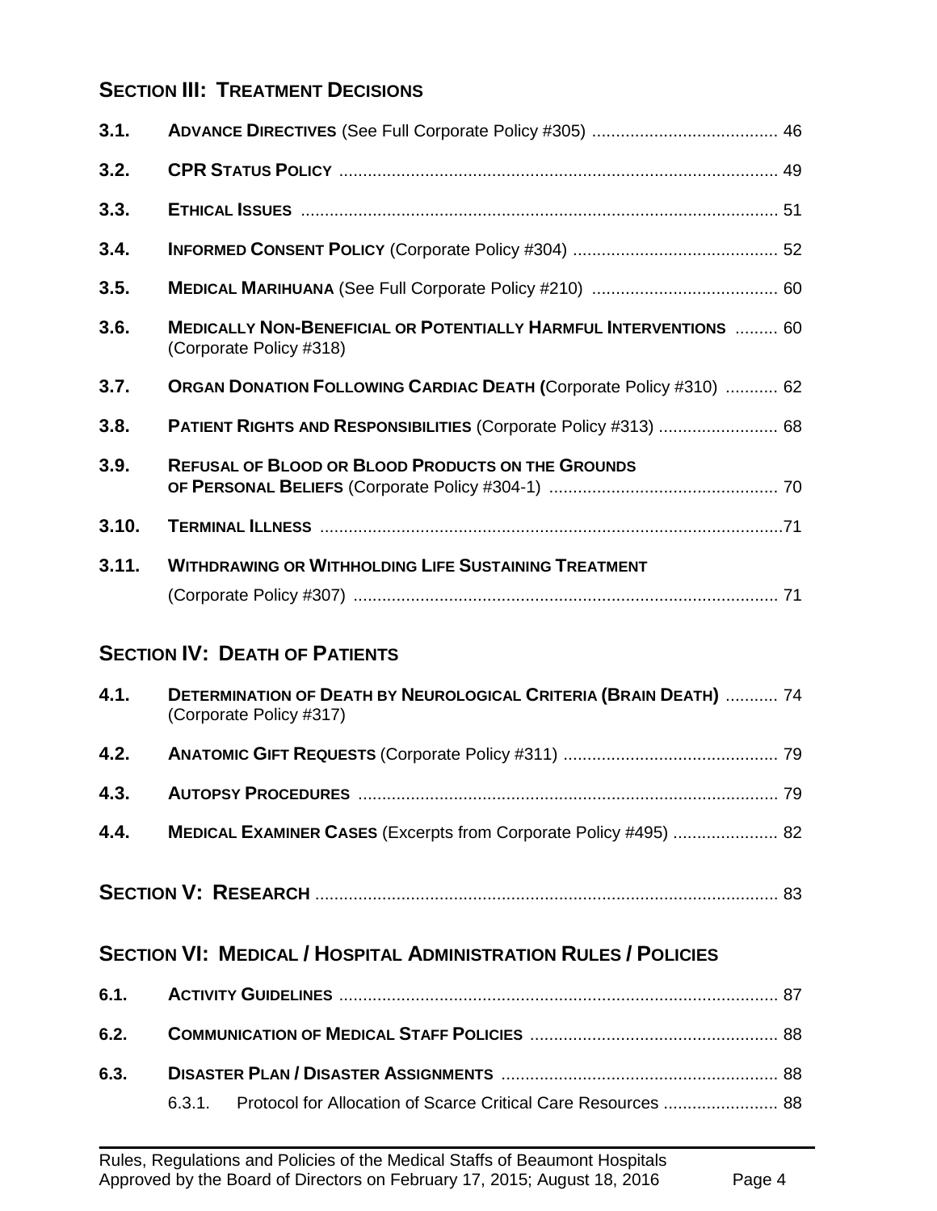## SECTION III: TREATMENT DECISIONS

| | | |
|---|---|---|
| **3.1.** | **ADVANCE DIRECTIVES** (See Full Corporate Policy #305) | 46 |
| **3.2.** | **CPR STATUS POLICY** | 49 |
| **3.3.** | **ETHICAL ISSUES** | 51 |
| **3.4.** | **INFORMED CONSENT POLICY** (Corporate Policy #304) | 52 |
| **3.5.** | **MEDICAL MARIHUANA** (See Full Corporate Policy #210) | 60 |
| **3.6.** | **MEDICALLY NON-BENEFICIAL OR POTENTIALLY HARMFUL INTERVENTIONS** (Corporate Policy #318) | 60 |
| **3.7.** | **ORGAN DONATION FOLLOWING CARDIAC DEATH** (Corporate Policy #310) | 62 |
| **3.8.** | **PATIENT RIGHTS AND RESPONSIBILITIES** (Corporate Policy #313) | 68 |
| **3.9.** | **REFUSAL OF BLOOD OR BLOOD PRODUCTS ON THE GROUNDS OF PERSONAL BELIEFS** (Corporate Policy #304-1) | 70 |
| **3.10.** | **TERMINAL ILLNESS** | 71 |
| **3.11.** | **WITHDRAWING OR WITHHOLDING LIFE SUSTAINING TREATMENT** (Corporate Policy #307) | 71 |

## SECTION IV: DEATH OF PATIENTS

| | | |
|---|---|---|
| **4.1.** | **DETERMINATION OF DEATH BY NEUROLOGICAL CRITERIA (BRAIN DEATH)** (Corporate Policy #317) | 74 |
| **4.2.** | **ANATOMIC GIFT REQUESTS** (Corporate Policy #311) | 79 |
| **4.3.** | **AUTOPSY PROCEDURES** | 79 |
| **4.4.** | **MEDICAL EXAMINER CASES** (Excerpts from Corporate Policy #495) | 82 |

## SECTION V: RESEARCH .......... 83

## SECTION VI: MEDICAL / HOSPITAL ADMINISTRATION RULES / POLICIES

| | | |
|---|---|---|
| **6.1.** | **ACTIVITY GUIDELINES** | 87 |
| **6.2.** | **COMMUNICATION OF MEDICAL STAFF POLICIES** | 88 |
| **6.3.** | **DISASTER PLAN / DISASTER ASSIGNMENTS** | 88 |
| | 6.3.1. Protocol for Allocation of Scarce Critical Care Resources | 88 |

Rules, Regulations and Policies of the Medical Staffs of Beaumont Hospitals
Approved by the Board of Directors on February 17, 2015; August 18, 2016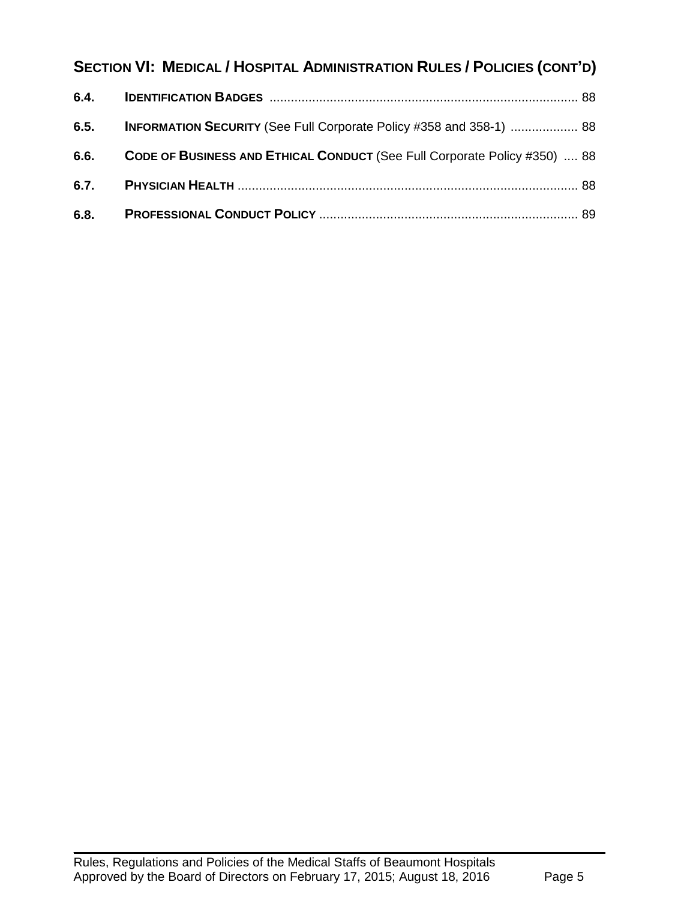## Section VI: Medical / Hospital Administration Rules / Policies (cont'd)

| | | |
|---|---|---|
| **6.4.** | **Identification Badges** | 88 |
| **6.5.** | **Information Security** (See Full Corporate Policy #358 and 358-1) | 88 |
| **6.6.** | **Code of Business and Ethical Conduct** (See Full Corporate Policy #350) | 88 |
| **6.7.** | **Physician Health** | 88 |
| **6.8.** | **Professional Conduct Policy** | 89 |

Rules, Regulations and Policies of the Medical Staffs of Beaumont Hospitals
Approved by the Board of Directors on February 17, 2015; August 18, 2016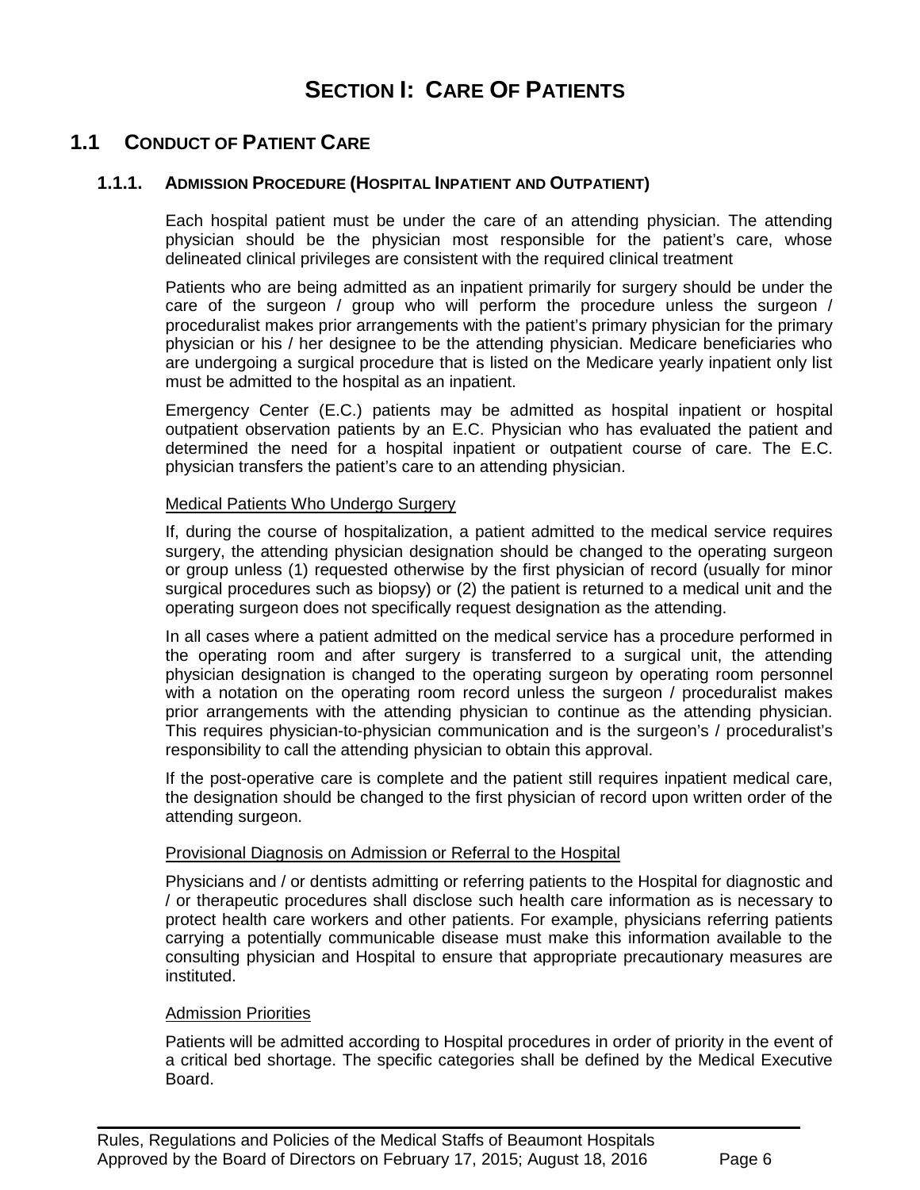# SECTION I: CARE OF PATIENTS

## 1.1 CONDUCT OF PATIENT CARE

### 1.1.1. ADMISSION PROCEDURE (HOSPITAL INPATIENT AND OUTPATIENT)

Each hospital patient must be under the care of an attending physician. The attending physician should be the physician most responsible for the patient's care, whose delineated clinical privileges are consistent with the required clinical treatment

Patients who are being admitted as an inpatient primarily for surgery should be under the care of the surgeon / group who will perform the procedure unless the surgeon / proceduralist makes prior arrangements with the patient's primary physician for the primary physician or his / her designee to be the attending physician. Medicare beneficiaries who are undergoing a surgical procedure that is listed on the Medicare yearly inpatient only list must be admitted to the hospital as an inpatient.

Emergency Center (E.C.) patients may be admitted as hospital inpatient or hospital outpatient observation patients by an E.C. Physician who has evaluated the patient and determined the need for a hospital inpatient or outpatient course of care. The E.C. physician transfers the patient's care to an attending physician.

Medical Patients Who Undergo Surgery

If, during the course of hospitalization, a patient admitted to the medical service requires surgery, the attending physician designation should be changed to the operating surgeon or group unless (1) requested otherwise by the first physician of record (usually for minor surgical procedures such as biopsy) or (2) the patient is returned to a medical unit and the operating surgeon does not specifically request designation as the attending.

In all cases where a patient admitted on the medical service has a procedure performed in the operating room and after surgery is transferred to a surgical unit, the attending physician designation is changed to the operating surgeon by operating room personnel with a notation on the operating room record unless the surgeon / proceduralist makes prior arrangements with the attending physician to continue as the attending physician. This requires physician-to-physician communication and is the surgeon's / proceduralist's responsibility to call the attending physician to obtain this approval.

If the post-operative care is complete and the patient still requires inpatient medical care, the designation should be changed to the first physician of record upon written order of the attending surgeon.

Provisional Diagnosis on Admission or Referral to the Hospital

Physicians and / or dentists admitting or referring patients to the Hospital for diagnostic and / or therapeutic procedures shall disclose such health care information as is necessary to protect health care workers and other patients. For example, physicians referring patients carrying a potentially communicable disease must make this information available to the consulting physician and Hospital to ensure that appropriate precautionary measures are instituted.

Admission Priorities

Patients will be admitted according to Hospital procedures in order of priority in the event of a critical bed shortage. The specific categories shall be defined by the Medical Executive Board.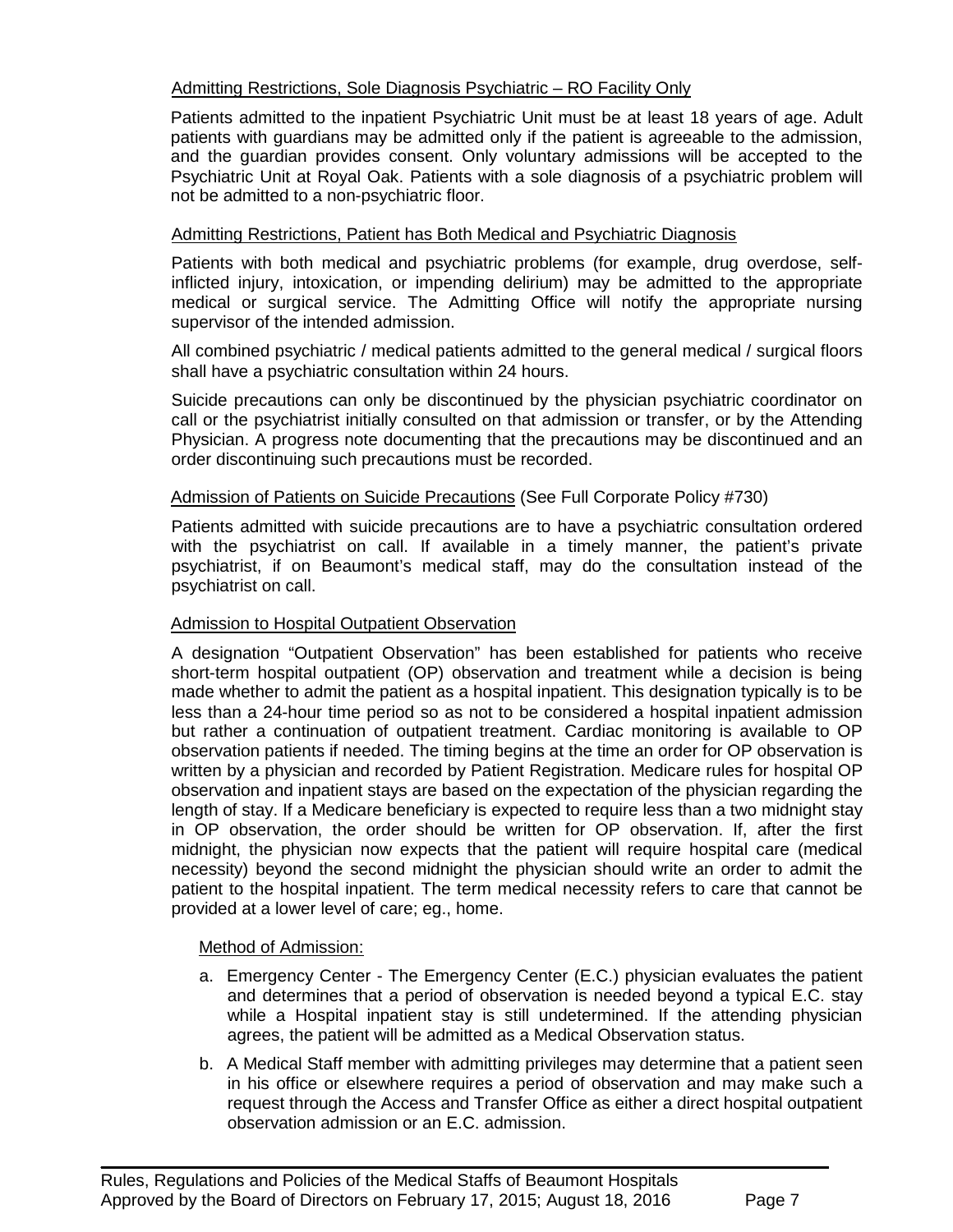Admitting Restrictions, Sole Diagnosis Psychiatric – RO Facility Only

Patients admitted to the inpatient Psychiatric Unit must be at least 18 years of age. Adult patients with guardians may be admitted only if the patient is agreeable to the admission, and the guardian provides consent. Only voluntary admissions will be accepted to the Psychiatric Unit at Royal Oak. Patients with a sole diagnosis of a psychiatric problem will not be admitted to a non-psychiatric floor.

Admitting Restrictions, Patient has Both Medical and Psychiatric Diagnosis

Patients with both medical and psychiatric problems (for example, drug overdose, self-inflicted injury, intoxication, or impending delirium) may be admitted to the appropriate medical or surgical service. The Admitting Office will notify the appropriate nursing supervisor of the intended admission.

All combined psychiatric / medical patients admitted to the general medical / surgical floors shall have a psychiatric consultation within 24 hours.

Suicide precautions can only be discontinued by the physician psychiatric coordinator on call or the psychiatrist initially consulted on that admission or transfer, or by the Attending Physician. A progress note documenting that the precautions may be discontinued and an order discontinuing such precautions must be recorded.

Admission of Patients on Suicide Precautions (See Full Corporate Policy #730)

Patients admitted with suicide precautions are to have a psychiatric consultation ordered with the psychiatrist on call. If available in a timely manner, the patient's private psychiatrist, if on Beaumont's medical staff, may do the consultation instead of the psychiatrist on call.

Admission to Hospital Outpatient Observation

A designation "Outpatient Observation" has been established for patients who receive short-term hospital outpatient (OP) observation and treatment while a decision is being made whether to admit the patient as a hospital inpatient. This designation typically is to be less than a 24-hour time period so as not to be considered a hospital inpatient admission but rather a continuation of outpatient treatment. Cardiac monitoring is available to OP observation patients if needed. The timing begins at the time an order for OP observation is written by a physician and recorded by Patient Registration. Medicare rules for hospital OP observation and inpatient stays are based on the expectation of the physician regarding the length of stay. If a Medicare beneficiary is expected to require less than a two midnight stay in OP observation, the order should be written for OP observation. If, after the first midnight, the physician now expects that the patient will require hospital care (medical necessity) beyond the second midnight the physician should write an order to admit the patient to the hospital inpatient. The term medical necessity refers to care that cannot be provided at a lower level of care; eg., home.

Method of Admission:

a. Emergency Center - The Emergency Center (E.C.) physician evaluates the patient and determines that a period of observation is needed beyond a typical E.C. stay while a Hospital inpatient stay is still undetermined. If the attending physician agrees, the patient will be admitted as a Medical Observation status.

b. A Medical Staff member with admitting privileges may determine that a patient seen in his office or elsewhere requires a period of observation and may make such a request through the Access and Transfer Office as either a direct hospital outpatient observation admission or an E.C. admission.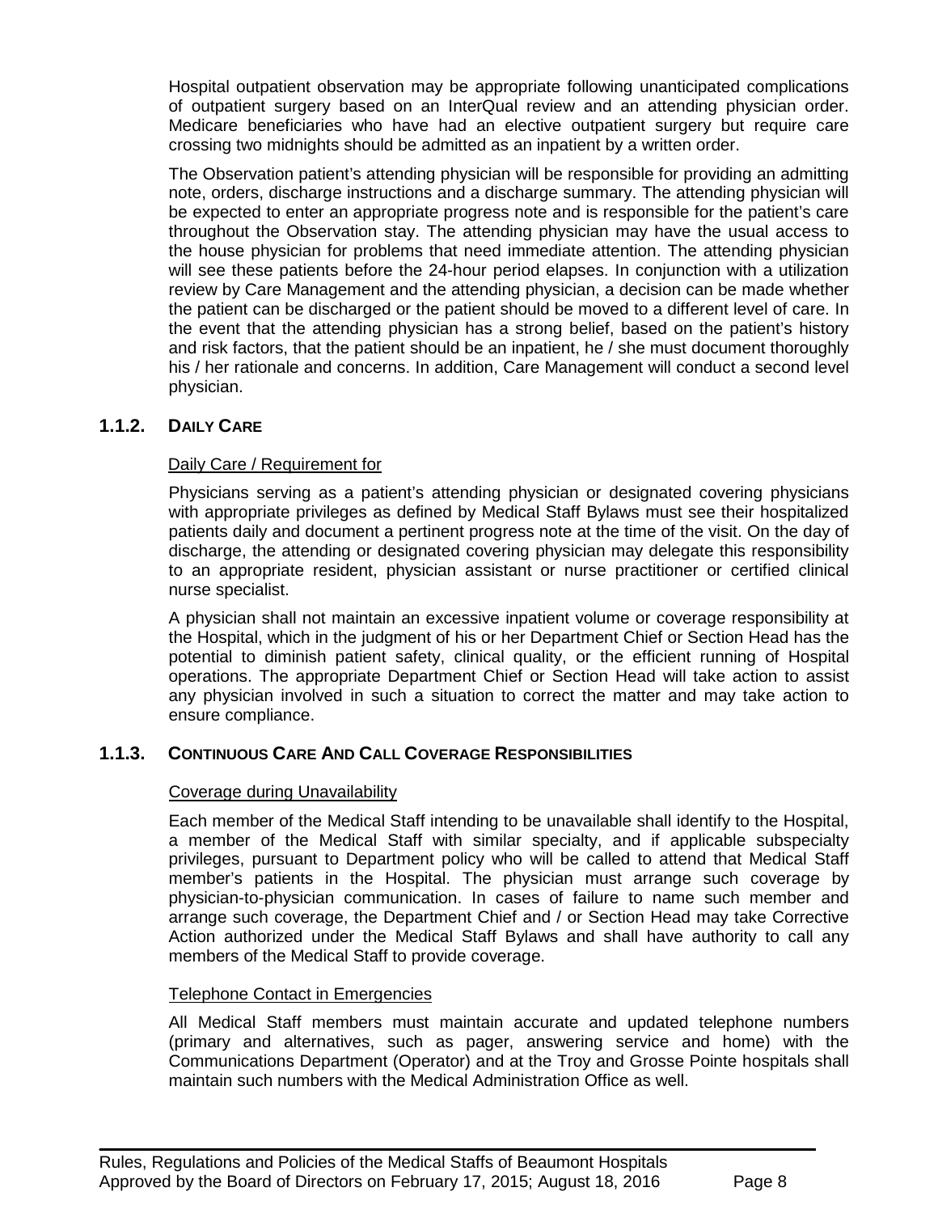Hospital outpatient observation may be appropriate following unanticipated complications of outpatient surgery based on an InterQual review and an attending physician order. Medicare beneficiaries who have had an elective outpatient surgery but require care crossing two midnights should be admitted as an inpatient by a written order.

The Observation patient's attending physician will be responsible for providing an admitting note, orders, discharge instructions and a discharge summary. The attending physician will be expected to enter an appropriate progress note and is responsible for the patient's care throughout the Observation stay. The attending physician may have the usual access to the house physician for problems that need immediate attention. The attending physician will see these patients before the 24-hour period elapses. In conjunction with a utilization review by Care Management and the attending physician, a decision can be made whether the patient can be discharged or the patient should be moved to a different level of care. In the event that the attending physician has a strong belief, based on the patient's history and risk factors, that the patient should be an inpatient, he / she must document thoroughly his / her rationale and concerns. In addition, Care Management will conduct a second level physician.

### 1.1.2. Daily Care

Daily Care / Requirement for

Physicians serving as a patient's attending physician or designated covering physicians with appropriate privileges as defined by Medical Staff Bylaws must see their hospitalized patients daily and document a pertinent progress note at the time of the visit. On the day of discharge, the attending or designated covering physician may delegate this responsibility to an appropriate resident, physician assistant or nurse practitioner or certified clinical nurse specialist.

A physician shall not maintain an excessive inpatient volume or coverage responsibility at the Hospital, which in the judgment of his or her Department Chief or Section Head has the potential to diminish patient safety, clinical quality, or the efficient running of Hospital operations. The appropriate Department Chief or Section Head will take action to assist any physician involved in such a situation to correct the matter and may take action to ensure compliance.

### 1.1.3. Continuous Care And Call Coverage Responsibilities

Coverage during Unavailability

Each member of the Medical Staff intending to be unavailable shall identify to the Hospital, a member of the Medical Staff with similar specialty, and if applicable subspecialty privileges, pursuant to Department policy who will be called to attend that Medical Staff member's patients in the Hospital. The physician must arrange such coverage by physician-to-physician communication. In cases of failure to name such member and arrange such coverage, the Department Chief and / or Section Head may take Corrective Action authorized under the Medical Staff Bylaws and shall have authority to call any members of the Medical Staff to provide coverage.

Telephone Contact in Emergencies

All Medical Staff members must maintain accurate and updated telephone numbers (primary and alternatives, such as pager, answering service and home) with the Communications Department (Operator) and at the Troy and Grosse Pointe hospitals shall maintain such numbers with the Medical Administration Office as well.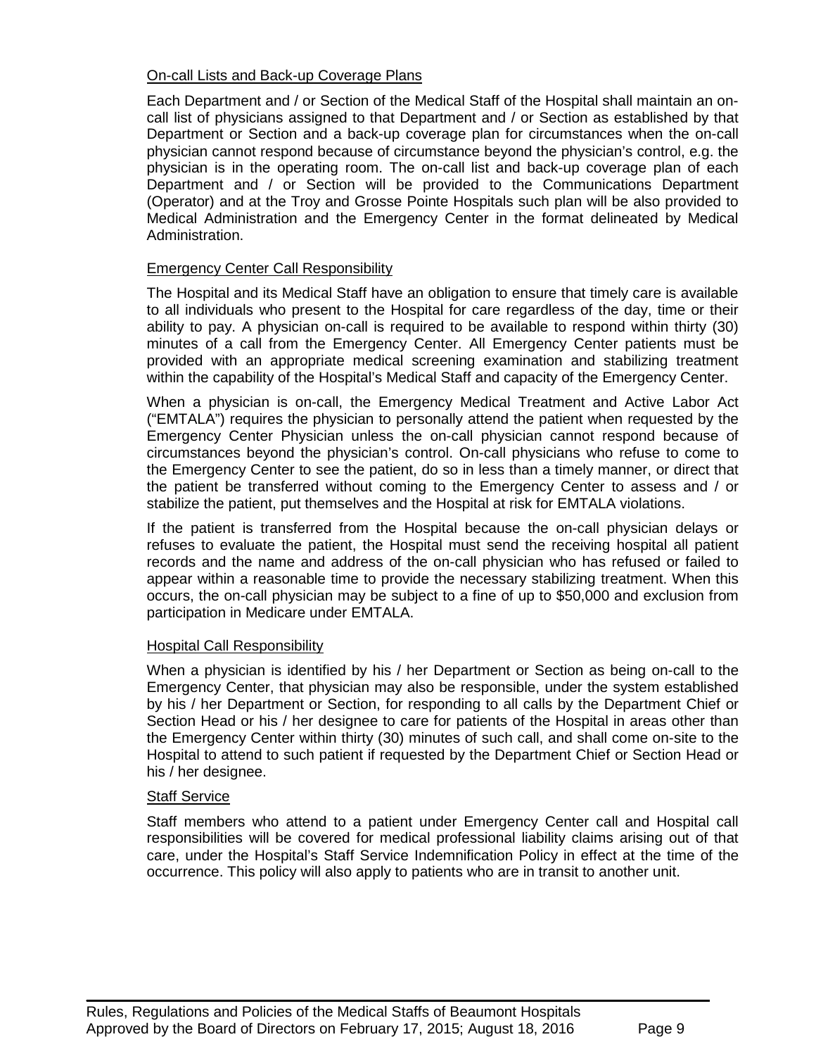### On-call Lists and Back-up Coverage Plans

Each Department and / or Section of the Medical Staff of the Hospital shall maintain an on-call list of physicians assigned to that Department and / or Section as established by that Department or Section and a back-up coverage plan for circumstances when the on-call physician cannot respond because of circumstance beyond the physician's control, e.g. the physician is in the operating room. The on-call list and back-up coverage plan of each Department and / or Section will be provided to the Communications Department (Operator) and at the Troy and Grosse Pointe Hospitals such plan will be also provided to Medical Administration and the Emergency Center in the format delineated by Medical Administration.

### Emergency Center Call Responsibility

The Hospital and its Medical Staff have an obligation to ensure that timely care is available to all individuals who present to the Hospital for care regardless of the day, time or their ability to pay. A physician on-call is required to be available to respond within thirty (30) minutes of a call from the Emergency Center. All Emergency Center patients must be provided with an appropriate medical screening examination and stabilizing treatment within the capability of the Hospital's Medical Staff and capacity of the Emergency Center.

When a physician is on-call, the Emergency Medical Treatment and Active Labor Act ("EMTALA") requires the physician to personally attend the patient when requested by the Emergency Center Physician unless the on-call physician cannot respond because of circumstances beyond the physician's control. On-call physicians who refuse to come to the Emergency Center to see the patient, do so in less than a timely manner, or direct that the patient be transferred without coming to the Emergency Center to assess and / or stabilize the patient, put themselves and the Hospital at risk for EMTALA violations.

If the patient is transferred from the Hospital because the on-call physician delays or refuses to evaluate the patient, the Hospital must send the receiving hospital all patient records and the name and address of the on-call physician who has refused or failed to appear within a reasonable time to provide the necessary stabilizing treatment. When this occurs, the on-call physician may be subject to a fine of up to $50,000 and exclusion from participation in Medicare under EMTALA.

### Hospital Call Responsibility

When a physician is identified by his / her Department or Section as being on-call to the Emergency Center, that physician may also be responsible, under the system established by his / her Department or Section, for responding to all calls by the Department Chief or Section Head or his / her designee to care for patients of the Hospital in areas other than the Emergency Center within thirty (30) minutes of such call, and shall come on-site to the Hospital to attend to such patient if requested by the Department Chief or Section Head or his / her designee.

### Staff Service

Staff members who attend to a patient under Emergency Center call and Hospital call responsibilities will be covered for medical professional liability claims arising out of that care, under the Hospital's Staff Service Indemnification Policy in effect at the time of the occurrence. This policy will also apply to patients who are in transit to another unit.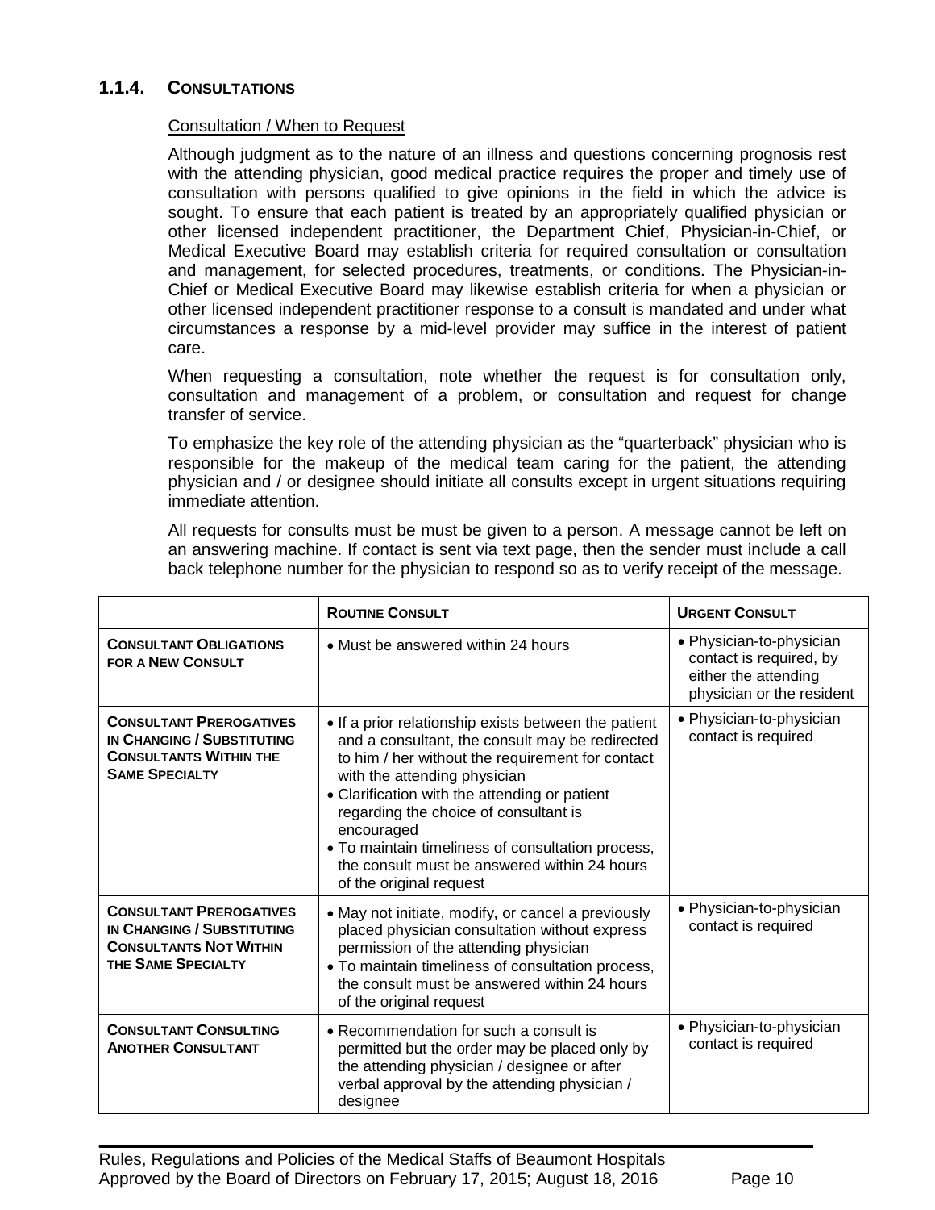### 1.1.4. CONSULTATIONS

Consultation / When to Request

Although judgment as to the nature of an illness and questions concerning prognosis rest with the attending physician, good medical practice requires the proper and timely use of consultation with persons qualified to give opinions in the field in which the advice is sought. To ensure that each patient is treated by an appropriately qualified physician or other licensed independent practitioner, the Department Chief, Physician-in-Chief, or Medical Executive Board may establish criteria for required consultation or consultation and management, for selected procedures, treatments, or conditions. The Physician-in-Chief or Medical Executive Board may likewise establish criteria for when a physician or other licensed independent practitioner response to a consult is mandated and under what circumstances a response by a mid-level provider may suffice in the interest of patient care.

When requesting a consultation, note whether the request is for consultation only, consultation and management of a problem, or consultation and request for change transfer of service.

To emphasize the key role of the attending physician as the "quarterback" physician who is responsible for the makeup of the medical team caring for the patient, the attending physician and / or designee should initiate all consults except in urgent situations requiring immediate attention.

All requests for consults must be must be given to a person. A message cannot be left on an answering machine. If contact is sent via text page, then the sender must include a call back telephone number for the physician to respond so as to verify receipt of the message.

| | **ROUTINE CONSULT** | **URGENT CONSULT** |
|---|---|---|
| **CONSULTANT OBLIGATIONS FOR A NEW CONSULT** | • Must be answered within 24 hours | • Physician-to-physician contact is required, by either the attending physician or the resident |
| **CONSULTANT PREROGATIVES IN CHANGING / SUBSTITUTING CONSULTANTS WITHIN THE SAME SPECIALTY** | • If a prior relationship exists between the patient and a consultant, the consult may be redirected to him / her without the requirement for contact with the attending physician<br>• Clarification with the attending or patient regarding the choice of consultant is encouraged<br>• To maintain timeliness of consultation process, the consult must be answered within 24 hours of the original request | • Physician-to-physician contact is required |
| **CONSULTANT PREROGATIVES IN CHANGING / SUBSTITUTING CONSULTANTS NOT WITHIN THE SAME SPECIALTY** | • May not initiate, modify, or cancel a previously placed physician consultation without express permission of the attending physician<br>• To maintain timeliness of consultation process, the consult must be answered within 24 hours of the original request | • Physician-to-physician contact is required |
| **CONSULTANT CONSULTING ANOTHER CONSULTANT** | • Recommendation for such a consult is permitted but the order may be placed only by the attending physician / designee or after verbal approval by the attending physician / designee | • Physician-to-physician contact is required |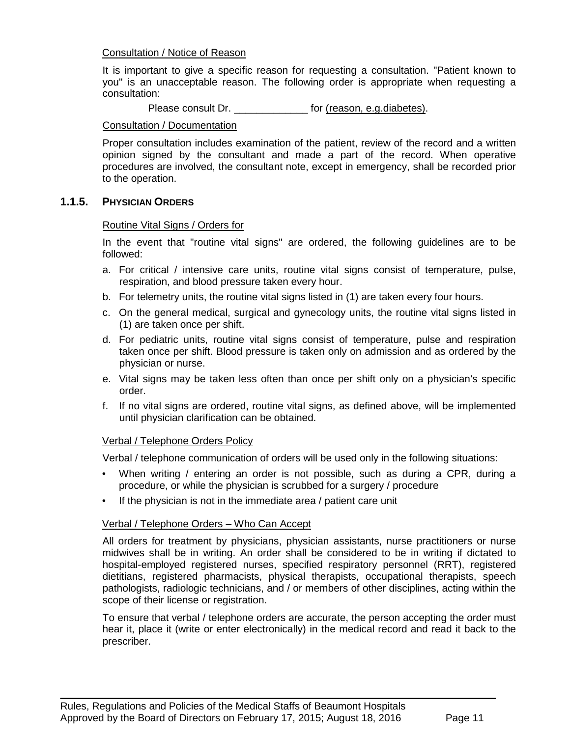Consultation / Notice of Reason

It is important to give a specific reason for requesting a consultation. "Patient known to you" is an unacceptable reason. The following order is appropriate when requesting a consultation:

Please consult Dr. _____________ for (reason, e.g.diabetes).

Consultation / Documentation

Proper consultation includes examination of the patient, review of the record and a written opinion signed by the consultant and made a part of the record. When operative procedures are involved, the consultant note, except in emergency, shall be recorded prior to the operation.

### 1.1.5. PHYSICIAN ORDERS

Routine Vital Signs / Orders for

In the event that "routine vital signs" are ordered, the following guidelines are to be followed:

a. For critical / intensive care units, routine vital signs consist of temperature, pulse, respiration, and blood pressure taken every hour.
b. For telemetry units, the routine vital signs listed in (1) are taken every four hours.
c. On the general medical, surgical and gynecology units, the routine vital signs listed in (1) are taken once per shift.
d. For pediatric units, routine vital signs consist of temperature, pulse and respiration taken once per shift. Blood pressure is taken only on admission and as ordered by the physician or nurse.
e. Vital signs may be taken less often than once per shift only on a physician's specific order.
f. If no vital signs are ordered, routine vital signs, as defined above, will be implemented until physician clarification can be obtained.

Verbal / Telephone Orders Policy

Verbal / telephone communication of orders will be used only in the following situations:

- When writing / entering an order is not possible, such as during a CPR, during a procedure, or while the physician is scrubbed for a surgery / procedure
- If the physician is not in the immediate area / patient care unit

Verbal / Telephone Orders – Who Can Accept

All orders for treatment by physicians, physician assistants, nurse practitioners or nurse midwives shall be in writing. An order shall be considered to be in writing if dictated to hospital-employed registered nurses, specified respiratory personnel (RRT), registered dietitians, registered pharmacists, physical therapists, occupational therapists, speech pathologists, radiologic technicians, and / or members of other disciplines, acting within the scope of their license or registration.

To ensure that verbal / telephone orders are accurate, the person accepting the order must hear it, place it (write or enter electronically) in the medical record and read it back to the prescriber.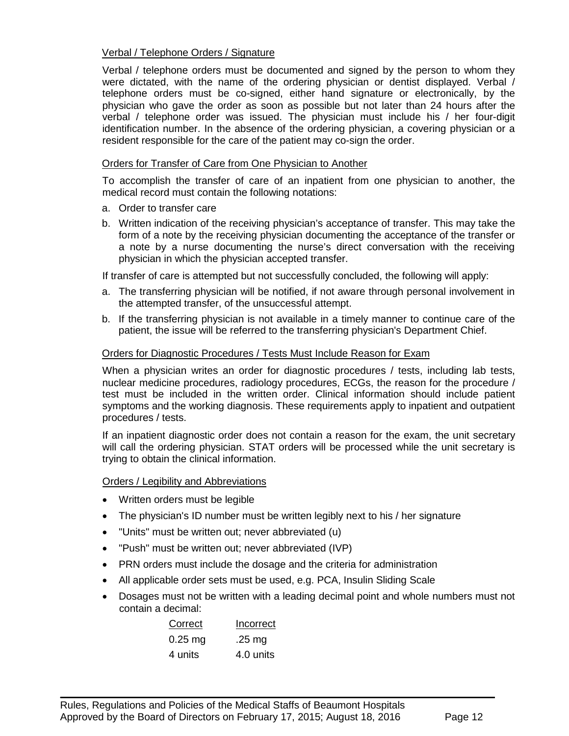### Verbal / Telephone Orders / Signature

Verbal / telephone orders must be documented and signed by the person to whom they were dictated, with the name of the ordering physician or dentist displayed. Verbal / telephone orders must be co-signed, either hand signature or electronically, by the physician who gave the order as soon as possible but not later than 24 hours after the verbal / telephone order was issued. The physician must include his / her four-digit identification number. In the absence of the ordering physician, a covering physician or a resident responsible for the care of the patient may co-sign the order.

### Orders for Transfer of Care from One Physician to Another

To accomplish the transfer of care of an inpatient from one physician to another, the medical record must contain the following notations:

a. Order to transfer care
b. Written indication of the receiving physician's acceptance of transfer. This may take the form of a note by the receiving physician documenting the acceptance of the transfer or a note by a nurse documenting the nurse's direct conversation with the receiving physician in which the physician accepted transfer.

If transfer of care is attempted but not successfully concluded, the following will apply:

a. The transferring physician will be notified, if not aware through personal involvement in the attempted transfer, of the unsuccessful attempt.
b. If the transferring physician is not available in a timely manner to continue care of the patient, the issue will be referred to the transferring physician's Department Chief.

### Orders for Diagnostic Procedures / Tests Must Include Reason for Exam

When a physician writes an order for diagnostic procedures / tests, including lab tests, nuclear medicine procedures, radiology procedures, ECGs, the reason for the procedure / test must be included in the written order. Clinical information should include patient symptoms and the working diagnosis. These requirements apply to inpatient and outpatient procedures / tests.

If an inpatient diagnostic order does not contain a reason for the exam, the unit secretary will call the ordering physician. STAT orders will be processed while the unit secretary is trying to obtain the clinical information.

### Orders / Legibility and Abbreviations

- Written orders must be legible
- The physician's ID number must be written legibly next to his / her signature
- "Units" must be written out; never abbreviated (u)
- "Push" must be written out; never abbreviated (IVP)
- PRN orders must include the dosage and the criteria for administration
- All applicable order sets must be used, e.g. PCA, Insulin Sliding Scale
- Dosages must not be written with a leading decimal point and whole numbers must not contain a decimal:

| Correct | Incorrect |
|---|---|
| 0.25 mg | .25 mg |
| 4 units | 4.0 units |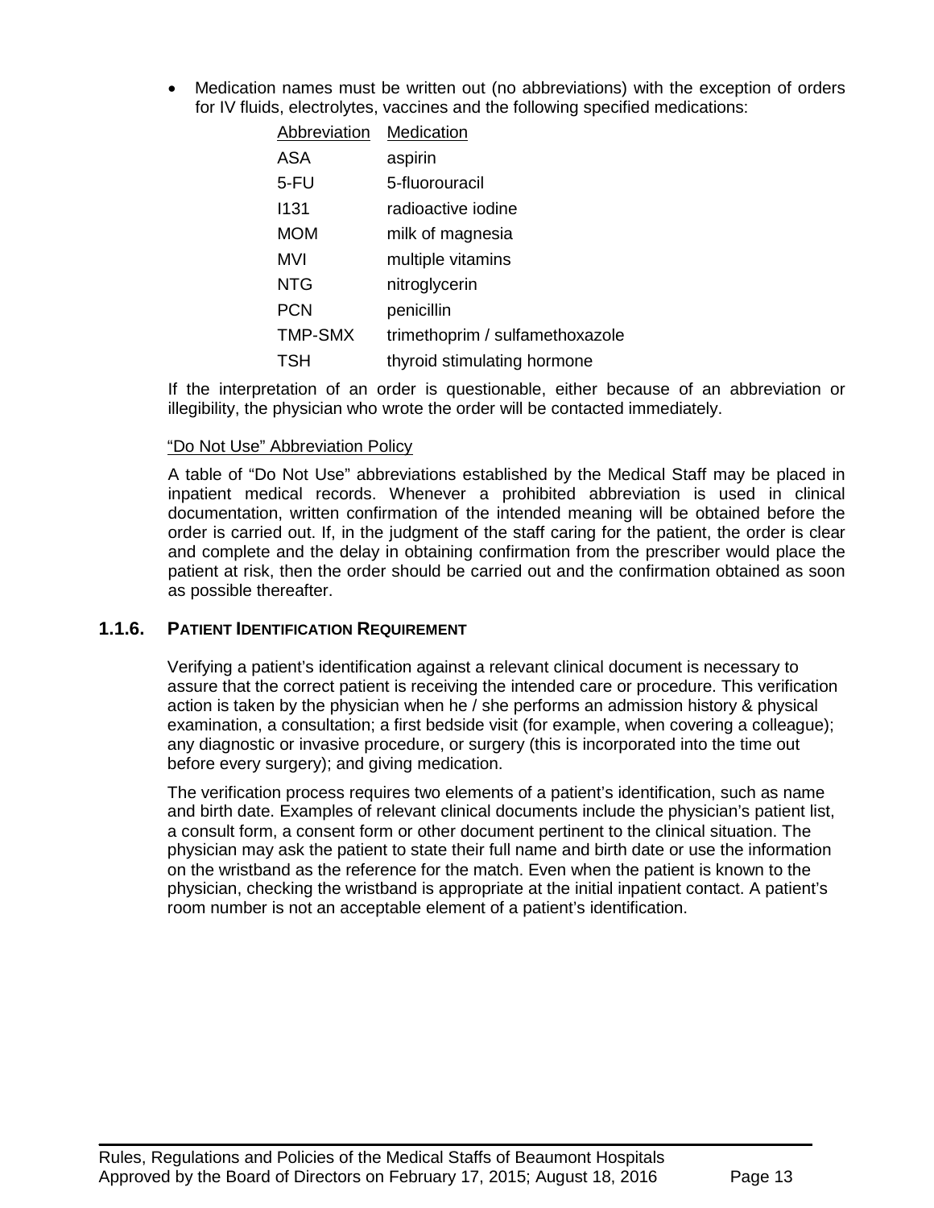- Medication names must be written out (no abbreviations) with the exception of orders for IV fluids, electrolytes, vaccines and the following specified medications:

| Abbreviation | Medication |
| --- | --- |
| ASA | aspirin |
| 5-FU | 5-fluorouracil |
| I131 | radioactive iodine |
| MOM | milk of magnesia |
| MVI | multiple vitamins |
| NTG | nitroglycerin |
| PCN | penicillin |
| TMP-SMX | trimethoprim / sulfamethoxazole |
| TSH | thyroid stimulating hormone |

If the interpretation of an order is questionable, either because of an abbreviation or illegibility, the physician who wrote the order will be contacted immediately.

“Do Not Use” Abbreviation Policy

A table of “Do Not Use” abbreviations established by the Medical Staff may be placed in inpatient medical records. Whenever a prohibited abbreviation is used in clinical documentation, written confirmation of the intended meaning will be obtained before the order is carried out. If, in the judgment of the staff caring for the patient, the order is clear and complete and the delay in obtaining confirmation from the prescriber would place the patient at risk, then the order should be carried out and the confirmation obtained as soon as possible thereafter.

### 1.1.6. PATIENT IDENTIFICATION REQUIREMENT

Verifying a patient’s identification against a relevant clinical document is necessary to assure that the correct patient is receiving the intended care or procedure. This verification action is taken by the physician when he / she performs an admission history & physical examination, a consultation; a first bedside visit (for example, when covering a colleague); any diagnostic or invasive procedure, or surgery (this is incorporated into the time out before every surgery); and giving medication.

The verification process requires two elements of a patient’s identification, such as name and birth date. Examples of relevant clinical documents include the physician’s patient list, a consult form, a consent form or other document pertinent to the clinical situation. The physician may ask the patient to state their full name and birth date or use the information on the wristband as the reference for the match. Even when the patient is known to the physician, checking the wristband is appropriate at the initial inpatient contact. A patient’s room number is not an acceptable element of a patient’s identification.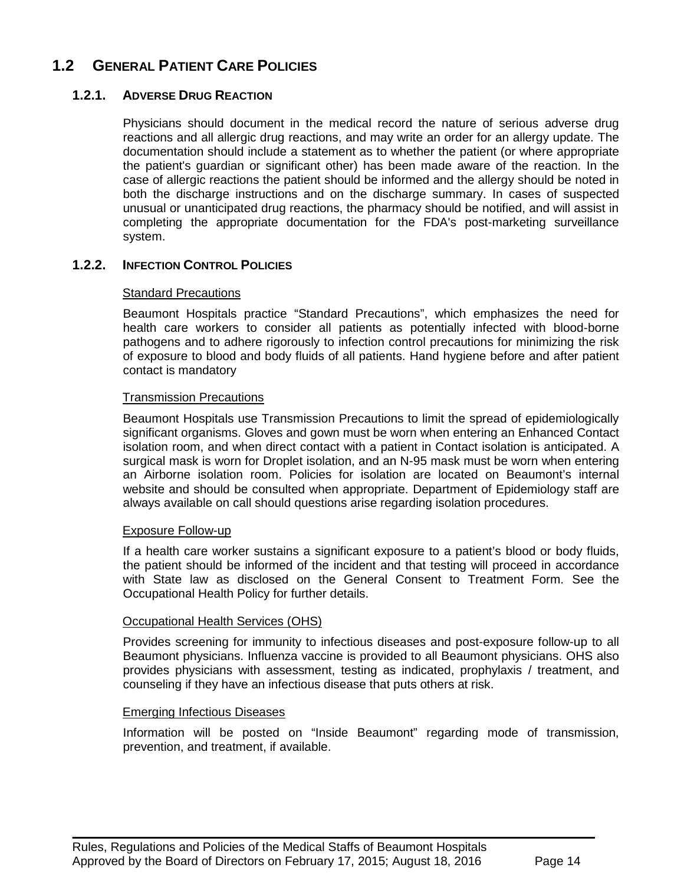## 1.2 GENERAL PATIENT CARE POLICIES

### 1.2.1. ADVERSE DRUG REACTION

Physicians should document in the medical record the nature of serious adverse drug reactions and all allergic drug reactions, and may write an order for an allergy update. The documentation should include a statement as to whether the patient (or where appropriate the patient's guardian or significant other) has been made aware of the reaction. In the case of allergic reactions the patient should be informed and the allergy should be noted in both the discharge instructions and on the discharge summary. In cases of suspected unusual or unanticipated drug reactions, the pharmacy should be notified, and will assist in completing the appropriate documentation for the FDA's post-marketing surveillance system.

### 1.2.2. INFECTION CONTROL POLICIES

Standard Precautions

Beaumont Hospitals practice "Standard Precautions", which emphasizes the need for health care workers to consider all patients as potentially infected with blood-borne pathogens and to adhere rigorously to infection control precautions for minimizing the risk of exposure to blood and body fluids of all patients. Hand hygiene before and after patient contact is mandatory

Transmission Precautions

Beaumont Hospitals use Transmission Precautions to limit the spread of epidemiologically significant organisms. Gloves and gown must be worn when entering an Enhanced Contact isolation room, and when direct contact with a patient in Contact isolation is anticipated. A surgical mask is worn for Droplet isolation, and an N-95 mask must be worn when entering an Airborne isolation room. Policies for isolation are located on Beaumont's internal website and should be consulted when appropriate. Department of Epidemiology staff are always available on call should questions arise regarding isolation procedures.

Exposure Follow-up

If a health care worker sustains a significant exposure to a patient's blood or body fluids, the patient should be informed of the incident and that testing will proceed in accordance with State law as disclosed on the General Consent to Treatment Form. See the Occupational Health Policy for further details.

Occupational Health Services (OHS)

Provides screening for immunity to infectious diseases and post-exposure follow-up to all Beaumont physicians. Influenza vaccine is provided to all Beaumont physicians. OHS also provides physicians with assessment, testing as indicated, prophylaxis / treatment, and counseling if they have an infectious disease that puts others at risk.

Emerging Infectious Diseases

Information will be posted on "Inside Beaumont" regarding mode of transmission, prevention, and treatment, if available.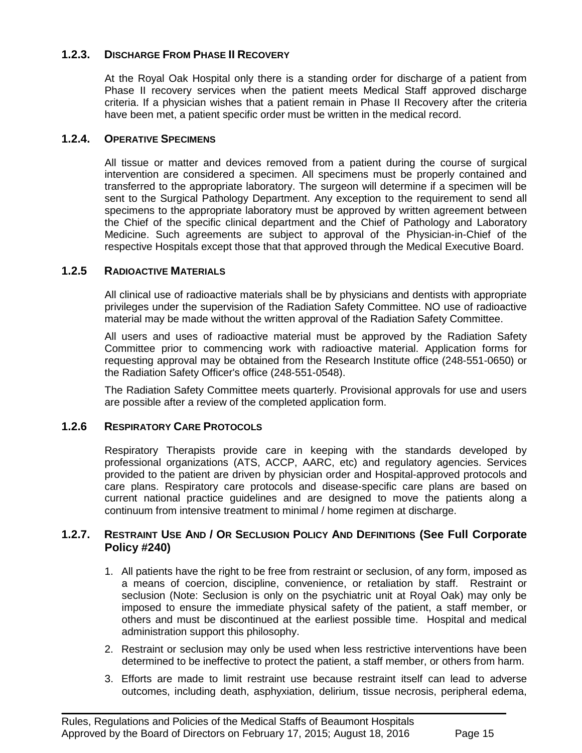### 1.2.3. DISCHARGE FROM PHASE II RECOVERY

At the Royal Oak Hospital only there is a standing order for discharge of a patient from Phase II recovery services when the patient meets Medical Staff approved discharge criteria. If a physician wishes that a patient remain in Phase II Recovery after the criteria have been met, a patient specific order must be written in the medical record.

### 1.2.4. OPERATIVE SPECIMENS

All tissue or matter and devices removed from a patient during the course of surgical intervention are considered a specimen. All specimens must be properly contained and transferred to the appropriate laboratory. The surgeon will determine if a specimen will be sent to the Surgical Pathology Department. Any exception to the requirement to send all specimens to the appropriate laboratory must be approved by written agreement between the Chief of the specific clinical department and the Chief of Pathology and Laboratory Medicine. Such agreements are subject to approval of the Physician-in-Chief of the respective Hospitals except those that that approved through the Medical Executive Board.

### 1.2.5 RADIOACTIVE MATERIALS

All clinical use of radioactive materials shall be by physicians and dentists with appropriate privileges under the supervision of the Radiation Safety Committee. NO use of radioactive material may be made without the written approval of the Radiation Safety Committee.

All users and uses of radioactive material must be approved by the Radiation Safety Committee prior to commencing work with radioactive material. Application forms for requesting approval may be obtained from the Research Institute office (248-551-0650) or the Radiation Safety Officer's office (248-551-0548).

The Radiation Safety Committee meets quarterly. Provisional approvals for use and users are possible after a review of the completed application form.

### 1.2.6 RESPIRATORY CARE PROTOCOLS

Respiratory Therapists provide care in keeping with the standards developed by professional organizations (ATS, ACCP, AARC, etc) and regulatory agencies. Services provided to the patient are driven by physician order and Hospital-approved protocols and care plans. Respiratory care protocols and disease-specific care plans are based on current national practice guidelines and are designed to move the patients along a continuum from intensive treatment to minimal / home regimen at discharge.

### 1.2.7. RESTRAINT USE AND / OR SECLUSION POLICY AND DEFINITIONS (See Full Corporate Policy #240)

1. All patients have the right to be free from restraint or seclusion, of any form, imposed as a means of coercion, discipline, convenience, or retaliation by staff. Restraint or seclusion (Note: Seclusion is only on the psychiatric unit at Royal Oak) may only be imposed to ensure the immediate physical safety of the patient, a staff member, or others and must be discontinued at the earliest possible time. Hospital and medical administration support this philosophy.
2. Restraint or seclusion may only be used when less restrictive interventions have been determined to be ineffective to protect the patient, a staff member, or others from harm.
3. Efforts are made to limit restraint use because restraint itself can lead to adverse outcomes, including death, asphyxiation, delirium, tissue necrosis, peripheral edema,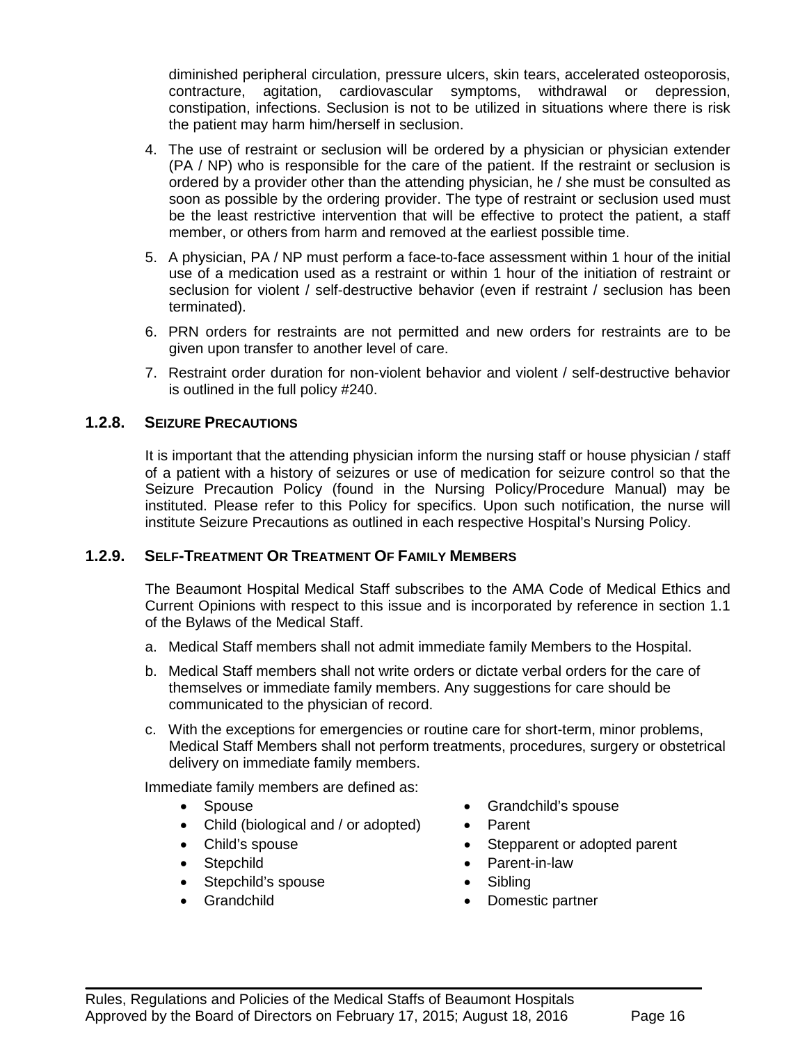diminished peripheral circulation, pressure ulcers, skin tears, accelerated osteoporosis, contracture, agitation, cardiovascular symptoms, withdrawal or depression, constipation, infections. Seclusion is not to be utilized in situations where there is risk the patient may harm him/herself in seclusion.

4. The use of restraint or seclusion will be ordered by a physician or physician extender (PA / NP) who is responsible for the care of the patient. If the restraint or seclusion is ordered by a provider other than the attending physician, he / she must be consulted as soon as possible by the ordering provider. The type of restraint or seclusion used must be the least restrictive intervention that will be effective to protect the patient, a staff member, or others from harm and removed at the earliest possible time.
5. A physician, PA / NP must perform a face-to-face assessment within 1 hour of the initial use of a medication used as a restraint or within 1 hour of the initiation of restraint or seclusion for violent / self-destructive behavior (even if restraint / seclusion has been terminated).
6. PRN orders for restraints are not permitted and new orders for restraints are to be given upon transfer to another level of care.
7. Restraint order duration for non-violent behavior and violent / self-destructive behavior is outlined in the full policy #240.

### 1.2.8. Seizure Precautions

It is important that the attending physician inform the nursing staff or house physician / staff of a patient with a history of seizures or use of medication for seizure control so that the Seizure Precaution Policy (found in the Nursing Policy/Procedure Manual) may be instituted. Please refer to this Policy for specifics. Upon such notification, the nurse will institute Seizure Precautions as outlined in each respective Hospital's Nursing Policy.

### 1.2.9. Self-Treatment Or Treatment Of Family Members

The Beaumont Hospital Medical Staff subscribes to the AMA Code of Medical Ethics and Current Opinions with respect to this issue and is incorporated by reference in section 1.1 of the Bylaws of the Medical Staff.

a. Medical Staff members shall not admit immediate family Members to the Hospital.
b. Medical Staff members shall not write orders or dictate verbal orders for the care of themselves or immediate family members. Any suggestions for care should be communicated to the physician of record.
c. With the exceptions for emergencies or routine care for short-term, minor problems, Medical Staff Members shall not perform treatments, procedures, surgery or obstetrical delivery on immediate family members.

Immediate family members are defined as:

- Spouse
- Child (biological and / or adopted)
- Child's spouse
- Stepchild
- Stepchild's spouse
- Grandchild
- Grandchild's spouse
- Parent
- Stepparent or adopted parent
- Parent-in-law
- Sibling
- Domestic partner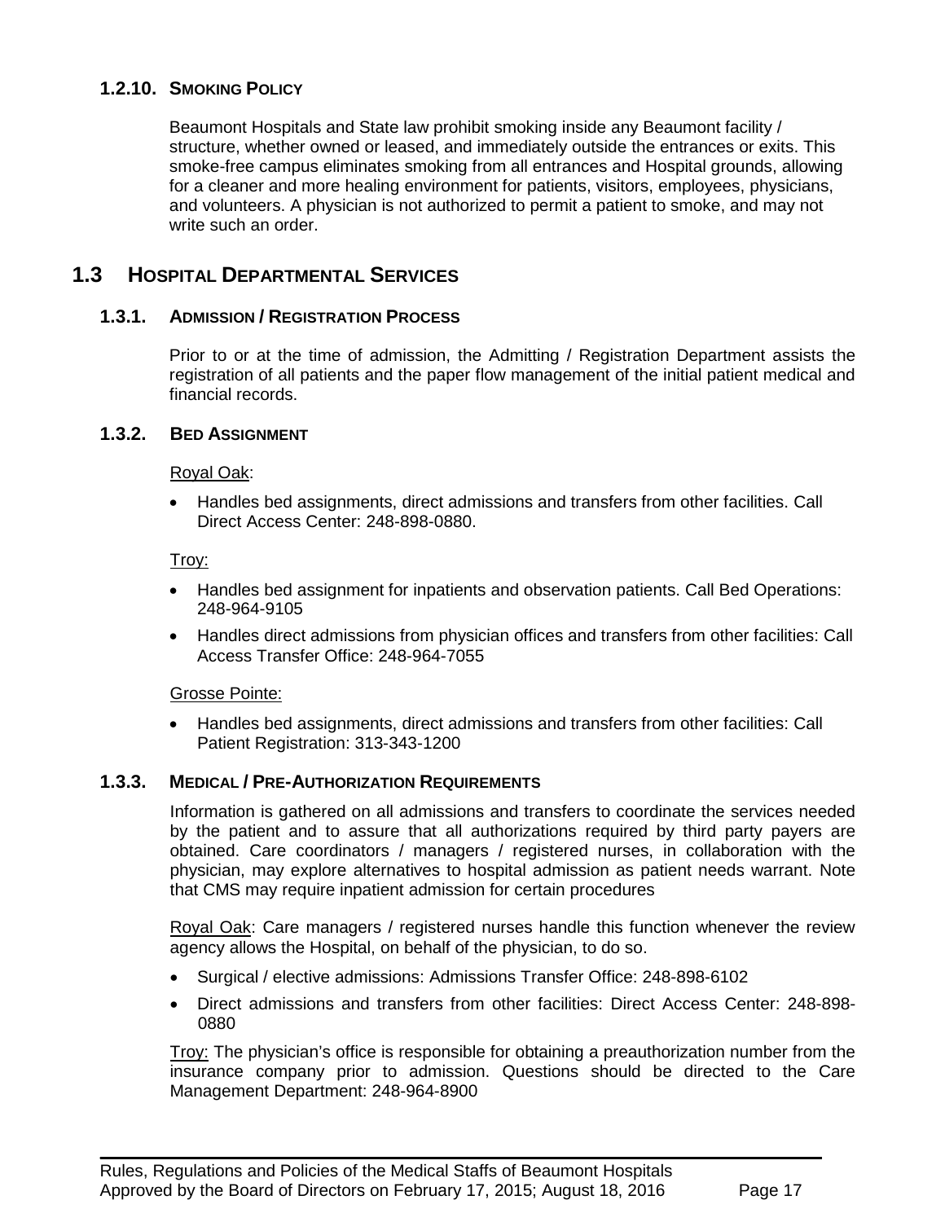#### 1.2.10. Smoking Policy

Beaumont Hospitals and State law prohibit smoking inside any Beaumont facility / structure, whether owned or leased, and immediately outside the entrances or exits. This smoke-free campus eliminates smoking from all entrances and Hospital grounds, allowing for a cleaner and more healing environment for patients, visitors, employees, physicians, and volunteers. A physician is not authorized to permit a patient to smoke, and may not write such an order.

## 1.3 Hospital Departmental Services

### 1.3.1. Admission / Registration Process

Prior to or at the time of admission, the Admitting / Registration Department assists the registration of all patients and the paper flow management of the initial patient medical and financial records.

### 1.3.2. Bed Assignment

Royal Oak:

- Handles bed assignments, direct admissions and transfers from other facilities. Call Direct Access Center: 248-898-0880.

Troy:

- Handles bed assignment for inpatients and observation patients. Call Bed Operations: 248-964-9105
- Handles direct admissions from physician offices and transfers from other facilities: Call Access Transfer Office: 248-964-7055

Grosse Pointe:

- Handles bed assignments, direct admissions and transfers from other facilities: Call Patient Registration: 313-343-1200

### 1.3.3. Medical / Pre-Authorization Requirements

Information is gathered on all admissions and transfers to coordinate the services needed by the patient and to assure that all authorizations required by third party payers are obtained. Care coordinators / managers / registered nurses, in collaboration with the physician, may explore alternatives to hospital admission as patient needs warrant. Note that CMS may require inpatient admission for certain procedures

Royal Oak: Care managers / registered nurses handle this function whenever the review agency allows the Hospital, on behalf of the physician, to do so.

- Surgical / elective admissions: Admissions Transfer Office: 248-898-6102
- Direct admissions and transfers from other facilities: Direct Access Center: 248-898-0880

Troy: The physician's office is responsible for obtaining a preauthorization number from the insurance company prior to admission. Questions should be directed to the Care Management Department: 248-964-8900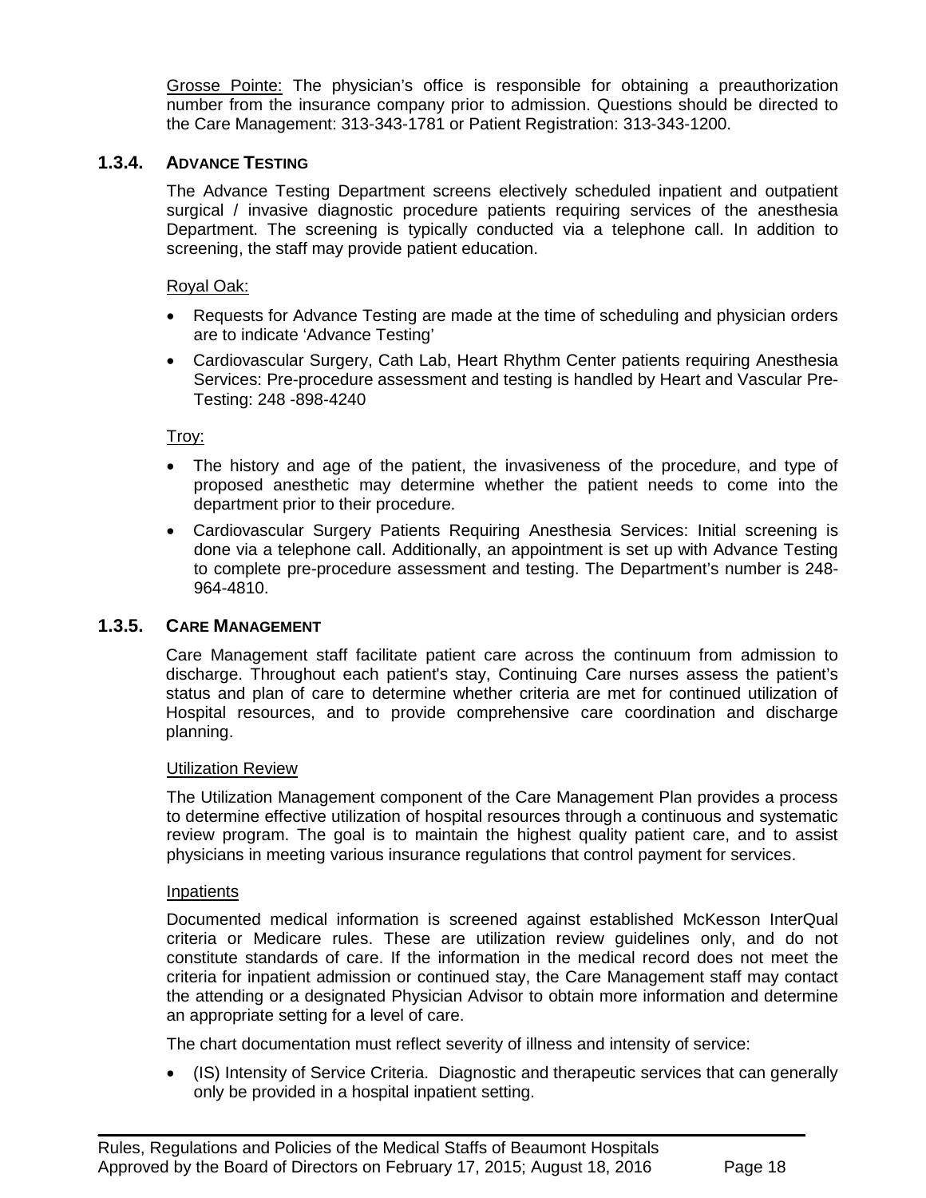Grosse Pointe: The physician's office is responsible for obtaining a preauthorization number from the insurance company prior to admission. Questions should be directed to the Care Management: 313-343-1781 or Patient Registration: 313-343-1200.

### 1.3.4. ADVANCE TESTING

The Advance Testing Department screens electively scheduled inpatient and outpatient surgical / invasive diagnostic procedure patients requiring services of the anesthesia Department. The screening is typically conducted via a telephone call. In addition to screening, the staff may provide patient education.

Royal Oak:

- Requests for Advance Testing are made at the time of scheduling and physician orders are to indicate 'Advance Testing'
- Cardiovascular Surgery, Cath Lab, Heart Rhythm Center patients requiring Anesthesia Services: Pre-procedure assessment and testing is handled by Heart and Vascular Pre-Testing: 248 -898-4240

Troy:

- The history and age of the patient, the invasiveness of the procedure, and type of proposed anesthetic may determine whether the patient needs to come into the department prior to their procedure.
- Cardiovascular Surgery Patients Requiring Anesthesia Services: Initial screening is done via a telephone call. Additionally, an appointment is set up with Advance Testing to complete pre-procedure assessment and testing. The Department's number is 248-964-4810.

### 1.3.5. CARE MANAGEMENT

Care Management staff facilitate patient care across the continuum from admission to discharge. Throughout each patient's stay, Continuing Care nurses assess the patient's status and plan of care to determine whether criteria are met for continued utilization of Hospital resources, and to provide comprehensive care coordination and discharge planning.

Utilization Review

The Utilization Management component of the Care Management Plan provides a process to determine effective utilization of hospital resources through a continuous and systematic review program. The goal is to maintain the highest quality patient care, and to assist physicians in meeting various insurance regulations that control payment for services.

Inpatients

Documented medical information is screened against established McKesson InterQual criteria or Medicare rules. These are utilization review guidelines only, and do not constitute standards of care. If the information in the medical record does not meet the criteria for inpatient admission or continued stay, the Care Management staff may contact the attending or a designated Physician Advisor to obtain more information and determine an appropriate setting for a level of care.

The chart documentation must reflect severity of illness and intensity of service:

- (IS) Intensity of Service Criteria. Diagnostic and therapeutic services that can generally only be provided in a hospital inpatient setting.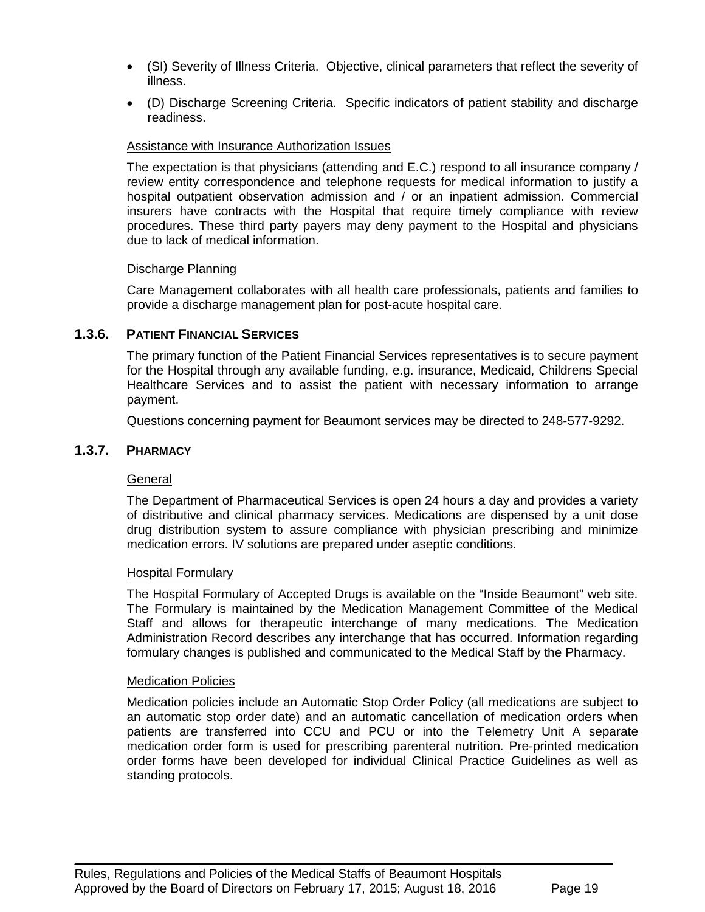- (SI) Severity of Illness Criteria. Objective, clinical parameters that reflect the severity of illness.
- (D) Discharge Screening Criteria. Specific indicators of patient stability and discharge readiness.

Assistance with Insurance Authorization Issues

The expectation is that physicians (attending and E.C.) respond to all insurance company / review entity correspondence and telephone requests for medical information to justify a hospital outpatient observation admission and / or an inpatient admission. Commercial insurers have contracts with the Hospital that require timely compliance with review procedures. These third party payers may deny payment to the Hospital and physicians due to lack of medical information.

Discharge Planning

Care Management collaborates with all health care professionals, patients and families to provide a discharge management plan for post-acute hospital care.

### 1.3.6. PATIENT FINANCIAL SERVICES

The primary function of the Patient Financial Services representatives is to secure payment for the Hospital through any available funding, e.g. insurance, Medicaid, Childrens Special Healthcare Services and to assist the patient with necessary information to arrange payment.

Questions concerning payment for Beaumont services may be directed to 248-577-9292.

### 1.3.7. PHARMACY

General

The Department of Pharmaceutical Services is open 24 hours a day and provides a variety of distributive and clinical pharmacy services. Medications are dispensed by a unit dose drug distribution system to assure compliance with physician prescribing and minimize medication errors. IV solutions are prepared under aseptic conditions.

Hospital Formulary

The Hospital Formulary of Accepted Drugs is available on the "Inside Beaumont" web site. The Formulary is maintained by the Medication Management Committee of the Medical Staff and allows for therapeutic interchange of many medications. The Medication Administration Record describes any interchange that has occurred. Information regarding formulary changes is published and communicated to the Medical Staff by the Pharmacy.

Medication Policies

Medication policies include an Automatic Stop Order Policy (all medications are subject to an automatic stop order date) and an automatic cancellation of medication orders when patients are transferred into CCU and PCU or into the Telemetry Unit A separate medication order form is used for prescribing parenteral nutrition. Pre-printed medication order forms have been developed for individual Clinical Practice Guidelines as well as standing protocols.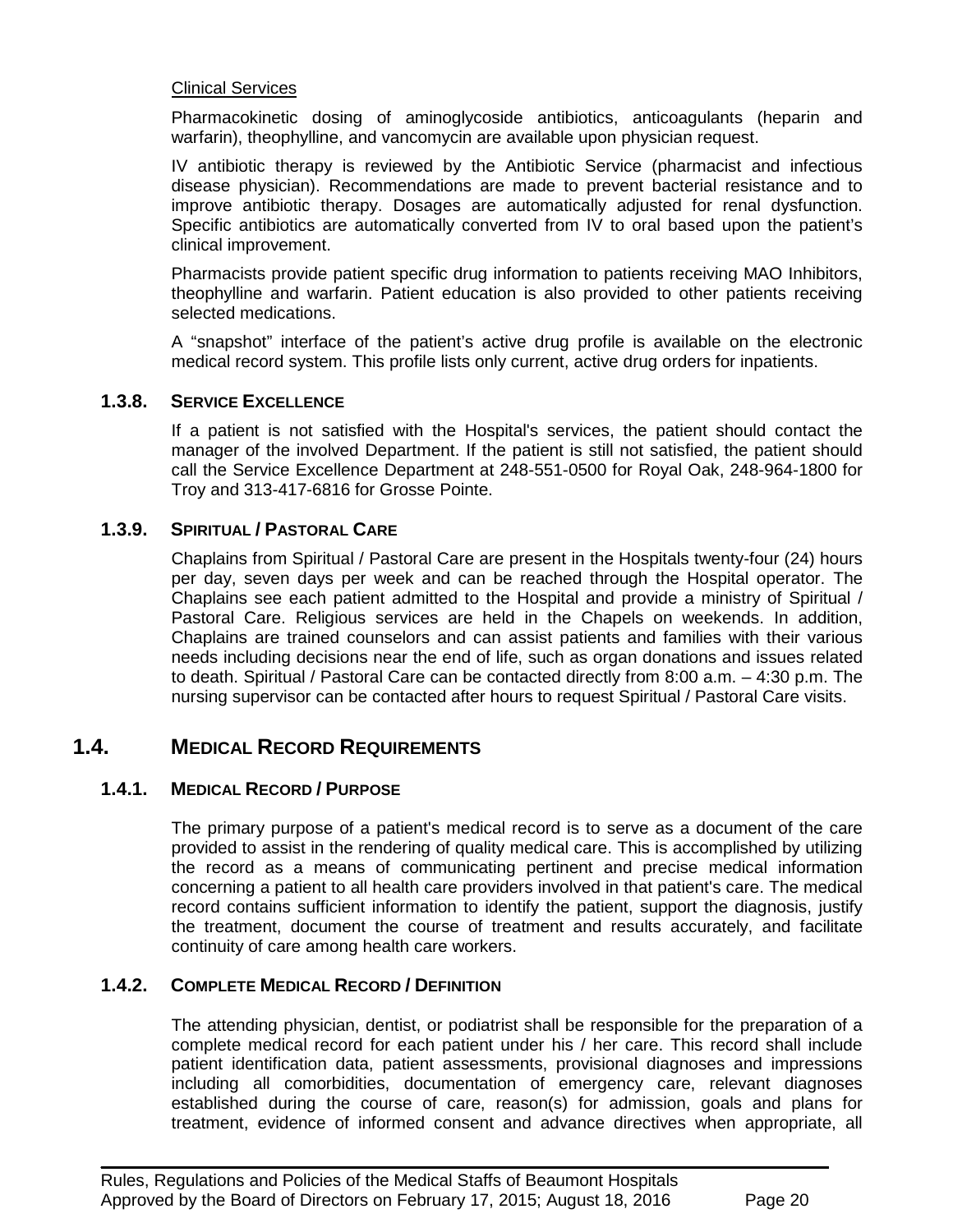Clinical Services

Pharmacokinetic dosing of aminoglycoside antibiotics, anticoagulants (heparin and warfarin), theophylline, and vancomycin are available upon physician request.

IV antibiotic therapy is reviewed by the Antibiotic Service (pharmacist and infectious disease physician). Recommendations are made to prevent bacterial resistance and to improve antibiotic therapy. Dosages are automatically adjusted for renal dysfunction. Specific antibiotics are automatically converted from IV to oral based upon the patient's clinical improvement.

Pharmacists provide patient specific drug information to patients receiving MAO Inhibitors, theophylline and warfarin. Patient education is also provided to other patients receiving selected medications.

A "snapshot" interface of the patient's active drug profile is available on the electronic medical record system. This profile lists only current, active drug orders for inpatients.

### 1.3.8. SERVICE EXCELLENCE

If a patient is not satisfied with the Hospital's services, the patient should contact the manager of the involved Department. If the patient is still not satisfied, the patient should call the Service Excellence Department at 248-551-0500 for Royal Oak, 248-964-1800 for Troy and 313-417-6816 for Grosse Pointe.

### 1.3.9. SPIRITUAL / PASTORAL CARE

Chaplains from Spiritual / Pastoral Care are present in the Hospitals twenty-four (24) hours per day, seven days per week and can be reached through the Hospital operator. The Chaplains see each patient admitted to the Hospital and provide a ministry of Spiritual / Pastoral Care. Religious services are held in the Chapels on weekends. In addition, Chaplains are trained counselors and can assist patients and families with their various needs including decisions near the end of life, such as organ donations and issues related to death. Spiritual / Pastoral Care can be contacted directly from 8:00 a.m. – 4:30 p.m. The nursing supervisor can be contacted after hours to request Spiritual / Pastoral Care visits.

## 1.4. MEDICAL RECORD REQUIREMENTS

### 1.4.1. MEDICAL RECORD / PURPOSE

The primary purpose of a patient's medical record is to serve as a document of the care provided to assist in the rendering of quality medical care. This is accomplished by utilizing the record as a means of communicating pertinent and precise medical information concerning a patient to all health care providers involved in that patient's care. The medical record contains sufficient information to identify the patient, support the diagnosis, justify the treatment, document the course of treatment and results accurately, and facilitate continuity of care among health care workers.

### 1.4.2. COMPLETE MEDICAL RECORD / DEFINITION

The attending physician, dentist, or podiatrist shall be responsible for the preparation of a complete medical record for each patient under his / her care. This record shall include patient identification data, patient assessments, provisional diagnoses and impressions including all comorbidities, documentation of emergency care, relevant diagnoses established during the course of care, reason(s) for admission, goals and plans for treatment, evidence of informed consent and advance directives when appropriate, all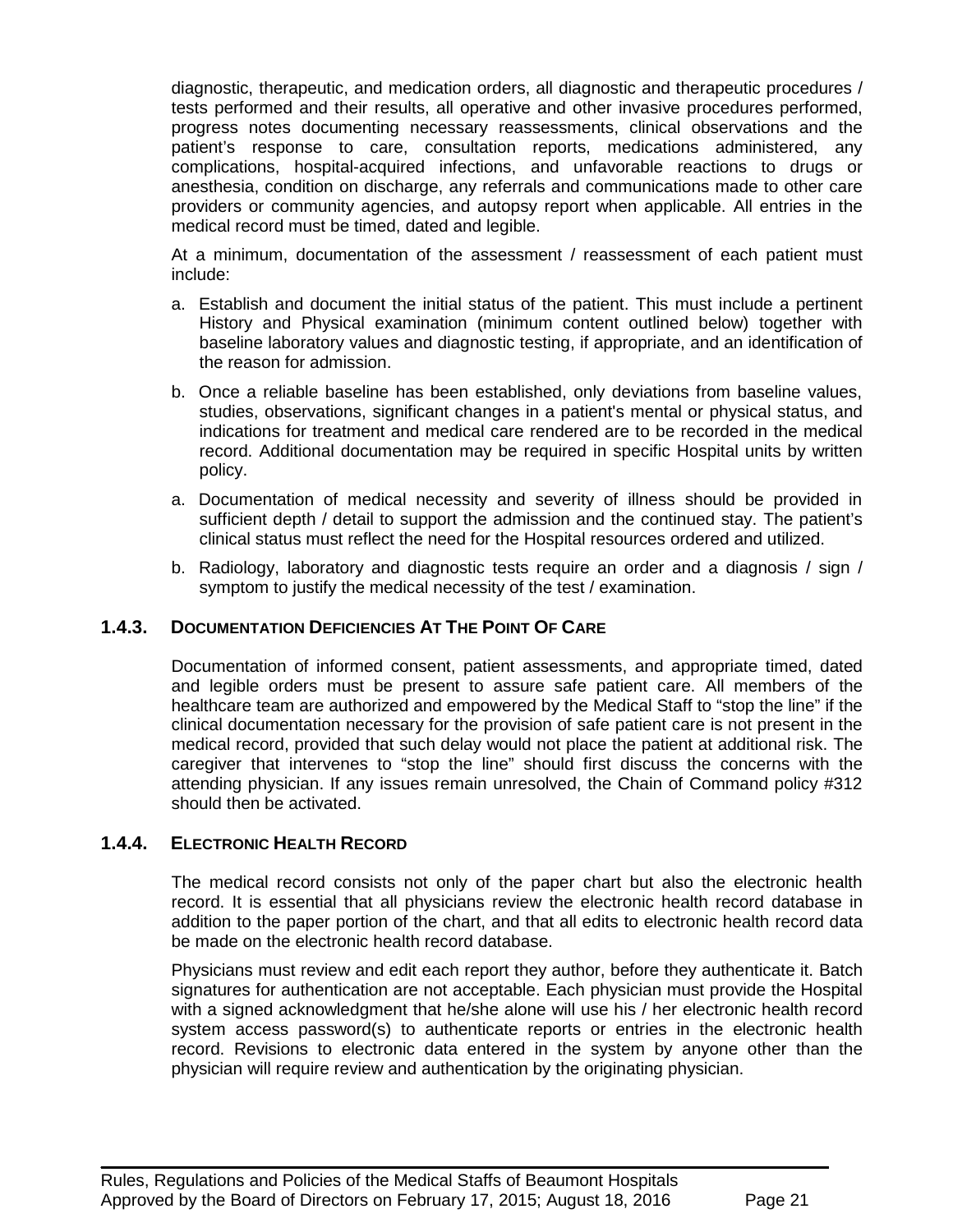diagnostic, therapeutic, and medication orders, all diagnostic and therapeutic procedures / tests performed and their results, all operative and other invasive procedures performed, progress notes documenting necessary reassessments, clinical observations and the patient's response to care, consultation reports, medications administered, any complications, hospital-acquired infections, and unfavorable reactions to drugs or anesthesia, condition on discharge, any referrals and communications made to other care providers or community agencies, and autopsy report when applicable. All entries in the medical record must be timed, dated and legible.

At a minimum, documentation of the assessment / reassessment of each patient must include:

a. Establish and document the initial status of the patient. This must include a pertinent History and Physical examination (minimum content outlined below) together with baseline laboratory values and diagnostic testing, if appropriate, and an identification of the reason for admission.

b. Once a reliable baseline has been established, only deviations from baseline values, studies, observations, significant changes in a patient's mental or physical status, and indications for treatment and medical care rendered are to be recorded in the medical record. Additional documentation may be required in specific Hospital units by written policy.

a. Documentation of medical necessity and severity of illness should be provided in sufficient depth / detail to support the admission and the continued stay. The patient's clinical status must reflect the need for the Hospital resources ordered and utilized.

b. Radiology, laboratory and diagnostic tests require an order and a diagnosis / sign / symptom to justify the medical necessity of the test / examination.

### 1.4.3. Documentation Deficiencies At The Point Of Care

Documentation of informed consent, patient assessments, and appropriate timed, dated and legible orders must be present to assure safe patient care. All members of the healthcare team are authorized and empowered by the Medical Staff to "stop the line" if the clinical documentation necessary for the provision of safe patient care is not present in the medical record, provided that such delay would not place the patient at additional risk. The caregiver that intervenes to "stop the line" should first discuss the concerns with the attending physician. If any issues remain unresolved, the Chain of Command policy #312 should then be activated.

### 1.4.4. Electronic Health Record

The medical record consists not only of the paper chart but also the electronic health record. It is essential that all physicians review the electronic health record database in addition to the paper portion of the chart, and that all edits to electronic health record data be made on the electronic health record database.

Physicians must review and edit each report they author, before they authenticate it. Batch signatures for authentication are not acceptable. Each physician must provide the Hospital with a signed acknowledgment that he/she alone will use his / her electronic health record system access password(s) to authenticate reports or entries in the electronic health record. Revisions to electronic data entered in the system by anyone other than the physician will require review and authentication by the originating physician.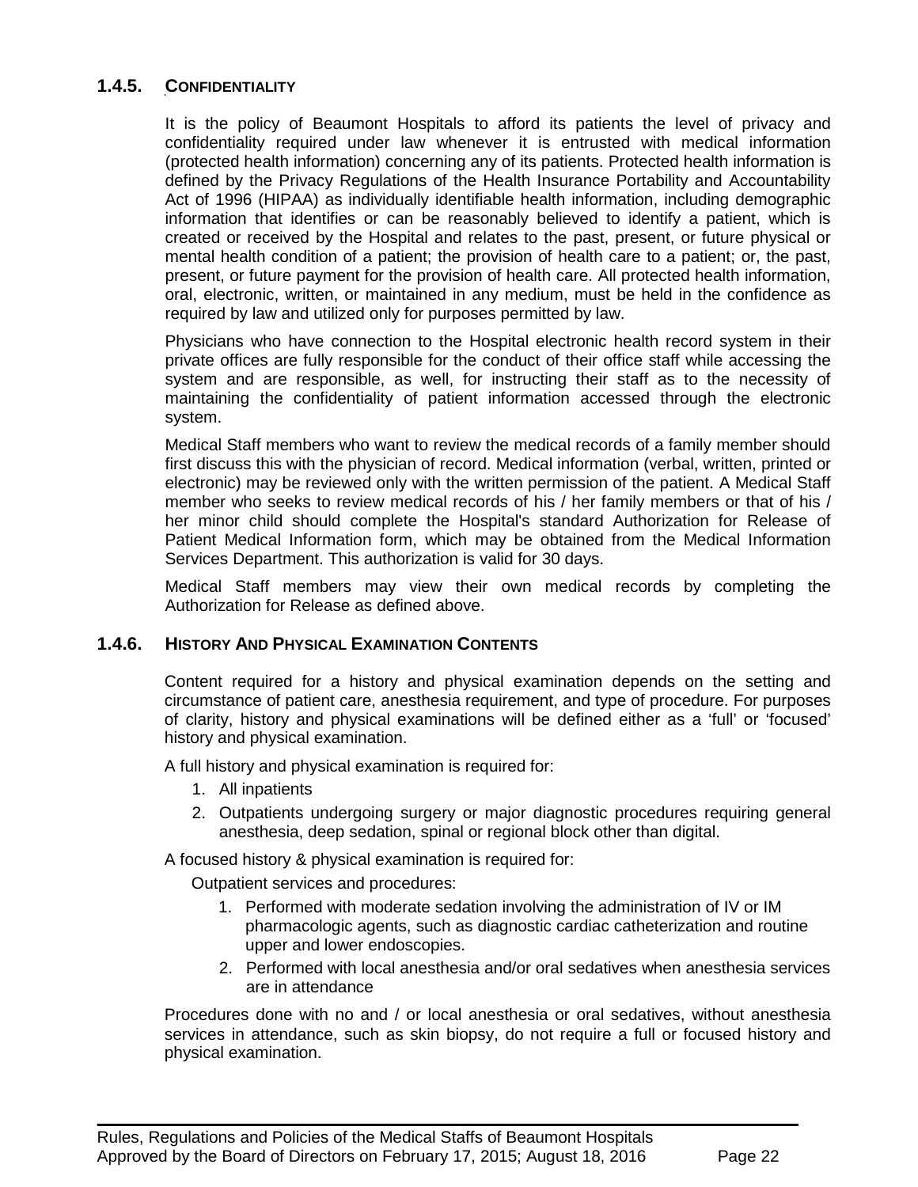### 1.4.5. CONFIDENTIALITY

It is the policy of Beaumont Hospitals to afford its patients the level of privacy and confidentiality required under law whenever it is entrusted with medical information (protected health information) concerning any of its patients. Protected health information is defined by the Privacy Regulations of the Health Insurance Portability and Accountability Act of 1996 (HIPAA) as individually identifiable health information, including demographic information that identifies or can be reasonably believed to identify a patient, which is created or received by the Hospital and relates to the past, present, or future physical or mental health condition of a patient; the provision of health care to a patient; or, the past, present, or future payment for the provision of health care. All protected health information, oral, electronic, written, or maintained in any medium, must be held in the confidence as required by law and utilized only for purposes permitted by law.

Physicians who have connection to the Hospital electronic health record system in their private offices are fully responsible for the conduct of their office staff while accessing the system and are responsible, as well, for instructing their staff as to the necessity of maintaining the confidentiality of patient information accessed through the electronic system.

Medical Staff members who want to review the medical records of a family member should first discuss this with the physician of record. Medical information (verbal, written, printed or electronic) may be reviewed only with the written permission of the patient. A Medical Staff member who seeks to review medical records of his / her family members or that of his / her minor child should complete the Hospital's standard Authorization for Release of Patient Medical Information form, which may be obtained from the Medical Information Services Department. This authorization is valid for 30 days.

Medical Staff members may view their own medical records by completing the Authorization for Release as defined above.

### 1.4.6. HISTORY AND PHYSICAL EXAMINATION CONTENTS

Content required for a history and physical examination depends on the setting and circumstance of patient care, anesthesia requirement, and type of procedure. For purposes of clarity, history and physical examinations will be defined either as a 'full' or 'focused' history and physical examination.

A full history and physical examination is required for:

1. All inpatients
2. Outpatients undergoing surgery or major diagnostic procedures requiring general anesthesia, deep sedation, spinal or regional block other than digital.

A focused history & physical examination is required for:

Outpatient services and procedures:

1. Performed with moderate sedation involving the administration of IV or IM pharmacologic agents, such as diagnostic cardiac catheterization and routine upper and lower endoscopies.
2. Performed with local anesthesia and/or oral sedatives when anesthesia services are in attendance

Procedures done with no and / or local anesthesia or oral sedatives, without anesthesia services in attendance, such as skin biopsy, do not require a full or focused history and physical examination.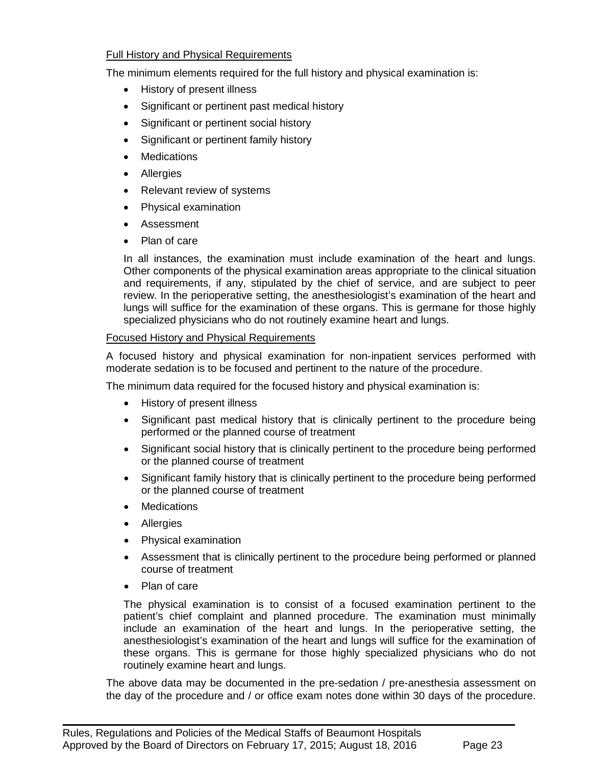<u>Full History and Physical Requirements</u>

The minimum elements required for the full history and physical examination is:

- History of present illness
- Significant or pertinent past medical history
- Significant or pertinent social history
- Significant or pertinent family history
- Medications
- Allergies
- Relevant review of systems
- Physical examination
- Assessment
- Plan of care

In all instances, the examination must include examination of the heart and lungs. Other components of the physical examination areas appropriate to the clinical situation and requirements, if any, stipulated by the chief of service, and are subject to peer review. In the perioperative setting, the anesthesiologist's examination of the heart and lungs will suffice for the examination of these organs. This is germane for those highly specialized physicians who do not routinely examine heart and lungs.

<u>Focused History and Physical Requirements</u>

A focused history and physical examination for non-inpatient services performed with moderate sedation is to be focused and pertinent to the nature of the procedure.

The minimum data required for the focused history and physical examination is:

- History of present illness
- Significant past medical history that is clinically pertinent to the procedure being performed or the planned course of treatment
- Significant social history that is clinically pertinent to the procedure being performed or the planned course of treatment
- Significant family history that is clinically pertinent to the procedure being performed or the planned course of treatment
- Medications
- Allergies
- Physical examination
- Assessment that is clinically pertinent to the procedure being performed or planned course of treatment
- Plan of care

The physical examination is to consist of a focused examination pertinent to the patient's chief complaint and planned procedure. The examination must minimally include an examination of the heart and lungs. In the perioperative setting, the anesthesiologist's examination of the heart and lungs will suffice for the examination of these organs. This is germane for those highly specialized physicians who do not routinely examine heart and lungs.

The above data may be documented in the pre-sedation / pre-anesthesia assessment on the day of the procedure and / or office exam notes done within 30 days of the procedure.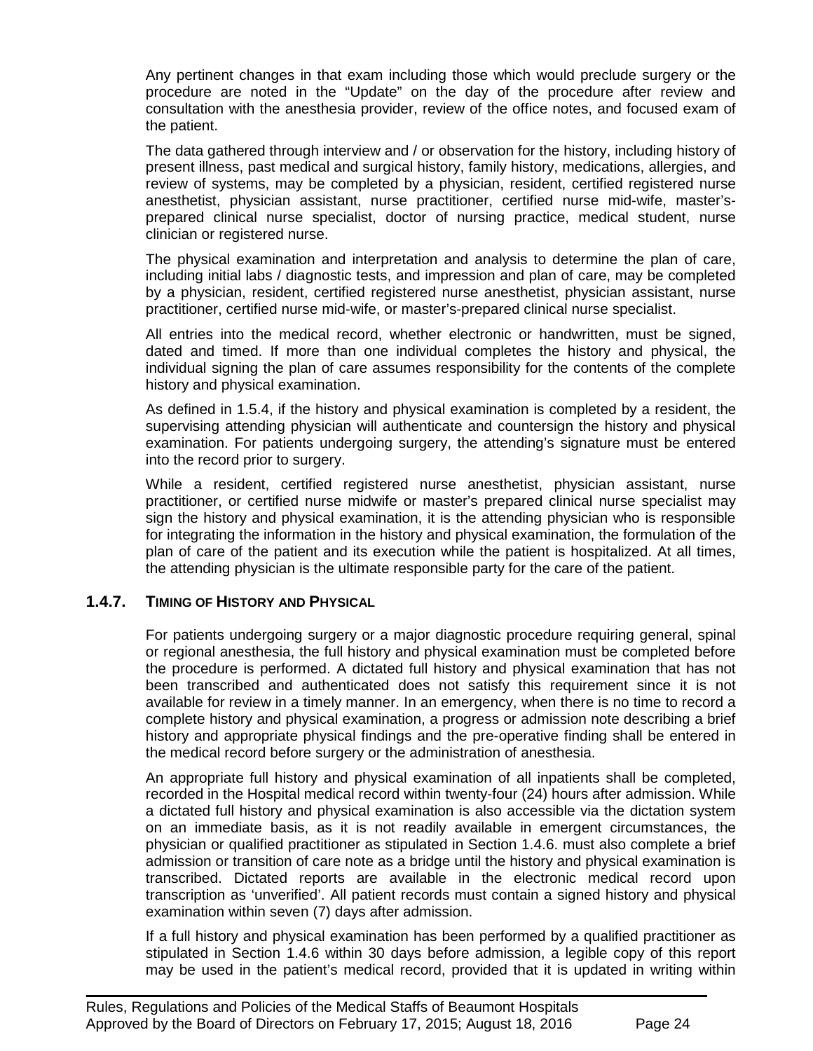Any pertinent changes in that exam including those which would preclude surgery or the procedure are noted in the "Update" on the day of the procedure after review and consultation with the anesthesia provider, review of the office notes, and focused exam of the patient.

The data gathered through interview and / or observation for the history, including history of present illness, past medical and surgical history, family history, medications, allergies, and review of systems, may be completed by a physician, resident, certified registered nurse anesthetist, physician assistant, nurse practitioner, certified nurse mid-wife, master's-prepared clinical nurse specialist, doctor of nursing practice, medical student, nurse clinician or registered nurse.

The physical examination and interpretation and analysis to determine the plan of care, including initial labs / diagnostic tests, and impression and plan of care, may be completed by a physician, resident, certified registered nurse anesthetist, physician assistant, nurse practitioner, certified nurse mid-wife, or master's-prepared clinical nurse specialist.

All entries into the medical record, whether electronic or handwritten, must be signed, dated and timed. If more than one individual completes the history and physical, the individual signing the plan of care assumes responsibility for the contents of the complete history and physical examination.

As defined in 1.5.4, if the history and physical examination is completed by a resident, the supervising attending physician will authenticate and countersign the history and physical examination. For patients undergoing surgery, the attending's signature must be entered into the record prior to surgery.

While a resident, certified registered nurse anesthetist, physician assistant, nurse practitioner, or certified nurse midwife or master's prepared clinical nurse specialist may sign the history and physical examination, it is the attending physician who is responsible for integrating the information in the history and physical examination, the formulation of the plan of care of the patient and its execution while the patient is hospitalized. At all times, the attending physician is the ultimate responsible party for the care of the patient.

### 1.4.7. TIMING OF HISTORY AND PHYSICAL

For patients undergoing surgery or a major diagnostic procedure requiring general, spinal or regional anesthesia, the full history and physical examination must be completed before the procedure is performed. A dictated full history and physical examination that has not been transcribed and authenticated does not satisfy this requirement since it is not available for review in a timely manner. In an emergency, when there is no time to record a complete history and physical examination, a progress or admission note describing a brief history and appropriate physical findings and the pre-operative finding shall be entered in the medical record before surgery or the administration of anesthesia.

An appropriate full history and physical examination of all inpatients shall be completed, recorded in the Hospital medical record within twenty-four (24) hours after admission. While a dictated full history and physical examination is also accessible via the dictation system on an immediate basis, as it is not readily available in emergent circumstances, the physician or qualified practitioner as stipulated in Section 1.4.6. must also complete a brief admission or transition of care note as a bridge until the history and physical examination is transcribed. Dictated reports are available in the electronic medical record upon transcription as 'unverified'. All patient records must contain a signed history and physical examination within seven (7) days after admission.

If a full history and physical examination has been performed by a qualified practitioner as stipulated in Section 1.4.6 within 30 days before admission, a legible copy of this report may be used in the patient's medical record, provided that it is updated in writing within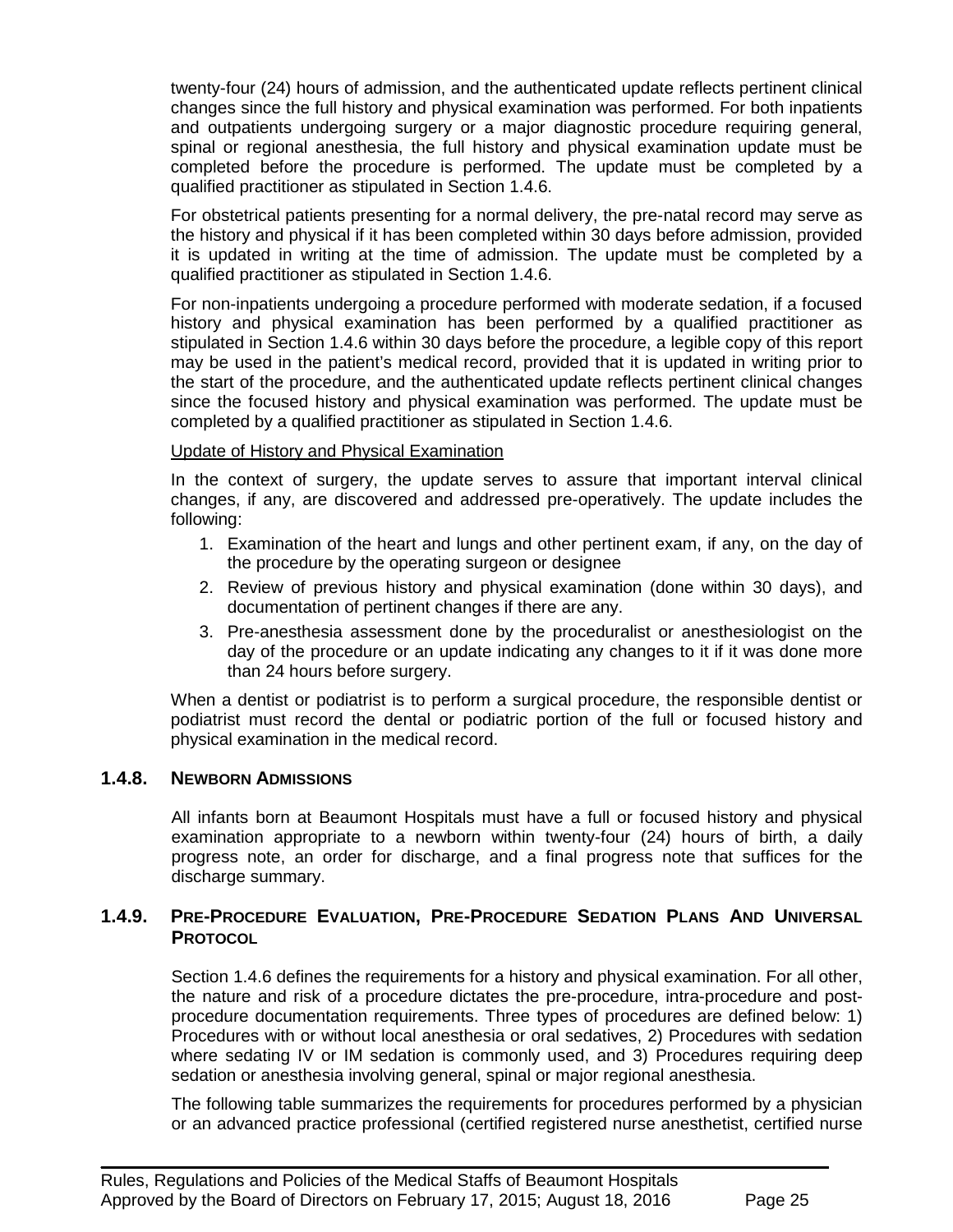twenty-four (24) hours of admission, and the authenticated update reflects pertinent clinical changes since the full history and physical examination was performed. For both inpatients and outpatients undergoing surgery or a major diagnostic procedure requiring general, spinal or regional anesthesia, the full history and physical examination update must be completed before the procedure is performed. The update must be completed by a qualified practitioner as stipulated in Section 1.4.6.

For obstetrical patients presenting for a normal delivery, the pre-natal record may serve as the history and physical if it has been completed within 30 days before admission, provided it is updated in writing at the time of admission. The update must be completed by a qualified practitioner as stipulated in Section 1.4.6.

For non-inpatients undergoing a procedure performed with moderate sedation, if a focused history and physical examination has been performed by a qualified practitioner as stipulated in Section 1.4.6 within 30 days before the procedure, a legible copy of this report may be used in the patient's medical record, provided that it is updated in writing prior to the start of the procedure, and the authenticated update reflects pertinent clinical changes since the focused history and physical examination was performed. The update must be completed by a qualified practitioner as stipulated in Section 1.4.6.

<u>Update of History and Physical Examination</u>

In the context of surgery, the update serves to assure that important interval clinical changes, if any, are discovered and addressed pre-operatively. The update includes the following:

1. Examination of the heart and lungs and other pertinent exam, if any, on the day of the procedure by the operating surgeon or designee
2. Review of previous history and physical examination (done within 30 days), and documentation of pertinent changes if there are any.
3. Pre-anesthesia assessment done by the proceduralist or anesthesiologist on the day of the procedure or an update indicating any changes to it if it was done more than 24 hours before surgery.

When a dentist or podiatrist is to perform a surgical procedure, the responsible dentist or podiatrist must record the dental or podiatric portion of the full or focused history and physical examination in the medical record.

### 1.4.8. Newborn Admissions

All infants born at Beaumont Hospitals must have a full or focused history and physical examination appropriate to a newborn within twenty-four (24) hours of birth, a daily progress note, an order for discharge, and a final progress note that suffices for the discharge summary.

### 1.4.9. Pre-Procedure Evaluation, Pre-Procedure Sedation Plans And Universal Protocol

Section 1.4.6 defines the requirements for a history and physical examination. For all other, the nature and risk of a procedure dictates the pre-procedure, intra-procedure and post-procedure documentation requirements. Three types of procedures are defined below: 1) Procedures with or without local anesthesia or oral sedatives, 2) Procedures with sedation where sedating IV or IM sedation is commonly used, and 3) Procedures requiring deep sedation or anesthesia involving general, spinal or major regional anesthesia.

The following table summarizes the requirements for procedures performed by a physician or an advanced practice professional (certified registered nurse anesthetist, certified nurse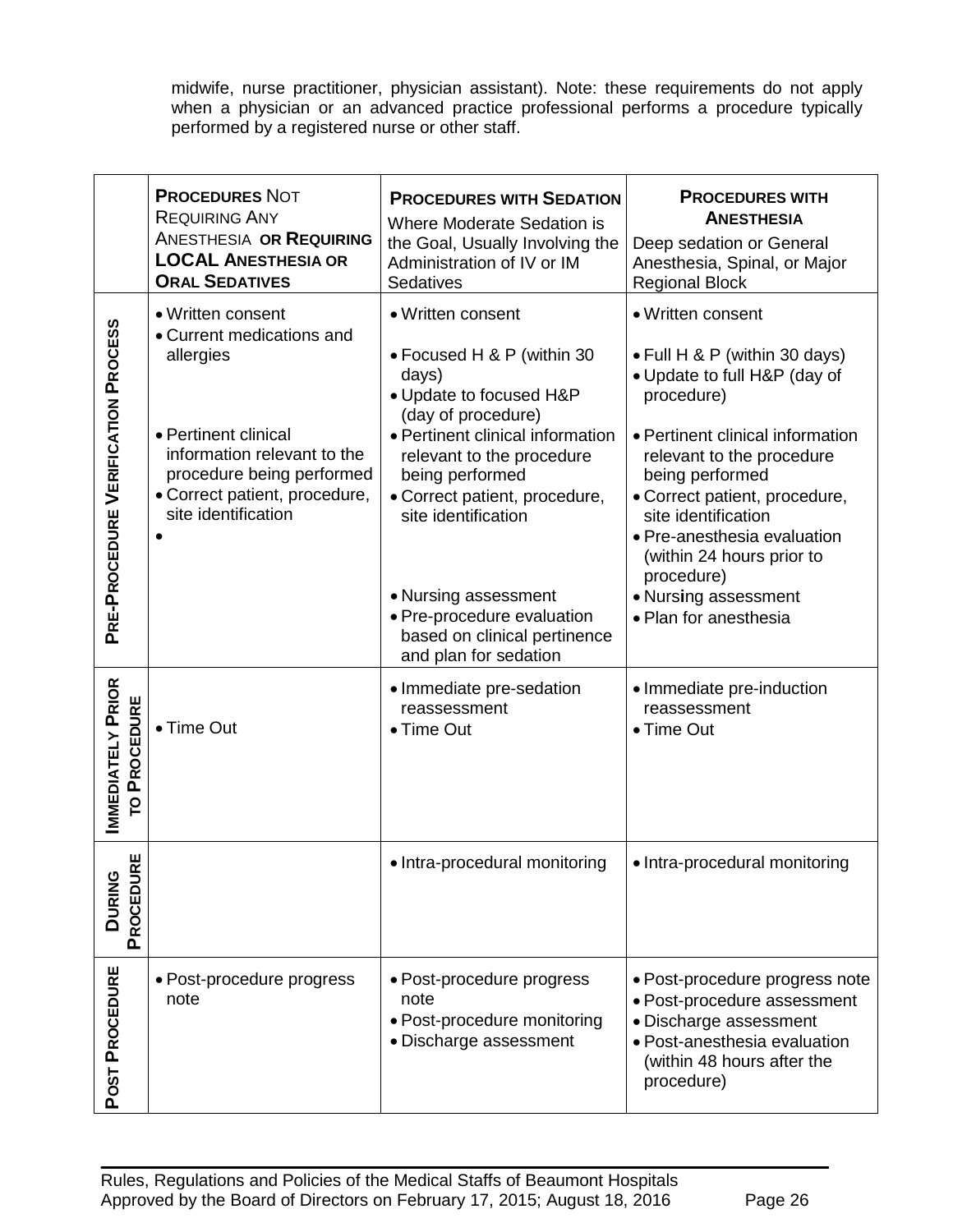midwife, nurse practitioner, physician assistant). Note: these requirements do not apply when a physician or an advanced practice professional performs a procedure typically performed by a registered nurse or other staff.

| | **PROCEDURES** NOT REQUIRING ANY ANESTHESIA **OR REQUIRING LOCAL ANESTHESIA OR ORAL SEDATIVES** | **PROCEDURES WITH SEDATION** Where Moderate Sedation is the Goal, Usually Involving the Administration of IV or IM Sedatives | **PROCEDURES WITH ANESTHESIA** Deep sedation or General Anesthesia, Spinal, or Major Regional Block |
|---|---|---|---|
| **PRE-PROCEDURE VERIFICATION PROCESS** | • Written consent<br>• Current medications and allergies<br>• Pertinent clinical information relevant to the procedure being performed<br>• Correct patient, procedure, site identification<br>• | • Written consent<br>• Focused H & P (within 30 days)<br>• Update to focused H&P (day of procedure)<br>• Pertinent clinical information relevant to the procedure being performed<br>• Correct patient, procedure, site identification<br>• Nursing assessment<br>• Pre-procedure evaluation based on clinical pertinence and plan for sedation | • Written consent<br>• Full H & P (within 30 days)<br>• Update to full H&P (day of procedure)<br>• Pertinent clinical information relevant to the procedure being performed<br>• Correct patient, procedure, site identification<br>• Pre-anesthesia evaluation (within 24 hours prior to procedure)<br>• Nursing assessment<br>• Plan for anesthesia |
| **IMMEDIATELY PRIOR TO PROCEDURE** | • Time Out | • Immediate pre-sedation reassessment<br>• Time Out | • Immediate pre-induction reassessment<br>• Time Out |
| **DURING PROCEDURE** | | • Intra-procedural monitoring | • Intra-procedural monitoring |
| **POST PROCEDURE** | • Post-procedure progress note | • Post-procedure progress note<br>• Post-procedure monitoring<br>• Discharge assessment | • Post-procedure progress note<br>• Post-procedure assessment<br>• Discharge assessment<br>• Post-anesthesia evaluation (within 48 hours after the procedure) |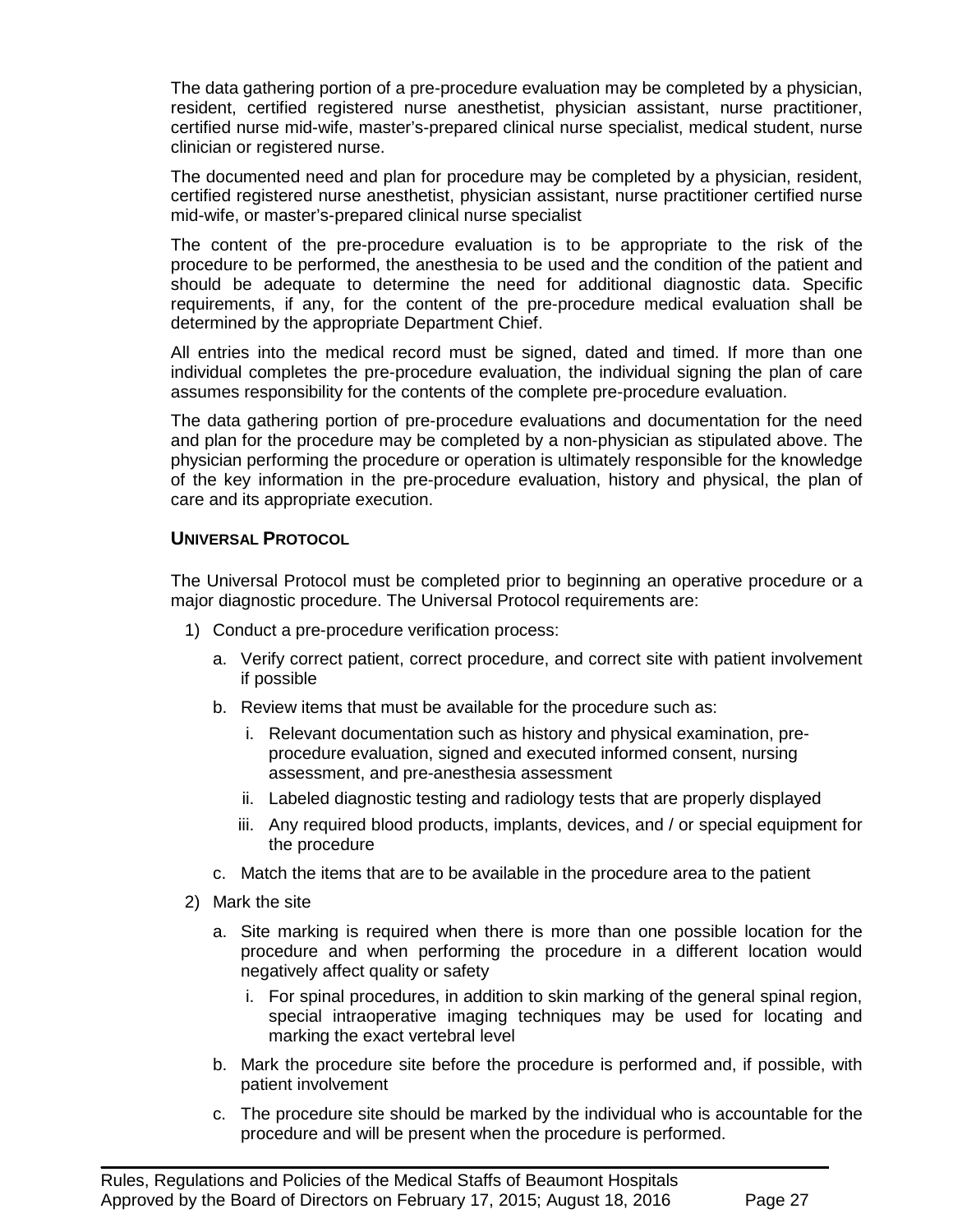The data gathering portion of a pre-procedure evaluation may be completed by a physician, resident, certified registered nurse anesthetist, physician assistant, nurse practitioner, certified nurse mid-wife, master's-prepared clinical nurse specialist, medical student, nurse clinician or registered nurse.

The documented need and plan for procedure may be completed by a physician, resident, certified registered nurse anesthetist, physician assistant, nurse practitioner certified nurse mid-wife, or master's-prepared clinical nurse specialist

The content of the pre-procedure evaluation is to be appropriate to the risk of the procedure to be performed, the anesthesia to be used and the condition of the patient and should be adequate to determine the need for additional diagnostic data. Specific requirements, if any, for the content of the pre-procedure medical evaluation shall be determined by the appropriate Department Chief.

All entries into the medical record must be signed, dated and timed. If more than one individual completes the pre-procedure evaluation, the individual signing the plan of care assumes responsibility for the contents of the complete pre-procedure evaluation.

The data gathering portion of pre-procedure evaluations and documentation for the need and plan for the procedure may be completed by a non-physician as stipulated above. The physician performing the procedure or operation is ultimately responsible for the knowledge of the key information in the pre-procedure evaluation, history and physical, the plan of care and its appropriate execution.

### UNIVERSAL PROTOCOL

The Universal Protocol must be completed prior to beginning an operative procedure or a major diagnostic procedure. The Universal Protocol requirements are:

1) Conduct a pre-procedure verification process:
    a. Verify correct patient, correct procedure, and correct site with patient involvement if possible
    b. Review items that must be available for the procedure such as:
        i. Relevant documentation such as history and physical examination, pre-procedure evaluation, signed and executed informed consent, nursing assessment, and pre-anesthesia assessment
        ii. Labeled diagnostic testing and radiology tests that are properly displayed
        iii. Any required blood products, implants, devices, and / or special equipment for the procedure
    c. Match the items that are to be available in the procedure area to the patient
2) Mark the site
    a. Site marking is required when there is more than one possible location for the procedure and when performing the procedure in a different location would negatively affect quality or safety
        i. For spinal procedures, in addition to skin marking of the general spinal region, special intraoperative imaging techniques may be used for locating and marking the exact vertebral level
    b. Mark the procedure site before the procedure is performed and, if possible, with patient involvement
    c. The procedure site should be marked by the individual who is accountable for the procedure and will be present when the procedure is performed.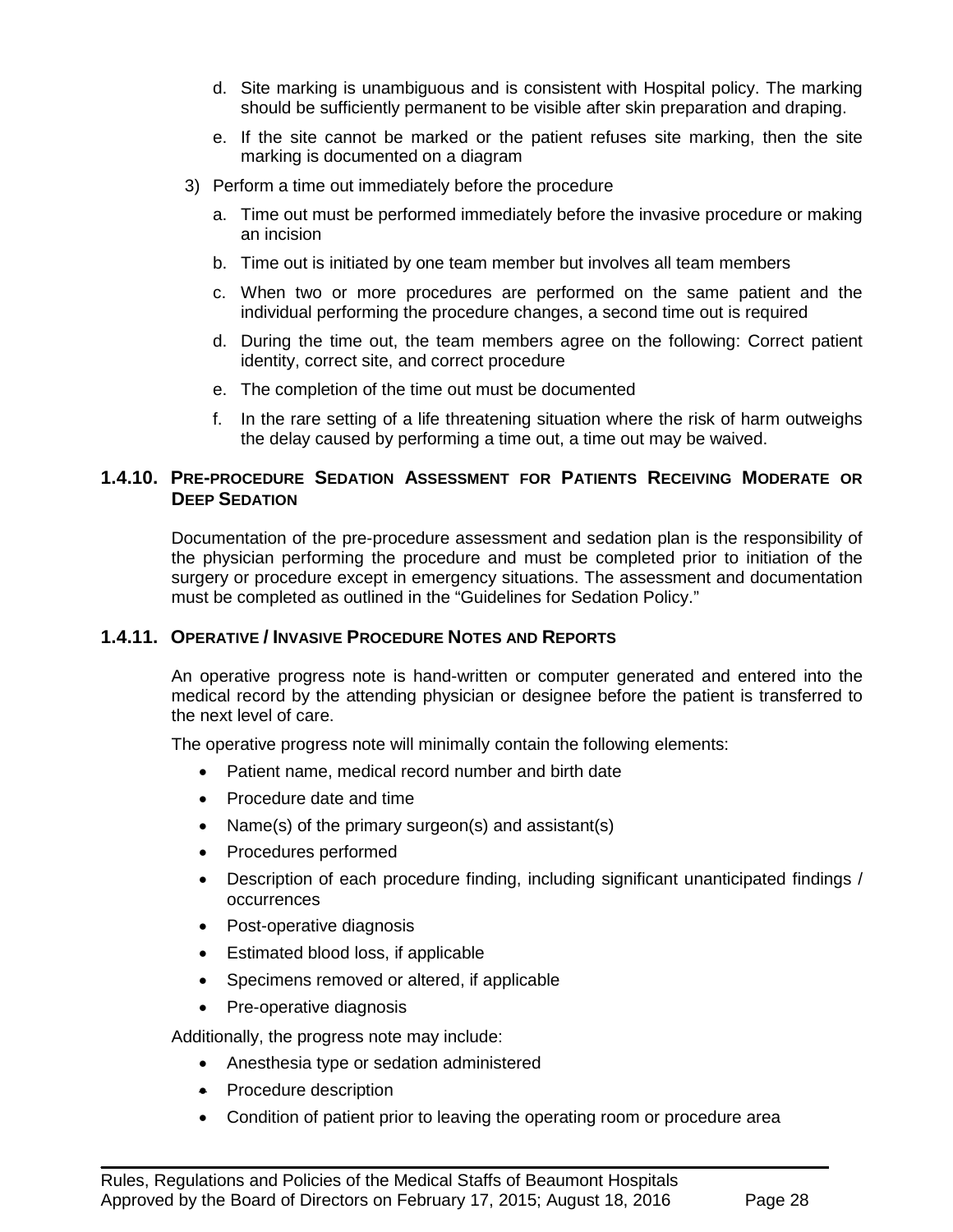d. Site marking is unambiguous and is consistent with Hospital policy. The marking should be sufficiently permanent to be visible after skin preparation and draping.

e. If the site cannot be marked or the patient refuses site marking, then the site marking is documented on a diagram

3) Perform a time out immediately before the procedure

a. Time out must be performed immediately before the invasive procedure or making an incision

b. Time out is initiated by one team member but involves all team members

c. When two or more procedures are performed on the same patient and the individual performing the procedure changes, a second time out is required

d. During the time out, the team members agree on the following: Correct patient identity, correct site, and correct procedure

e. The completion of the time out must be documented

f. In the rare setting of a life threatening situation where the risk of harm outweighs the delay caused by performing a time out, a time out may be waived.

### 1.4.10. Pre-procedure Sedation Assessment for Patients Receiving Moderate or Deep Sedation

Documentation of the pre-procedure assessment and sedation plan is the responsibility of the physician performing the procedure and must be completed prior to initiation of the surgery or procedure except in emergency situations. The assessment and documentation must be completed as outlined in the "Guidelines for Sedation Policy."

### 1.4.11. Operative / Invasive Procedure Notes and Reports

An operative progress note is hand-written or computer generated and entered into the medical record by the attending physician or designee before the patient is transferred to the next level of care.

The operative progress note will minimally contain the following elements:

- Patient name, medical record number and birth date
- Procedure date and time
- Name(s) of the primary surgeon(s) and assistant(s)
- Procedures performed
- Description of each procedure finding, including significant unanticipated findings / occurrences
- Post-operative diagnosis
- Estimated blood loss, if applicable
- Specimens removed or altered, if applicable
- Pre-operative diagnosis

Additionally, the progress note may include:

- Anesthesia type or sedation administered
- Procedure description
- Condition of patient prior to leaving the operating room or procedure area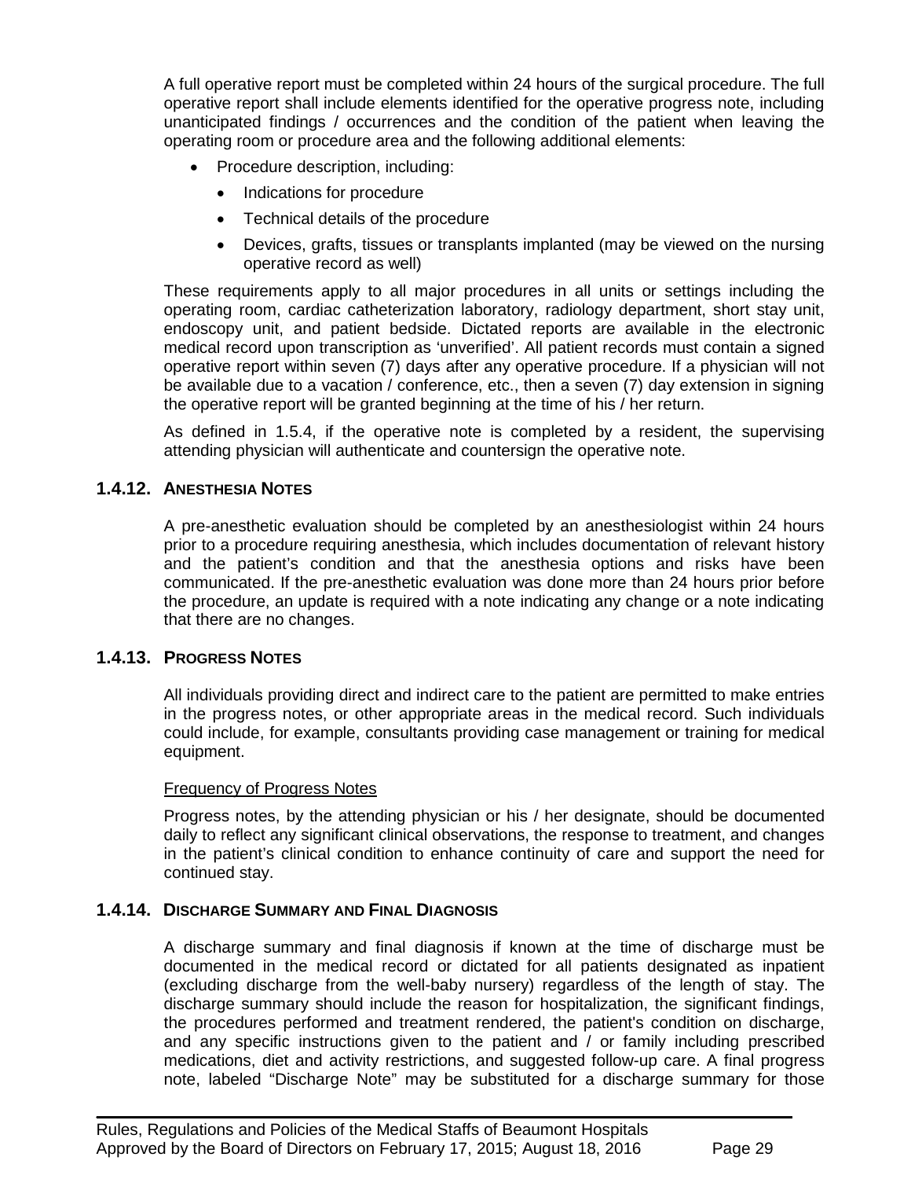A full operative report must be completed within 24 hours of the surgical procedure. The full operative report shall include elements identified for the operative progress note, including unanticipated findings / occurrences and the condition of the patient when leaving the operating room or procedure area and the following additional elements:

- Procedure description, including:
  - Indications for procedure
  - Technical details of the procedure
  - Devices, grafts, tissues or transplants implanted (may be viewed on the nursing operative record as well)

These requirements apply to all major procedures in all units or settings including the operating room, cardiac catheterization laboratory, radiology department, short stay unit, endoscopy unit, and patient bedside. Dictated reports are available in the electronic medical record upon transcription as 'unverified'. All patient records must contain a signed operative report within seven (7) days after any operative procedure. If a physician will not be available due to a vacation / conference, etc., then a seven (7) day extension in signing the operative report will be granted beginning at the time of his / her return.

As defined in 1.5.4, if the operative note is completed by a resident, the supervising attending physician will authenticate and countersign the operative note.

### 1.4.12. ANESTHESIA NOTES

A pre-anesthetic evaluation should be completed by an anesthesiologist within 24 hours prior to a procedure requiring anesthesia, which includes documentation of relevant history and the patient's condition and that the anesthesia options and risks have been communicated. If the pre-anesthetic evaluation was done more than 24 hours prior before the procedure, an update is required with a note indicating any change or a note indicating that there are no changes.

### 1.4.13. PROGRESS NOTES

All individuals providing direct and indirect care to the patient are permitted to make entries in the progress notes, or other appropriate areas in the medical record. Such individuals could include, for example, consultants providing case management or training for medical equipment.

Frequency of Progress Notes

Progress notes, by the attending physician or his / her designate, should be documented daily to reflect any significant clinical observations, the response to treatment, and changes in the patient's clinical condition to enhance continuity of care and support the need for continued stay.

### 1.4.14. DISCHARGE SUMMARY AND FINAL DIAGNOSIS

A discharge summary and final diagnosis if known at the time of discharge must be documented in the medical record or dictated for all patients designated as inpatient (excluding discharge from the well-baby nursery) regardless of the length of stay. The discharge summary should include the reason for hospitalization, the significant findings, the procedures performed and treatment rendered, the patient's condition on discharge, and any specific instructions given to the patient and / or family including prescribed medications, diet and activity restrictions, and suggested follow-up care. A final progress note, labeled "Discharge Note" may be substituted for a discharge summary for those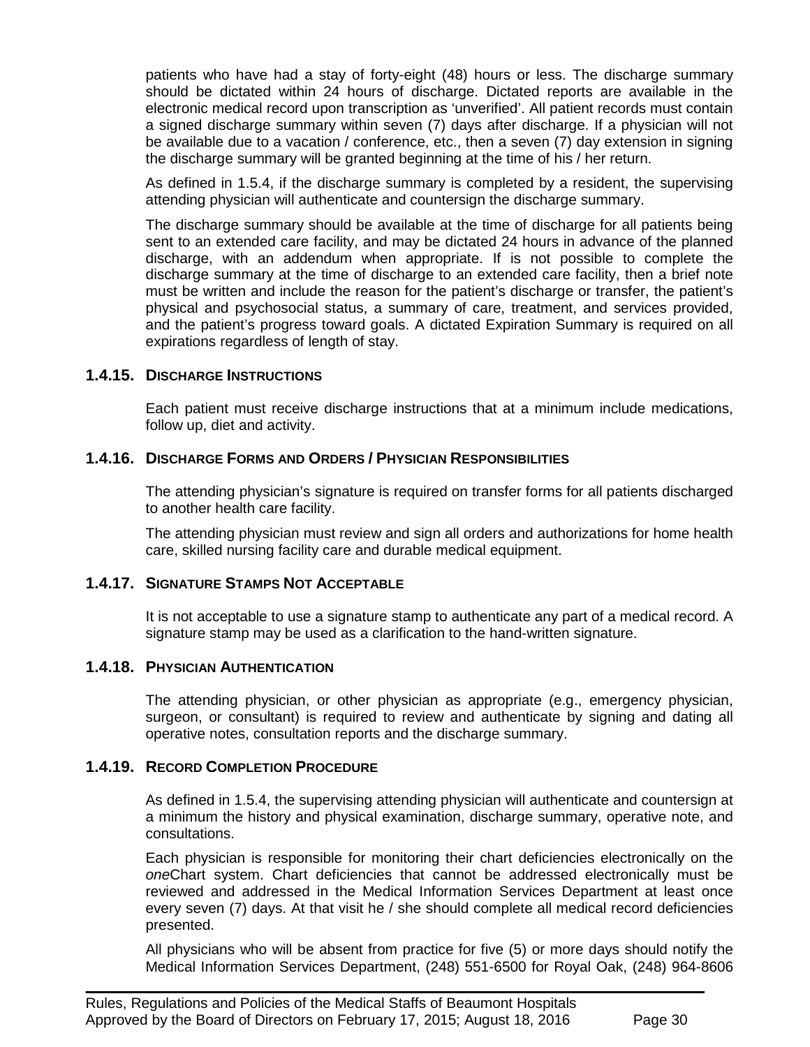patients who have had a stay of forty-eight (48) hours or less. The discharge summary should be dictated within 24 hours of discharge. Dictated reports are available in the electronic medical record upon transcription as 'unverified'. All patient records must contain a signed discharge summary within seven (7) days after discharge. If a physician will not be available due to a vacation / conference, etc., then a seven (7) day extension in signing the discharge summary will be granted beginning at the time of his / her return.

As defined in 1.5.4, if the discharge summary is completed by a resident, the supervising attending physician will authenticate and countersign the discharge summary.

The discharge summary should be available at the time of discharge for all patients being sent to an extended care facility, and may be dictated 24 hours in advance of the planned discharge, with an addendum when appropriate. If is not possible to complete the discharge summary at the time of discharge to an extended care facility, then a brief note must be written and include the reason for the patient's discharge or transfer, the patient's physical and psychosocial status, a summary of care, treatment, and services provided, and the patient's progress toward goals. A dictated Expiration Summary is required on all expirations regardless of length of stay.

### 1.4.15. Discharge Instructions

Each patient must receive discharge instructions that at a minimum include medications, follow up, diet and activity.

### 1.4.16. Discharge Forms and Orders / Physician Responsibilities

The attending physician's signature is required on transfer forms for all patients discharged to another health care facility.

The attending physician must review and sign all orders and authorizations for home health care, skilled nursing facility care and durable medical equipment.

### 1.4.17. Signature Stamps Not Acceptable

It is not acceptable to use a signature stamp to authenticate any part of a medical record. A signature stamp may be used as a clarification to the hand-written signature.

### 1.4.18. Physician Authentication

The attending physician, or other physician as appropriate (e.g., emergency physician, surgeon, or consultant) is required to review and authenticate by signing and dating all operative notes, consultation reports and the discharge summary.

### 1.4.19. Record Completion Procedure

As defined in 1.5.4, the supervising attending physician will authenticate and countersign at a minimum the history and physical examination, discharge summary, operative note, and consultations.

Each physician is responsible for monitoring their chart deficiencies electronically on the *one*Chart system. Chart deficiencies that cannot be addressed electronically must be reviewed and addressed in the Medical Information Services Department at least once every seven (7) days. At that visit he / she should complete all medical record deficiencies presented.

All physicians who will be absent from practice for five (5) or more days should notify the Medical Information Services Department, (248) 551-6500 for Royal Oak, (248) 964-8606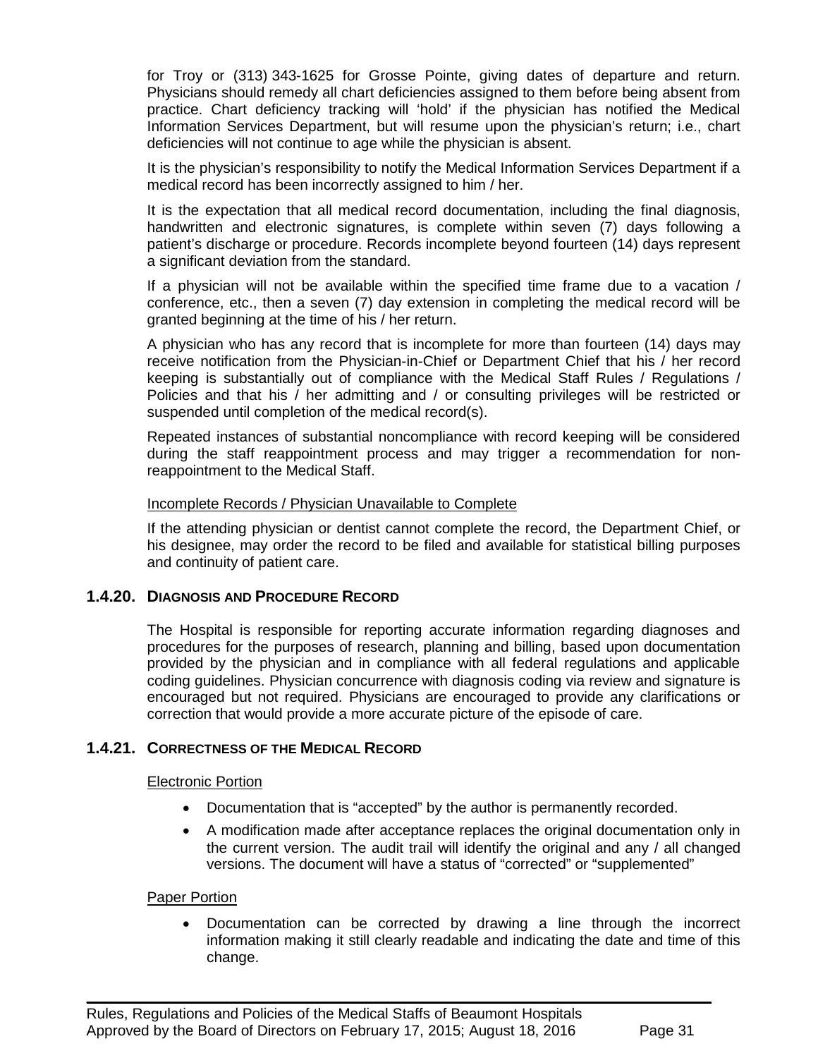for Troy or (313) 343-1625 for Grosse Pointe, giving dates of departure and return. Physicians should remedy all chart deficiencies assigned to them before being absent from practice. Chart deficiency tracking will 'hold' if the physician has notified the Medical Information Services Department, but will resume upon the physician's return; i.e., chart deficiencies will not continue to age while the physician is absent.

It is the physician's responsibility to notify the Medical Information Services Department if a medical record has been incorrectly assigned to him / her.

It is the expectation that all medical record documentation, including the final diagnosis, handwritten and electronic signatures, is complete within seven (7) days following a patient's discharge or procedure. Records incomplete beyond fourteen (14) days represent a significant deviation from the standard.

If a physician will not be available within the specified time frame due to a vacation / conference, etc., then a seven (7) day extension in completing the medical record will be granted beginning at the time of his / her return.

A physician who has any record that is incomplete for more than fourteen (14) days may receive notification from the Physician-in-Chief or Department Chief that his / her record keeping is substantially out of compliance with the Medical Staff Rules / Regulations / Policies and that his / her admitting and / or consulting privileges will be restricted or suspended until completion of the medical record(s).

Repeated instances of substantial noncompliance with record keeping will be considered during the staff reappointment process and may trigger a recommendation for non-reappointment to the Medical Staff.

Incomplete Records / Physician Unavailable to Complete

If the attending physician or dentist cannot complete the record, the Department Chief, or his designee, may order the record to be filed and available for statistical billing purposes and continuity of patient care.

### 1.4.20. Diagnosis and Procedure Record

The Hospital is responsible for reporting accurate information regarding diagnoses and procedures for the purposes of research, planning and billing, based upon documentation provided by the physician and in compliance with all federal regulations and applicable coding guidelines. Physician concurrence with diagnosis coding via review and signature is encouraged but not required. Physicians are encouraged to provide any clarifications or correction that would provide a more accurate picture of the episode of care.

### 1.4.21. Correctness of the Medical Record

Electronic Portion

- Documentation that is "accepted" by the author is permanently recorded.
- A modification made after acceptance replaces the original documentation only in the current version. The audit trail will identify the original and any / all changed versions. The document will have a status of "corrected" or "supplemented"

Paper Portion

- Documentation can be corrected by drawing a line through the incorrect information making it still clearly readable and indicating the date and time of this change.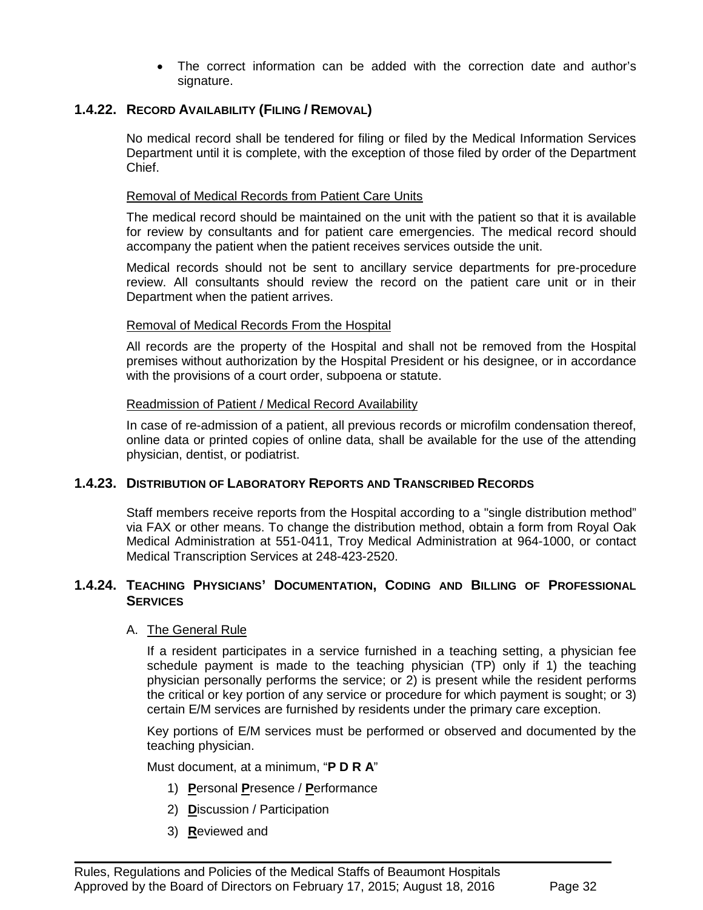- The correct information can be added with the correction date and author's signature.

### 1.4.22. Record Availability (Filing / Removal)

No medical record shall be tendered for filing or filed by the Medical Information Services Department until it is complete, with the exception of those filed by order of the Department Chief.

Removal of Medical Records from Patient Care Units

The medical record should be maintained on the unit with the patient so that it is available for review by consultants and for patient care emergencies. The medical record should accompany the patient when the patient receives services outside the unit.

Medical records should not be sent to ancillary service departments for pre-procedure review. All consultants should review the record on the patient care unit or in their Department when the patient arrives.

Removal of Medical Records From the Hospital

All records are the property of the Hospital and shall not be removed from the Hospital premises without authorization by the Hospital President or his designee, or in accordance with the provisions of a court order, subpoena or statute.

Readmission of Patient / Medical Record Availability

In case of re-admission of a patient, all previous records or microfilm condensation thereof, online data or printed copies of online data, shall be available for the use of the attending physician, dentist, or podiatrist.

### 1.4.23. Distribution of Laboratory Reports and Transcribed Records

Staff members receive reports from the Hospital according to a "single distribution method" via FAX or other means. To change the distribution method, obtain a form from Royal Oak Medical Administration at 551-0411, Troy Medical Administration at 964-1000, or contact Medical Transcription Services at 248-423-2520.

### 1.4.24. Teaching Physicians' Documentation, Coding and Billing of Professional Services

A. The General Rule

If a resident participates in a service furnished in a teaching setting, a physician fee schedule payment is made to the teaching physician (TP) only if 1) the teaching physician personally performs the service; or 2) is present while the resident performs the critical or key portion of any service or procedure for which payment is sought; or 3) certain E/M services are furnished by residents under the primary care exception.

Key portions of E/M services must be performed or observed and documented by the teaching physician.

Must document, at a minimum, "**P D R A**"

1) **P**ersonal **P**resence / **P**erformance
2) **D**iscussion / Participation
3) **R**eviewed and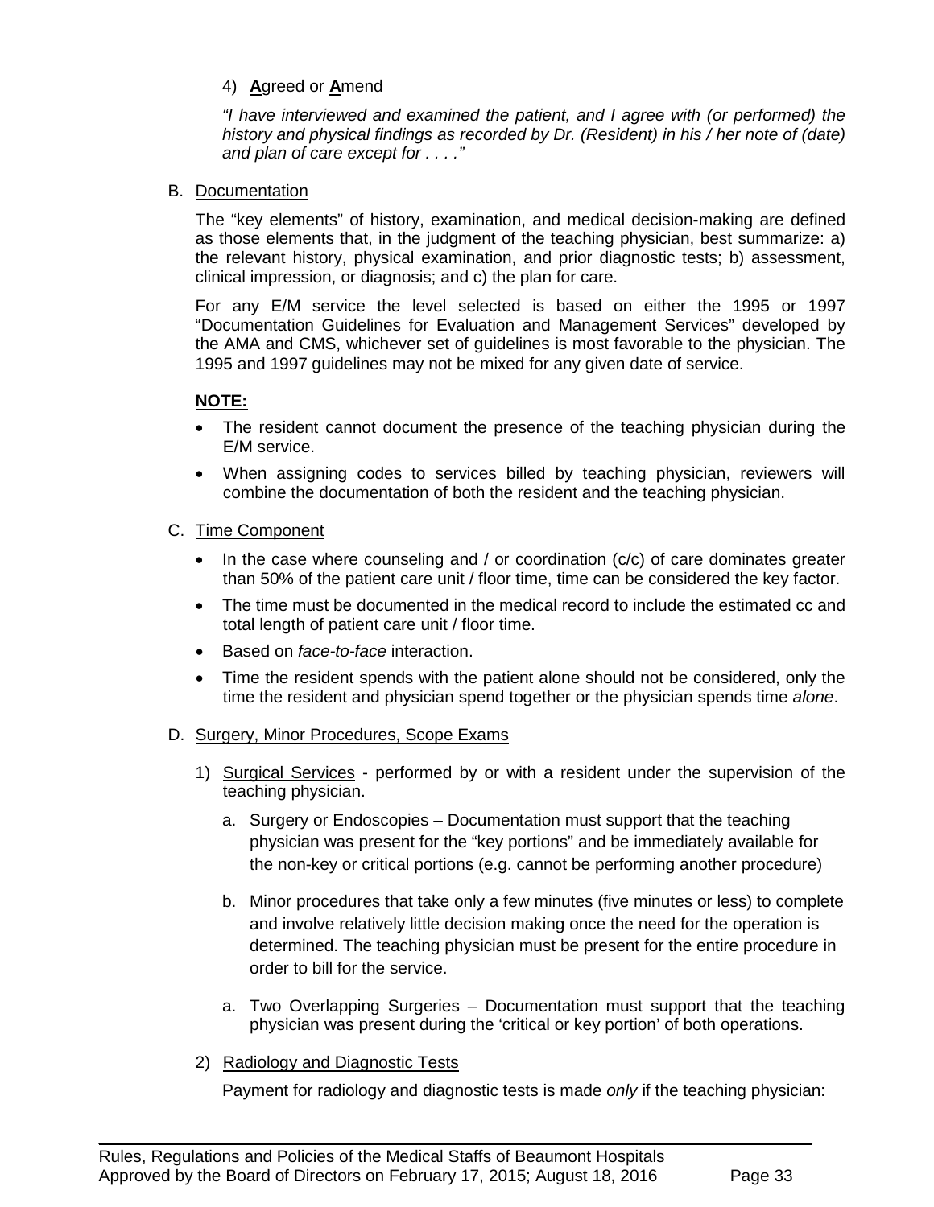4) **A**greed or **A**mend

*"I have interviewed and examined the patient, and I agree with (or performed) the history and physical findings as recorded by Dr. (Resident) in his / her note of (date) and plan of care except for . . . ."*

B. Documentation

The "key elements" of history, examination, and medical decision-making are defined as those elements that, in the judgment of the teaching physician, best summarize: a) the relevant history, physical examination, and prior diagnostic tests; b) assessment, clinical impression, or diagnosis; and c) the plan for care.

For any E/M service the level selected is based on either the 1995 or 1997 "Documentation Guidelines for Evaluation and Management Services" developed by the AMA and CMS, whichever set of guidelines is most favorable to the physician. The 1995 and 1997 guidelines may not be mixed for any given date of service.

**NOTE:**

- The resident cannot document the presence of the teaching physician during the E/M service.
- When assigning codes to services billed by teaching physician, reviewers will combine the documentation of both the resident and the teaching physician.

C. Time Component

- In the case where counseling and / or coordination (c/c) of care dominates greater than 50% of the patient care unit / floor time, time can be considered the key factor.
- The time must be documented in the medical record to include the estimated cc and total length of patient care unit / floor time.
- Based on *face-to-face* interaction.
- Time the resident spends with the patient alone should not be considered, only the time the resident and physician spend together or the physician spends time *alone*.

D. Surgery, Minor Procedures, Scope Exams

1) Surgical Services - performed by or with a resident under the supervision of the teaching physician.

   a. Surgery or Endoscopies – Documentation must support that the teaching physician was present for the "key portions" and be immediately available for the non-key or critical portions (e.g. cannot be performing another procedure)

   b. Minor procedures that take only a few minutes (five minutes or less) to complete and involve relatively little decision making once the need for the operation is determined. The teaching physician must be present for the entire procedure in order to bill for the service.

   a. Two Overlapping Surgeries – Documentation must support that the teaching physician was present during the 'critical or key portion' of both operations.

2) Radiology and Diagnostic Tests

   Payment for radiology and diagnostic tests is made *only* if the teaching physician: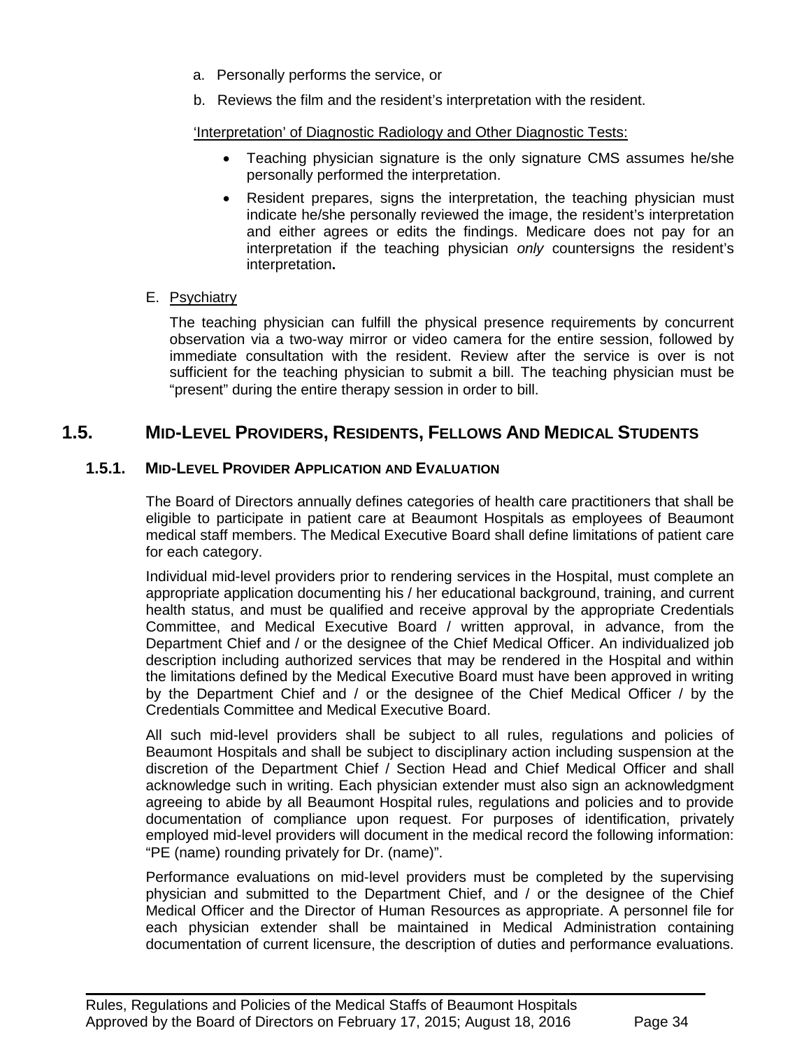a. Personally performs the service, or

b. Reviews the film and the resident's interpretation with the resident.

'Interpretation' of Diagnostic Radiology and Other Diagnostic Tests:

- Teaching physician signature is the only signature CMS assumes he/she personally performed the interpretation.
- Resident prepares, signs the interpretation, the teaching physician must indicate he/she personally reviewed the image, the resident's interpretation and either agrees or edits the findings. Medicare does not pay for an interpretation if the teaching physician *only* countersigns the resident's interpretation**.**

E. Psychiatry

The teaching physician can fulfill the physical presence requirements by concurrent observation via a two-way mirror or video camera for the entire session, followed by immediate consultation with the resident. Review after the service is over is not sufficient for the teaching physician to submit a bill. The teaching physician must be "present" during the entire therapy session in order to bill.

## 1.5. Mid-Level Providers, Residents, Fellows And Medical Students

### 1.5.1. Mid-Level Provider Application and Evaluation

The Board of Directors annually defines categories of health care practitioners that shall be eligible to participate in patient care at Beaumont Hospitals as employees of Beaumont medical staff members. The Medical Executive Board shall define limitations of patient care for each category.

Individual mid-level providers prior to rendering services in the Hospital, must complete an appropriate application documenting his / her educational background, training, and current health status, and must be qualified and receive approval by the appropriate Credentials Committee, and Medical Executive Board / written approval, in advance, from the Department Chief and / or the designee of the Chief Medical Officer. An individualized job description including authorized services that may be rendered in the Hospital and within the limitations defined by the Medical Executive Board must have been approved in writing by the Department Chief and / or the designee of the Chief Medical Officer / by the Credentials Committee and Medical Executive Board.

All such mid-level providers shall be subject to all rules, regulations and policies of Beaumont Hospitals and shall be subject to disciplinary action including suspension at the discretion of the Department Chief / Section Head and Chief Medical Officer and shall acknowledge such in writing. Each physician extender must also sign an acknowledgment agreeing to abide by all Beaumont Hospital rules, regulations and policies and to provide documentation of compliance upon request. For purposes of identification, privately employed mid-level providers will document in the medical record the following information: "PE (name) rounding privately for Dr. (name)".

Performance evaluations on mid-level providers must be completed by the supervising physician and submitted to the Department Chief, and / or the designee of the Chief Medical Officer and the Director of Human Resources as appropriate. A personnel file for each physician extender shall be maintained in Medical Administration containing documentation of current licensure, the description of duties and performance evaluations.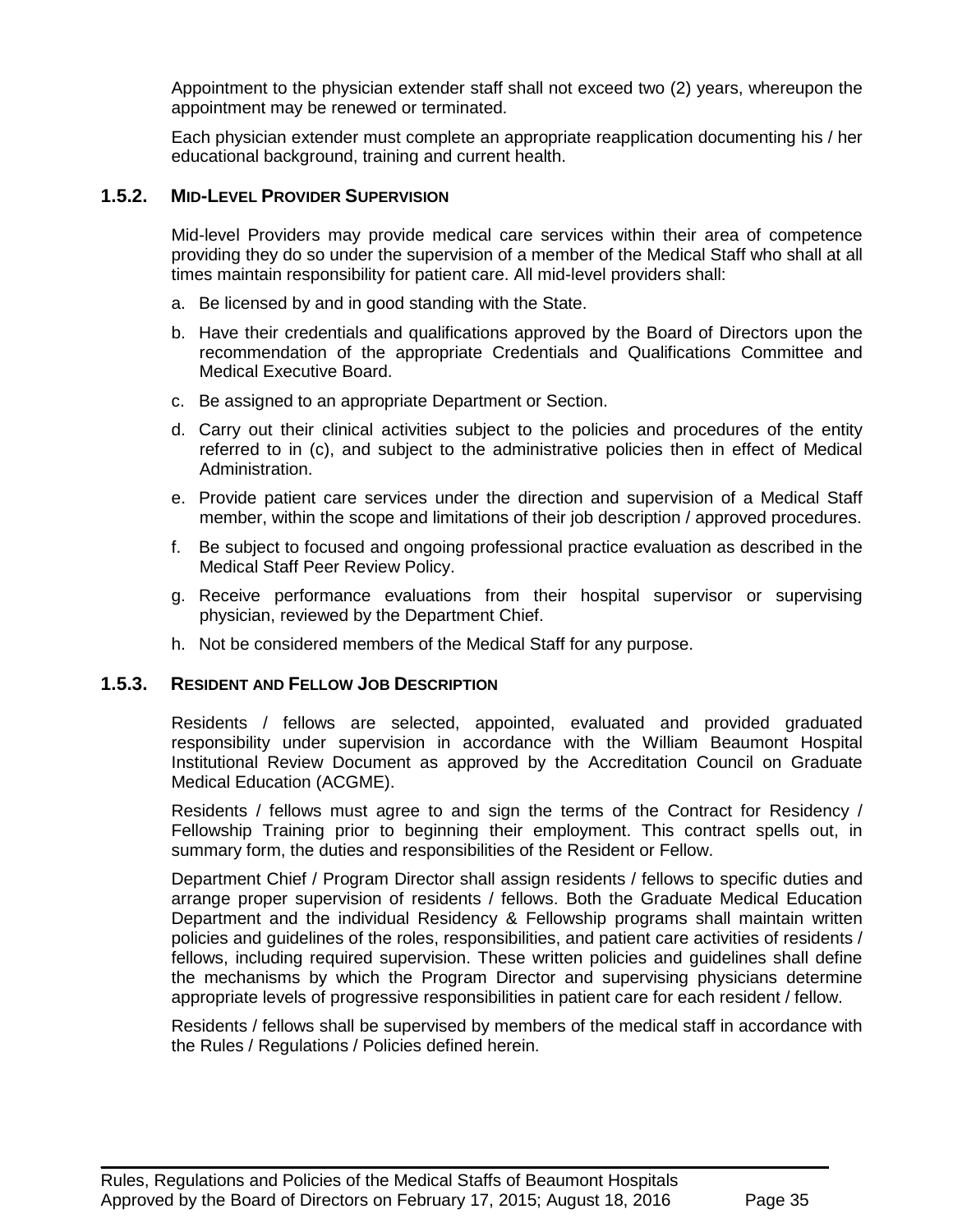Appointment to the physician extender staff shall not exceed two (2) years, whereupon the appointment may be renewed or terminated.

Each physician extender must complete an appropriate reapplication documenting his / her educational background, training and current health.

### 1.5.2. Mid-Level Provider Supervision

Mid-level Providers may provide medical care services within their area of competence providing they do so under the supervision of a member of the Medical Staff who shall at all times maintain responsibility for patient care. All mid-level providers shall:

a. Be licensed by and in good standing with the State.

b. Have their credentials and qualifications approved by the Board of Directors upon the recommendation of the appropriate Credentials and Qualifications Committee and Medical Executive Board.

c. Be assigned to an appropriate Department or Section.

d. Carry out their clinical activities subject to the policies and procedures of the entity referred to in (c), and subject to the administrative policies then in effect of Medical Administration.

e. Provide patient care services under the direction and supervision of a Medical Staff member, within the scope and limitations of their job description / approved procedures.

f. Be subject to focused and ongoing professional practice evaluation as described in the Medical Staff Peer Review Policy.

g. Receive performance evaluations from their hospital supervisor or supervising physician, reviewed by the Department Chief.

h. Not be considered members of the Medical Staff for any purpose.

### 1.5.3. Resident and Fellow Job Description

Residents / fellows are selected, appointed, evaluated and provided graduated responsibility under supervision in accordance with the William Beaumont Hospital Institutional Review Document as approved by the Accreditation Council on Graduate Medical Education (ACGME).

Residents / fellows must agree to and sign the terms of the Contract for Residency / Fellowship Training prior to beginning their employment. This contract spells out, in summary form, the duties and responsibilities of the Resident or Fellow.

Department Chief / Program Director shall assign residents / fellows to specific duties and arrange proper supervision of residents / fellows. Both the Graduate Medical Education Department and the individual Residency & Fellowship programs shall maintain written policies and guidelines of the roles, responsibilities, and patient care activities of residents / fellows, including required supervision. These written policies and guidelines shall define the mechanisms by which the Program Director and supervising physicians determine appropriate levels of progressive responsibilities in patient care for each resident / fellow.

Residents / fellows shall be supervised by members of the medical staff in accordance with the Rules / Regulations / Policies defined herein.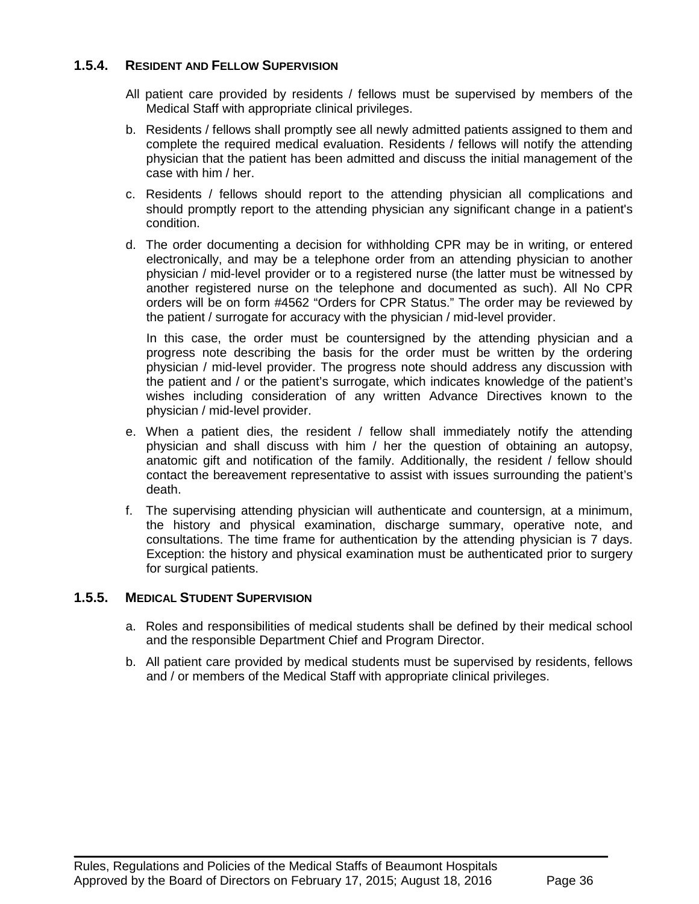### 1.5.4. RESIDENT AND FELLOW SUPERVISION

All patient care provided by residents / fellows must be supervised by members of the Medical Staff with appropriate clinical privileges.

b. Residents / fellows shall promptly see all newly admitted patients assigned to them and complete the required medical evaluation. Residents / fellows will notify the attending physician that the patient has been admitted and discuss the initial management of the case with him / her.

c. Residents / fellows should report to the attending physician all complications and should promptly report to the attending physician any significant change in a patient's condition.

d. The order documenting a decision for withholding CPR may be in writing, or entered electronically, and may be a telephone order from an attending physician to another physician / mid-level provider or to a registered nurse (the latter must be witnessed by another registered nurse on the telephone and documented as such). All No CPR orders will be on form #4562 "Orders for CPR Status." The order may be reviewed by the patient / surrogate for accuracy with the physician / mid-level provider.

   In this case, the order must be countersigned by the attending physician and a progress note describing the basis for the order must be written by the ordering physician / mid-level provider. The progress note should address any discussion with the patient and / or the patient's surrogate, which indicates knowledge of the patient's wishes including consideration of any written Advance Directives known to the physician / mid-level provider.

e. When a patient dies, the resident / fellow shall immediately notify the attending physician and shall discuss with him / her the question of obtaining an autopsy, anatomic gift and notification of the family. Additionally, the resident / fellow should contact the bereavement representative to assist with issues surrounding the patient's death.

f. The supervising attending physician will authenticate and countersign, at a minimum, the history and physical examination, discharge summary, operative note, and consultations. The time frame for authentication by the attending physician is 7 days. Exception: the history and physical examination must be authenticated prior to surgery for surgical patients.

### 1.5.5. MEDICAL STUDENT SUPERVISION

a. Roles and responsibilities of medical students shall be defined by their medical school and the responsible Department Chief and Program Director.

b. All patient care provided by medical students must be supervised by residents, fellows and / or members of the Medical Staff with appropriate clinical privileges.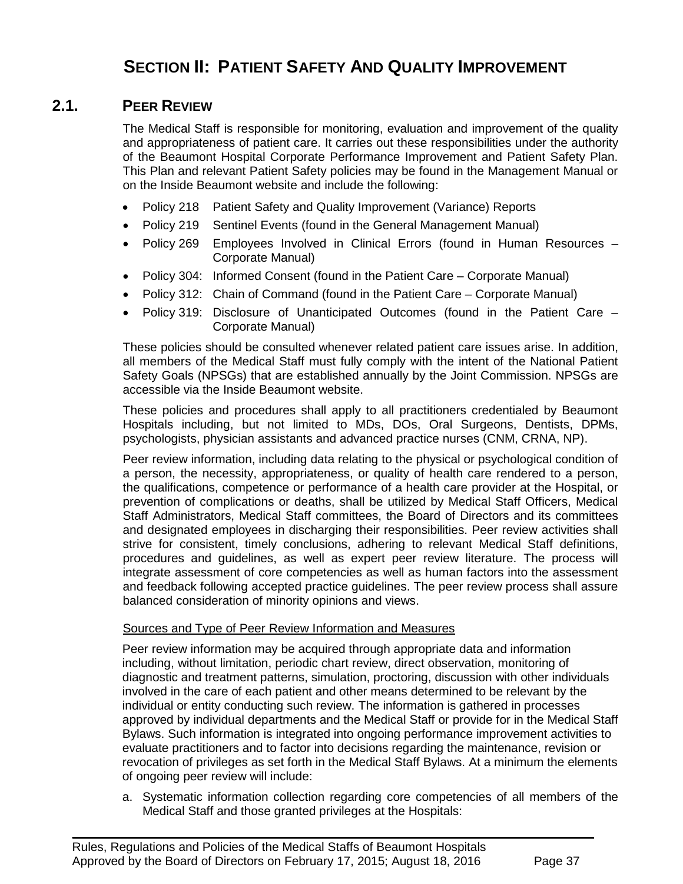# SECTION II: PATIENT SAFETY AND QUALITY IMPROVEMENT

## 2.1. PEER REVIEW

The Medical Staff is responsible for monitoring, evaluation and improvement of the quality and appropriateness of patient care. It carries out these responsibilities under the authority of the Beaumont Hospital Corporate Performance Improvement and Patient Safety Plan. This Plan and relevant Patient Safety policies may be found in the Management Manual or on the Inside Beaumont website and include the following:

- Policy 218 Patient Safety and Quality Improvement (Variance) Reports
- Policy 219 Sentinel Events (found in the General Management Manual)
- Policy 269 Employees Involved in Clinical Errors (found in Human Resources – Corporate Manual)
- Policy 304: Informed Consent (found in the Patient Care – Corporate Manual)
- Policy 312: Chain of Command (found in the Patient Care – Corporate Manual)
- Policy 319: Disclosure of Unanticipated Outcomes (found in the Patient Care – Corporate Manual)

These policies should be consulted whenever related patient care issues arise. In addition, all members of the Medical Staff must fully comply with the intent of the National Patient Safety Goals (NPSGs) that are established annually by the Joint Commission. NPSGs are accessible via the Inside Beaumont website.

These policies and procedures shall apply to all practitioners credentialed by Beaumont Hospitals including, but not limited to MDs, DOs, Oral Surgeons, Dentists, DPMs, psychologists, physician assistants and advanced practice nurses (CNM, CRNA, NP).

Peer review information, including data relating to the physical or psychological condition of a person, the necessity, appropriateness, or quality of health care rendered to a person, the qualifications, competence or performance of a health care provider at the Hospital, or prevention of complications or deaths, shall be utilized by Medical Staff Officers, Medical Staff Administrators, Medical Staff committees, the Board of Directors and its committees and designated employees in discharging their responsibilities. Peer review activities shall strive for consistent, timely conclusions, adhering to relevant Medical Staff definitions, procedures and guidelines, as well as expert peer review literature. The process will integrate assessment of core competencies as well as human factors into the assessment and feedback following accepted practice guidelines. The peer review process shall assure balanced consideration of minority opinions and views.

Sources and Type of Peer Review Information and Measures

Peer review information may be acquired through appropriate data and information including, without limitation, periodic chart review, direct observation, monitoring of diagnostic and treatment patterns, simulation, proctoring, discussion with other individuals involved in the care of each patient and other means determined to be relevant by the individual or entity conducting such review. The information is gathered in processes approved by individual departments and the Medical Staff or provide for in the Medical Staff Bylaws. Such information is integrated into ongoing performance improvement activities to evaluate practitioners and to factor into decisions regarding the maintenance, revision or revocation of privileges as set forth in the Medical Staff Bylaws. At a minimum the elements of ongoing peer review will include:

a. Systematic information collection regarding core competencies of all members of the Medical Staff and those granted privileges at the Hospitals: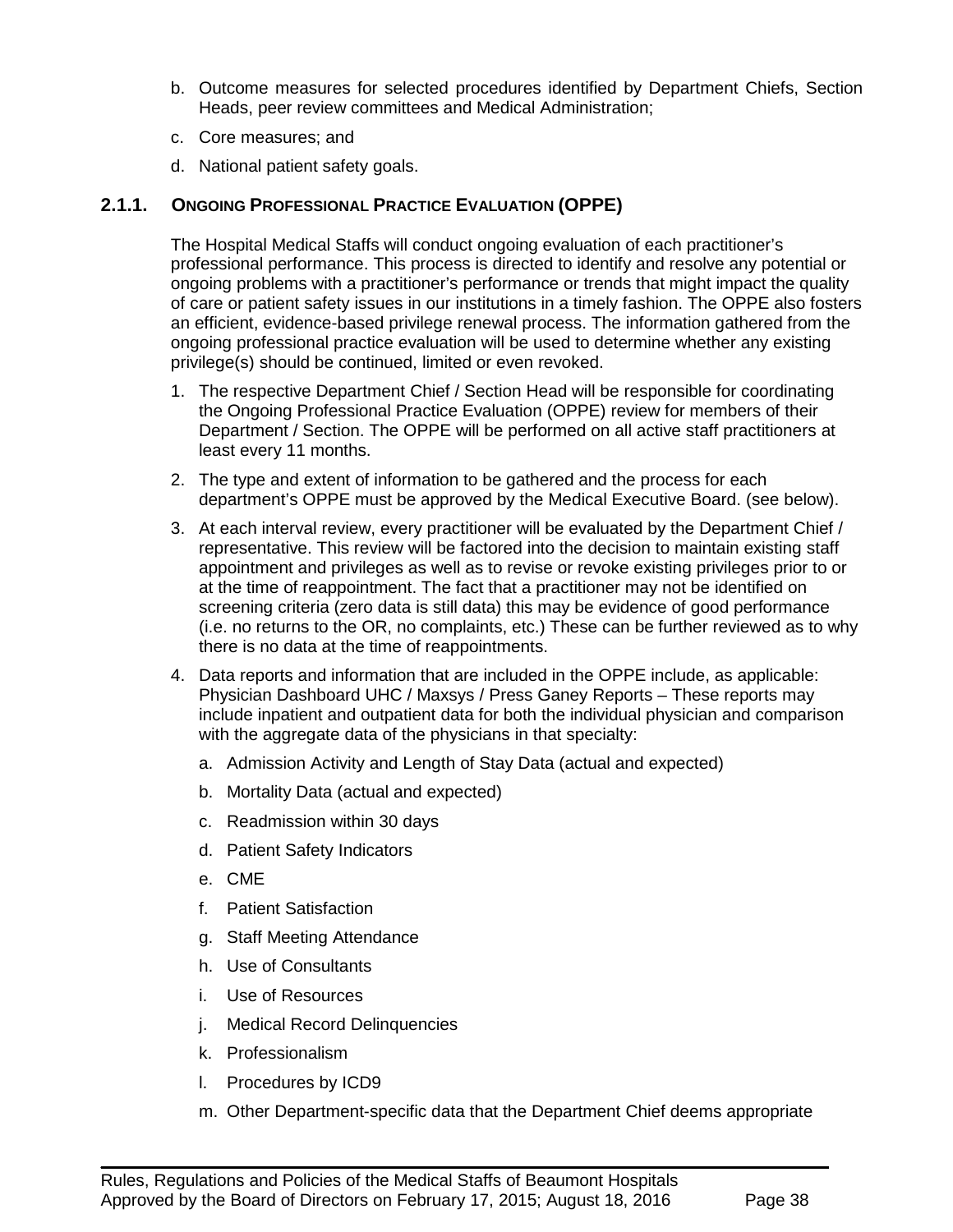b. Outcome measures for selected procedures identified by Department Chiefs, Section Heads, peer review committees and Medical Administration;

c. Core measures; and

d. National patient safety goals.

### 2.1.1. ONGOING PROFESSIONAL PRACTICE EVALUATION (OPPE)

The Hospital Medical Staffs will conduct ongoing evaluation of each practitioner's professional performance. This process is directed to identify and resolve any potential or ongoing problems with a practitioner's performance or trends that might impact the quality of care or patient safety issues in our institutions in a timely fashion. The OPPE also fosters an efficient, evidence-based privilege renewal process. The information gathered from the ongoing professional practice evaluation will be used to determine whether any existing privilege(s) should be continued, limited or even revoked.

1. The respective Department Chief / Section Head will be responsible for coordinating the Ongoing Professional Practice Evaluation (OPPE) review for members of their Department / Section. The OPPE will be performed on all active staff practitioners at least every 11 months.
2. The type and extent of information to be gathered and the process for each department's OPPE must be approved by the Medical Executive Board. (see below).
3. At each interval review, every practitioner will be evaluated by the Department Chief / representative. This review will be factored into the decision to maintain existing staff appointment and privileges as well as to revise or revoke existing privileges prior to or at the time of reappointment. The fact that a practitioner may not be identified on screening criteria (zero data is still data) this may be evidence of good performance (i.e. no returns to the OR, no complaints, etc.) These can be further reviewed as to why there is no data at the time of reappointments.
4. Data reports and information that are included in the OPPE include, as applicable: Physician Dashboard UHC / Maxsys / Press Ganey Reports – These reports may include inpatient and outpatient data for both the individual physician and comparison with the aggregate data of the physicians in that specialty:
   a. Admission Activity and Length of Stay Data (actual and expected)
   b. Mortality Data (actual and expected)
   c. Readmission within 30 days
   d. Patient Safety Indicators
   e. CME
   f. Patient Satisfaction
   g. Staff Meeting Attendance
   h. Use of Consultants
   i. Use of Resources
   j. Medical Record Delinquencies
   k. Professionalism
   l. Procedures by ICD9
   m. Other Department-specific data that the Department Chief deems appropriate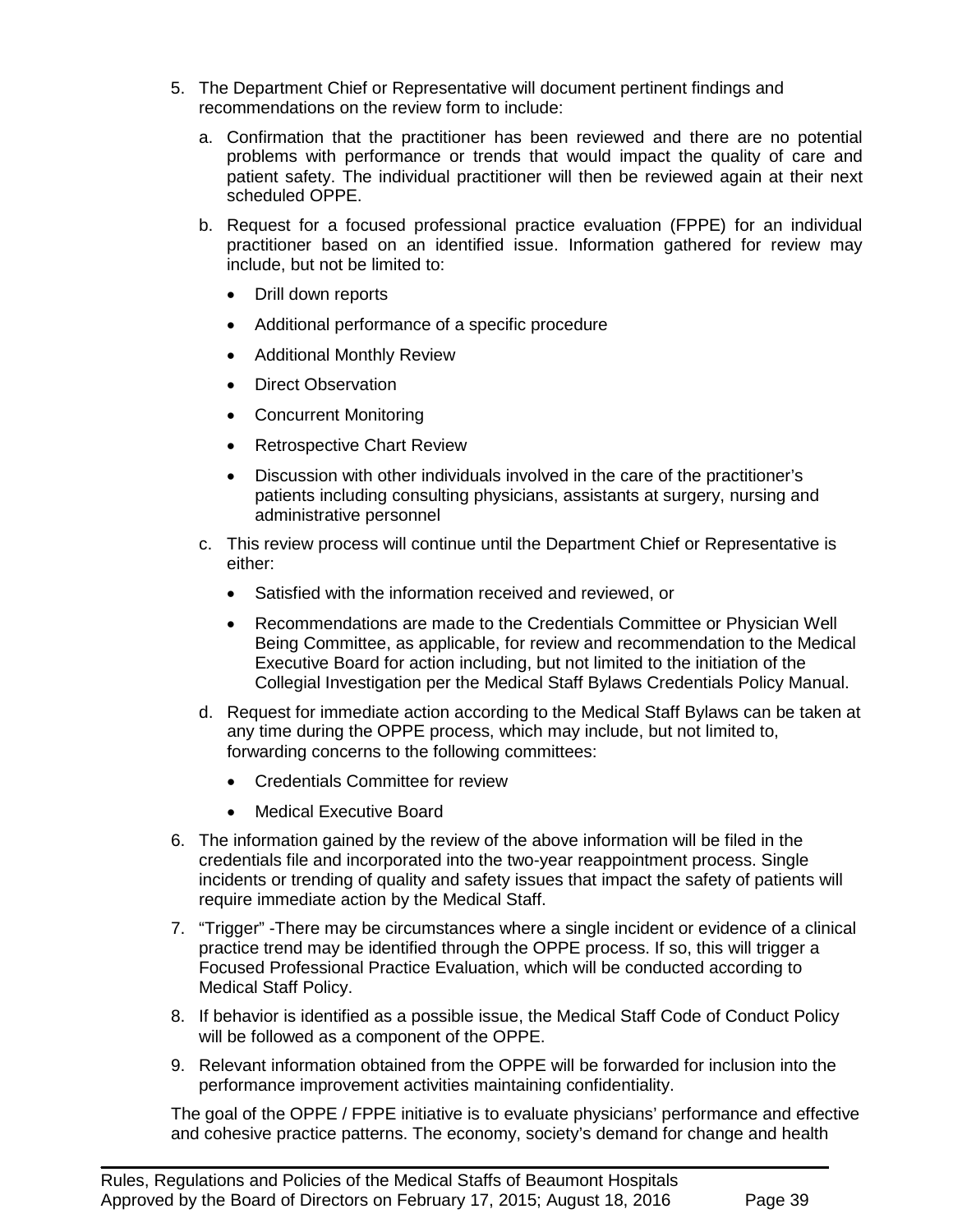5. The Department Chief or Representative will document pertinent findings and recommendations on the review form to include:

   a. Confirmation that the practitioner has been reviewed and there are no potential problems with performance or trends that would impact the quality of care and patient safety. The individual practitioner will then be reviewed again at their next scheduled OPPE.

   b. Request for a focused professional practice evaluation (FPPE) for an individual practitioner based on an identified issue. Information gathered for review may include, but not be limited to:

      - Drill down reports
      - Additional performance of a specific procedure
      - Additional Monthly Review
      - Direct Observation
      - Concurrent Monitoring
      - Retrospective Chart Review
      - Discussion with other individuals involved in the care of the practitioner's patients including consulting physicians, assistants at surgery, nursing and administrative personnel

   c. This review process will continue until the Department Chief or Representative is either:

      - Satisfied with the information received and reviewed, or
      - Recommendations are made to the Credentials Committee or Physician Well Being Committee, as applicable, for review and recommendation to the Medical Executive Board for action including, but not limited to the initiation of the Collegial Investigation per the Medical Staff Bylaws Credentials Policy Manual.

   d. Request for immediate action according to the Medical Staff Bylaws can be taken at any time during the OPPE process, which may include, but not limited to, forwarding concerns to the following committees:

      - Credentials Committee for review
      - Medical Executive Board

6. The information gained by the review of the above information will be filed in the credentials file and incorporated into the two-year reappointment process. Single incidents or trending of quality and safety issues that impact the safety of patients will require immediate action by the Medical Staff.

7. "Trigger" -There may be circumstances where a single incident or evidence of a clinical practice trend may be identified through the OPPE process. If so, this will trigger a Focused Professional Practice Evaluation, which will be conducted according to Medical Staff Policy.

8. If behavior is identified as a possible issue, the Medical Staff Code of Conduct Policy will be followed as a component of the OPPE.

9. Relevant information obtained from the OPPE will be forwarded for inclusion into the performance improvement activities maintaining confidentiality.

The goal of the OPPE / FPPE initiative is to evaluate physicians' performance and effective and cohesive practice patterns. The economy, society's demand for change and health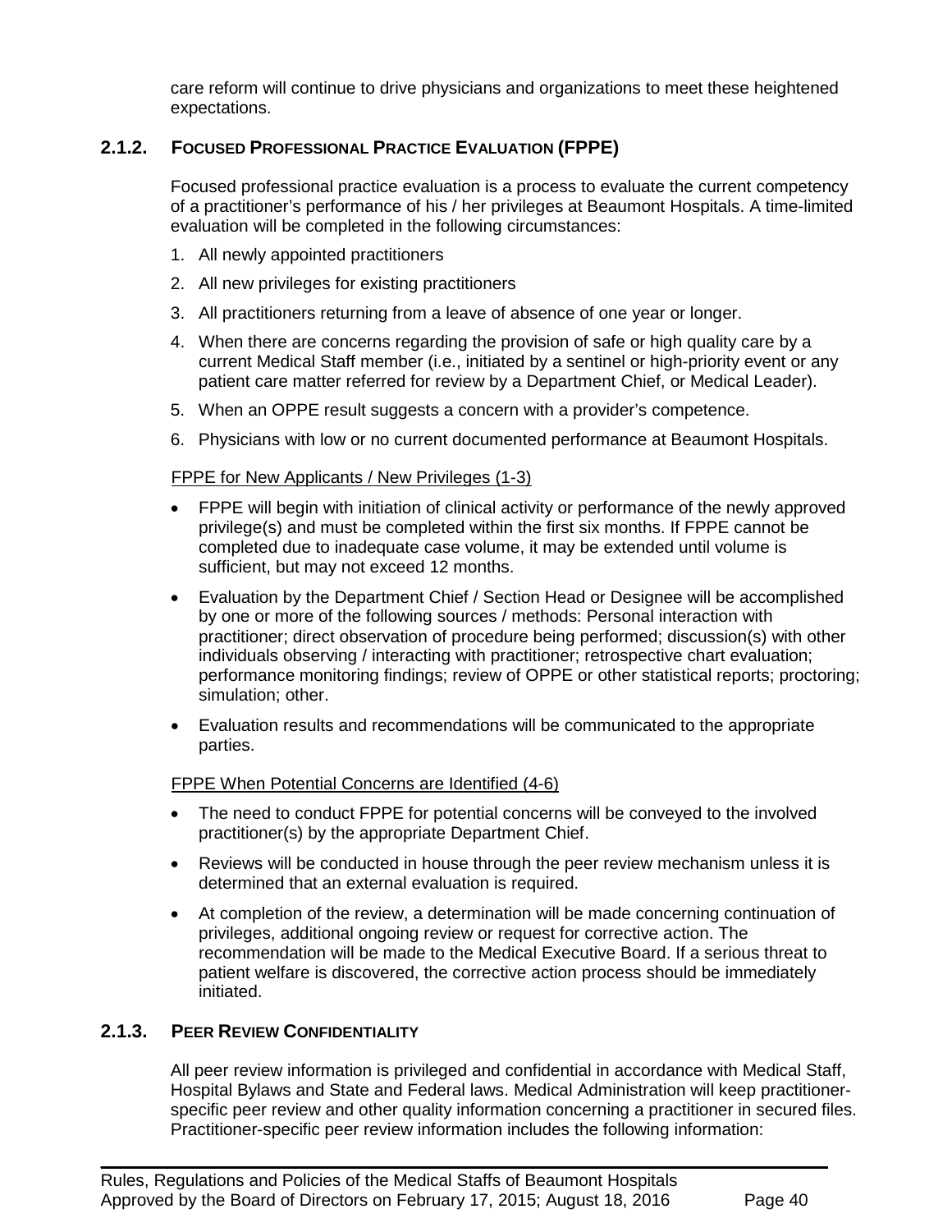care reform will continue to drive physicians and organizations to meet these heightened expectations.

### 2.1.2. FOCUSED PROFESSIONAL PRACTICE EVALUATION (FPPE)

Focused professional practice evaluation is a process to evaluate the current competency of a practitioner's performance of his / her privileges at Beaumont Hospitals. A time-limited evaluation will be completed in the following circumstances:

1. All newly appointed practitioners
2. All new privileges for existing practitioners
3. All practitioners returning from a leave of absence of one year or longer.
4. When there are concerns regarding the provision of safe or high quality care by a current Medical Staff member (i.e., initiated by a sentinel or high-priority event or any patient care matter referred for review by a Department Chief, or Medical Leader).
5. When an OPPE result suggests a concern with a provider's competence.
6. Physicians with low or no current documented performance at Beaumont Hospitals.

FPPE for New Applicants / New Privileges (1-3)

- FPPE will begin with initiation of clinical activity or performance of the newly approved privilege(s) and must be completed within the first six months. If FPPE cannot be completed due to inadequate case volume, it may be extended until volume is sufficient, but may not exceed 12 months.
- Evaluation by the Department Chief / Section Head or Designee will be accomplished by one or more of the following sources / methods: Personal interaction with practitioner; direct observation of procedure being performed; discussion(s) with other individuals observing / interacting with practitioner; retrospective chart evaluation; performance monitoring findings; review of OPPE or other statistical reports; proctoring; simulation; other.
- Evaluation results and recommendations will be communicated to the appropriate parties.

FPPE When Potential Concerns are Identified (4-6)

- The need to conduct FPPE for potential concerns will be conveyed to the involved practitioner(s) by the appropriate Department Chief.
- Reviews will be conducted in house through the peer review mechanism unless it is determined that an external evaluation is required.
- At completion of the review, a determination will be made concerning continuation of privileges, additional ongoing review or request for corrective action. The recommendation will be made to the Medical Executive Board. If a serious threat to patient welfare is discovered, the corrective action process should be immediately initiated.

### 2.1.3. PEER REVIEW CONFIDENTIALITY

All peer review information is privileged and confidential in accordance with Medical Staff, Hospital Bylaws and State and Federal laws. Medical Administration will keep practitioner-specific peer review and other quality information concerning a practitioner in secured files. Practitioner-specific peer review information includes the following information: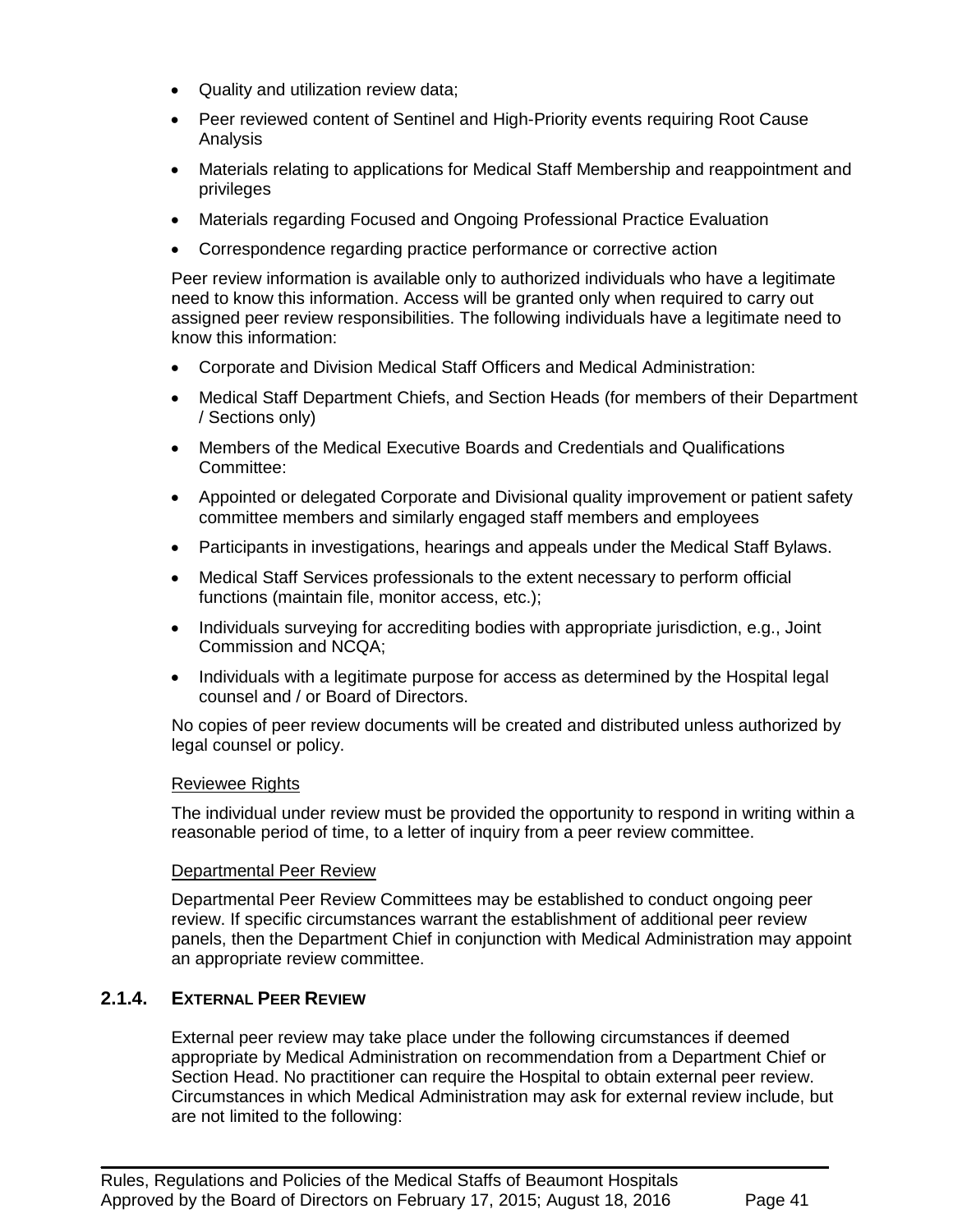- Quality and utilization review data;
- Peer reviewed content of Sentinel and High-Priority events requiring Root Cause Analysis
- Materials relating to applications for Medical Staff Membership and reappointment and privileges
- Materials regarding Focused and Ongoing Professional Practice Evaluation
- Correspondence regarding practice performance or corrective action

Peer review information is available only to authorized individuals who have a legitimate need to know this information. Access will be granted only when required to carry out assigned peer review responsibilities. The following individuals have a legitimate need to know this information:

- Corporate and Division Medical Staff Officers and Medical Administration:
- Medical Staff Department Chiefs, and Section Heads (for members of their Department / Sections only)
- Members of the Medical Executive Boards and Credentials and Qualifications Committee:
- Appointed or delegated Corporate and Divisional quality improvement or patient safety committee members and similarly engaged staff members and employees
- Participants in investigations, hearings and appeals under the Medical Staff Bylaws.
- Medical Staff Services professionals to the extent necessary to perform official functions (maintain file, monitor access, etc.);
- Individuals surveying for accrediting bodies with appropriate jurisdiction, e.g., Joint Commission and NCQA;
- Individuals with a legitimate purpose for access as determined by the Hospital legal counsel and / or Board of Directors.

No copies of peer review documents will be created and distributed unless authorized by legal counsel or policy.

Reviewee Rights

The individual under review must be provided the opportunity to respond in writing within a reasonable period of time, to a letter of inquiry from a peer review committee.

Departmental Peer Review

Departmental Peer Review Committees may be established to conduct ongoing peer review. If specific circumstances warrant the establishment of additional peer review panels, then the Department Chief in conjunction with Medical Administration may appoint an appropriate review committee.

### 2.1.4. External Peer Review

External peer review may take place under the following circumstances if deemed appropriate by Medical Administration on recommendation from a Department Chief or Section Head. No practitioner can require the Hospital to obtain external peer review. Circumstances in which Medical Administration may ask for external review include, but are not limited to the following: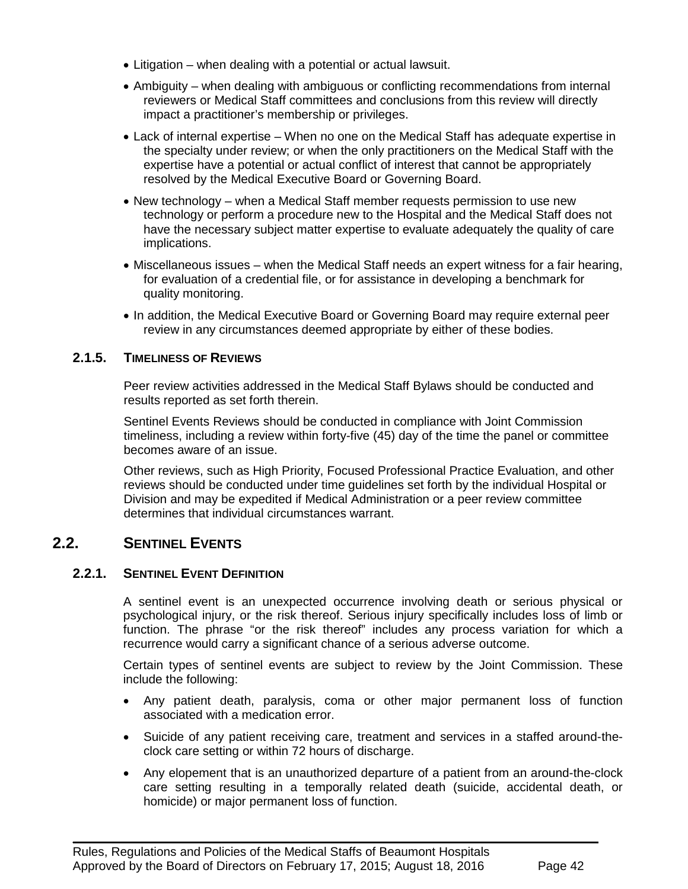- Litigation – when dealing with a potential or actual lawsuit.
- Ambiguity – when dealing with ambiguous or conflicting recommendations from internal reviewers or Medical Staff committees and conclusions from this review will directly impact a practitioner's membership or privileges.
- Lack of internal expertise – When no one on the Medical Staff has adequate expertise in the specialty under review; or when the only practitioners on the Medical Staff with the expertise have a potential or actual conflict of interest that cannot be appropriately resolved by the Medical Executive Board or Governing Board.
- New technology – when a Medical Staff member requests permission to use new technology or perform a procedure new to the Hospital and the Medical Staff does not have the necessary subject matter expertise to evaluate adequately the quality of care implications.
- Miscellaneous issues – when the Medical Staff needs an expert witness for a fair hearing, for evaluation of a credential file, or for assistance in developing a benchmark for quality monitoring.
- In addition, the Medical Executive Board or Governing Board may require external peer review in any circumstances deemed appropriate by either of these bodies.

### 2.1.5. Timeliness of Reviews

Peer review activities addressed in the Medical Staff Bylaws should be conducted and results reported as set forth therein.

Sentinel Events Reviews should be conducted in compliance with Joint Commission timeliness, including a review within forty-five (45) day of the time the panel or committee becomes aware of an issue.

Other reviews, such as High Priority, Focused Professional Practice Evaluation, and other reviews should be conducted under time guidelines set forth by the individual Hospital or Division and may be expedited if Medical Administration or a peer review committee determines that individual circumstances warrant.

## 2.2. Sentinel Events

### 2.2.1. Sentinel Event Definition

A sentinel event is an unexpected occurrence involving death or serious physical or psychological injury, or the risk thereof. Serious injury specifically includes loss of limb or function. The phrase "or the risk thereof" includes any process variation for which a recurrence would carry a significant chance of a serious adverse outcome.

Certain types of sentinel events are subject to review by the Joint Commission. These include the following:

- Any patient death, paralysis, coma or other major permanent loss of function associated with a medication error.
- Suicide of any patient receiving care, treatment and services in a staffed around-the-clock care setting or within 72 hours of discharge.
- Any elopement that is an unauthorized departure of a patient from an around-the-clock care setting resulting in a temporally related death (suicide, accidental death, or homicide) or major permanent loss of function.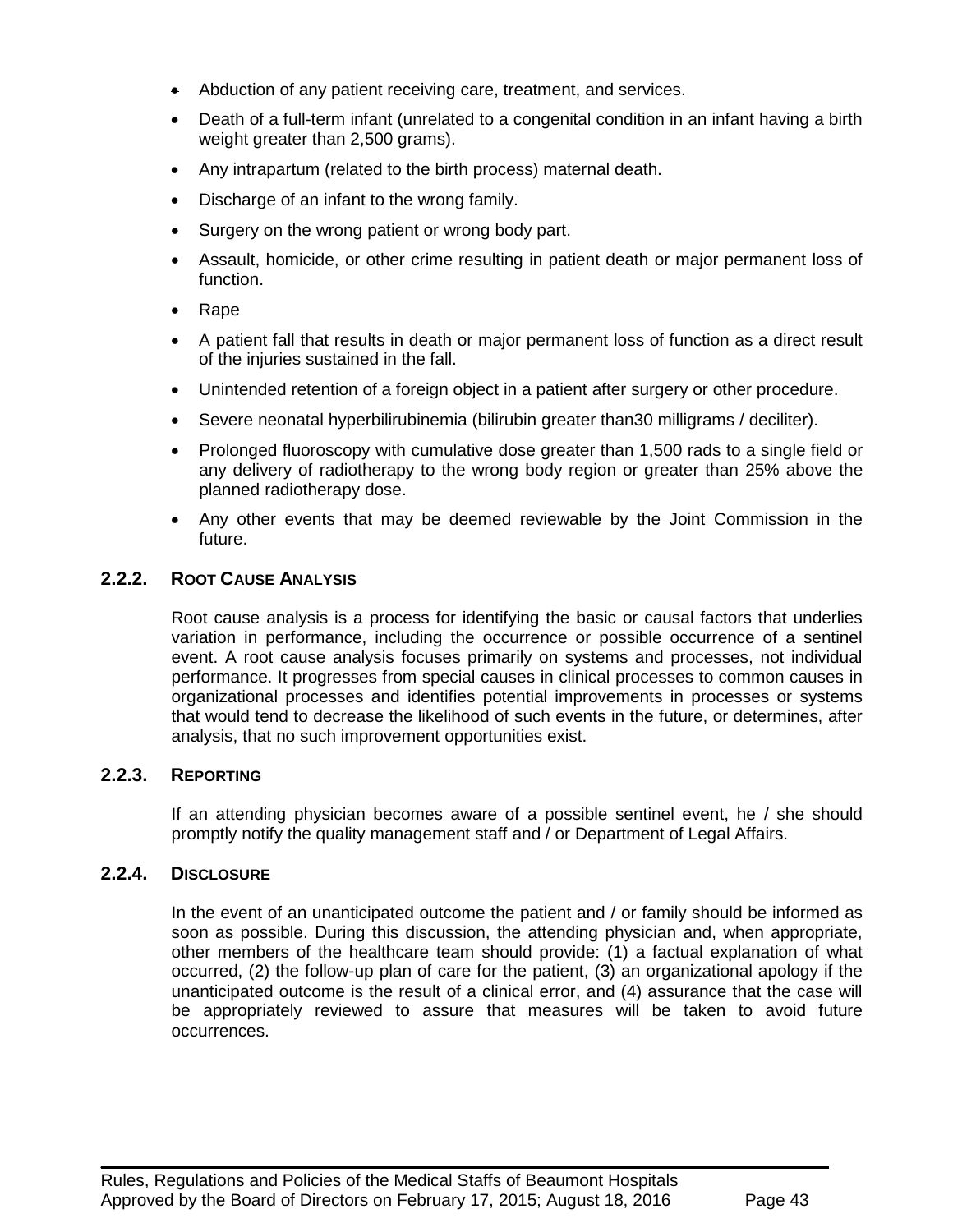- Abduction of any patient receiving care, treatment, and services.
- Death of a full-term infant (unrelated to a congenital condition in an infant having a birth weight greater than 2,500 grams).
- Any intrapartum (related to the birth process) maternal death.
- Discharge of an infant to the wrong family.
- Surgery on the wrong patient or wrong body part.
- Assault, homicide, or other crime resulting in patient death or major permanent loss of function.
- Rape
- A patient fall that results in death or major permanent loss of function as a direct result of the injuries sustained in the fall.
- Unintended retention of a foreign object in a patient after surgery or other procedure.
- Severe neonatal hyperbilirubinemia (bilirubin greater than30 milligrams / deciliter).
- Prolonged fluoroscopy with cumulative dose greater than 1,500 rads to a single field or any delivery of radiotherapy to the wrong body region or greater than 25% above the planned radiotherapy dose.
- Any other events that may be deemed reviewable by the Joint Commission in the future.

### 2.2.2. Root Cause Analysis

Root cause analysis is a process for identifying the basic or causal factors that underlies variation in performance, including the occurrence or possible occurrence of a sentinel event. A root cause analysis focuses primarily on systems and processes, not individual performance. It progresses from special causes in clinical processes to common causes in organizational processes and identifies potential improvements in processes or systems that would tend to decrease the likelihood of such events in the future, or determines, after analysis, that no such improvement opportunities exist.

### 2.2.3. Reporting

If an attending physician becomes aware of a possible sentinel event, he / she should promptly notify the quality management staff and / or Department of Legal Affairs.

### 2.2.4. Disclosure

In the event of an unanticipated outcome the patient and / or family should be informed as soon as possible. During this discussion, the attending physician and, when appropriate, other members of the healthcare team should provide: (1) a factual explanation of what occurred, (2) the follow-up plan of care for the patient, (3) an organizational apology if the unanticipated outcome is the result of a clinical error, and (4) assurance that the case will be appropriately reviewed to assure that measures will be taken to avoid future occurrences.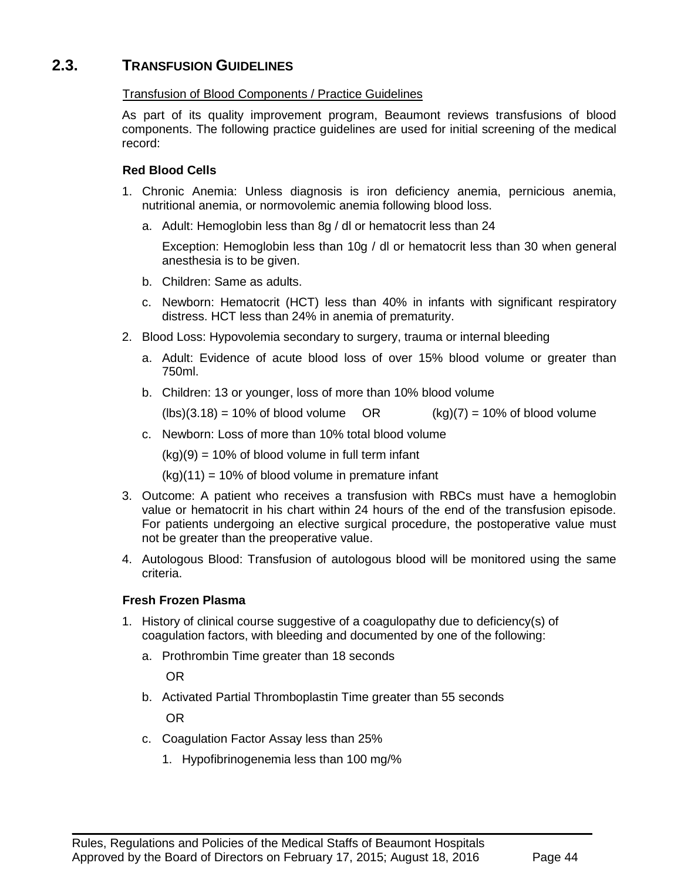## 2.3. TRANSFUSION GUIDELINES

Transfusion of Blood Components / Practice Guidelines

As part of its quality improvement program, Beaumont reviews transfusions of blood components. The following practice guidelines are used for initial screening of the medical record:

**Red Blood Cells**

1. Chronic Anemia: Unless diagnosis is iron deficiency anemia, pernicious anemia, nutritional anemia, or normovolemic anemia following blood loss.
   a. Adult: Hemoglobin less than 8g / dl or hematocrit less than 24

      Exception: Hemoglobin less than 10g / dl or hematocrit less than 30 when general anesthesia is to be given.

   b. Children: Same as adults.
   c. Newborn: Hematocrit (HCT) less than 40% in infants with significant respiratory distress. HCT less than 24% in anemia of prematurity.
2. Blood Loss: Hypovolemia secondary to surgery, trauma or internal bleeding
   a. Adult: Evidence of acute blood loss of over 15% blood volume or greater than 750ml.
   b. Children: 13 or younger, loss of more than 10% blood volume

      (lbs)(3.18) = 10% of blood volume OR (kg)(7) = 10% of blood volume

   c. Newborn: Loss of more than 10% total blood volume

      (kg)(9) = 10% of blood volume in full term infant

      (kg)(11) = 10% of blood volume in premature infant

3. Outcome: A patient who receives a transfusion with RBCs must have a hemoglobin value or hematocrit in his chart within 24 hours of the end of the transfusion episode. For patients undergoing an elective surgical procedure, the postoperative value must not be greater than the preoperative value.
4. Autologous Blood: Transfusion of autologous blood will be monitored using the same criteria.

**Fresh Frozen Plasma**

1. History of clinical course suggestive of a coagulopathy due to deficiency(s) of coagulation factors, with bleeding and documented by one of the following:
   a. Prothrombin Time greater than 18 seconds

      OR

   b. Activated Partial Thromboplastin Time greater than 55 seconds

      OR

   c. Coagulation Factor Assay less than 25%
      1. Hypofibrinogenemia less than 100 mg/%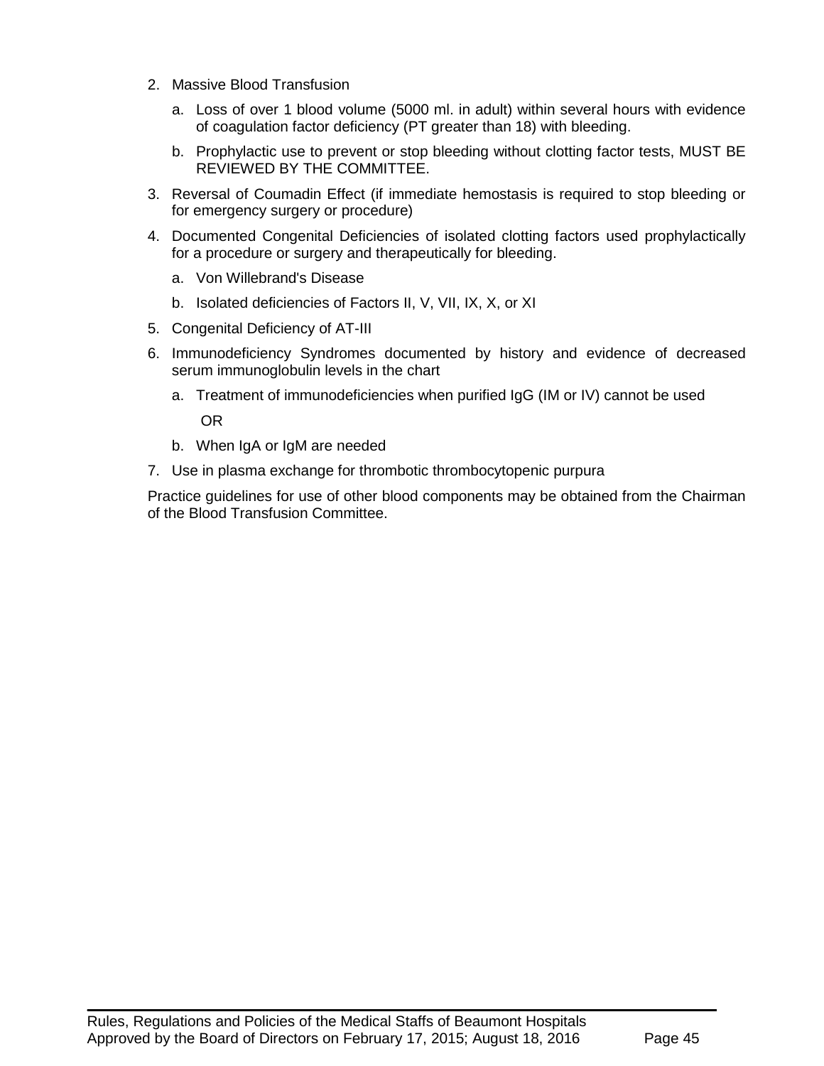2. Massive Blood Transfusion

   a. Loss of over 1 blood volume (5000 ml. in adult) within several hours with evidence of coagulation factor deficiency (PT greater than 18) with bleeding.

   b. Prophylactic use to prevent or stop bleeding without clotting factor tests, MUST BE REVIEWED BY THE COMMITTEE.

3. Reversal of Coumadin Effect (if immediate hemostasis is required to stop bleeding or for emergency surgery or procedure)

4. Documented Congenital Deficiencies of isolated clotting factors used prophylactically for a procedure or surgery and therapeutically for bleeding.

   a. Von Willebrand's Disease

   b. Isolated deficiencies of Factors II, V, VII, IX, X, or XI

5. Congenital Deficiency of AT-III

6. Immunodeficiency Syndromes documented by history and evidence of decreased serum immunoglobulin levels in the chart

   a. Treatment of immunodeficiencies when purified IgG (IM or IV) cannot be used

      OR

   b. When IgA or IgM are needed

7. Use in plasma exchange for thrombotic thrombocytopenic purpura

Practice guidelines for use of other blood components may be obtained from the Chairman of the Blood Transfusion Committee.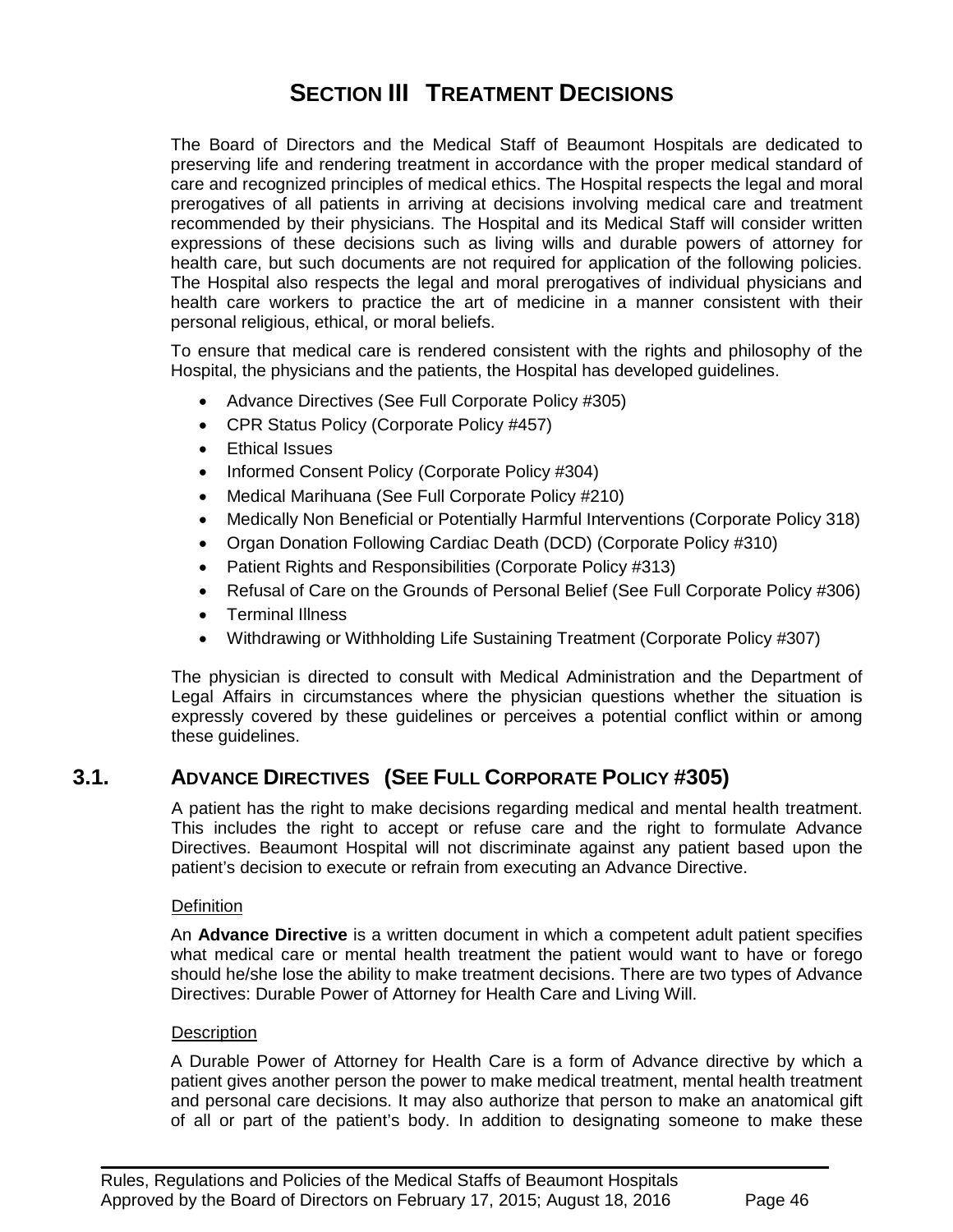# SECTION III TREATMENT DECISIONS

The Board of Directors and the Medical Staff of Beaumont Hospitals are dedicated to preserving life and rendering treatment in accordance with the proper medical standard of care and recognized principles of medical ethics. The Hospital respects the legal and moral prerogatives of all patients in arriving at decisions involving medical care and treatment recommended by their physicians. The Hospital and its Medical Staff will consider written expressions of these decisions such as living wills and durable powers of attorney for health care, but such documents are not required for application of the following policies. The Hospital also respects the legal and moral prerogatives of individual physicians and health care workers to practice the art of medicine in a manner consistent with their personal religious, ethical, or moral beliefs.

To ensure that medical care is rendered consistent with the rights and philosophy of the Hospital, the physicians and the patients, the Hospital has developed guidelines.

- Advance Directives (See Full Corporate Policy #305)
- CPR Status Policy (Corporate Policy #457)
- Ethical Issues
- Informed Consent Policy (Corporate Policy #304)
- Medical Marihuana (See Full Corporate Policy #210)
- Medically Non Beneficial or Potentially Harmful Interventions (Corporate Policy 318)
- Organ Donation Following Cardiac Death (DCD) (Corporate Policy #310)
- Patient Rights and Responsibilities (Corporate Policy #313)
- Refusal of Care on the Grounds of Personal Belief (See Full Corporate Policy #306)
- Terminal Illness
- Withdrawing or Withholding Life Sustaining Treatment (Corporate Policy #307)

The physician is directed to consult with Medical Administration and the Department of Legal Affairs in circumstances where the physician questions whether the situation is expressly covered by these guidelines or perceives a potential conflict within or among these guidelines.

## 3.1. ADVANCE DIRECTIVES (SEE FULL CORPORATE POLICY #305)

A patient has the right to make decisions regarding medical and mental health treatment. This includes the right to accept or refuse care and the right to formulate Advance Directives. Beaumont Hospital will not discriminate against any patient based upon the patient's decision to execute or refrain from executing an Advance Directive.

Definition

An **Advance Directive** is a written document in which a competent adult patient specifies what medical care or mental health treatment the patient would want to have or forego should he/she lose the ability to make treatment decisions. There are two types of Advance Directives: Durable Power of Attorney for Health Care and Living Will.

Description

A Durable Power of Attorney for Health Care is a form of Advance directive by which a patient gives another person the power to make medical treatment, mental health treatment and personal care decisions. It may also authorize that person to make an anatomical gift of all or part of the patient's body. In addition to designating someone to make these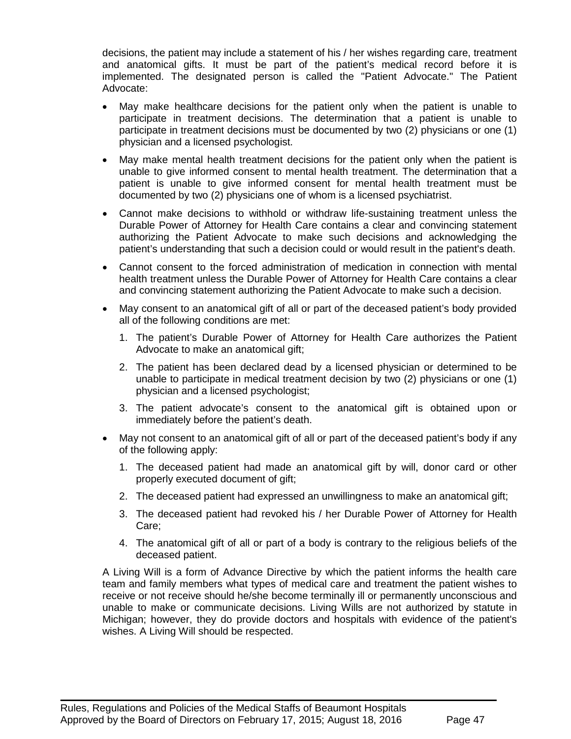decisions, the patient may include a statement of his / her wishes regarding care, treatment and anatomical gifts. It must be part of the patient's medical record before it is implemented. The designated person is called the "Patient Advocate." The Patient Advocate:

- May make healthcare decisions for the patient only when the patient is unable to participate in treatment decisions. The determination that a patient is unable to participate in treatment decisions must be documented by two (2) physicians or one (1) physician and a licensed psychologist.
- May make mental health treatment decisions for the patient only when the patient is unable to give informed consent to mental health treatment. The determination that a patient is unable to give informed consent for mental health treatment must be documented by two (2) physicians one of whom is a licensed psychiatrist.
- Cannot make decisions to withhold or withdraw life-sustaining treatment unless the Durable Power of Attorney for Health Care contains a clear and convincing statement authorizing the Patient Advocate to make such decisions and acknowledging the patient's understanding that such a decision could or would result in the patient's death.
- Cannot consent to the forced administration of medication in connection with mental health treatment unless the Durable Power of Attorney for Health Care contains a clear and convincing statement authorizing the Patient Advocate to make such a decision.
- May consent to an anatomical gift of all or part of the deceased patient's body provided all of the following conditions are met:
  1. The patient's Durable Power of Attorney for Health Care authorizes the Patient Advocate to make an anatomical gift;
  2. The patient has been declared dead by a licensed physician or determined to be unable to participate in medical treatment decision by two (2) physicians or one (1) physician and a licensed psychologist;
  3. The patient advocate's consent to the anatomical gift is obtained upon or immediately before the patient's death.
- May not consent to an anatomical gift of all or part of the deceased patient's body if any of the following apply:
  1. The deceased patient had made an anatomical gift by will, donor card or other properly executed document of gift;
  2. The deceased patient had expressed an unwillingness to make an anatomical gift;
  3. The deceased patient had revoked his / her Durable Power of Attorney for Health Care;
  4. The anatomical gift of all or part of a body is contrary to the religious beliefs of the deceased patient.

A Living Will is a form of Advance Directive by which the patient informs the health care team and family members what types of medical care and treatment the patient wishes to receive or not receive should he/she become terminally ill or permanently unconscious and unable to make or communicate decisions. Living Wills are not authorized by statute in Michigan; however, they do provide doctors and hospitals with evidence of the patient's wishes. A Living Will should be respected.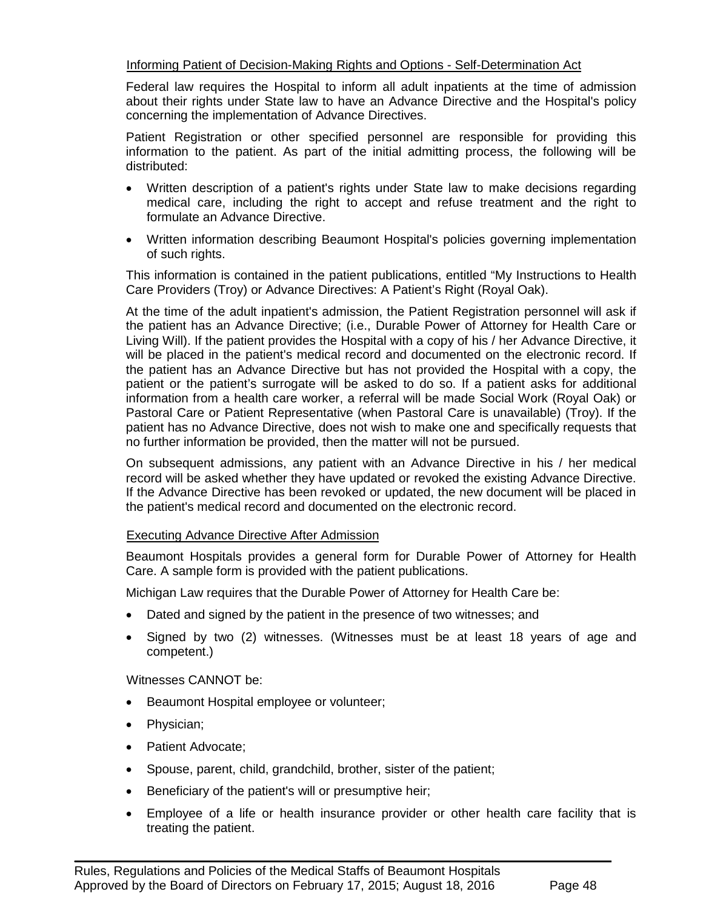### Informing Patient of Decision-Making Rights and Options - Self-Determination Act

Federal law requires the Hospital to inform all adult inpatients at the time of admission about their rights under State law to have an Advance Directive and the Hospital's policy concerning the implementation of Advance Directives.

Patient Registration or other specified personnel are responsible for providing this information to the patient. As part of the initial admitting process, the following will be distributed:

- Written description of a patient's rights under State law to make decisions regarding medical care, including the right to accept and refuse treatment and the right to formulate an Advance Directive.
- Written information describing Beaumont Hospital's policies governing implementation of such rights.

This information is contained in the patient publications, entitled "My Instructions to Health Care Providers (Troy) or Advance Directives: A Patient's Right (Royal Oak).

At the time of the adult inpatient's admission, the Patient Registration personnel will ask if the patient has an Advance Directive; (i.e., Durable Power of Attorney for Health Care or Living Will). If the patient provides the Hospital with a copy of his / her Advance Directive, it will be placed in the patient's medical record and documented on the electronic record. If the patient has an Advance Directive but has not provided the Hospital with a copy, the patient or the patient's surrogate will be asked to do so. If a patient asks for additional information from a health care worker, a referral will be made Social Work (Royal Oak) or Pastoral Care or Patient Representative (when Pastoral Care is unavailable) (Troy). If the patient has no Advance Directive, does not wish to make one and specifically requests that no further information be provided, then the matter will not be pursued.

On subsequent admissions, any patient with an Advance Directive in his / her medical record will be asked whether they have updated or revoked the existing Advance Directive. If the Advance Directive has been revoked or updated, the new document will be placed in the patient's medical record and documented on the electronic record.

### Executing Advance Directive After Admission

Beaumont Hospitals provides a general form for Durable Power of Attorney for Health Care. A sample form is provided with the patient publications.

Michigan Law requires that the Durable Power of Attorney for Health Care be:

- Dated and signed by the patient in the presence of two witnesses; and
- Signed by two (2) witnesses. (Witnesses must be at least 18 years of age and competent.)

Witnesses CANNOT be:

- Beaumont Hospital employee or volunteer;
- Physician;
- Patient Advocate;
- Spouse, parent, child, grandchild, brother, sister of the patient;
- Beneficiary of the patient's will or presumptive heir;
- Employee of a life or health insurance provider or other health care facility that is treating the patient.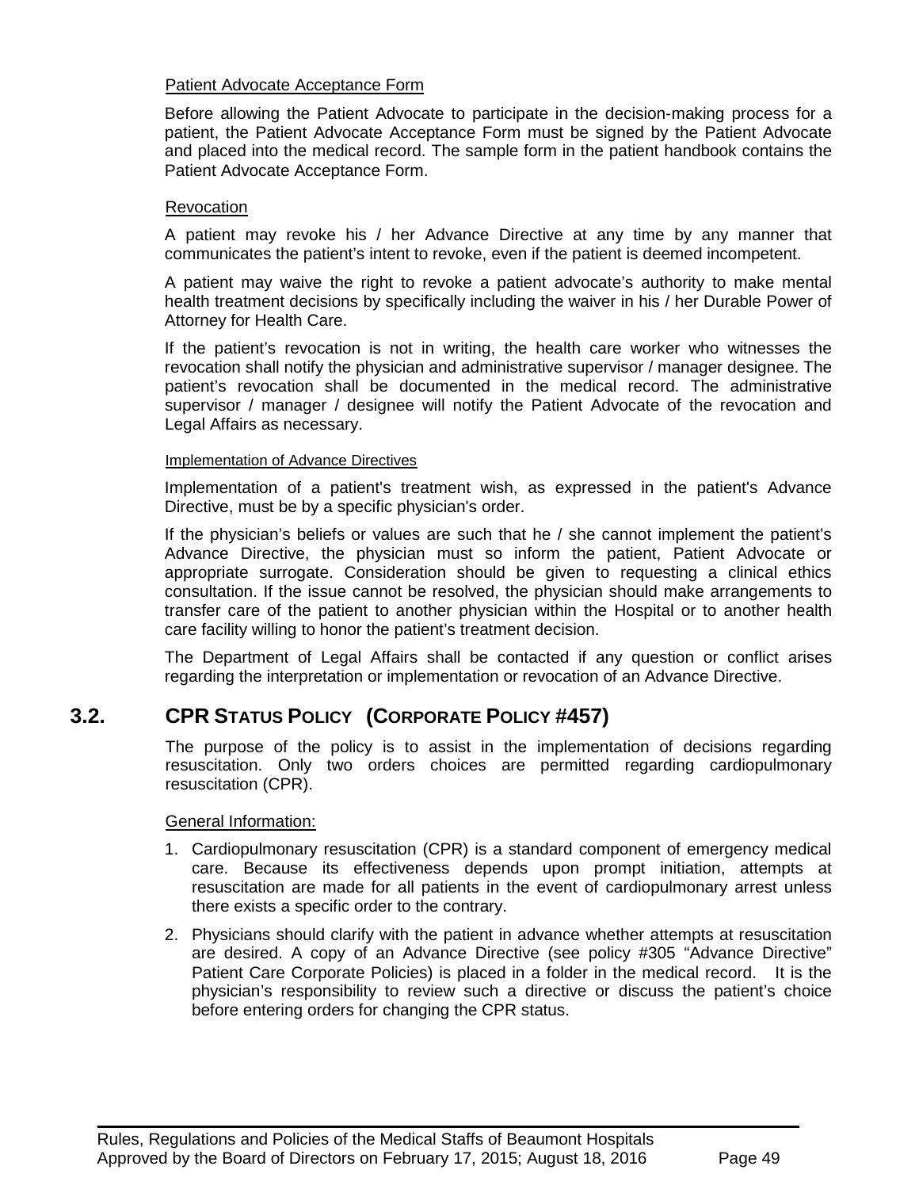Patient Advocate Acceptance Form

Before allowing the Patient Advocate to participate in the decision-making process for a patient, the Patient Advocate Acceptance Form must be signed by the Patient Advocate and placed into the medical record. The sample form in the patient handbook contains the Patient Advocate Acceptance Form.

Revocation

A patient may revoke his / her Advance Directive at any time by any manner that communicates the patient's intent to revoke, even if the patient is deemed incompetent.

A patient may waive the right to revoke a patient advocate's authority to make mental health treatment decisions by specifically including the waiver in his / her Durable Power of Attorney for Health Care.

If the patient's revocation is not in writing, the health care worker who witnesses the revocation shall notify the physician and administrative supervisor / manager designee. The patient's revocation shall be documented in the medical record. The administrative supervisor / manager / designee will notify the Patient Advocate of the revocation and Legal Affairs as necessary.

Implementation of Advance Directives

Implementation of a patient's treatment wish, as expressed in the patient's Advance Directive, must be by a specific physician's order.

If the physician's beliefs or values are such that he / she cannot implement the patient's Advance Directive, the physician must so inform the patient, Patient Advocate or appropriate surrogate. Consideration should be given to requesting a clinical ethics consultation. If the issue cannot be resolved, the physician should make arrangements to transfer care of the patient to another physician within the Hospital or to another health care facility willing to honor the patient's treatment decision.

The Department of Legal Affairs shall be contacted if any question or conflict arises regarding the interpretation or implementation or revocation of an Advance Directive.

## 3.2. CPR STATUS POLICY (CORPORATE POLICY #457)

The purpose of the policy is to assist in the implementation of decisions regarding resuscitation. Only two orders choices are permitted regarding cardiopulmonary resuscitation (CPR).

General Information:

1. Cardiopulmonary resuscitation (CPR) is a standard component of emergency medical care. Because its effectiveness depends upon prompt initiation, attempts at resuscitation are made for all patients in the event of cardiopulmonary arrest unless there exists a specific order to the contrary.
2. Physicians should clarify with the patient in advance whether attempts at resuscitation are desired. A copy of an Advance Directive (see policy #305 "Advance Directive" Patient Care Corporate Policies) is placed in a folder in the medical record. It is the physician's responsibility to review such a directive or discuss the patient's choice before entering orders for changing the CPR status.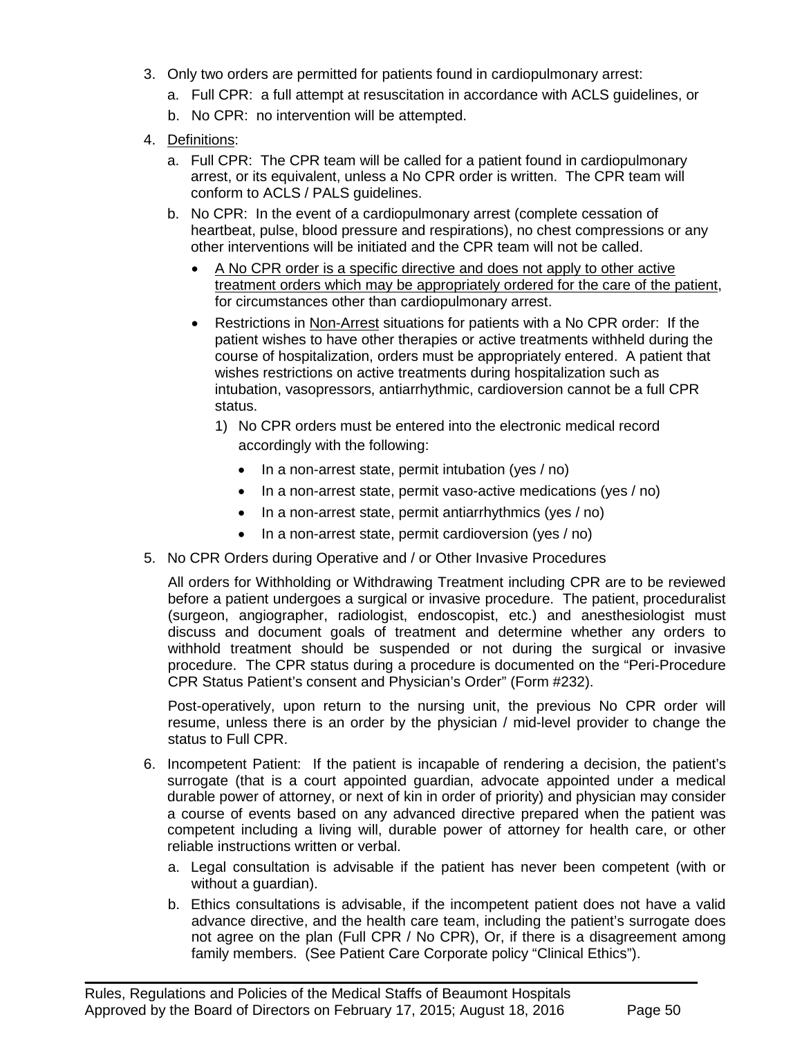3. Only two orders are permitted for patients found in cardiopulmonary arrest:
   a. Full CPR: a full attempt at resuscitation in accordance with ACLS guidelines, or
   b. No CPR: no intervention will be attempted.
4. <u>Definitions</u>:
   a. Full CPR: The CPR team will be called for a patient found in cardiopulmonary arrest, or its equivalent, unless a No CPR order is written. The CPR team will conform to ACLS / PALS guidelines.
   b. No CPR: In the event of a cardiopulmonary arrest (complete cessation of heartbeat, pulse, blood pressure and respirations), no chest compressions or any other interventions will be initiated and the CPR team will not be called.
      - <u>A No CPR order is a specific directive and does not apply to other active treatment orders which may be appropriately ordered for the care of the patient</u>, for circumstances other than cardiopulmonary arrest.
      - Restrictions in <u>Non-Arrest</u> situations for patients with a No CPR order: If the patient wishes to have other therapies or active treatments withheld during the course of hospitalization, orders must be appropriately entered. A patient that wishes restrictions on active treatments during hospitalization such as intubation, vasopressors, antiarrhythmic, cardioversion cannot be a full CPR status.
        1) No CPR orders must be entered into the electronic medical record accordingly with the following:
           - In a non-arrest state, permit intubation (yes / no)
           - In a non-arrest state, permit vaso-active medications (yes / no)
           - In a non-arrest state, permit antiarrhythmics (yes / no)
           - In a non-arrest state, permit cardioversion (yes / no)
5. No CPR Orders during Operative and / or Other Invasive Procedures

   All orders for Withholding or Withdrawing Treatment including CPR are to be reviewed before a patient undergoes a surgical or invasive procedure. The patient, proceduralist (surgeon, angiographer, radiologist, endoscopist, etc.) and anesthesiologist must discuss and document goals of treatment and determine whether any orders to withhold treatment should be suspended or not during the surgical or invasive procedure. The CPR status during a procedure is documented on the "Peri-Procedure CPR Status Patient's consent and Physician's Order" (Form #232).

   Post-operatively, upon return to the nursing unit, the previous No CPR order will resume, unless there is an order by the physician / mid-level provider to change the status to Full CPR.
6. Incompetent Patient: If the patient is incapable of rendering a decision, the patient's surrogate (that is a court appointed guardian, advocate appointed under a medical durable power of attorney, or next of kin in order of priority) and physician may consider a course of events based on any advanced directive prepared when the patient was competent including a living will, durable power of attorney for health care, or other reliable instructions written or verbal.
   a. Legal consultation is advisable if the patient has never been competent (with or without a guardian).
   b. Ethics consultations is advisable, if the incompetent patient does not have a valid advance directive, and the health care team, including the patient's surrogate does not agree on the plan (Full CPR / No CPR), Or, if there is a disagreement among family members. (See Patient Care Corporate policy "Clinical Ethics").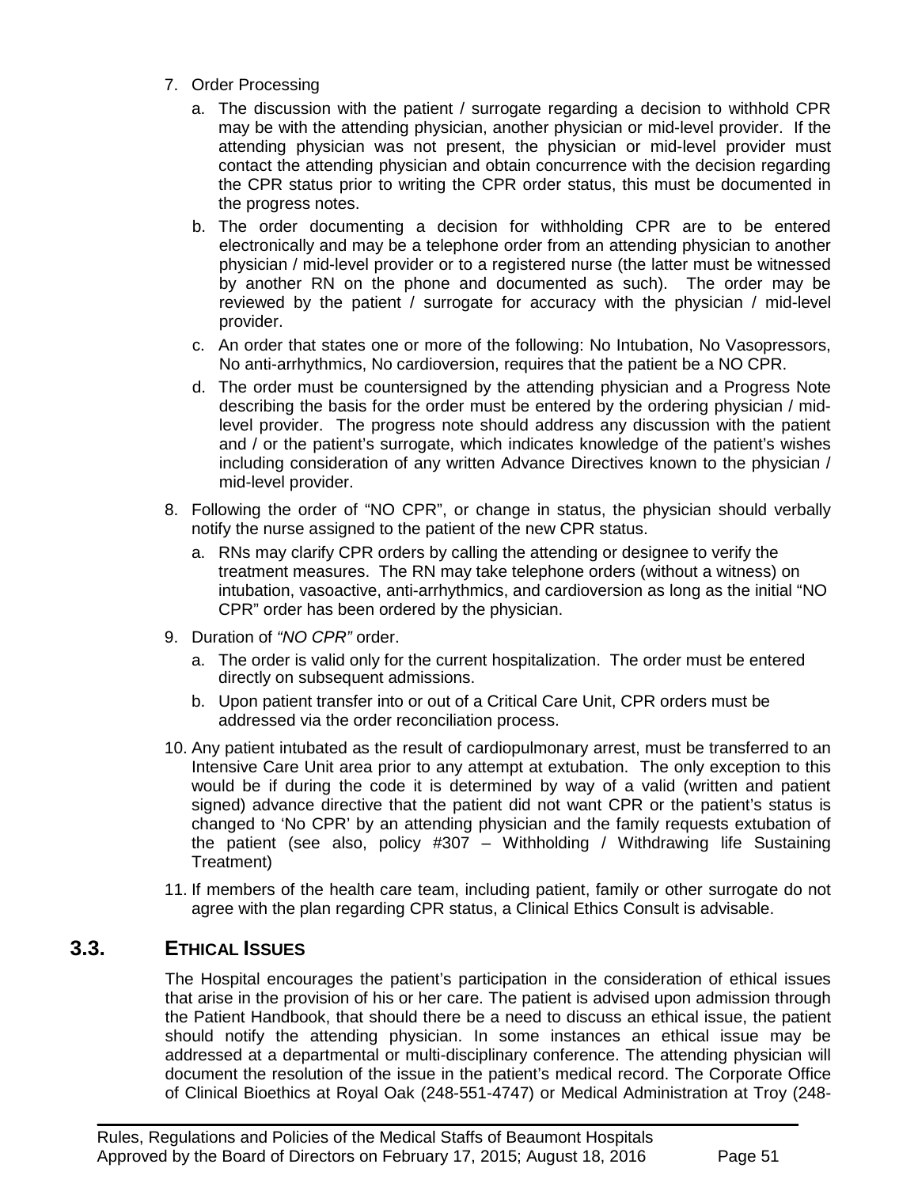7. Order Processing
   a. The discussion with the patient / surrogate regarding a decision to withhold CPR may be with the attending physician, another physician or mid-level provider. If the attending physician was not present, the physician or mid-level provider must contact the attending physician and obtain concurrence with the decision regarding the CPR status prior to writing the CPR order status, this must be documented in the progress notes.
   b. The order documenting a decision for withholding CPR are to be entered electronically and may be a telephone order from an attending physician to another physician / mid-level provider or to a registered nurse (the latter must be witnessed by another RN on the phone and documented as such). The order may be reviewed by the patient / surrogate for accuracy with the physician / mid-level provider.
   c. An order that states one or more of the following: No Intubation, No Vasopressors, No anti-arrhythmics, No cardioversion, requires that the patient be a NO CPR.
   d. The order must be countersigned by the attending physician and a Progress Note describing the basis for the order must be entered by the ordering physician / mid-level provider. The progress note should address any discussion with the patient and / or the patient's surrogate, which indicates knowledge of the patient's wishes including consideration of any written Advance Directives known to the physician / mid-level provider.
8. Following the order of "NO CPR", or change in status, the physician should verbally notify the nurse assigned to the patient of the new CPR status.
   a. RNs may clarify CPR orders by calling the attending or designee to verify the treatment measures. The RN may take telephone orders (without a witness) on intubation, vasoactive, anti-arrhythmics, and cardioversion as long as the initial "NO CPR" order has been ordered by the physician.
9. Duration of *"NO CPR"* order.
   a. The order is valid only for the current hospitalization. The order must be entered directly on subsequent admissions.
   b. Upon patient transfer into or out of a Critical Care Unit, CPR orders must be addressed via the order reconciliation process.
10. Any patient intubated as the result of cardiopulmonary arrest, must be transferred to an Intensive Care Unit area prior to any attempt at extubation. The only exception to this would be if during the code it is determined by way of a valid (written and patient signed) advance directive that the patient did not want CPR or the patient's status is changed to 'No CPR' by an attending physician and the family requests extubation of the patient (see also, policy #307 – Withholding / Withdrawing life Sustaining Treatment)
11. If members of the health care team, including patient, family or other surrogate do not agree with the plan regarding CPR status, a Clinical Ethics Consult is advisable.

## 3.3. ETHICAL ISSUES

The Hospital encourages the patient's participation in the consideration of ethical issues that arise in the provision of his or her care. The patient is advised upon admission through the Patient Handbook, that should there be a need to discuss an ethical issue, the patient should notify the attending physician. In some instances an ethical issue may be addressed at a departmental or multi-disciplinary conference. The attending physician will document the resolution of the issue in the patient's medical record. The Corporate Office of Clinical Bioethics at Royal Oak (248-551-4747) or Medical Administration at Troy (248-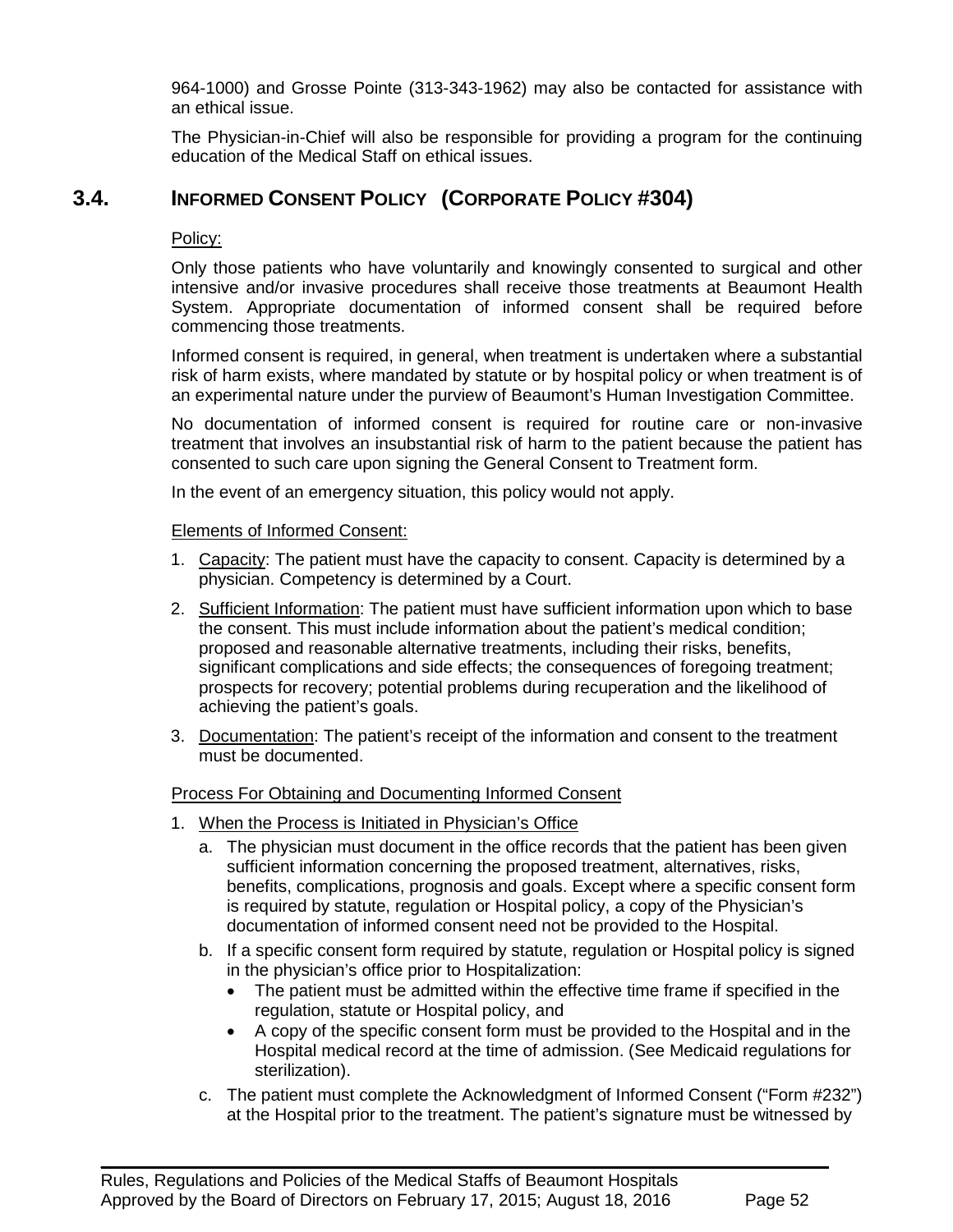964-1000) and Grosse Pointe (313-343-1962) may also be contacted for assistance with an ethical issue.

The Physician-in-Chief will also be responsible for providing a program for the continuing education of the Medical Staff on ethical issues.

## 3.4. INFORMED CONSENT POLICY (CORPORATE POLICY #304)

Policy:

Only those patients who have voluntarily and knowingly consented to surgical and other intensive and/or invasive procedures shall receive those treatments at Beaumont Health System. Appropriate documentation of informed consent shall be required before commencing those treatments.

Informed consent is required, in general, when treatment is undertaken where a substantial risk of harm exists, where mandated by statute or by hospital policy or when treatment is of an experimental nature under the purview of Beaumont's Human Investigation Committee.

No documentation of informed consent is required for routine care or non-invasive treatment that involves an insubstantial risk of harm to the patient because the patient has consented to such care upon signing the General Consent to Treatment form.

In the event of an emergency situation, this policy would not apply.

Elements of Informed Consent:

1. Capacity: The patient must have the capacity to consent. Capacity is determined by a physician. Competency is determined by a Court.
2. Sufficient Information: The patient must have sufficient information upon which to base the consent. This must include information about the patient's medical condition; proposed and reasonable alternative treatments, including their risks, benefits, significant complications and side effects; the consequences of foregoing treatment; prospects for recovery; potential problems during recuperation and the likelihood of achieving the patient's goals.
3. Documentation: The patient's receipt of the information and consent to the treatment must be documented.

Process For Obtaining and Documenting Informed Consent

1. When the Process is Initiated in Physician's Office
   a. The physician must document in the office records that the patient has been given sufficient information concerning the proposed treatment, alternatives, risks, benefits, complications, prognosis and goals. Except where a specific consent form is required by statute, regulation or Hospital policy, a copy of the Physician's documentation of informed consent need not be provided to the Hospital.
   b. If a specific consent form required by statute, regulation or Hospital policy is signed in the physician's office prior to Hospitalization:
      - The patient must be admitted within the effective time frame if specified in the regulation, statute or Hospital policy, and
      - A copy of the specific consent form must be provided to the Hospital and in the Hospital medical record at the time of admission. (See Medicaid regulations for sterilization).
   c. The patient must complete the Acknowledgment of Informed Consent ("Form #232") at the Hospital prior to the treatment. The patient's signature must be witnessed by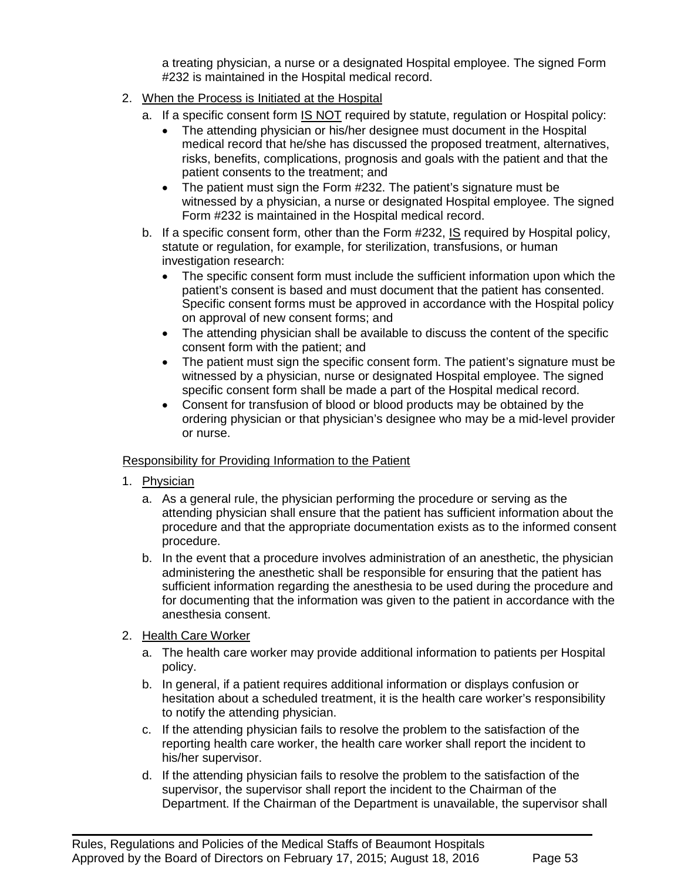a treating physician, a nurse or a designated Hospital employee. The signed Form #232 is maintained in the Hospital medical record.

2. When the Process is Initiated at the Hospital
   a. If a specific consent form IS NOT required by statute, regulation or Hospital policy:
      - The attending physician or his/her designee must document in the Hospital medical record that he/she has discussed the proposed treatment, alternatives, risks, benefits, complications, prognosis and goals with the patient and that the patient consents to the treatment; and
      - The patient must sign the Form #232. The patient's signature must be witnessed by a physician, a nurse or designated Hospital employee. The signed Form #232 is maintained in the Hospital medical record.
   b. If a specific consent form, other than the Form #232, IS required by Hospital policy, statute or regulation, for example, for sterilization, transfusions, or human investigation research:
      - The specific consent form must include the sufficient information upon which the patient's consent is based and must document that the patient has consented. Specific consent forms must be approved in accordance with the Hospital policy on approval of new consent forms; and
      - The attending physician shall be available to discuss the content of the specific consent form with the patient; and
      - The patient must sign the specific consent form. The patient's signature must be witnessed by a physician, nurse or designated Hospital employee. The signed specific consent form shall be made a part of the Hospital medical record.
      - Consent for transfusion of blood or blood products may be obtained by the ordering physician or that physician's designee who may be a mid-level provider or nurse.

Responsibility for Providing Information to the Patient

1. Physician
   a. As a general rule, the physician performing the procedure or serving as the attending physician shall ensure that the patient has sufficient information about the procedure and that the appropriate documentation exists as to the informed consent procedure.
   b. In the event that a procedure involves administration of an anesthetic, the physician administering the anesthetic shall be responsible for ensuring that the patient has sufficient information regarding the anesthesia to be used during the procedure and for documenting that the information was given to the patient in accordance with the anesthesia consent.

2. Health Care Worker
   a. The health care worker may provide additional information to patients per Hospital policy.
   b. In general, if a patient requires additional information or displays confusion or hesitation about a scheduled treatment, it is the health care worker's responsibility to notify the attending physician.
   c. If the attending physician fails to resolve the problem to the satisfaction of the reporting health care worker, the health care worker shall report the incident to his/her supervisor.
   d. If the attending physician fails to resolve the problem to the satisfaction of the supervisor, the supervisor shall report the incident to the Chairman of the Department. If the Chairman of the Department is unavailable, the supervisor shall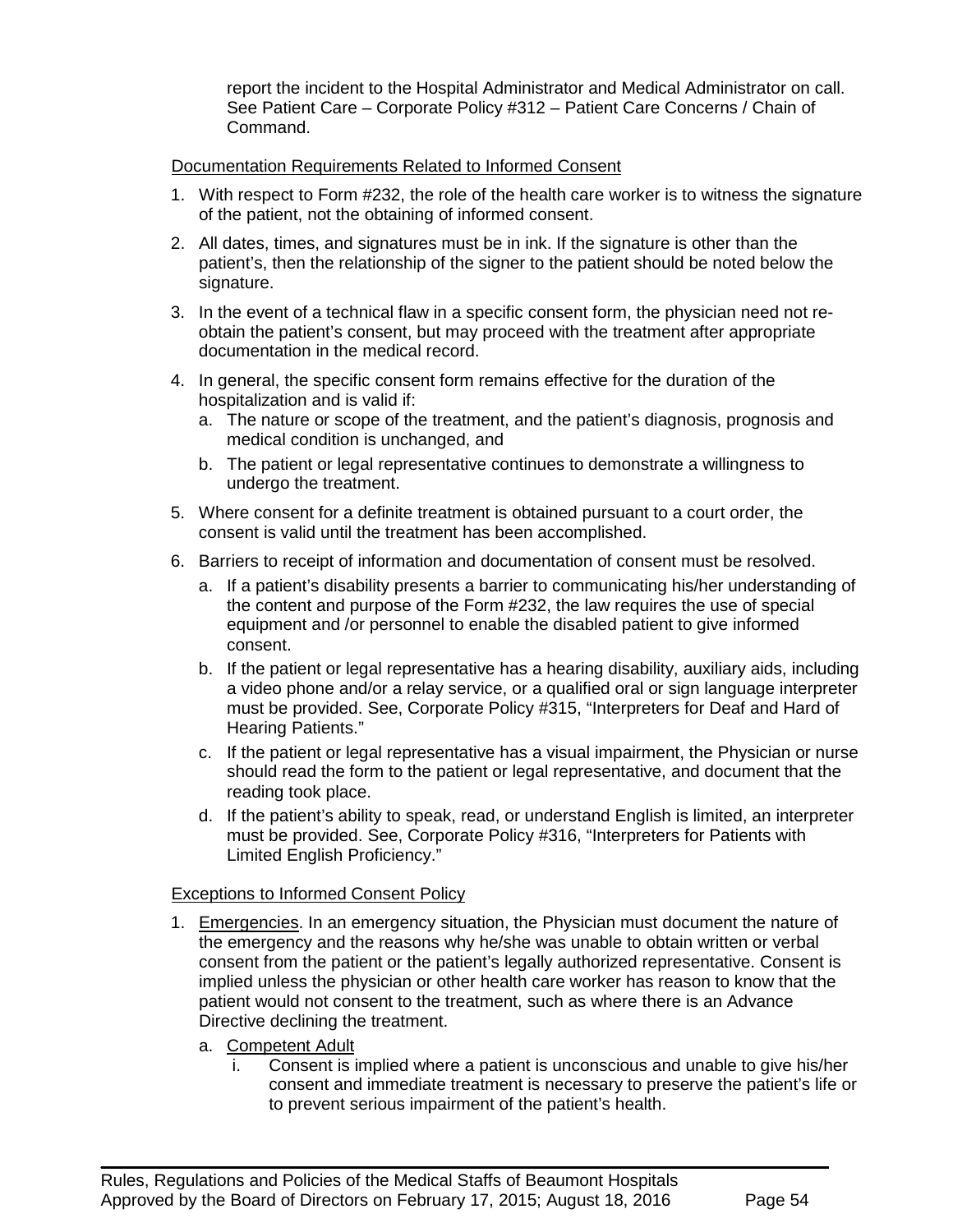report the incident to the Hospital Administrator and Medical Administrator on call. See Patient Care – Corporate Policy #312 – Patient Care Concerns / Chain of Command.

<u>Documentation Requirements Related to Informed Consent</u>

1. With respect to Form #232, the role of the health care worker is to witness the signature of the patient, not the obtaining of informed consent.
2. All dates, times, and signatures must be in ink. If the signature is other than the patient's, then the relationship of the signer to the patient should be noted below the signature.
3. In the event of a technical flaw in a specific consent form, the physician need not re-obtain the patient's consent, but may proceed with the treatment after appropriate documentation in the medical record.
4. In general, the specific consent form remains effective for the duration of the hospitalization and is valid if:
   a. The nature or scope of the treatment, and the patient's diagnosis, prognosis and medical condition is unchanged, and
   b. The patient or legal representative continues to demonstrate a willingness to undergo the treatment.
5. Where consent for a definite treatment is obtained pursuant to a court order, the consent is valid until the treatment has been accomplished.
6. Barriers to receipt of information and documentation of consent must be resolved.
   a. If a patient's disability presents a barrier to communicating his/her understanding of the content and purpose of the Form #232, the law requires the use of special equipment and /or personnel to enable the disabled patient to give informed consent.
   b. If the patient or legal representative has a hearing disability, auxiliary aids, including a video phone and/or a relay service, or a qualified oral or sign language interpreter must be provided. See, Corporate Policy #315, "Interpreters for Deaf and Hard of Hearing Patients."
   c. If the patient or legal representative has a visual impairment, the Physician or nurse should read the form to the patient or legal representative, and document that the reading took place.
   d. If the patient's ability to speak, read, or understand English is limited, an interpreter must be provided. See, Corporate Policy #316, "Interpreters for Patients with Limited English Proficiency."

<u>Exceptions to Informed Consent Policy</u>

1. <u>Emergencies</u>. In an emergency situation, the Physician must document the nature of the emergency and the reasons why he/she was unable to obtain written or verbal consent from the patient or the patient's legally authorized representative. Consent is implied unless the physician or other health care worker has reason to know that the patient would not consent to the treatment, such as where there is an Advance Directive declining the treatment.
   a. <u>Competent Adult</u>
      i. Consent is implied where a patient is unconscious and unable to give his/her consent and immediate treatment is necessary to preserve the patient's life or to prevent serious impairment of the patient's health.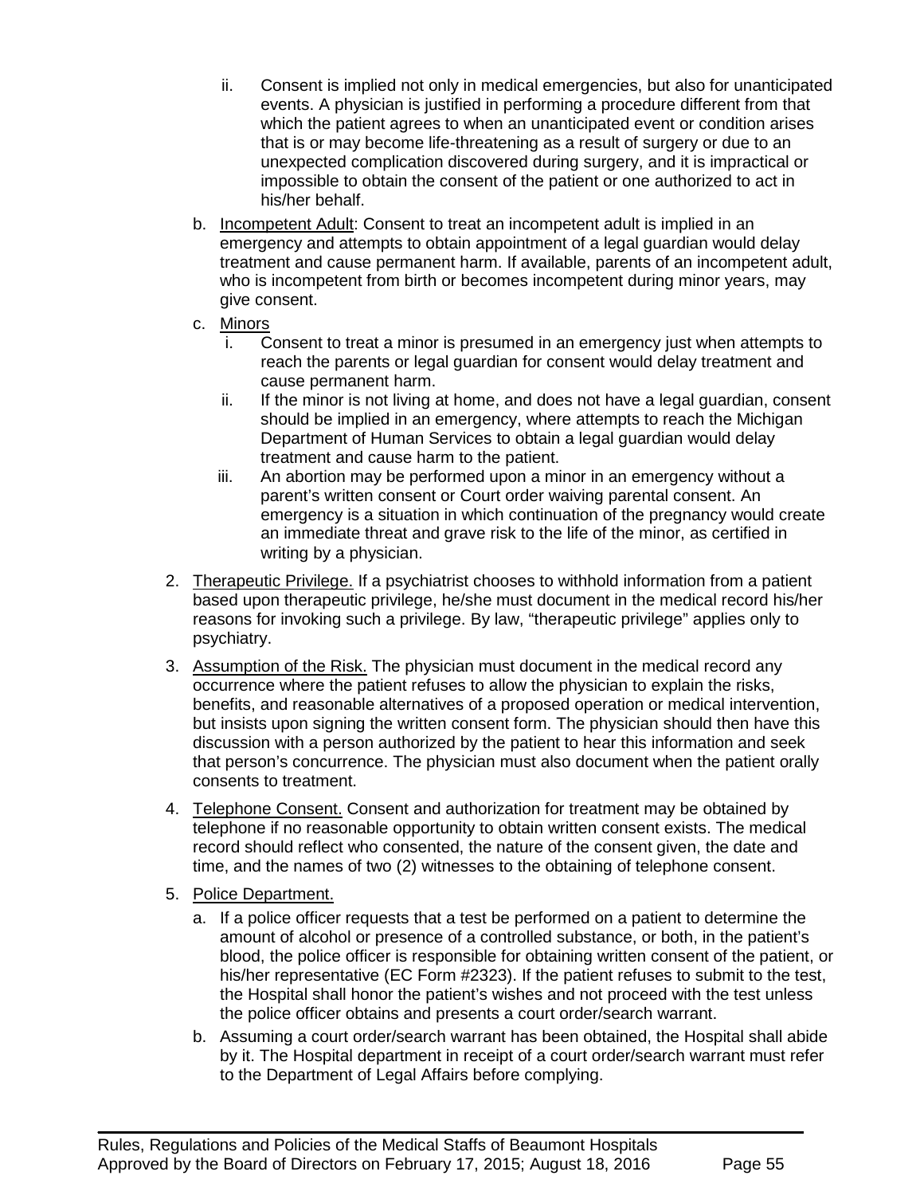- ii. Consent is implied not only in medical emergencies, but also for unanticipated events. A physician is justified in performing a procedure different from that which the patient agrees to when an unanticipated event or condition arises that is or may become life-threatening as a result of surgery or due to an unexpected complication discovered during surgery, and it is impractical or impossible to obtain the consent of the patient or one authorized to act in his/her behalf.

   b. Incompetent Adult: Consent to treat an incompetent adult is implied in an emergency and attempts to obtain appointment of a legal guardian would delay treatment and cause permanent harm. If available, parents of an incompetent adult, who is incompetent from birth or becomes incompetent during minor years, may give consent.

   c. Minors
      - i. Consent to treat a minor is presumed in an emergency just when attempts to reach the parents or legal guardian for consent would delay treatment and cause permanent harm.
      - ii. If the minor is not living at home, and does not have a legal guardian, consent should be implied in an emergency, where attempts to reach the Michigan Department of Human Services to obtain a legal guardian would delay treatment and cause harm to the patient.
      - iii. An abortion may be performed upon a minor in an emergency without a parent's written consent or Court order waiving parental consent. An emergency is a situation in which continuation of the pregnancy would create an immediate threat and grave risk to the life of the minor, as certified in writing by a physician.

2. Therapeutic Privilege. If a psychiatrist chooses to withhold information from a patient based upon therapeutic privilege, he/she must document in the medical record his/her reasons for invoking such a privilege. By law, "therapeutic privilege" applies only to psychiatry.

3. Assumption of the Risk. The physician must document in the medical record any occurrence where the patient refuses to allow the physician to explain the risks, benefits, and reasonable alternatives of a proposed operation or medical intervention, but insists upon signing the written consent form. The physician should then have this discussion with a person authorized by the patient to hear this information and seek that person's concurrence. The physician must also document when the patient orally consents to treatment.

4. Telephone Consent. Consent and authorization for treatment may be obtained by telephone if no reasonable opportunity to obtain written consent exists. The medical record should reflect who consented, the nature of the consent given, the date and time, and the names of two (2) witnesses to the obtaining of telephone consent.

5. Police Department.

   a. If a police officer requests that a test be performed on a patient to determine the amount of alcohol or presence of a controlled substance, or both, in the patient's blood, the police officer is responsible for obtaining written consent of the patient, or his/her representative (EC Form #2323). If the patient refuses to submit to the test, the Hospital shall honor the patient's wishes and not proceed with the test unless the police officer obtains and presents a court order/search warrant.

   b. Assuming a court order/search warrant has been obtained, the Hospital shall abide by it. The Hospital department in receipt of a court order/search warrant must refer to the Department of Legal Affairs before complying.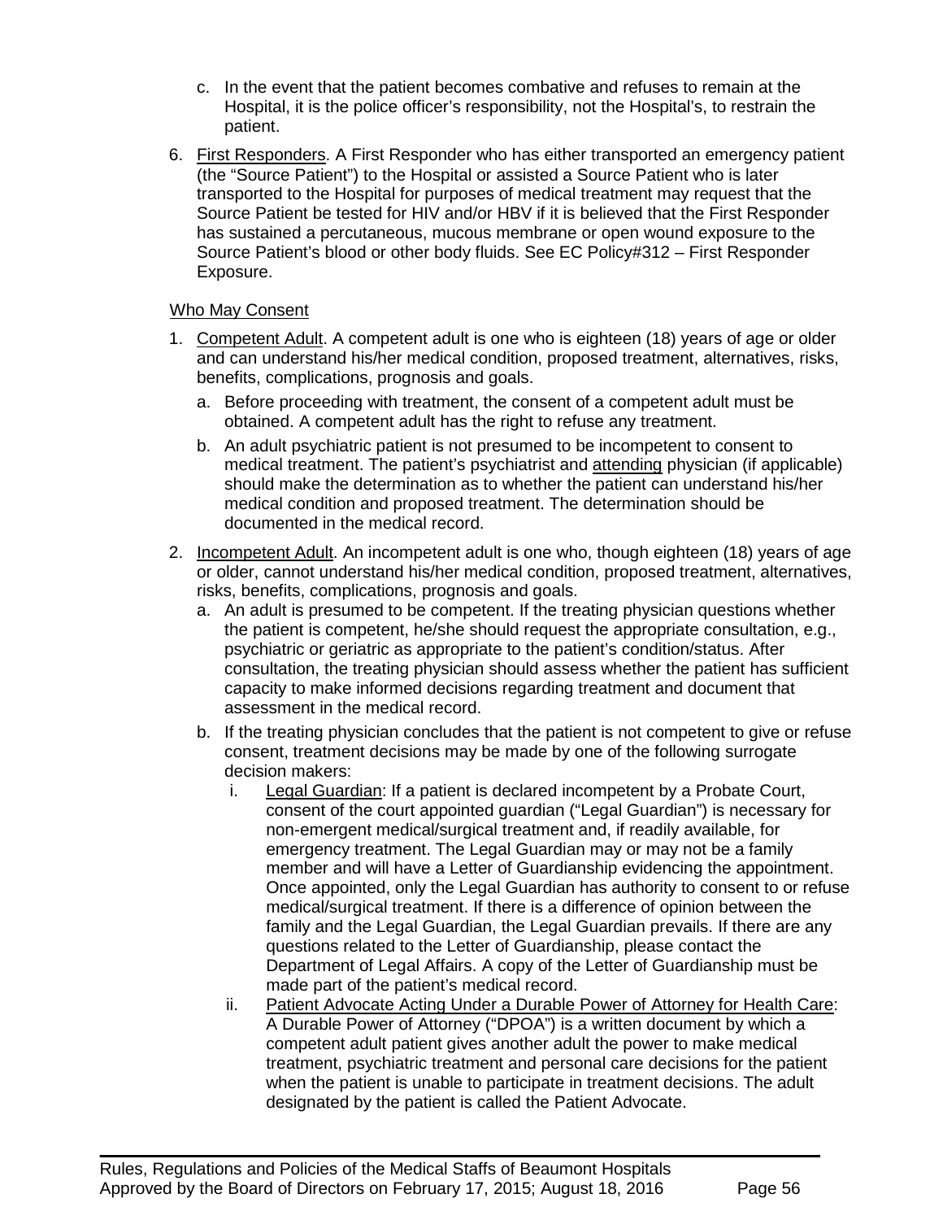c. In the event that the patient becomes combative and refuses to remain at the Hospital, it is the police officer's responsibility, not the Hospital's, to restrain the patient.

6. First Responders. A First Responder who has either transported an emergency patient (the "Source Patient") to the Hospital or assisted a Source Patient who is later transported to the Hospital for purposes of medical treatment may request that the Source Patient be tested for HIV and/or HBV if it is believed that the First Responder has sustained a percutaneous, mucous membrane or open wound exposure to the Source Patient's blood or other body fluids. See EC Policy#312 – First Responder Exposure.

Who May Consent

1. Competent Adult. A competent adult is one who is eighteen (18) years of age or older and can understand his/her medical condition, proposed treatment, alternatives, risks, benefits, complications, prognosis and goals.
   a. Before proceeding with treatment, the consent of a competent adult must be obtained. A competent adult has the right to refuse any treatment.
   b. An adult psychiatric patient is not presumed to be incompetent to consent to medical treatment. The patient's psychiatrist and attending physician (if applicable) should make the determination as to whether the patient can understand his/her medical condition and proposed treatment. The determination should be documented in the medical record.

2. Incompetent Adult. An incompetent adult is one who, though eighteen (18) years of age or older, cannot understand his/her medical condition, proposed treatment, alternatives, risks, benefits, complications, prognosis and goals.
   a. An adult is presumed to be competent. If the treating physician questions whether the patient is competent, he/she should request the appropriate consultation, e.g., psychiatric or geriatric as appropriate to the patient's condition/status. After consultation, the treating physician should assess whether the patient has sufficient capacity to make informed decisions regarding treatment and document that assessment in the medical record.
   b. If the treating physician concludes that the patient is not competent to give or refuse consent, treatment decisions may be made by one of the following surrogate decision makers:
      i. Legal Guardian: If a patient is declared incompetent by a Probate Court, consent of the court appointed guardian ("Legal Guardian") is necessary for non-emergent medical/surgical treatment and, if readily available, for emergency treatment. The Legal Guardian may or may not be a family member and will have a Letter of Guardianship evidencing the appointment. Once appointed, only the Legal Guardian has authority to consent to or refuse medical/surgical treatment. If there is a difference of opinion between the family and the Legal Guardian, the Legal Guardian prevails. If there are any questions related to the Letter of Guardianship, please contact the Department of Legal Affairs. A copy of the Letter of Guardianship must be made part of the patient's medical record.
      ii. Patient Advocate Acting Under a Durable Power of Attorney for Health Care: A Durable Power of Attorney ("DPOA") is a written document by which a competent adult patient gives another adult the power to make medical treatment, psychiatric treatment and personal care decisions for the patient when the patient is unable to participate in treatment decisions. The adult designated by the patient is called the Patient Advocate.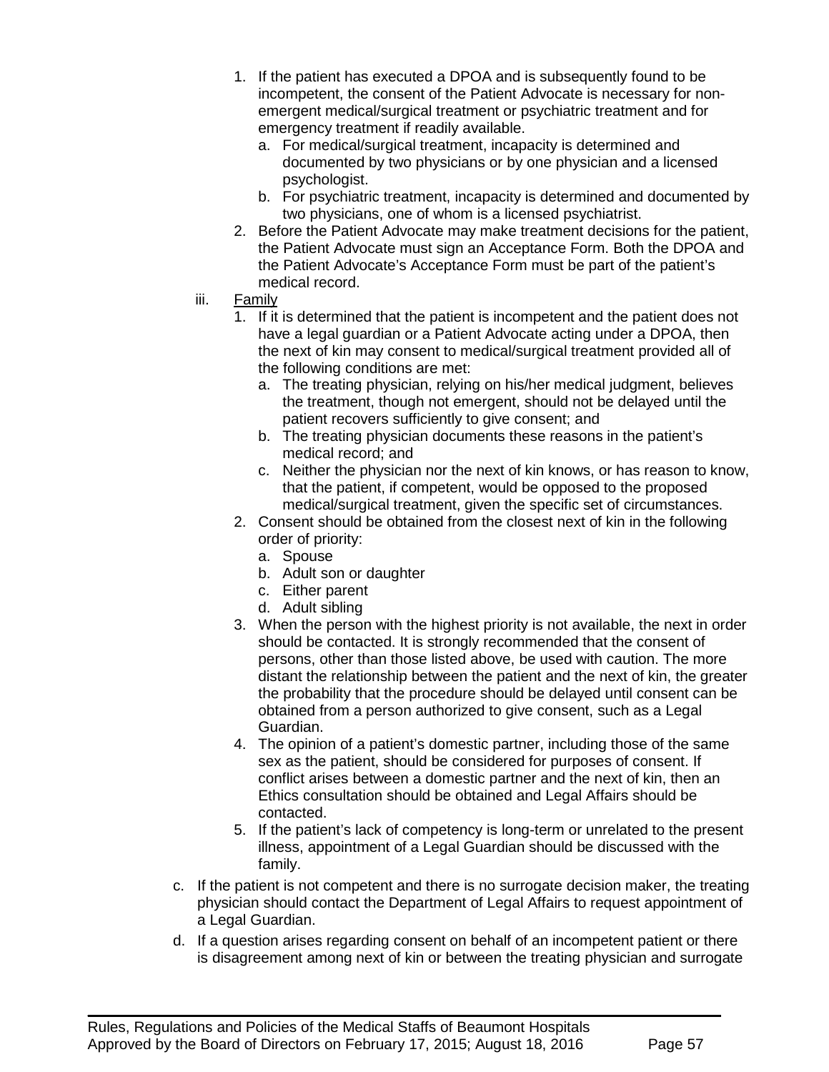1. If the patient has executed a DPOA and is subsequently found to be incompetent, the consent of the Patient Advocate is necessary for non-emergent medical/surgical treatment or psychiatric treatment and for emergency treatment if readily available.
   a. For medical/surgical treatment, incapacity is determined and documented by two physicians or by one physician and a licensed psychologist.
   b. For psychiatric treatment, incapacity is determined and documented by two physicians, one of whom is a licensed psychiatrist.
2. Before the Patient Advocate may make treatment decisions for the patient, the Patient Advocate must sign an Acceptance Form. Both the DPOA and the Patient Advocate's Acceptance Form must be part of the patient's medical record.

iii. Family

1. If it is determined that the patient is incompetent and the patient does not have a legal guardian or a Patient Advocate acting under a DPOA, then the next of kin may consent to medical/surgical treatment provided all of the following conditions are met:
   a. The treating physician, relying on his/her medical judgment, believes the treatment, though not emergent, should not be delayed until the patient recovers sufficiently to give consent; and
   b. The treating physician documents these reasons in the patient's medical record; and
   c. Neither the physician nor the next of kin knows, or has reason to know, that the patient, if competent, would be opposed to the proposed medical/surgical treatment, given the specific set of circumstances.
2. Consent should be obtained from the closest next of kin in the following order of priority:
   a. Spouse
   b. Adult son or daughter
   c. Either parent
   d. Adult sibling
3. When the person with the highest priority is not available, the next in order should be contacted. It is strongly recommended that the consent of persons, other than those listed above, be used with caution. The more distant the relationship between the patient and the next of kin, the greater the probability that the procedure should be delayed until consent can be obtained from a person authorized to give consent, such as a Legal Guardian.
4. The opinion of a patient's domestic partner, including those of the same sex as the patient, should be considered for purposes of consent. If conflict arises between a domestic partner and the next of kin, then an Ethics consultation should be obtained and Legal Affairs should be contacted.
5. If the patient's lack of competency is long-term or unrelated to the present illness, appointment of a Legal Guardian should be discussed with the family.

c. If the patient is not competent and there is no surrogate decision maker, the treating physician should contact the Department of Legal Affairs to request appointment of a Legal Guardian.

d. If a question arises regarding consent on behalf of an incompetent patient or there is disagreement among next of kin or between the treating physician and surrogate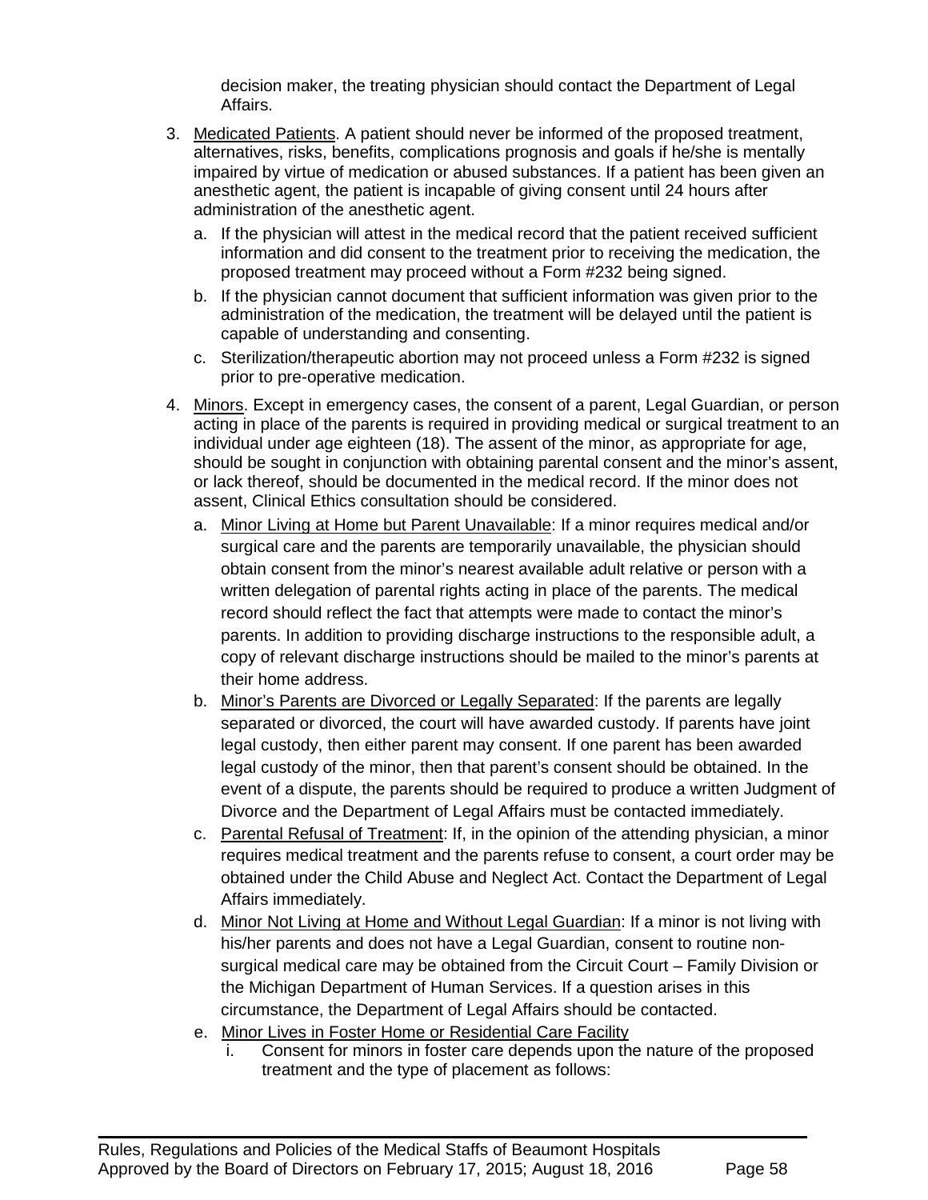decision maker, the treating physician should contact the Department of Legal Affairs.

3. Medicated Patients. A patient should never be informed of the proposed treatment, alternatives, risks, benefits, complications prognosis and goals if he/she is mentally impaired by virtue of medication or abused substances. If a patient has been given an anesthetic agent, the patient is incapable of giving consent until 24 hours after administration of the anesthetic agent.
   a. If the physician will attest in the medical record that the patient received sufficient information and did consent to the treatment prior to receiving the medication, the proposed treatment may proceed without a Form #232 being signed.
   b. If the physician cannot document that sufficient information was given prior to the administration of the medication, the treatment will be delayed until the patient is capable of understanding and consenting.
   c. Sterilization/therapeutic abortion may not proceed unless a Form #232 is signed prior to pre-operative medication.
4. Minors. Except in emergency cases, the consent of a parent, Legal Guardian, or person acting in place of the parents is required in providing medical or surgical treatment to an individual under age eighteen (18). The assent of the minor, as appropriate for age, should be sought in conjunction with obtaining parental consent and the minor's assent, or lack thereof, should be documented in the medical record. If the minor does not assent, Clinical Ethics consultation should be considered.
   a. Minor Living at Home but Parent Unavailable: If a minor requires medical and/or surgical care and the parents are temporarily unavailable, the physician should obtain consent from the minor's nearest available adult relative or person with a written delegation of parental rights acting in place of the parents. The medical record should reflect the fact that attempts were made to contact the minor's parents. In addition to providing discharge instructions to the responsible adult, a copy of relevant discharge instructions should be mailed to the minor's parents at their home address.
   b. Minor's Parents are Divorced or Legally Separated: If the parents are legally separated or divorced, the court will have awarded custody. If parents have joint legal custody, then either parent may consent. If one parent has been awarded legal custody of the minor, then that parent's consent should be obtained. In the event of a dispute, the parents should be required to produce a written Judgment of Divorce and the Department of Legal Affairs must be contacted immediately.
   c. Parental Refusal of Treatment: If, in the opinion of the attending physician, a minor requires medical treatment and the parents refuse to consent, a court order may be obtained under the Child Abuse and Neglect Act. Contact the Department of Legal Affairs immediately.
   d. Minor Not Living at Home and Without Legal Guardian: If a minor is not living with his/her parents and does not have a Legal Guardian, consent to routine non-surgical medical care may be obtained from the Circuit Court – Family Division or the Michigan Department of Human Services. If a question arises in this circumstance, the Department of Legal Affairs should be contacted.
   e. Minor Lives in Foster Home or Residential Care Facility
      i. Consent for minors in foster care depends upon the nature of the proposed treatment and the type of placement as follows: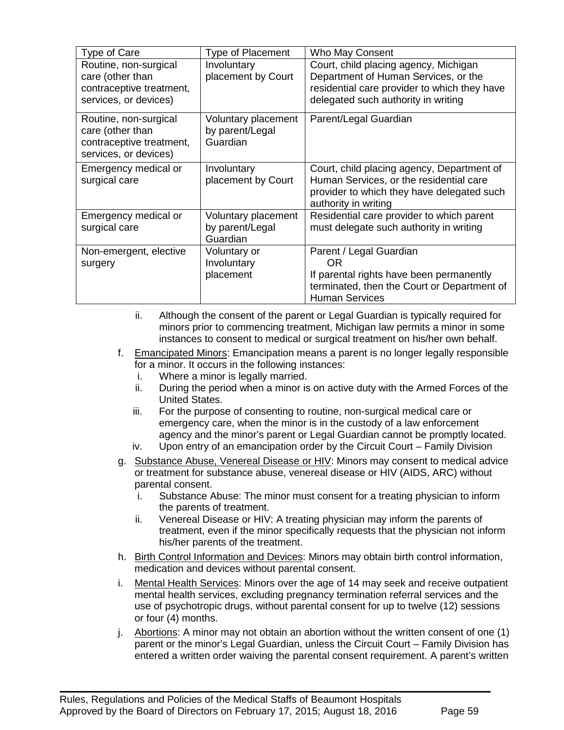| Type of Care | Type of Placement | Who May Consent |
|---|---|---|
| Routine, non-surgical care (other than contraceptive treatment, services, or devices) | Involuntary placement by Court | Court, child placing agency, Michigan Department of Human Services, or the residential care provider to which they have delegated such authority in writing |
| Routine, non-surgical care (other than contraceptive treatment, services, or devices) | Voluntary placement by parent/Legal Guardian | Parent/Legal Guardian |
| Emergency medical or surgical care | Involuntary placement by Court | Court, child placing agency, Department of Human Services, or the residential care provider to which they have delegated such authority in writing |
| Emergency medical or surgical care | Voluntary placement by parent/Legal Guardian | Residential care provider to which parent must delegate such authority in writing |
| Non-emergent, elective surgery | Voluntary or Involuntary placement | Parent / Legal Guardian OR If parental rights have been permanently terminated, then the Court or Department of Human Services |

ii. Although the consent of the parent or Legal Guardian is typically required for minors prior to commencing treatment, Michigan law permits a minor in some instances to consent to medical or surgical treatment on his/her own behalf.

f. Emancipated Minors: Emancipation means a parent is no longer legally responsible for a minor. It occurs in the following instances:
   i. Where a minor is legally married.
   ii. During the period when a minor is on active duty with the Armed Forces of the United States.
   iii. For the purpose of consenting to routine, non-surgical medical care or emergency care, when the minor is in the custody of a law enforcement agency and the minor's parent or Legal Guardian cannot be promptly located.
   iv. Upon entry of an emancipation order by the Circuit Court – Family Division

g. Substance Abuse, Venereal Disease or HIV: Minors may consent to medical advice or treatment for substance abuse, venereal disease or HIV (AIDS, ARC) without parental consent.
   i. Substance Abuse: The minor must consent for a treating physician to inform the parents of treatment.
   ii. Venereal Disease or HIV: A treating physician may inform the parents of treatment, even if the minor specifically requests that the physician not inform his/her parents of the treatment.

h. Birth Control Information and Devices: Minors may obtain birth control information, medication and devices without parental consent.

i. Mental Health Services: Minors over the age of 14 may seek and receive outpatient mental health services, excluding pregnancy termination referral services and the use of psychotropic drugs, without parental consent for up to twelve (12) sessions or four (4) months.

j. Abortions: A minor may not obtain an abortion without the written consent of one (1) parent or the minor's Legal Guardian, unless the Circuit Court – Family Division has entered a written order waiving the parental consent requirement. A parent's written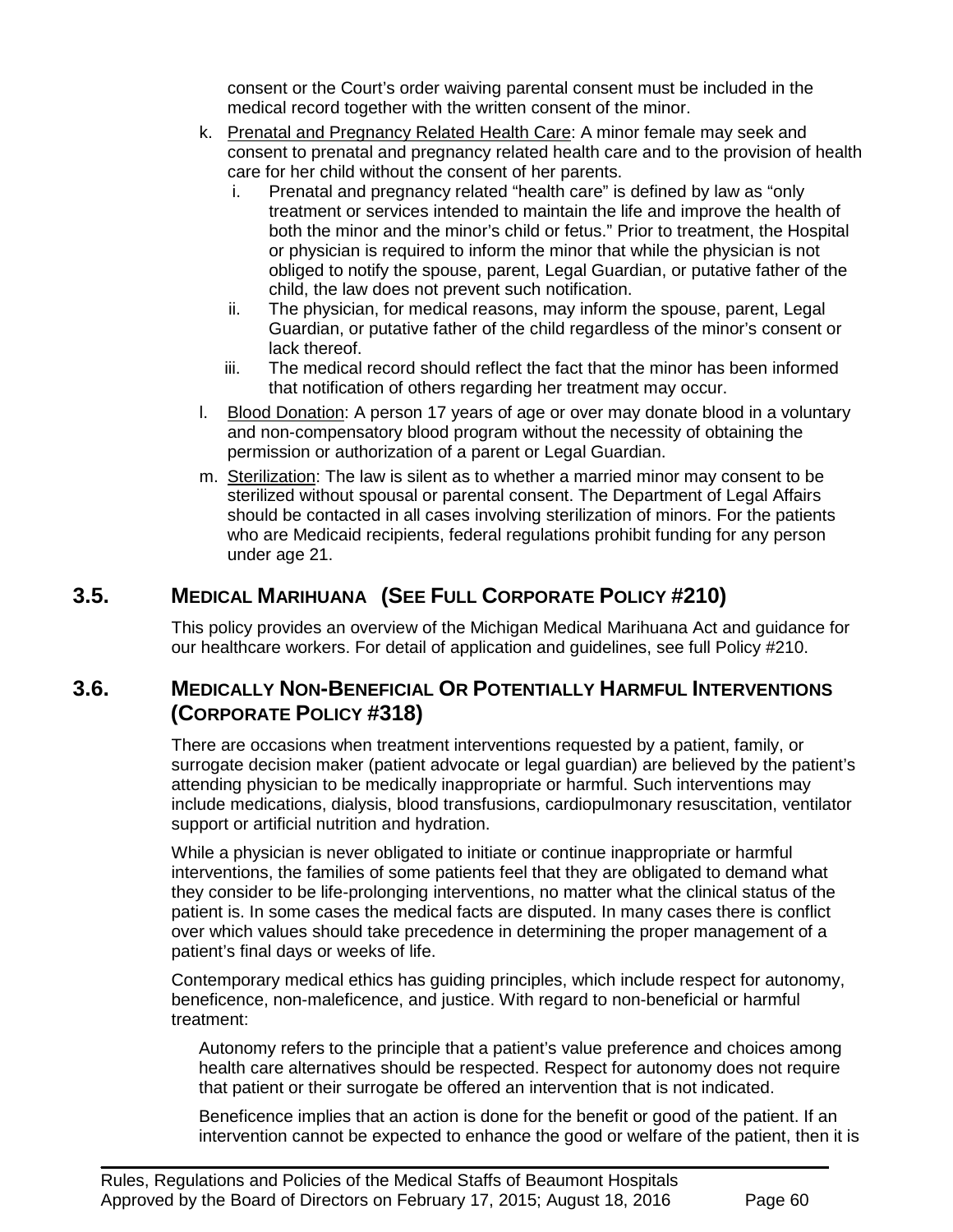consent or the Court's order waiving parental consent must be included in the medical record together with the written consent of the minor.

k. Prenatal and Pregnancy Related Health Care: A minor female may seek and consent to prenatal and pregnancy related health care and to the provision of health care for her child without the consent of her parents.
   i. Prenatal and pregnancy related "health care" is defined by law as "only treatment or services intended to maintain the life and improve the health of both the minor and the minor's child or fetus." Prior to treatment, the Hospital or physician is required to inform the minor that while the physician is not obliged to notify the spouse, parent, Legal Guardian, or putative father of the child, the law does not prevent such notification.
   ii. The physician, for medical reasons, may inform the spouse, parent, Legal Guardian, or putative father of the child regardless of the minor's consent or lack thereof.
   iii. The medical record should reflect the fact that the minor has been informed that notification of others regarding her treatment may occur.

l. Blood Donation: A person 17 years of age or over may donate blood in a voluntary and non-compensatory blood program without the necessity of obtaining the permission or authorization of a parent or Legal Guardian.

m. Sterilization: The law is silent as to whether a married minor may consent to be sterilized without spousal or parental consent. The Department of Legal Affairs should be contacted in all cases involving sterilization of minors. For the patients who are Medicaid recipients, federal regulations prohibit funding for any person under age 21.

## 3.5. Medical Marihuana (See Full Corporate Policy #210)

This policy provides an overview of the Michigan Medical Marihuana Act and guidance for our healthcare workers. For detail of application and guidelines, see full Policy #210.

## 3.6. Medically Non-Beneficial Or Potentially Harmful Interventions (Corporate Policy #318)

There are occasions when treatment interventions requested by a patient, family, or surrogate decision maker (patient advocate or legal guardian) are believed by the patient's attending physician to be medically inappropriate or harmful. Such interventions may include medications, dialysis, blood transfusions, cardiopulmonary resuscitation, ventilator support or artificial nutrition and hydration.

While a physician is never obligated to initiate or continue inappropriate or harmful interventions, the families of some patients feel that they are obligated to demand what they consider to be life-prolonging interventions, no matter what the clinical status of the patient is. In some cases the medical facts are disputed. In many cases there is conflict over which values should take precedence in determining the proper management of a patient's final days or weeks of life.

Contemporary medical ethics has guiding principles, which include respect for autonomy, beneficence, non-maleficence, and justice. With regard to non-beneficial or harmful treatment:

Autonomy refers to the principle that a patient's value preference and choices among health care alternatives should be respected. Respect for autonomy does not require that patient or their surrogate be offered an intervention that is not indicated.

Beneficence implies that an action is done for the benefit or good of the patient. If an intervention cannot be expected to enhance the good or welfare of the patient, then it is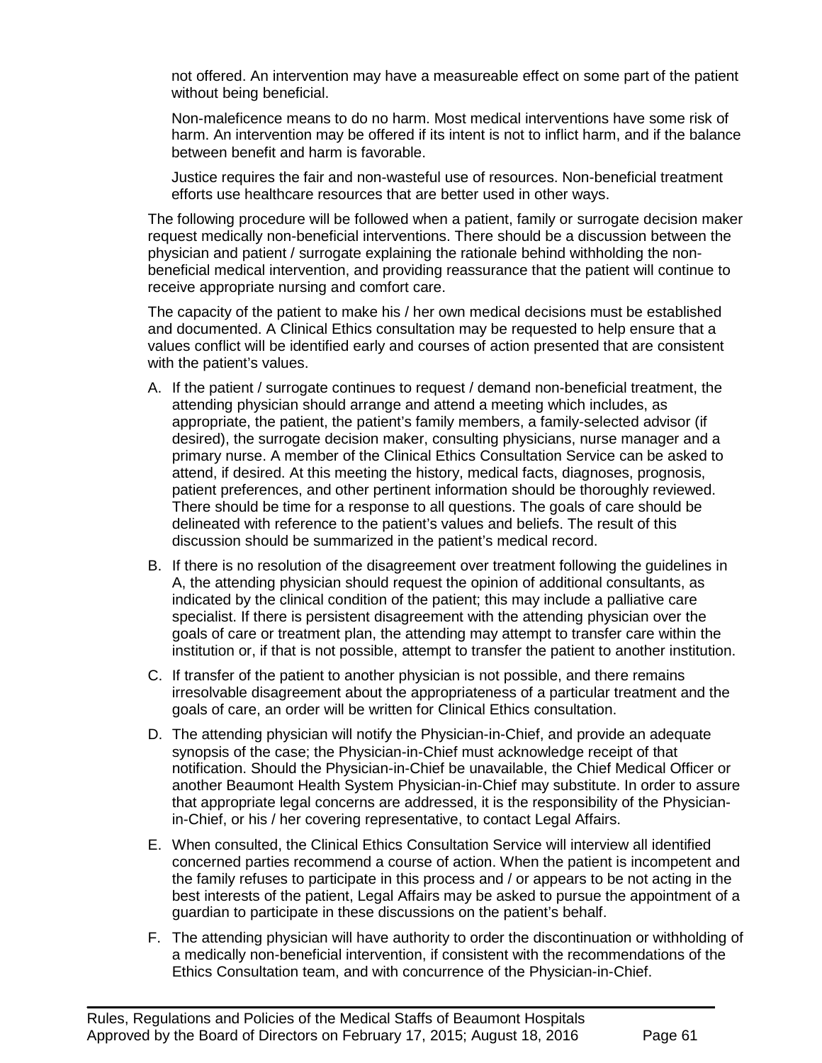not offered. An intervention may have a measureable effect on some part of the patient without being beneficial.

Non-maleficence means to do no harm. Most medical interventions have some risk of harm. An intervention may be offered if its intent is not to inflict harm, and if the balance between benefit and harm is favorable.

Justice requires the fair and non-wasteful use of resources. Non-beneficial treatment efforts use healthcare resources that are better used in other ways.

The following procedure will be followed when a patient, family or surrogate decision maker request medically non-beneficial interventions. There should be a discussion between the physician and patient / surrogate explaining the rationale behind withholding the non-beneficial medical intervention, and providing reassurance that the patient will continue to receive appropriate nursing and comfort care.

The capacity of the patient to make his / her own medical decisions must be established and documented. A Clinical Ethics consultation may be requested to help ensure that a values conflict will be identified early and courses of action presented that are consistent with the patient's values.

A. If the patient / surrogate continues to request / demand non-beneficial treatment, the attending physician should arrange and attend a meeting which includes, as appropriate, the patient, the patient's family members, a family-selected advisor (if desired), the surrogate decision maker, consulting physicians, nurse manager and a primary nurse. A member of the Clinical Ethics Consultation Service can be asked to attend, if desired. At this meeting the history, medical facts, diagnoses, prognosis, patient preferences, and other pertinent information should be thoroughly reviewed. There should be time for a response to all questions. The goals of care should be delineated with reference to the patient's values and beliefs. The result of this discussion should be summarized in the patient's medical record.

B. If there is no resolution of the disagreement over treatment following the guidelines in A, the attending physician should request the opinion of additional consultants, as indicated by the clinical condition of the patient; this may include a palliative care specialist. If there is persistent disagreement with the attending physician over the goals of care or treatment plan, the attending may attempt to transfer care within the institution or, if that is not possible, attempt to transfer the patient to another institution.

C. If transfer of the patient to another physician is not possible, and there remains irresolvable disagreement about the appropriateness of a particular treatment and the goals of care, an order will be written for Clinical Ethics consultation.

D. The attending physician will notify the Physician-in-Chief, and provide an adequate synopsis of the case; the Physician-in-Chief must acknowledge receipt of that notification. Should the Physician-in-Chief be unavailable, the Chief Medical Officer or another Beaumont Health System Physician-in-Chief may substitute. In order to assure that appropriate legal concerns are addressed, it is the responsibility of the Physician-in-Chief, or his / her covering representative, to contact Legal Affairs.

E. When consulted, the Clinical Ethics Consultation Service will interview all identified concerned parties recommend a course of action. When the patient is incompetent and the family refuses to participate in this process and / or appears to be not acting in the best interests of the patient, Legal Affairs may be asked to pursue the appointment of a guardian to participate in these discussions on the patient's behalf.

F. The attending physician will have authority to order the discontinuation or withholding of a medically non-beneficial intervention, if consistent with the recommendations of the Ethics Consultation team, and with concurrence of the Physician-in-Chief.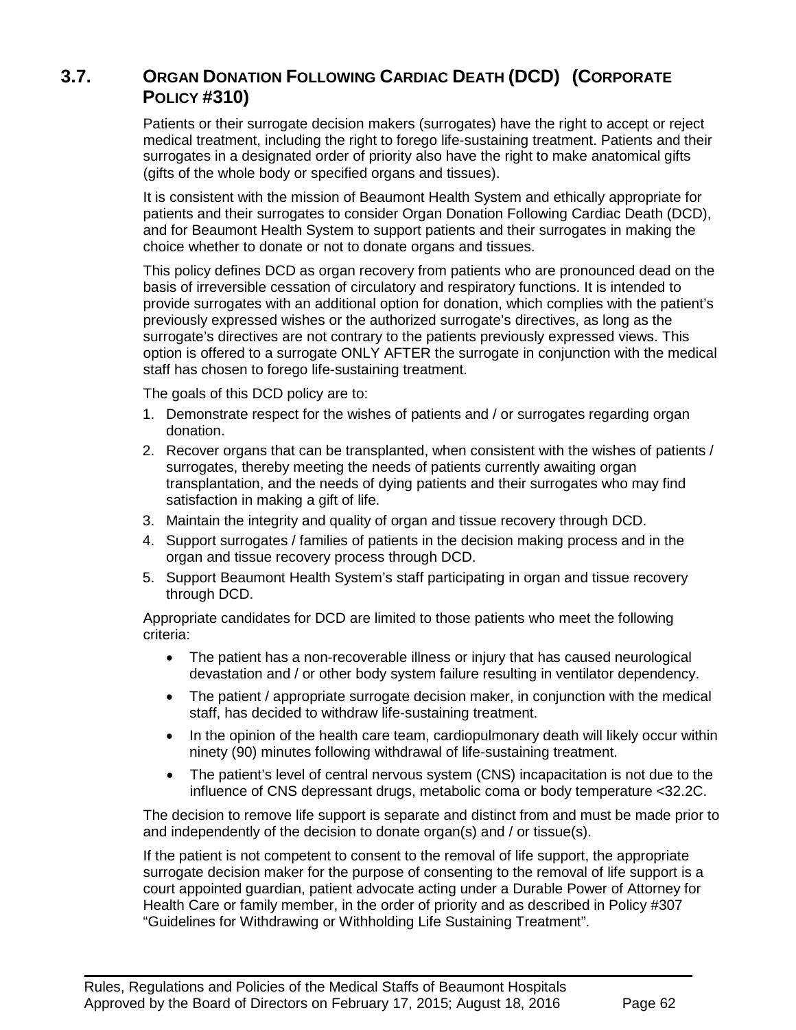## 3.7. ORGAN DONATION FOLLOWING CARDIAC DEATH (DCD) (CORPORATE POLICY #310)

Patients or their surrogate decision makers (surrogates) have the right to accept or reject medical treatment, including the right to forego life-sustaining treatment. Patients and their surrogates in a designated order of priority also have the right to make anatomical gifts (gifts of the whole body or specified organs and tissues).

It is consistent with the mission of Beaumont Health System and ethically appropriate for patients and their surrogates to consider Organ Donation Following Cardiac Death (DCD), and for Beaumont Health System to support patients and their surrogates in making the choice whether to donate or not to donate organs and tissues.

This policy defines DCD as organ recovery from patients who are pronounced dead on the basis of irreversible cessation of circulatory and respiratory functions. It is intended to provide surrogates with an additional option for donation, which complies with the patient's previously expressed wishes or the authorized surrogate's directives, as long as the surrogate's directives are not contrary to the patients previously expressed views. This option is offered to a surrogate ONLY AFTER the surrogate in conjunction with the medical staff has chosen to forego life-sustaining treatment.

The goals of this DCD policy are to:

1. Demonstrate respect for the wishes of patients and / or surrogates regarding organ donation.
2. Recover organs that can be transplanted, when consistent with the wishes of patients / surrogates, thereby meeting the needs of patients currently awaiting organ transplantation, and the needs of dying patients and their surrogates who may find satisfaction in making a gift of life.
3. Maintain the integrity and quality of organ and tissue recovery through DCD.
4. Support surrogates / families of patients in the decision making process and in the organ and tissue recovery process through DCD.
5. Support Beaumont Health System's staff participating in organ and tissue recovery through DCD.

Appropriate candidates for DCD are limited to those patients who meet the following criteria:

- The patient has a non-recoverable illness or injury that has caused neurological devastation and / or other body system failure resulting in ventilator dependency.
- The patient / appropriate surrogate decision maker, in conjunction with the medical staff, has decided to withdraw life-sustaining treatment.
- In the opinion of the health care team, cardiopulmonary death will likely occur within ninety (90) minutes following withdrawal of life-sustaining treatment.
- The patient's level of central nervous system (CNS) incapacitation is not due to the influence of CNS depressant drugs, metabolic coma or body temperature <32.2C.

The decision to remove life support is separate and distinct from and must be made prior to and independently of the decision to donate organ(s) and / or tissue(s).

If the patient is not competent to consent to the removal of life support, the appropriate surrogate decision maker for the purpose of consenting to the removal of life support is a court appointed guardian, patient advocate acting under a Durable Power of Attorney for Health Care or family member, in the order of priority and as described in Policy #307 "Guidelines for Withdrawing or Withholding Life Sustaining Treatment".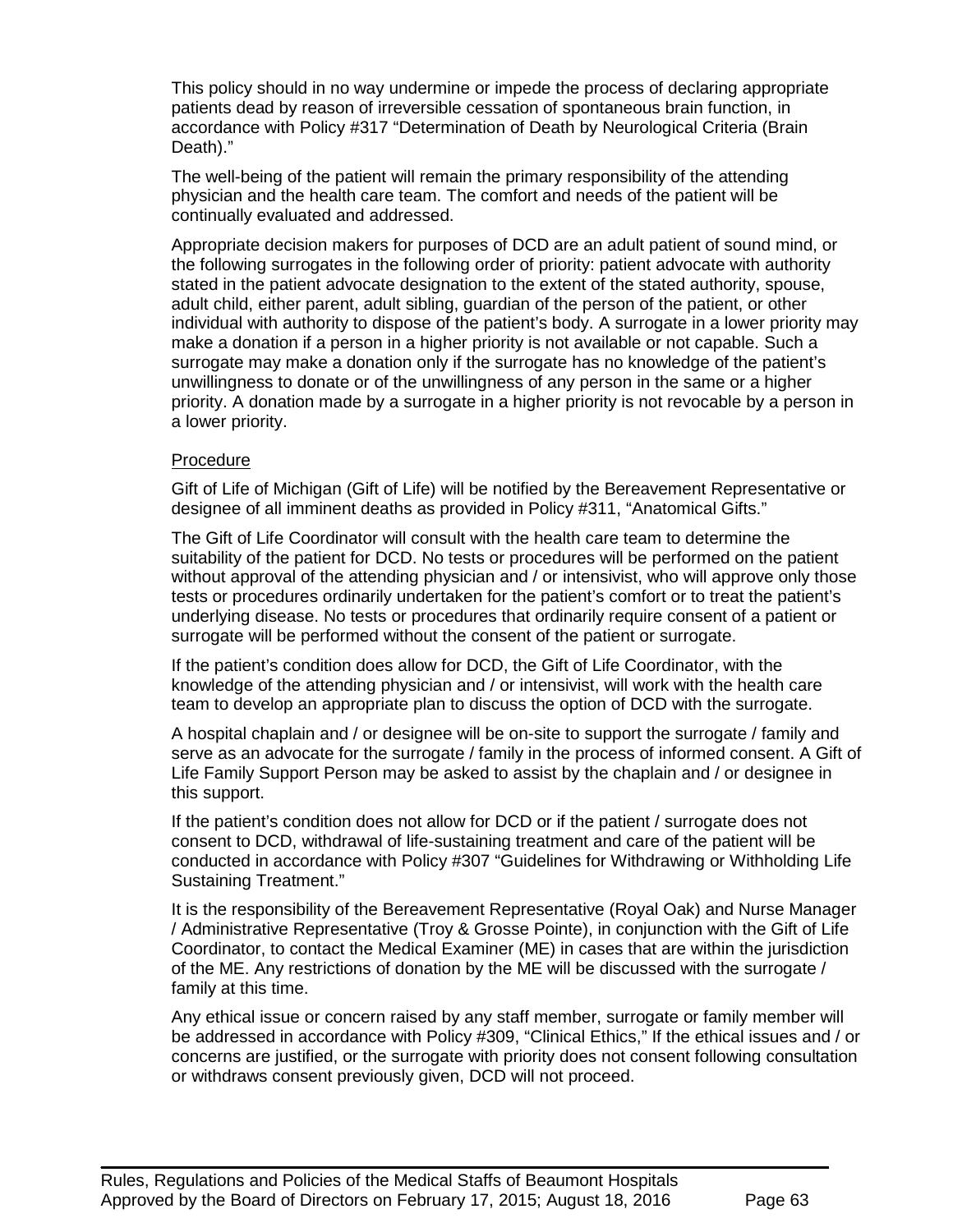This policy should in no way undermine or impede the process of declaring appropriate patients dead by reason of irreversible cessation of spontaneous brain function, in accordance with Policy #317 "Determination of Death by Neurological Criteria (Brain Death)."

The well-being of the patient will remain the primary responsibility of the attending physician and the health care team. The comfort and needs of the patient will be continually evaluated and addressed.

Appropriate decision makers for purposes of DCD are an adult patient of sound mind, or the following surrogates in the following order of priority: patient advocate with authority stated in the patient advocate designation to the extent of the stated authority, spouse, adult child, either parent, adult sibling, guardian of the person of the patient, or other individual with authority to dispose of the patient's body. A surrogate in a lower priority may make a donation if a person in a higher priority is not available or not capable. Such a surrogate may make a donation only if the surrogate has no knowledge of the patient's unwillingness to donate or of the unwillingness of any person in the same or a higher priority. A donation made by a surrogate in a higher priority is not revocable by a person in a lower priority.

Procedure

Gift of Life of Michigan (Gift of Life) will be notified by the Bereavement Representative or designee of all imminent deaths as provided in Policy #311, "Anatomical Gifts."

The Gift of Life Coordinator will consult with the health care team to determine the suitability of the patient for DCD. No tests or procedures will be performed on the patient without approval of the attending physician and / or intensivist, who will approve only those tests or procedures ordinarily undertaken for the patient's comfort or to treat the patient's underlying disease. No tests or procedures that ordinarily require consent of a patient or surrogate will be performed without the consent of the patient or surrogate.

If the patient's condition does allow for DCD, the Gift of Life Coordinator, with the knowledge of the attending physician and / or intensivist, will work with the health care team to develop an appropriate plan to discuss the option of DCD with the surrogate.

A hospital chaplain and / or designee will be on-site to support the surrogate / family and serve as an advocate for the surrogate / family in the process of informed consent. A Gift of Life Family Support Person may be asked to assist by the chaplain and / or designee in this support.

If the patient's condition does not allow for DCD or if the patient / surrogate does not consent to DCD, withdrawal of life-sustaining treatment and care of the patient will be conducted in accordance with Policy #307 "Guidelines for Withdrawing or Withholding Life Sustaining Treatment."

It is the responsibility of the Bereavement Representative (Royal Oak) and Nurse Manager / Administrative Representative (Troy & Grosse Pointe), in conjunction with the Gift of Life Coordinator, to contact the Medical Examiner (ME) in cases that are within the jurisdiction of the ME. Any restrictions of donation by the ME will be discussed with the surrogate / family at this time.

Any ethical issue or concern raised by any staff member, surrogate or family member will be addressed in accordance with Policy #309, "Clinical Ethics," If the ethical issues and / or concerns are justified, or the surrogate with priority does not consent following consultation or withdraws consent previously given, DCD will not proceed.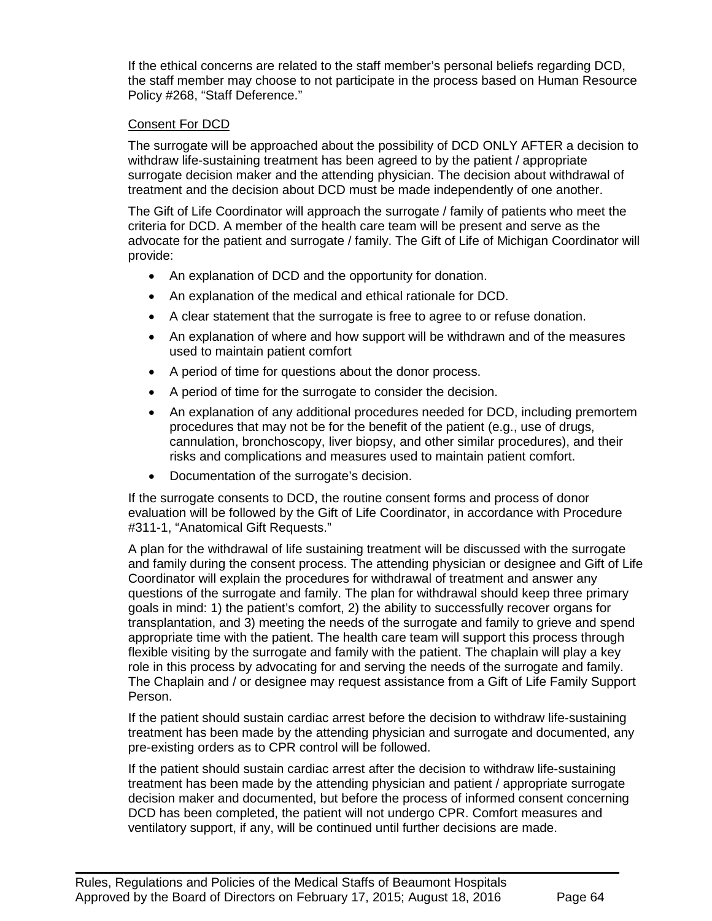If the ethical concerns are related to the staff member's personal beliefs regarding DCD, the staff member may choose to not participate in the process based on Human Resource Policy #268, "Staff Deference."

Consent For DCD

The surrogate will be approached about the possibility of DCD ONLY AFTER a decision to withdraw life-sustaining treatment has been agreed to by the patient / appropriate surrogate decision maker and the attending physician. The decision about withdrawal of treatment and the decision about DCD must be made independently of one another.

The Gift of Life Coordinator will approach the surrogate / family of patients who meet the criteria for DCD. A member of the health care team will be present and serve as the advocate for the patient and surrogate / family. The Gift of Life of Michigan Coordinator will provide:

- An explanation of DCD and the opportunity for donation.
- An explanation of the medical and ethical rationale for DCD.
- A clear statement that the surrogate is free to agree to or refuse donation.
- An explanation of where and how support will be withdrawn and of the measures used to maintain patient comfort
- A period of time for questions about the donor process.
- A period of time for the surrogate to consider the decision.
- An explanation of any additional procedures needed for DCD, including premortem procedures that may not be for the benefit of the patient (e.g., use of drugs, cannulation, bronchoscopy, liver biopsy, and other similar procedures), and their risks and complications and measures used to maintain patient comfort.
- Documentation of the surrogate's decision.

If the surrogate consents to DCD, the routine consent forms and process of donor evaluation will be followed by the Gift of Life Coordinator, in accordance with Procedure #311-1, "Anatomical Gift Requests."

A plan for the withdrawal of life sustaining treatment will be discussed with the surrogate and family during the consent process. The attending physician or designee and Gift of Life Coordinator will explain the procedures for withdrawal of treatment and answer any questions of the surrogate and family. The plan for withdrawal should keep three primary goals in mind: 1) the patient's comfort, 2) the ability to successfully recover organs for transplantation, and 3) meeting the needs of the surrogate and family to grieve and spend appropriate time with the patient. The health care team will support this process through flexible visiting by the surrogate and family with the patient. The chaplain will play a key role in this process by advocating for and serving the needs of the surrogate and family. The Chaplain and / or designee may request assistance from a Gift of Life Family Support Person.

If the patient should sustain cardiac arrest before the decision to withdraw life-sustaining treatment has been made by the attending physician and surrogate and documented, any pre-existing orders as to CPR control will be followed.

If the patient should sustain cardiac arrest after the decision to withdraw life-sustaining treatment has been made by the attending physician and patient / appropriate surrogate decision maker and documented, but before the process of informed consent concerning DCD has been completed, the patient will not undergo CPR. Comfort measures and ventilatory support, if any, will be continued until further decisions are made.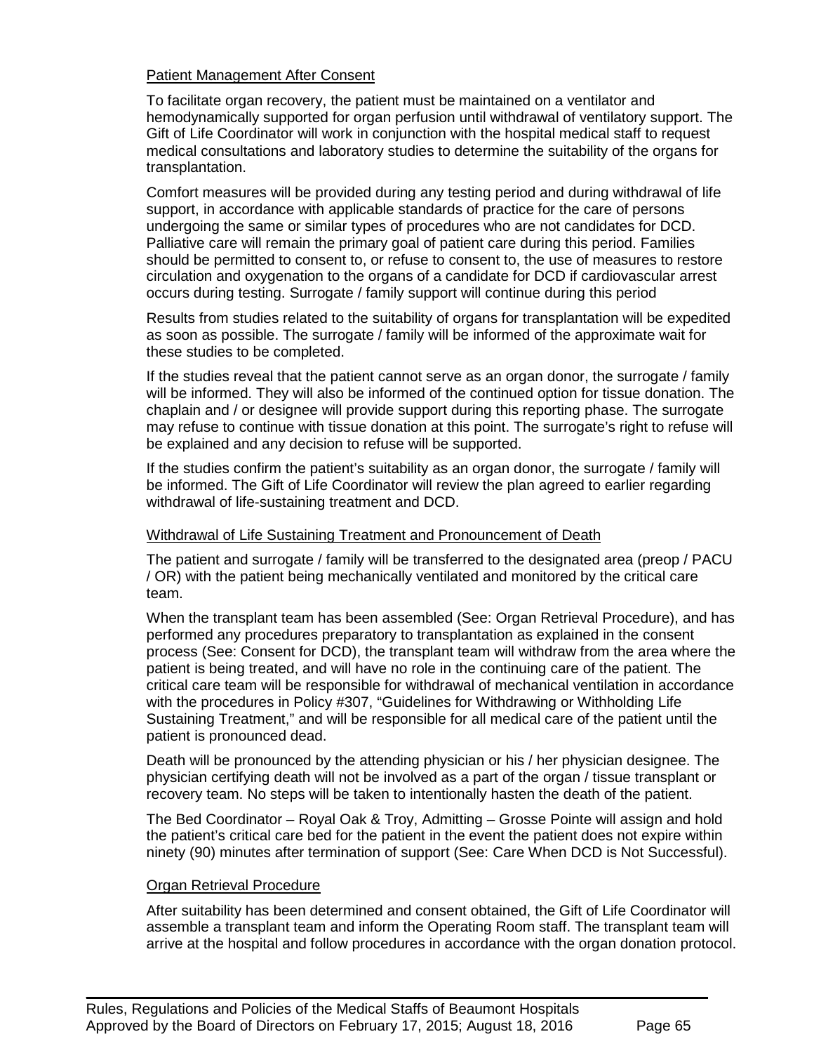Patient Management After Consent

To facilitate organ recovery, the patient must be maintained on a ventilator and hemodynamically supported for organ perfusion until withdrawal of ventilatory support. The Gift of Life Coordinator will work in conjunction with the hospital medical staff to request medical consultations and laboratory studies to determine the suitability of the organs for transplantation.

Comfort measures will be provided during any testing period and during withdrawal of life support, in accordance with applicable standards of practice for the care of persons undergoing the same or similar types of procedures who are not candidates for DCD. Palliative care will remain the primary goal of patient care during this period. Families should be permitted to consent to, or refuse to consent to, the use of measures to restore circulation and oxygenation to the organs of a candidate for DCD if cardiovascular arrest occurs during testing. Surrogate / family support will continue during this period

Results from studies related to the suitability of organs for transplantation will be expedited as soon as possible. The surrogate / family will be informed of the approximate wait for these studies to be completed.

If the studies reveal that the patient cannot serve as an organ donor, the surrogate / family will be informed. They will also be informed of the continued option for tissue donation. The chaplain and / or designee will provide support during this reporting phase. The surrogate may refuse to continue with tissue donation at this point. The surrogate's right to refuse will be explained and any decision to refuse will be supported.

If the studies confirm the patient's suitability as an organ donor, the surrogate / family will be informed. The Gift of Life Coordinator will review the plan agreed to earlier regarding withdrawal of life-sustaining treatment and DCD.

Withdrawal of Life Sustaining Treatment and Pronouncement of Death

The patient and surrogate / family will be transferred to the designated area (preop / PACU / OR) with the patient being mechanically ventilated and monitored by the critical care team.

When the transplant team has been assembled (See: Organ Retrieval Procedure), and has performed any procedures preparatory to transplantation as explained in the consent process (See: Consent for DCD), the transplant team will withdraw from the area where the patient is being treated, and will have no role in the continuing care of the patient. The critical care team will be responsible for withdrawal of mechanical ventilation in accordance with the procedures in Policy #307, "Guidelines for Withdrawing or Withholding Life Sustaining Treatment," and will be responsible for all medical care of the patient until the patient is pronounced dead.

Death will be pronounced by the attending physician or his / her physician designee. The physician certifying death will not be involved as a part of the organ / tissue transplant or recovery team. No steps will be taken to intentionally hasten the death of the patient.

The Bed Coordinator – Royal Oak & Troy, Admitting – Grosse Pointe will assign and hold the patient's critical care bed for the patient in the event the patient does not expire within ninety (90) minutes after termination of support (See: Care When DCD is Not Successful).

Organ Retrieval Procedure

After suitability has been determined and consent obtained, the Gift of Life Coordinator will assemble a transplant team and inform the Operating Room staff. The transplant team will arrive at the hospital and follow procedures in accordance with the organ donation protocol.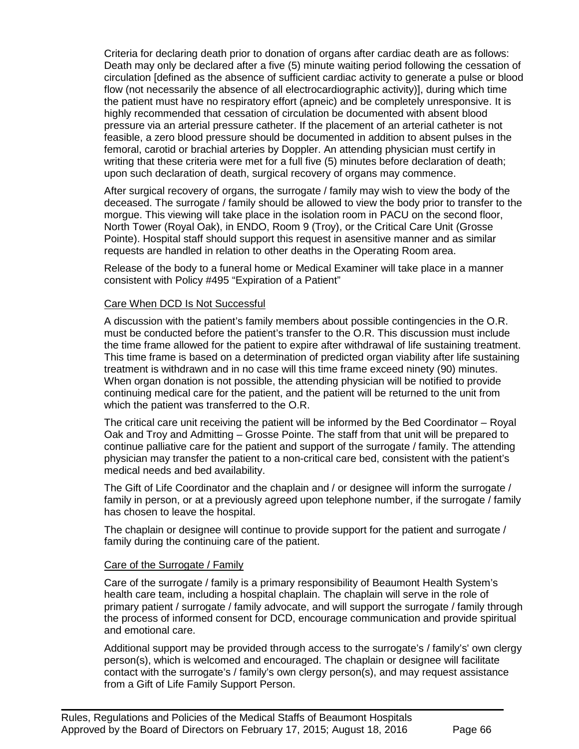Criteria for declaring death prior to donation of organs after cardiac death are as follows: Death may only be declared after a five (5) minute waiting period following the cessation of circulation [defined as the absence of sufficient cardiac activity to generate a pulse or blood flow (not necessarily the absence of all electrocardiographic activity)], during which time the patient must have no respiratory effort (apneic) and be completely unresponsive. It is highly recommended that cessation of circulation be documented with absent blood pressure via an arterial pressure catheter. If the placement of an arterial catheter is not feasible, a zero blood pressure should be documented in addition to absent pulses in the femoral, carotid or brachial arteries by Doppler. An attending physician must certify in writing that these criteria were met for a full five (5) minutes before declaration of death; upon such declaration of death, surgical recovery of organs may commence.

After surgical recovery of organs, the surrogate / family may wish to view the body of the deceased. The surrogate / family should be allowed to view the body prior to transfer to the morgue. This viewing will take place in the isolation room in PACU on the second floor, North Tower (Royal Oak), in ENDO, Room 9 (Troy), or the Critical Care Unit (Grosse Pointe). Hospital staff should support this request in asensitive manner and as similar requests are handled in relation to other deaths in the Operating Room area.

Release of the body to a funeral home or Medical Examiner will take place in a manner consistent with Policy #495 "Expiration of a Patient"

<u>Care When DCD Is Not Successful</u>

A discussion with the patient's family members about possible contingencies in the O.R. must be conducted before the patient's transfer to the O.R. This discussion must include the time frame allowed for the patient to expire after withdrawal of life sustaining treatment. This time frame is based on a determination of predicted organ viability after life sustaining treatment is withdrawn and in no case will this time frame exceed ninety (90) minutes. When organ donation is not possible, the attending physician will be notified to provide continuing medical care for the patient, and the patient will be returned to the unit from which the patient was transferred to the O.R.

The critical care unit receiving the patient will be informed by the Bed Coordinator – Royal Oak and Troy and Admitting – Grosse Pointe. The staff from that unit will be prepared to continue palliative care for the patient and support of the surrogate / family. The attending physician may transfer the patient to a non-critical care bed, consistent with the patient's medical needs and bed availability.

The Gift of Life Coordinator and the chaplain and / or designee will inform the surrogate / family in person, or at a previously agreed upon telephone number, if the surrogate / family has chosen to leave the hospital.

The chaplain or designee will continue to provide support for the patient and surrogate / family during the continuing care of the patient.

<u>Care of the Surrogate / Family</u>

Care of the surrogate / family is a primary responsibility of Beaumont Health System's health care team, including a hospital chaplain. The chaplain will serve in the role of primary patient / surrogate / family advocate, and will support the surrogate / family through the process of informed consent for DCD, encourage communication and provide spiritual and emotional care.

Additional support may be provided through access to the surrogate's / family's' own clergy person(s), which is welcomed and encouraged. The chaplain or designee will facilitate contact with the surrogate's / family's own clergy person(s), and may request assistance from a Gift of Life Family Support Person.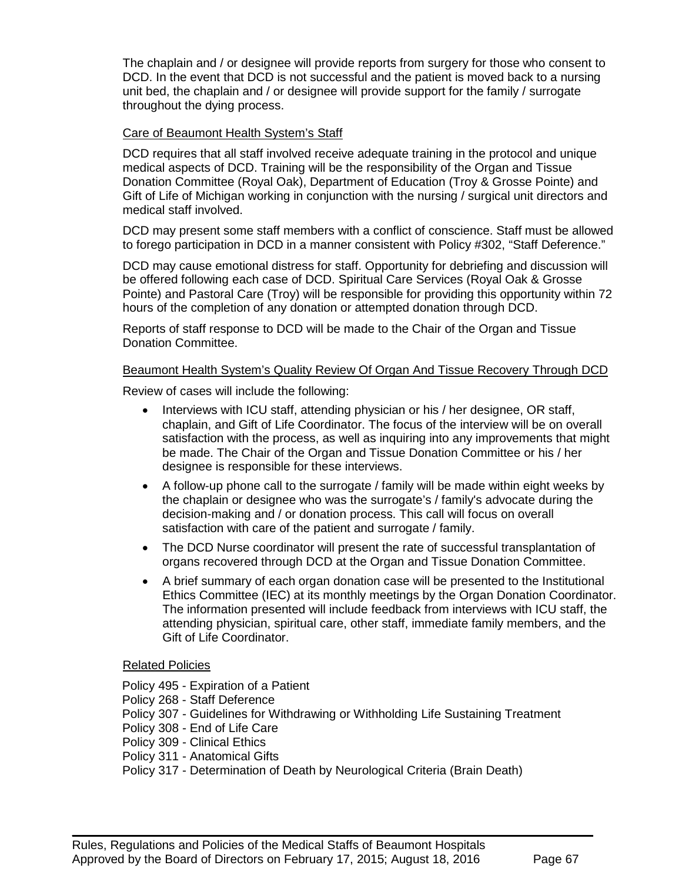The chaplain and / or designee will provide reports from surgery for those who consent to DCD. In the event that DCD is not successful and the patient is moved back to a nursing unit bed, the chaplain and / or designee will provide support for the family / surrogate throughout the dying process.

### Care of Beaumont Health System's Staff

DCD requires that all staff involved receive adequate training in the protocol and unique medical aspects of DCD. Training will be the responsibility of the Organ and Tissue Donation Committee (Royal Oak), Department of Education (Troy & Grosse Pointe) and Gift of Life of Michigan working in conjunction with the nursing / surgical unit directors and medical staff involved.

DCD may present some staff members with a conflict of conscience. Staff must be allowed to forego participation in DCD in a manner consistent with Policy #302, "Staff Deference."

DCD may cause emotional distress for staff. Opportunity for debriefing and discussion will be offered following each case of DCD. Spiritual Care Services (Royal Oak & Grosse Pointe) and Pastoral Care (Troy) will be responsible for providing this opportunity within 72 hours of the completion of any donation or attempted donation through DCD.

Reports of staff response to DCD will be made to the Chair of the Organ and Tissue Donation Committee.

### Beaumont Health System's Quality Review Of Organ And Tissue Recovery Through DCD

Review of cases will include the following:

- Interviews with ICU staff, attending physician or his / her designee, OR staff, chaplain, and Gift of Life Coordinator. The focus of the interview will be on overall satisfaction with the process, as well as inquiring into any improvements that might be made. The Chair of the Organ and Tissue Donation Committee or his / her designee is responsible for these interviews.
- A follow-up phone call to the surrogate / family will be made within eight weeks by the chaplain or designee who was the surrogate's / family's advocate during the decision-making and / or donation process. This call will focus on overall satisfaction with care of the patient and surrogate / family.
- The DCD Nurse coordinator will present the rate of successful transplantation of organs recovered through DCD at the Organ and Tissue Donation Committee.
- A brief summary of each organ donation case will be presented to the Institutional Ethics Committee (IEC) at its monthly meetings by the Organ Donation Coordinator. The information presented will include feedback from interviews with ICU staff, the attending physician, spiritual care, other staff, immediate family members, and the Gift of Life Coordinator.

### Related Policies

Policy 495 - Expiration of a Patient
Policy 268 - Staff Deference
Policy 307 - Guidelines for Withdrawing or Withholding Life Sustaining Treatment
Policy 308 - End of Life Care
Policy 309 - Clinical Ethics
Policy 311 - Anatomical Gifts
Policy 317 - Determination of Death by Neurological Criteria (Brain Death)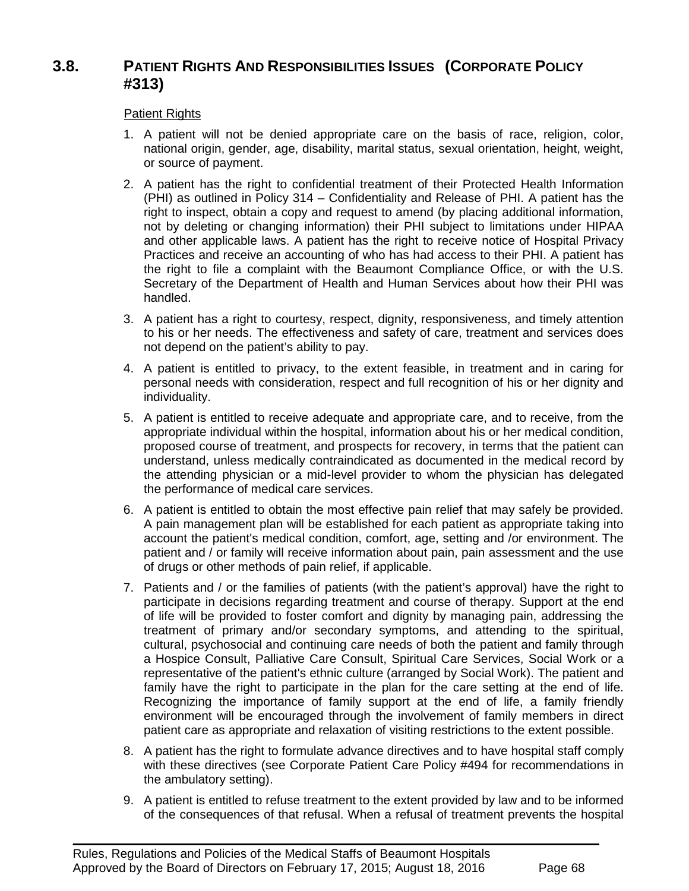## 3.8. PATIENT RIGHTS AND RESPONSIBILITIES ISSUES (CORPORATE POLICY #313)

Patient Rights

1. A patient will not be denied appropriate care on the basis of race, religion, color, national origin, gender, age, disability, marital status, sexual orientation, height, weight, or source of payment.
2. A patient has the right to confidential treatment of their Protected Health Information (PHI) as outlined in Policy 314 – Confidentiality and Release of PHI. A patient has the right to inspect, obtain a copy and request to amend (by placing additional information, not by deleting or changing information) their PHI subject to limitations under HIPAA and other applicable laws. A patient has the right to receive notice of Hospital Privacy Practices and receive an accounting of who has had access to their PHI. A patient has the right to file a complaint with the Beaumont Compliance Office, or with the U.S. Secretary of the Department of Health and Human Services about how their PHI was handled.
3. A patient has a right to courtesy, respect, dignity, responsiveness, and timely attention to his or her needs. The effectiveness and safety of care, treatment and services does not depend on the patient's ability to pay.
4. A patient is entitled to privacy, to the extent feasible, in treatment and in caring for personal needs with consideration, respect and full recognition of his or her dignity and individuality.
5. A patient is entitled to receive adequate and appropriate care, and to receive, from the appropriate individual within the hospital, information about his or her medical condition, proposed course of treatment, and prospects for recovery, in terms that the patient can understand, unless medically contraindicated as documented in the medical record by the attending physician or a mid-level provider to whom the physician has delegated the performance of medical care services.
6. A patient is entitled to obtain the most effective pain relief that may safely be provided. A pain management plan will be established for each patient as appropriate taking into account the patient's medical condition, comfort, age, setting and /or environment. The patient and / or family will receive information about pain, pain assessment and the use of drugs or other methods of pain relief, if applicable.
7. Patients and / or the families of patients (with the patient's approval) have the right to participate in decisions regarding treatment and course of therapy. Support at the end of life will be provided to foster comfort and dignity by managing pain, addressing the treatment of primary and/or secondary symptoms, and attending to the spiritual, cultural, psychosocial and continuing care needs of both the patient and family through a Hospice Consult, Palliative Care Consult, Spiritual Care Services, Social Work or a representative of the patient's ethnic culture (arranged by Social Work). The patient and family have the right to participate in the plan for the care setting at the end of life. Recognizing the importance of family support at the end of life, a family friendly environment will be encouraged through the involvement of family members in direct patient care as appropriate and relaxation of visiting restrictions to the extent possible.
8. A patient has the right to formulate advance directives and to have hospital staff comply with these directives (see Corporate Patient Care Policy #494 for recommendations in the ambulatory setting).
9. A patient is entitled to refuse treatment to the extent provided by law and to be informed of the consequences of that refusal. When a refusal of treatment prevents the hospital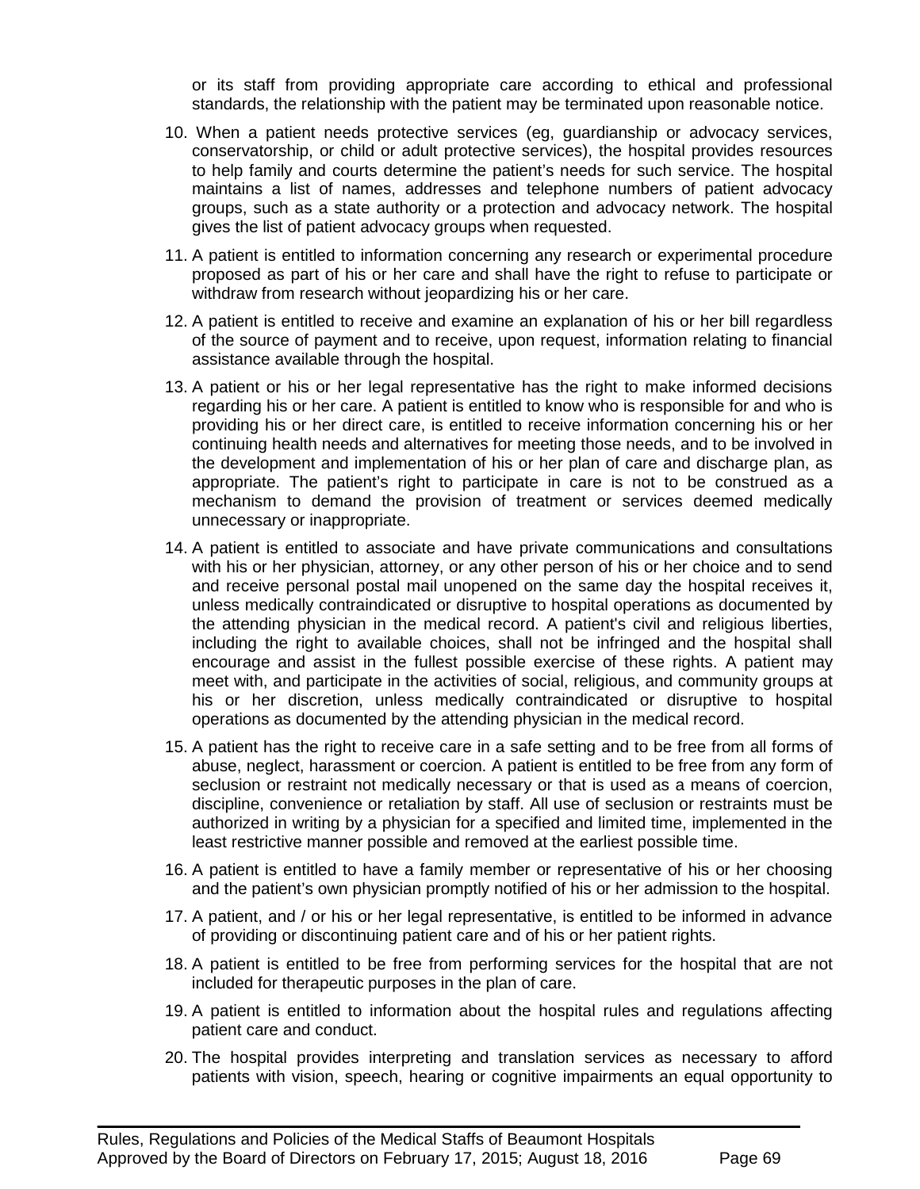or its staff from providing appropriate care according to ethical and professional standards, the relationship with the patient may be terminated upon reasonable notice.

10. When a patient needs protective services (eg, guardianship or advocacy services, conservatorship, or child or adult protective services), the hospital provides resources to help family and courts determine the patient's needs for such service. The hospital maintains a list of names, addresses and telephone numbers of patient advocacy groups, such as a state authority or a protection and advocacy network. The hospital gives the list of patient advocacy groups when requested.

11. A patient is entitled to information concerning any research or experimental procedure proposed as part of his or her care and shall have the right to refuse to participate or withdraw from research without jeopardizing his or her care.

12. A patient is entitled to receive and examine an explanation of his or her bill regardless of the source of payment and to receive, upon request, information relating to financial assistance available through the hospital.

13. A patient or his or her legal representative has the right to make informed decisions regarding his or her care. A patient is entitled to know who is responsible for and who is providing his or her direct care, is entitled to receive information concerning his or her continuing health needs and alternatives for meeting those needs, and to be involved in the development and implementation of his or her plan of care and discharge plan, as appropriate. The patient's right to participate in care is not to be construed as a mechanism to demand the provision of treatment or services deemed medically unnecessary or inappropriate.

14. A patient is entitled to associate and have private communications and consultations with his or her physician, attorney, or any other person of his or her choice and to send and receive personal postal mail unopened on the same day the hospital receives it, unless medically contraindicated or disruptive to hospital operations as documented by the attending physician in the medical record. A patient's civil and religious liberties, including the right to available choices, shall not be infringed and the hospital shall encourage and assist in the fullest possible exercise of these rights. A patient may meet with, and participate in the activities of social, religious, and community groups at his or her discretion, unless medically contraindicated or disruptive to hospital operations as documented by the attending physician in the medical record.

15. A patient has the right to receive care in a safe setting and to be free from all forms of abuse, neglect, harassment or coercion. A patient is entitled to be free from any form of seclusion or restraint not medically necessary or that is used as a means of coercion, discipline, convenience or retaliation by staff. All use of seclusion or restraints must be authorized in writing by a physician for a specified and limited time, implemented in the least restrictive manner possible and removed at the earliest possible time.

16. A patient is entitled to have a family member or representative of his or her choosing and the patient's own physician promptly notified of his or her admission to the hospital.

17. A patient, and / or his or her legal representative, is entitled to be informed in advance of providing or discontinuing patient care and of his or her patient rights.

18. A patient is entitled to be free from performing services for the hospital that are not included for therapeutic purposes in the plan of care.

19. A patient is entitled to information about the hospital rules and regulations affecting patient care and conduct.

20. The hospital provides interpreting and translation services as necessary to afford patients with vision, speech, hearing or cognitive impairments an equal opportunity to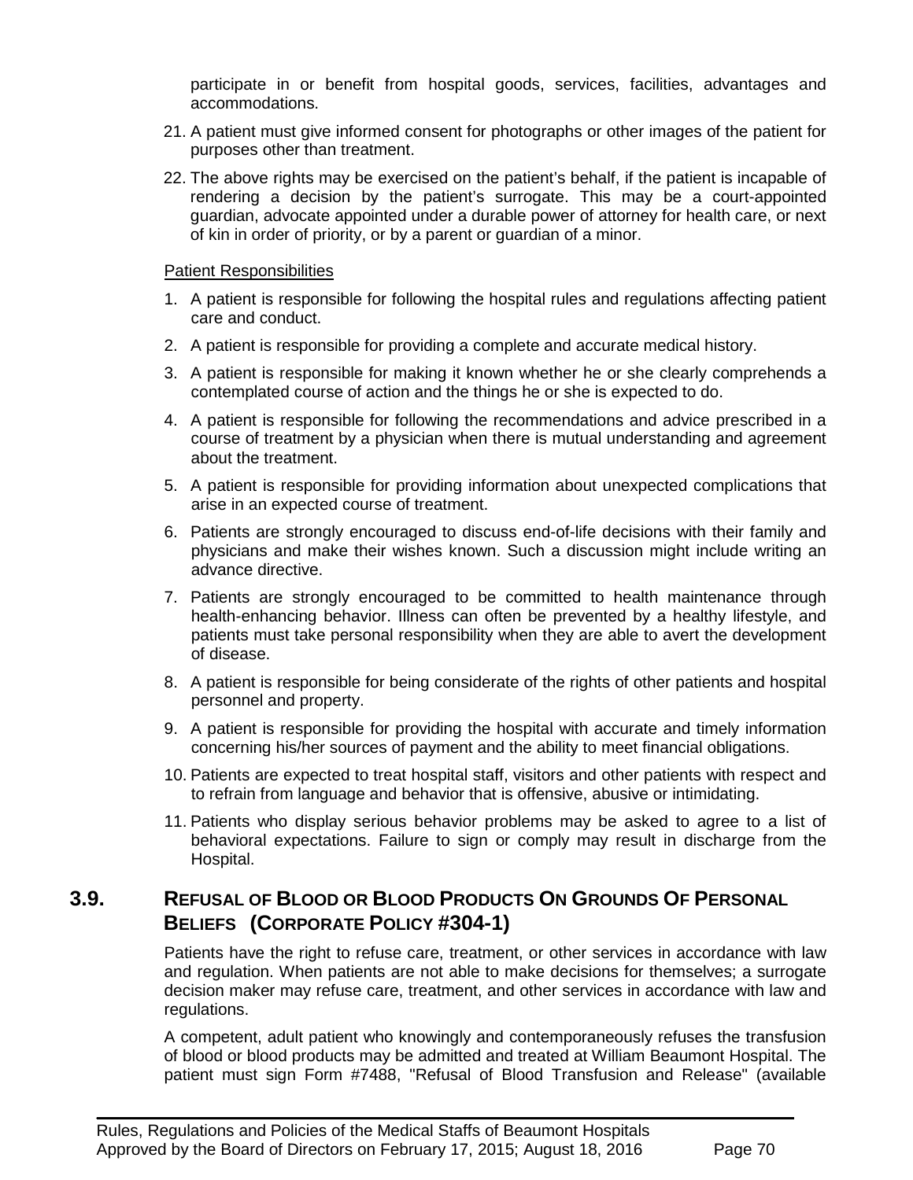participate in or benefit from hospital goods, services, facilities, advantages and accommodations.

21. A patient must give informed consent for photographs or other images of the patient for purposes other than treatment.

22. The above rights may be exercised on the patient's behalf, if the patient is incapable of rendering a decision by the patient's surrogate. This may be a court-appointed guardian, advocate appointed under a durable power of attorney for health care, or next of kin in order of priority, or by a parent or guardian of a minor.

Patient Responsibilities

1. A patient is responsible for following the hospital rules and regulations affecting patient care and conduct.

2. A patient is responsible for providing a complete and accurate medical history.

3. A patient is responsible for making it known whether he or she clearly comprehends a contemplated course of action and the things he or she is expected to do.

4. A patient is responsible for following the recommendations and advice prescribed in a course of treatment by a physician when there is mutual understanding and agreement about the treatment.

5. A patient is responsible for providing information about unexpected complications that arise in an expected course of treatment.

6. Patients are strongly encouraged to discuss end-of-life decisions with their family and physicians and make their wishes known. Such a discussion might include writing an advance directive.

7. Patients are strongly encouraged to be committed to health maintenance through health-enhancing behavior. Illness can often be prevented by a healthy lifestyle, and patients must take personal responsibility when they are able to avert the development of disease.

8. A patient is responsible for being considerate of the rights of other patients and hospital personnel and property.

9. A patient is responsible for providing the hospital with accurate and timely information concerning his/her sources of payment and the ability to meet financial obligations.

10. Patients are expected to treat hospital staff, visitors and other patients with respect and to refrain from language and behavior that is offensive, abusive or intimidating.

11. Patients who display serious behavior problems may be asked to agree to a list of behavioral expectations. Failure to sign or comply may result in discharge from the Hospital.

## 3.9. Refusal of Blood or Blood Products On Grounds Of Personal Beliefs (Corporate Policy #304-1)

Patients have the right to refuse care, treatment, or other services in accordance with law and regulation. When patients are not able to make decisions for themselves; a surrogate decision maker may refuse care, treatment, and other services in accordance with law and regulations.

A competent, adult patient who knowingly and contemporaneously refuses the transfusion of blood or blood products may be admitted and treated at William Beaumont Hospital. The patient must sign Form #7488, "Refusal of Blood Transfusion and Release" (available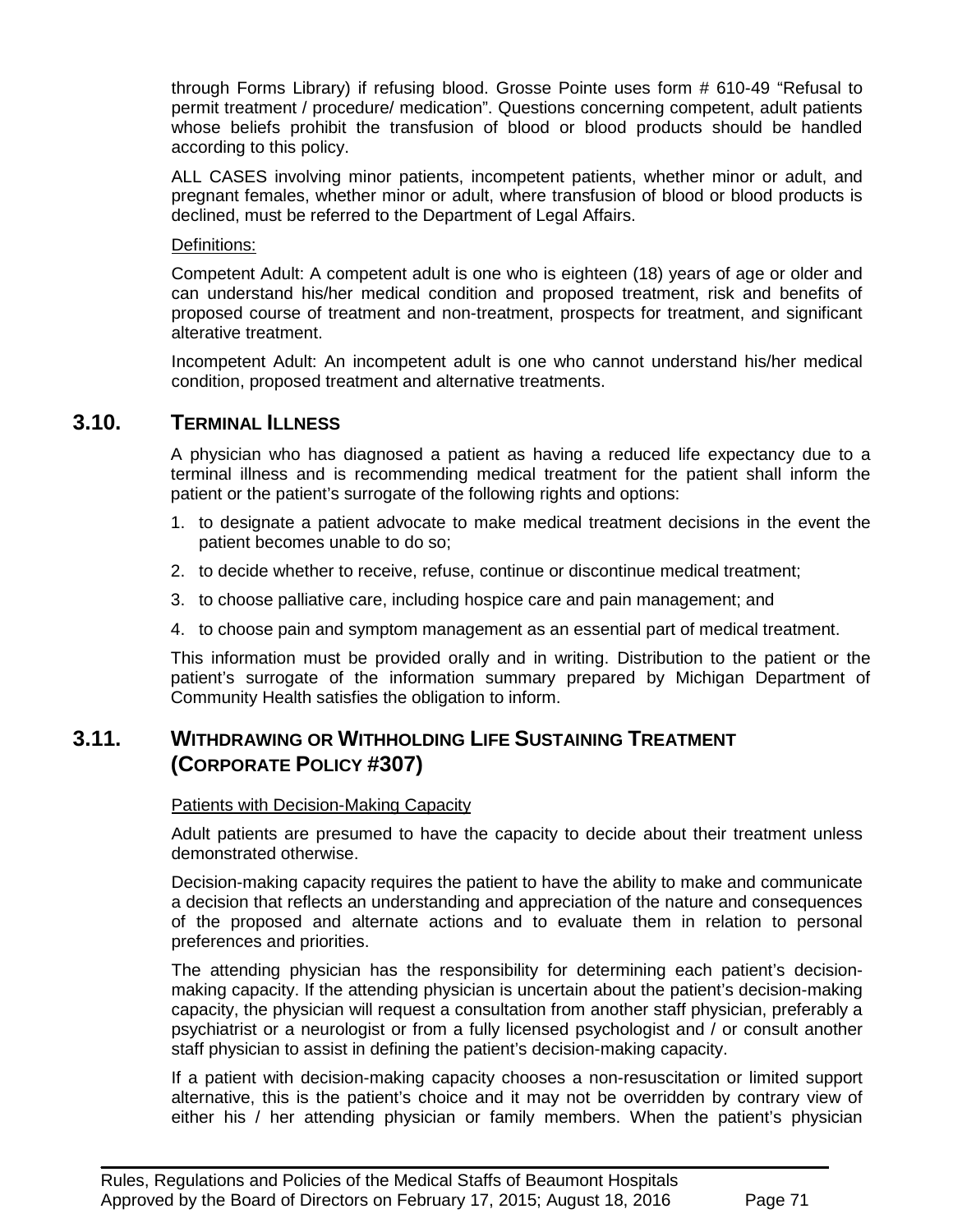through Forms Library) if refusing blood. Grosse Pointe uses form # 610-49 "Refusal to permit treatment / procedure/ medication". Questions concerning competent, adult patients whose beliefs prohibit the transfusion of blood or blood products should be handled according to this policy.

ALL CASES involving minor patients, incompetent patients, whether minor or adult, and pregnant females, whether minor or adult, where transfusion of blood or blood products is declined, must be referred to the Department of Legal Affairs.

Definitions:

Competent Adult: A competent adult is one who is eighteen (18) years of age or older and can understand his/her medical condition and proposed treatment, risk and benefits of proposed course of treatment and non-treatment, prospects for treatment, and significant alterative treatment.

Incompetent Adult: An incompetent adult is one who cannot understand his/her medical condition, proposed treatment and alternative treatments.

## 3.10. TERMINAL ILLNESS

A physician who has diagnosed a patient as having a reduced life expectancy due to a terminal illness and is recommending medical treatment for the patient shall inform the patient or the patient's surrogate of the following rights and options:

1. to designate a patient advocate to make medical treatment decisions in the event the patient becomes unable to do so;
2. to decide whether to receive, refuse, continue or discontinue medical treatment;
3. to choose palliative care, including hospice care and pain management; and
4. to choose pain and symptom management as an essential part of medical treatment.

This information must be provided orally and in writing. Distribution to the patient or the patient's surrogate of the information summary prepared by Michigan Department of Community Health satisfies the obligation to inform.

## 3.11. WITHDRAWING OR WITHHOLDING LIFE SUSTAINING TREATMENT (CORPORATE POLICY #307)

Patients with Decision-Making Capacity

Adult patients are presumed to have the capacity to decide about their treatment unless demonstrated otherwise.

Decision-making capacity requires the patient to have the ability to make and communicate a decision that reflects an understanding and appreciation of the nature and consequences of the proposed and alternate actions and to evaluate them in relation to personal preferences and priorities.

The attending physician has the responsibility for determining each patient's decision-making capacity. If the attending physician is uncertain about the patient's decision-making capacity, the physician will request a consultation from another staff physician, preferably a psychiatrist or a neurologist or from a fully licensed psychologist and / or consult another staff physician to assist in defining the patient's decision-making capacity.

If a patient with decision-making capacity chooses a non-resuscitation or limited support alternative, this is the patient's choice and it may not be overridden by contrary view of either his / her attending physician or family members. When the patient's physician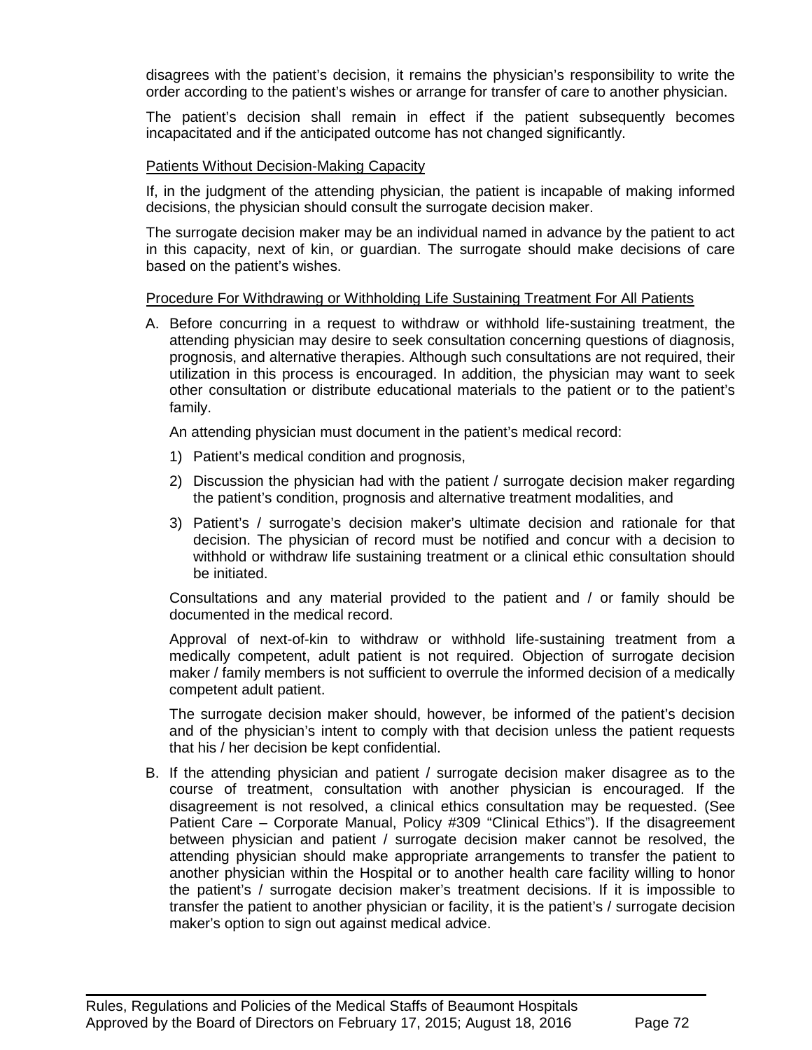disagrees with the patient's decision, it remains the physician's responsibility to write the order according to the patient's wishes or arrange for transfer of care to another physician.

The patient's decision shall remain in effect if the patient subsequently becomes incapacitated and if the anticipated outcome has not changed significantly.

<u>Patients Without Decision-Making Capacity</u>

If, in the judgment of the attending physician, the patient is incapable of making informed decisions, the physician should consult the surrogate decision maker.

The surrogate decision maker may be an individual named in advance by the patient to act in this capacity, next of kin, or guardian. The surrogate should make decisions of care based on the patient's wishes.

<u>Procedure For Withdrawing or Withholding Life Sustaining Treatment For All Patients</u>

A. Before concurring in a request to withdraw or withhold life-sustaining treatment, the attending physician may desire to seek consultation concerning questions of diagnosis, prognosis, and alternative therapies. Although such consultations are not required, their utilization in this process is encouraged. In addition, the physician may want to seek other consultation or distribute educational materials to the patient or to the patient's family.

   An attending physician must document in the patient's medical record:

   1) Patient's medical condition and prognosis,

   2) Discussion the physician had with the patient / surrogate decision maker regarding the patient's condition, prognosis and alternative treatment modalities, and

   3) Patient's / surrogate's decision maker's ultimate decision and rationale for that decision. The physician of record must be notified and concur with a decision to withhold or withdraw life sustaining treatment or a clinical ethic consultation should be initiated.

   Consultations and any material provided to the patient and / or family should be documented in the medical record.

   Approval of next-of-kin to withdraw or withhold life-sustaining treatment from a medically competent, adult patient is not required. Objection of surrogate decision maker / family members is not sufficient to overrule the informed decision of a medically competent adult patient.

   The surrogate decision maker should, however, be informed of the patient's decision and of the physician's intent to comply with that decision unless the patient requests that his / her decision be kept confidential.

B. If the attending physician and patient / surrogate decision maker disagree as to the course of treatment, consultation with another physician is encouraged. If the disagreement is not resolved, a clinical ethics consultation may be requested. (See Patient Care – Corporate Manual, Policy #309 "Clinical Ethics"). If the disagreement between physician and patient / surrogate decision maker cannot be resolved, the attending physician should make appropriate arrangements to transfer the patient to another physician within the Hospital or to another health care facility willing to honor the patient's / surrogate decision maker's treatment decisions. If it is impossible to transfer the patient to another physician or facility, it is the patient's / surrogate decision maker's option to sign out against medical advice.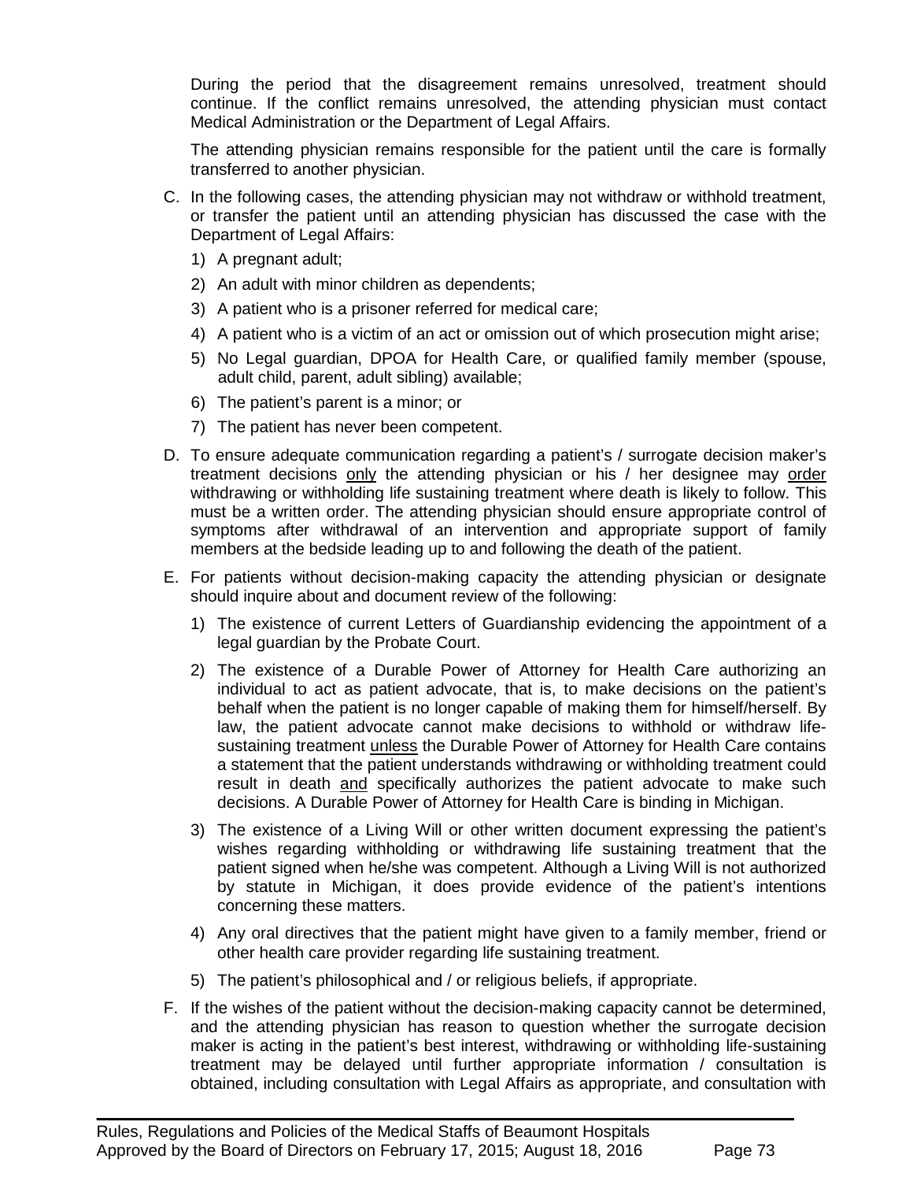During the period that the disagreement remains unresolved, treatment should continue. If the conflict remains unresolved, the attending physician must contact Medical Administration or the Department of Legal Affairs.

The attending physician remains responsible for the patient until the care is formally transferred to another physician.

C. In the following cases, the attending physician may not withdraw or withhold treatment, or transfer the patient until an attending physician has discussed the case with the Department of Legal Affairs:

   1) A pregnant adult;
   2) An adult with minor children as dependents;
   3) A patient who is a prisoner referred for medical care;
   4) A patient who is a victim of an act or omission out of which prosecution might arise;
   5) No Legal guardian, DPOA for Health Care, or qualified family member (spouse, adult child, parent, adult sibling) available;
   6) The patient's parent is a minor; or
   7) The patient has never been competent.

D. To ensure adequate communication regarding a patient's / surrogate decision maker's treatment decisions <u>only</u> the attending physician or his / her designee may <u>order</u> withdrawing or withholding life sustaining treatment where death is likely to follow. This must be a written order. The attending physician should ensure appropriate control of symptoms after withdrawal of an intervention and appropriate support of family members at the bedside leading up to and following the death of the patient.

E. For patients without decision-making capacity the attending physician or designate should inquire about and document review of the following:

   1) The existence of current Letters of Guardianship evidencing the appointment of a legal guardian by the Probate Court.
   2) The existence of a Durable Power of Attorney for Health Care authorizing an individual to act as patient advocate, that is, to make decisions on the patient's behalf when the patient is no longer capable of making them for himself/herself. By law, the patient advocate cannot make decisions to withhold or withdraw life-sustaining treatment <u>unless</u> the Durable Power of Attorney for Health Care contains a statement that the patient understands withdrawing or withholding treatment could result in death <u>and</u> specifically authorizes the patient advocate to make such decisions. A Durable Power of Attorney for Health Care is binding in Michigan.
   3) The existence of a Living Will or other written document expressing the patient's wishes regarding withholding or withdrawing life sustaining treatment that the patient signed when he/she was competent. Although a Living Will is not authorized by statute in Michigan, it does provide evidence of the patient's intentions concerning these matters.
   4) Any oral directives that the patient might have given to a family member, friend or other health care provider regarding life sustaining treatment.
   5) The patient's philosophical and / or religious beliefs, if appropriate.

F. If the wishes of the patient without the decision-making capacity cannot be determined, and the attending physician has reason to question whether the surrogate decision maker is acting in the patient's best interest, withdrawing or withholding life-sustaining treatment may be delayed until further appropriate information / consultation is obtained, including consultation with Legal Affairs as appropriate, and consultation with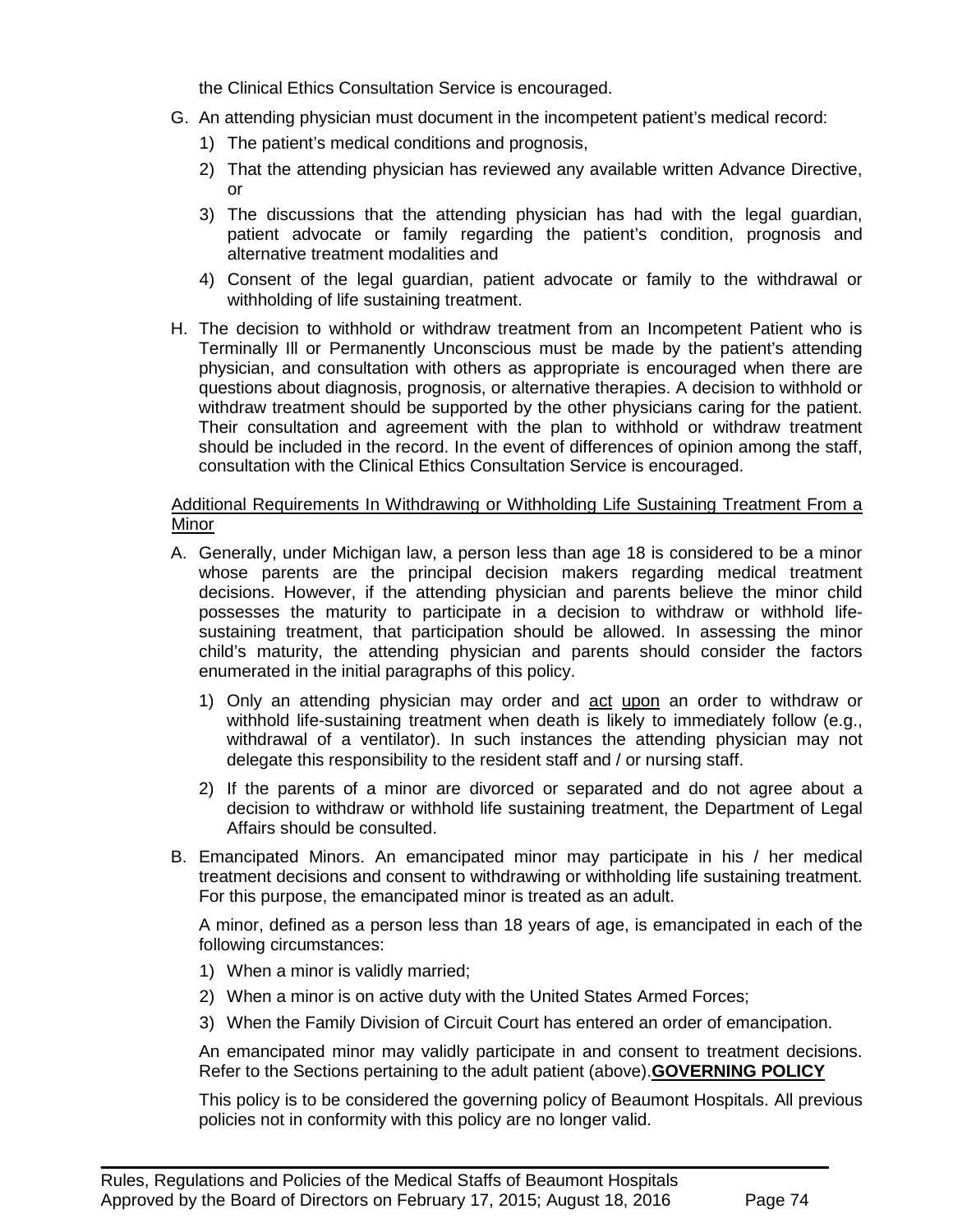the Clinical Ethics Consultation Service is encouraged.

G. An attending physician must document in the incompetent patient's medical record:
   1) The patient's medical conditions and prognosis,
   2) That the attending physician has reviewed any available written Advance Directive, or
   3) The discussions that the attending physician has had with the legal guardian, patient advocate or family regarding the patient's condition, prognosis and alternative treatment modalities and
   4) Consent of the legal guardian, patient advocate or family to the withdrawal or withholding of life sustaining treatment.

H. The decision to withhold or withdraw treatment from an Incompetent Patient who is Terminally Ill or Permanently Unconscious must be made by the patient's attending physician, and consultation with others as appropriate is encouraged when there are questions about diagnosis, prognosis, or alternative therapies. A decision to withhold or withdraw treatment should be supported by the other physicians caring for the patient. Their consultation and agreement with the plan to withhold or withdraw treatment should be included in the record. In the event of differences of opinion among the staff, consultation with the Clinical Ethics Consultation Service is encouraged.

<u>Additional Requirements In Withdrawing or Withholding Life Sustaining Treatment From a Minor</u>

A. Generally, under Michigan law, a person less than age 18 is considered to be a minor whose parents are the principal decision makers regarding medical treatment decisions. However, if the attending physician and parents believe the minor child possesses the maturity to participate in a decision to withdraw or withhold life-sustaining treatment, that participation should be allowed. In assessing the minor child's maturity, the attending physician and parents should consider the factors enumerated in the initial paragraphs of this policy.
   1) Only an attending physician may order and <u>act</u> <u>upon</u> an order to withdraw or withhold life-sustaining treatment when death is likely to immediately follow (e.g., withdrawal of a ventilator). In such instances the attending physician may not delegate this responsibility to the resident staff and / or nursing staff.
   2) If the parents of a minor are divorced or separated and do not agree about a decision to withdraw or withhold life sustaining treatment, the Department of Legal Affairs should be consulted.

B. Emancipated Minors. An emancipated minor may participate in his / her medical treatment decisions and consent to withdrawing or withholding life sustaining treatment. For this purpose, the emancipated minor is treated as an adult.

   A minor, defined as a person less than 18 years of age, is emancipated in each of the following circumstances:
   1) When a minor is validly married;
   2) When a minor is on active duty with the United States Armed Forces;
   3) When the Family Division of Circuit Court has entered an order of emancipation.

   An emancipated minor may validly participate in and consent to treatment decisions. Refer to the Sections pertaining to the adult patient (above).**<u>GOVERNING POLICY</u>**

   This policy is to be considered the governing policy of Beaumont Hospitals. All previous policies not in conformity with this policy are no longer valid.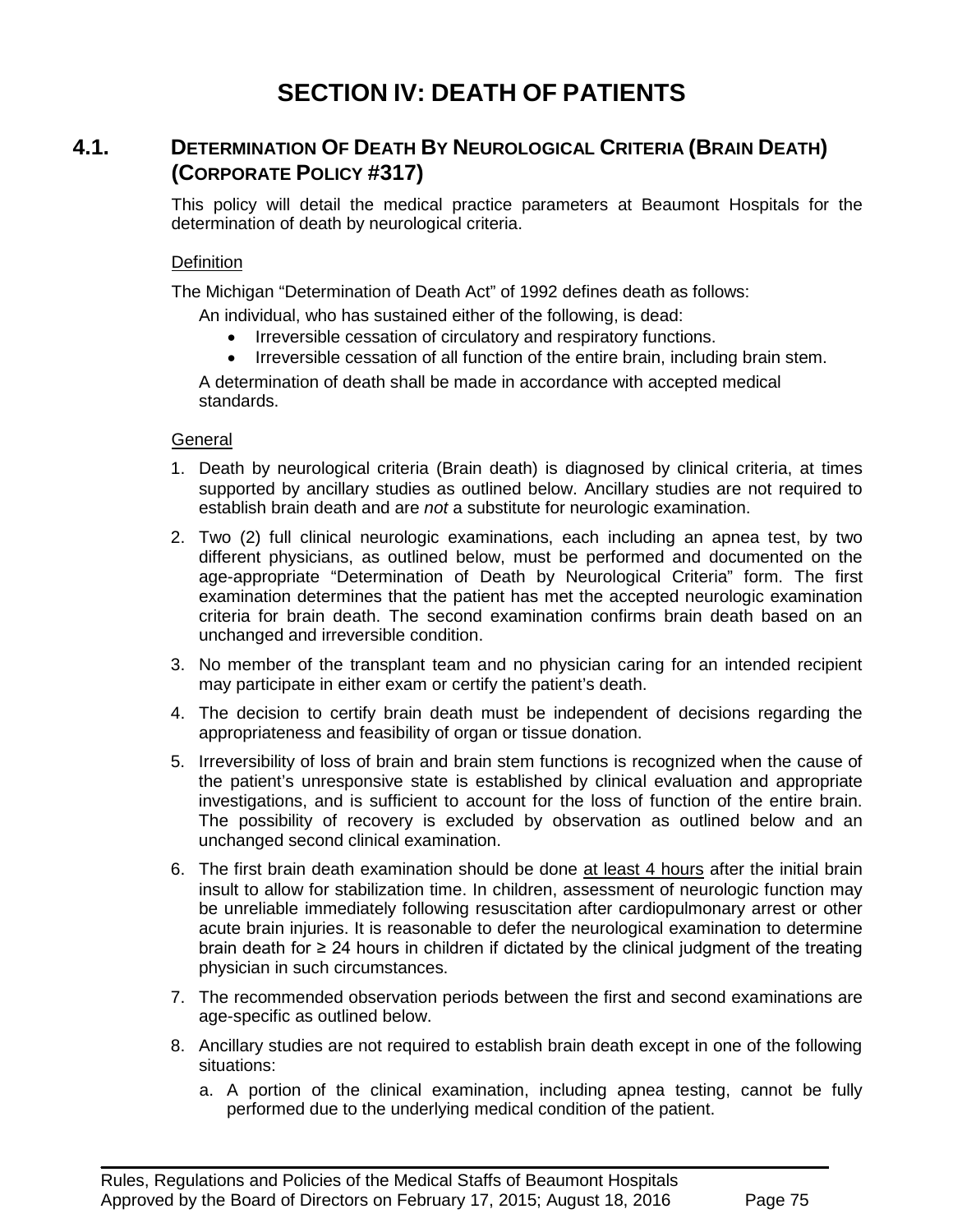# SECTION IV: DEATH OF PATIENTS

## 4.1. DETERMINATION OF DEATH BY NEUROLOGICAL CRITERIA (BRAIN DEATH) (CORPORATE POLICY #317)

This policy will detail the medical practice parameters at Beaumont Hospitals for the determination of death by neurological criteria.

Definition

The Michigan "Determination of Death Act" of 1992 defines death as follows:

An individual, who has sustained either of the following, is dead:

- Irreversible cessation of circulatory and respiratory functions.
- Irreversible cessation of all function of the entire brain, including brain stem.

A determination of death shall be made in accordance with accepted medical standards.

General

1. Death by neurological criteria (Brain death) is diagnosed by clinical criteria, at times supported by ancillary studies as outlined below. Ancillary studies are not required to establish brain death and are *not* a substitute for neurologic examination.
2. Two (2) full clinical neurologic examinations, each including an apnea test, by two different physicians, as outlined below, must be performed and documented on the age-appropriate "Determination of Death by Neurological Criteria" form. The first examination determines that the patient has met the accepted neurologic examination criteria for brain death. The second examination confirms brain death based on an unchanged and irreversible condition.
3. No member of the transplant team and no physician caring for an intended recipient may participate in either exam or certify the patient's death.
4. The decision to certify brain death must be independent of decisions regarding the appropriateness and feasibility of organ or tissue donation.
5. Irreversibility of loss of brain and brain stem functions is recognized when the cause of the patient's unresponsive state is established by clinical evaluation and appropriate investigations, and is sufficient to account for the loss of function of the entire brain. The possibility of recovery is excluded by observation as outlined below and an unchanged second clinical examination.
6. The first brain death examination should be done <u>at least 4 hours</u> after the initial brain insult to allow for stabilization time. In children, assessment of neurologic function may be unreliable immediately following resuscitation after cardiopulmonary arrest or other acute brain injuries. It is reasonable to defer the neurological examination to determine brain death for ≥ 24 hours in children if dictated by the clinical judgment of the treating physician in such circumstances.
7. The recommended observation periods between the first and second examinations are age-specific as outlined below.
8. Ancillary studies are not required to establish brain death except in one of the following situations:
   a. A portion of the clinical examination, including apnea testing, cannot be fully performed due to the underlying medical condition of the patient.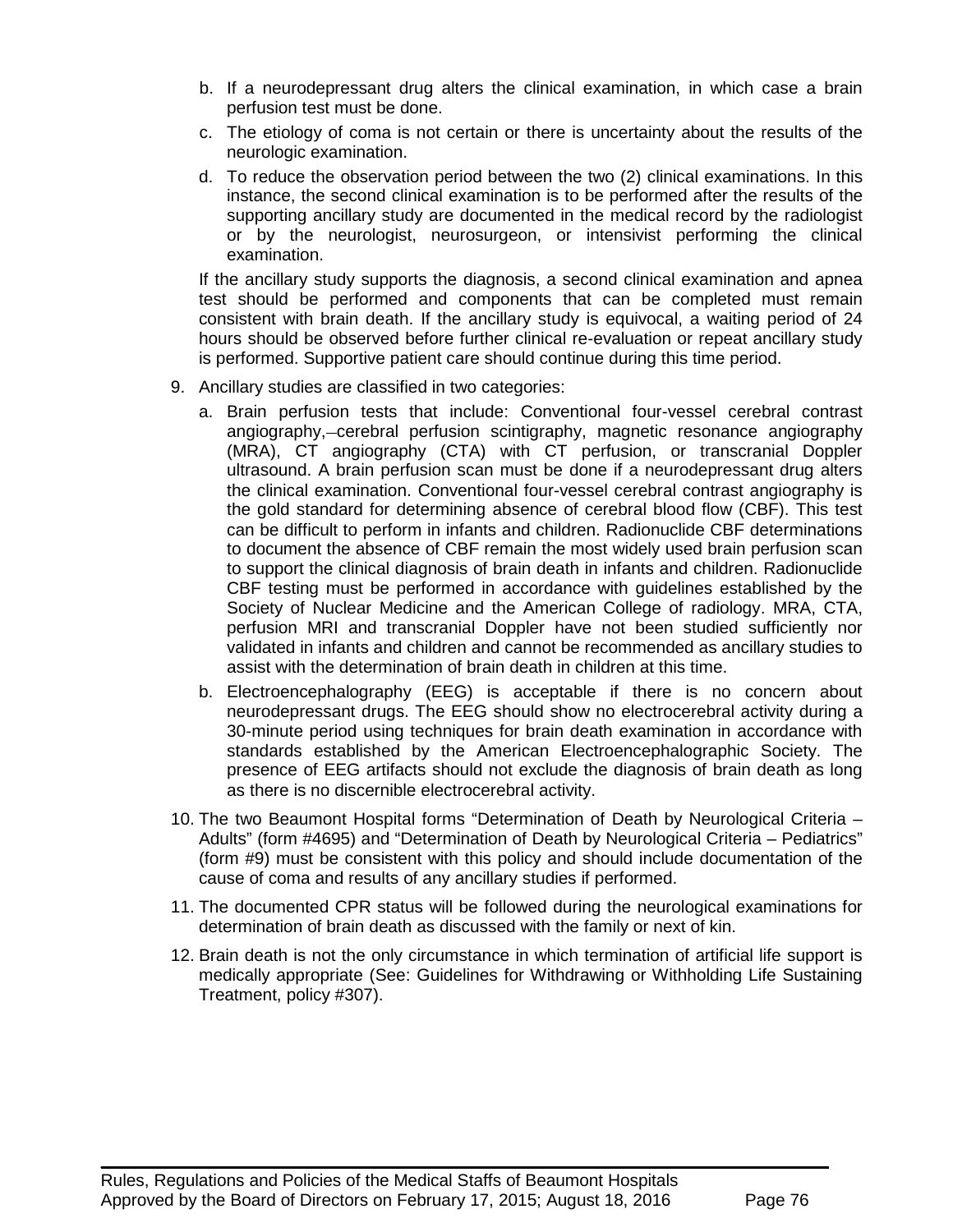b. If a neurodepressant drug alters the clinical examination, in which case a brain perfusion test must be done.

   c. The etiology of coma is not certain or there is uncertainty about the results of the neurologic examination.

   d. To reduce the observation period between the two (2) clinical examinations. In this instance, the second clinical examination is to be performed after the results of the supporting ancillary study are documented in the medical record by the radiologist or by the neurologist, neurosurgeon, or intensivist performing the clinical examination.

   If the ancillary study supports the diagnosis, a second clinical examination and apnea test should be performed and components that can be completed must remain consistent with brain death. If the ancillary study is equivocal, a waiting period of 24 hours should be observed before further clinical re-evaluation or repeat ancillary study is performed. Supportive patient care should continue during this time period.

9. Ancillary studies are classified in two categories:

   a. Brain perfusion tests that include: Conventional four-vessel cerebral contrast angiography, cerebral perfusion scintigraphy, magnetic resonance angiography (MRA), CT angiography (CTA) with CT perfusion, or transcranial Doppler ultrasound. A brain perfusion scan must be done if a neurodepressant drug alters the clinical examination. Conventional four-vessel cerebral contrast angiography is the gold standard for determining absence of cerebral blood flow (CBF). This test can be difficult to perform in infants and children. Radionuclide CBF determinations to document the absence of CBF remain the most widely used brain perfusion scan to support the clinical diagnosis of brain death in infants and children. Radionuclide CBF testing must be performed in accordance with guidelines established by the Society of Nuclear Medicine and the American College of radiology. MRA, CTA, perfusion MRI and transcranial Doppler have not been studied sufficiently nor validated in infants and children and cannot be recommended as ancillary studies to assist with the determination of brain death in children at this time.

   b. Electroencephalography (EEG) is acceptable if there is no concern about neurodepressant drugs. The EEG should show no electrocerebral activity during a 30-minute period using techniques for brain death examination in accordance with standards established by the American Electroencephalographic Society. The presence of EEG artifacts should not exclude the diagnosis of brain death as long as there is no discernible electrocerebral activity.

10. The two Beaumont Hospital forms "Determination of Death by Neurological Criteria – Adults" (form #4695) and "Determination of Death by Neurological Criteria – Pediatrics" (form #9) must be consistent with this policy and should include documentation of the cause of coma and results of any ancillary studies if performed.

11. The documented CPR status will be followed during the neurological examinations for determination of brain death as discussed with the family or next of kin.

12. Brain death is not the only circumstance in which termination of artificial life support is medically appropriate (See: Guidelines for Withdrawing or Withholding Life Sustaining Treatment, policy #307).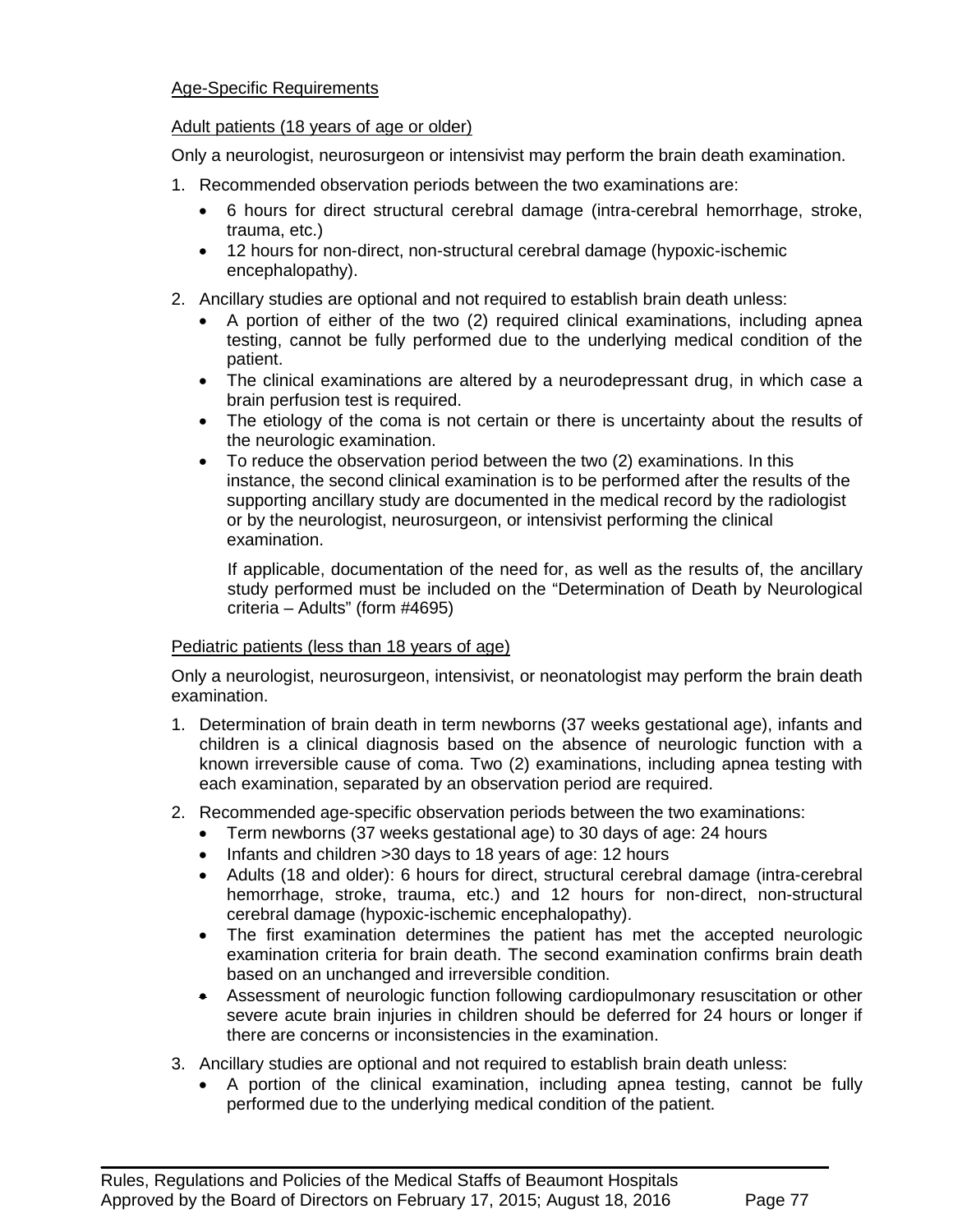Age-Specific Requirements

Adult patients (18 years of age or older)

Only a neurologist, neurosurgeon or intensivist may perform the brain death examination.

1. Recommended observation periods between the two examinations are:
   - 6 hours for direct structural cerebral damage (intra-cerebral hemorrhage, stroke, trauma, etc.)
   - 12 hours for non-direct, non-structural cerebral damage (hypoxic-ischemic encephalopathy).
2. Ancillary studies are optional and not required to establish brain death unless:
   - A portion of either of the two (2) required clinical examinations, including apnea testing, cannot be fully performed due to the underlying medical condition of the patient.
   - The clinical examinations are altered by a neurodepressant drug, in which case a brain perfusion test is required.
   - The etiology of the coma is not certain or there is uncertainty about the results of the neurologic examination.
   - To reduce the observation period between the two (2) examinations. In this instance, the second clinical examination is to be performed after the results of the supporting ancillary study are documented in the medical record by the radiologist or by the neurologist, neurosurgeon, or intensivist performing the clinical examination.

   If applicable, documentation of the need for, as well as the results of, the ancillary study performed must be included on the "Determination of Death by Neurological criteria – Adults" (form #4695)

Pediatric patients (less than 18 years of age)

Only a neurologist, neurosurgeon, intensivist, or neonatologist may perform the brain death examination.

1. Determination of brain death in term newborns (37 weeks gestational age), infants and children is a clinical diagnosis based on the absence of neurologic function with a known irreversible cause of coma. Two (2) examinations, including apnea testing with each examination, separated by an observation period are required.
2. Recommended age-specific observation periods between the two examinations:
   - Term newborns (37 weeks gestational age) to 30 days of age: 24 hours
   - Infants and children >30 days to 18 years of age: 12 hours
   - Adults (18 and older): 6 hours for direct, structural cerebral damage (intra-cerebral hemorrhage, stroke, trauma, etc.) and 12 hours for non-direct, non-structural cerebral damage (hypoxic-ischemic encephalopathy).
   - The first examination determines the patient has met the accepted neurologic examination criteria for brain death. The second examination confirms brain death based on an unchanged and irreversible condition.
   - Assessment of neurologic function following cardiopulmonary resuscitation or other severe acute brain injuries in children should be deferred for 24 hours or longer if there are concerns or inconsistencies in the examination.
3. Ancillary studies are optional and not required to establish brain death unless:
   - A portion of the clinical examination, including apnea testing, cannot be fully performed due to the underlying medical condition of the patient.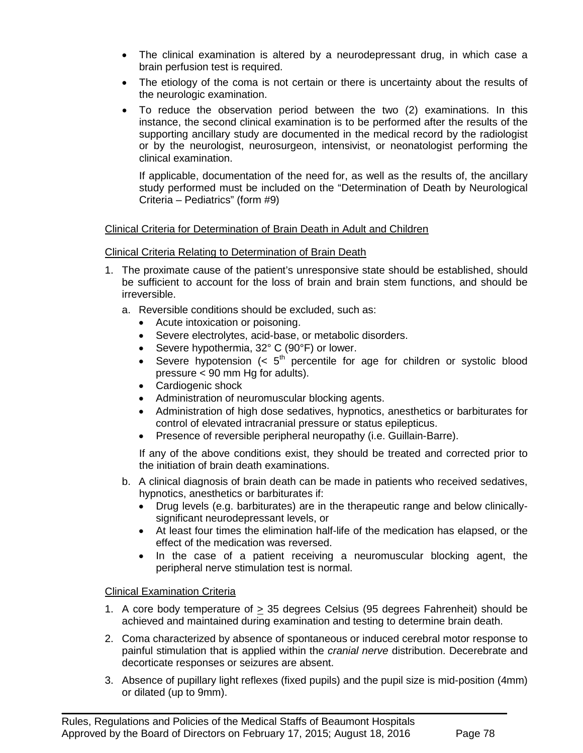- The clinical examination is altered by a neurodepressant drug, in which case a brain perfusion test is required.
- The etiology of the coma is not certain or there is uncertainty about the results of the neurologic examination.
- To reduce the observation period between the two (2) examinations. In this instance, the second clinical examination is to be performed after the results of the supporting ancillary study are documented in the medical record by the radiologist or by the neurologist, neurosurgeon, intensivist, or neonatologist performing the clinical examination.

  If applicable, documentation of the need for, as well as the results of, the ancillary study performed must be included on the "Determination of Death by Neurological Criteria – Pediatrics" (form #9)

Clinical Criteria for Determination of Brain Death in Adult and Children

Clinical Criteria Relating to Determination of Brain Death

1. The proximate cause of the patient's unresponsive state should be established, should be sufficient to account for the loss of brain and brain stem functions, and should be irreversible.
   a. Reversible conditions should be excluded, such as:
      - Acute intoxication or poisoning.
      - Severe electrolytes, acid-base, or metabolic disorders.
      - Severe hypothermia, 32° C (90°F) or lower.
      - Severe hypotension (< 5th percentile for age for children or systolic blood pressure < 90 mm Hg for adults).
      - Cardiogenic shock
      - Administration of neuromuscular blocking agents.
      - Administration of high dose sedatives, hypnotics, anesthetics or barbiturates for control of elevated intracranial pressure or status epilepticus.
      - Presence of reversible peripheral neuropathy (i.e. Guillain-Barre).

      If any of the above conditions exist, they should be treated and corrected prior to the initiation of brain death examinations.
   b. A clinical diagnosis of brain death can be made in patients who received sedatives, hypnotics, anesthetics or barbiturates if:
      - Drug levels (e.g. barbiturates) are in the therapeutic range and below clinically-significant neurodepressant levels, or
      - At least four times the elimination half-life of the medication has elapsed, or the effect of the medication was reversed.
      - In the case of a patient receiving a neuromuscular blocking agent, the peripheral nerve stimulation test is normal.

Clinical Examination Criteria

1. A core body temperature of ≥ 35 degrees Celsius (95 degrees Fahrenheit) should be achieved and maintained during examination and testing to determine brain death.
2. Coma characterized by absence of spontaneous or induced cerebral motor response to painful stimulation that is applied within the *cranial nerve* distribution. Decerebrate and decorticate responses or seizures are absent.
3. Absence of pupillary light reflexes (fixed pupils) and the pupil size is mid-position (4mm) or dilated (up to 9mm).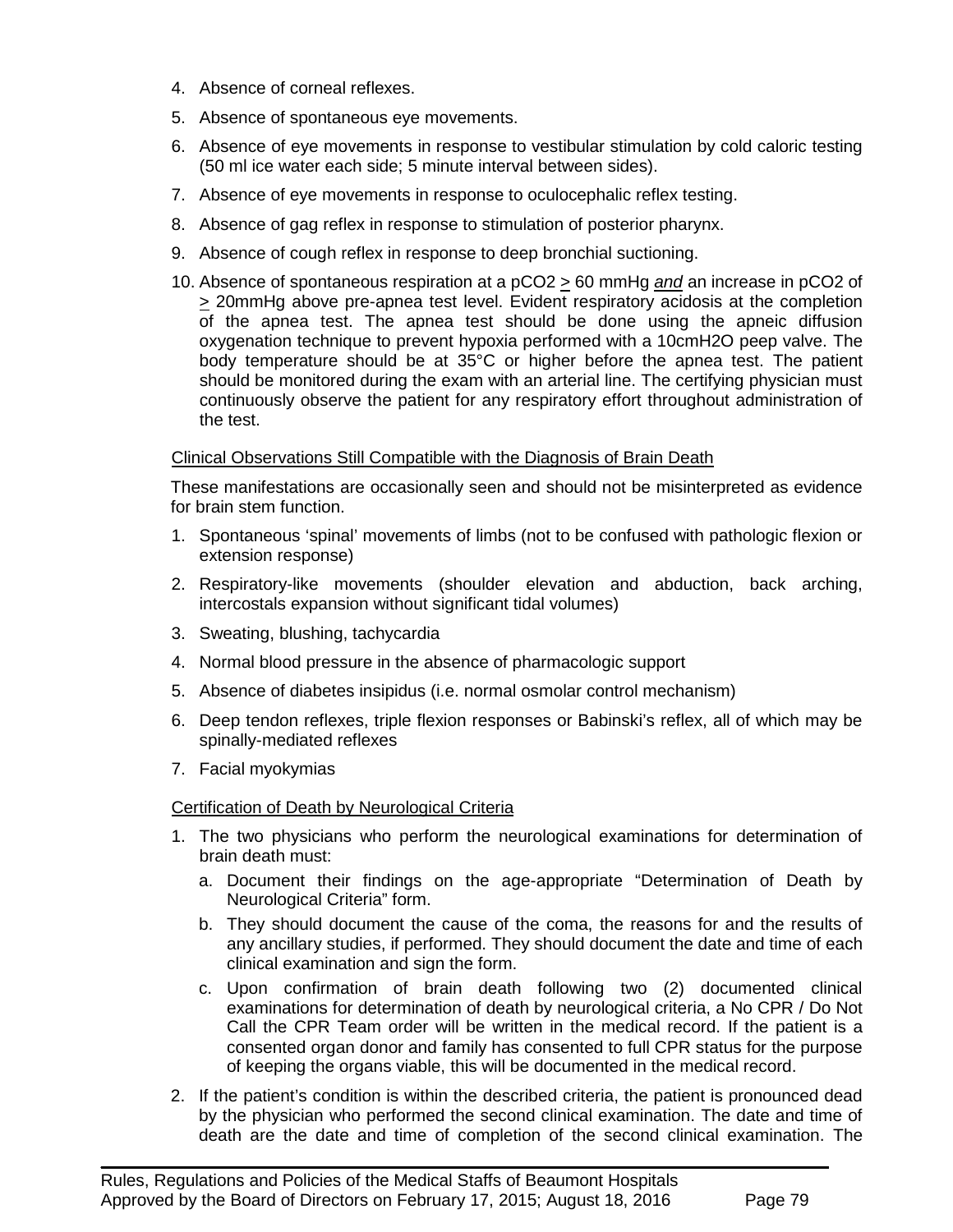4. Absence of corneal reflexes.
5. Absence of spontaneous eye movements.
6. Absence of eye movements in response to vestibular stimulation by cold caloric testing (50 ml ice water each side; 5 minute interval between sides).
7. Absence of eye movements in response to oculocephalic reflex testing.
8. Absence of gag reflex in response to stimulation of posterior pharynx.
9. Absence of cough reflex in response to deep bronchial suctioning.
10. Absence of spontaneous respiration at a $pCO_2 \geq 60$ mmHg *and* an increase in $pCO_2$ of $\geq$ 20mmHg above pre-apnea test level. Evident respiratory acidosis at the completion of the apnea test. The apnea test should be done using the apneic diffusion oxygenation technique to prevent hypoxia performed with a 10cmH2O peep valve. The body temperature should be at 35°C or higher before the apnea test. The patient should be monitored during the exam with an arterial line. The certifying physician must continuously observe the patient for any respiratory effort throughout administration of the test.

Clinical Observations Still Compatible with the Diagnosis of Brain Death

These manifestations are occasionally seen and should not be misinterpreted as evidence for brain stem function.

1. Spontaneous 'spinal' movements of limbs (not to be confused with pathologic flexion or extension response)
2. Respiratory-like movements (shoulder elevation and abduction, back arching, intercostals expansion without significant tidal volumes)
3. Sweating, blushing, tachycardia
4. Normal blood pressure in the absence of pharmacologic support
5. Absence of diabetes insipidus (i.e. normal osmolar control mechanism)
6. Deep tendon reflexes, triple flexion responses or Babinski's reflex, all of which may be spinally-mediated reflexes
7. Facial myokymias

Certification of Death by Neurological Criteria

1. The two physicians who perform the neurological examinations for determination of brain death must:
   a. Document their findings on the age-appropriate "Determination of Death by Neurological Criteria" form.
   b. They should document the cause of the coma, the reasons for and the results of any ancillary studies, if performed. They should document the date and time of each clinical examination and sign the form.
   c. Upon confirmation of brain death following two (2) documented clinical examinations for determination of death by neurological criteria, a No CPR / Do Not Call the CPR Team order will be written in the medical record. If the patient is a consented organ donor and family has consented to full CPR status for the purpose of keeping the organs viable, this will be documented in the medical record.
2. If the patient's condition is within the described criteria, the patient is pronounced dead by the physician who performed the second clinical examination. The date and time of death are the date and time of completion of the second clinical examination. The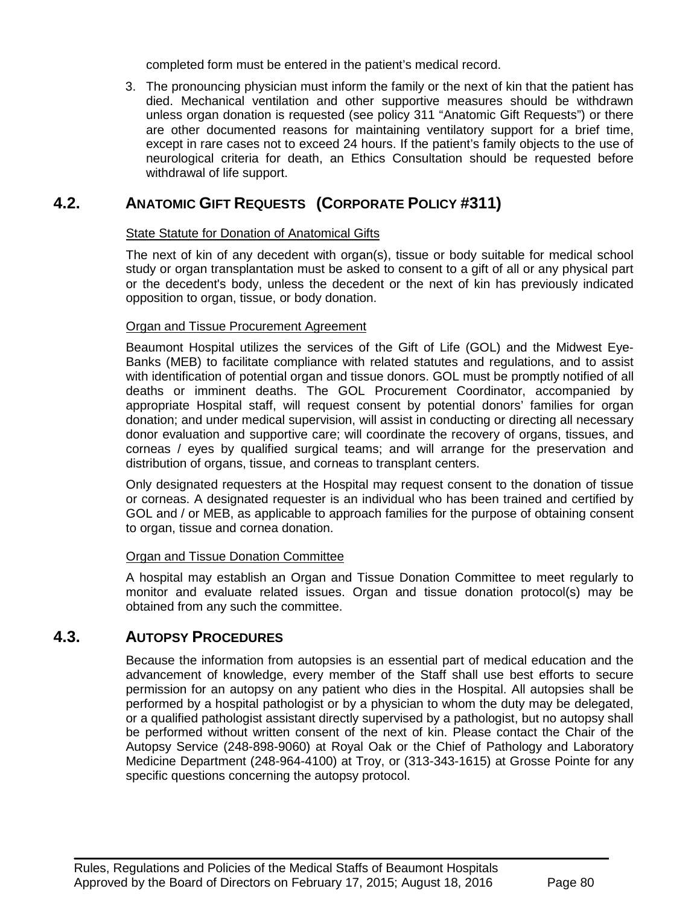completed form must be entered in the patient's medical record.

3. The pronouncing physician must inform the family or the next of kin that the patient has died. Mechanical ventilation and other supportive measures should be withdrawn unless organ donation is requested (see policy 311 "Anatomic Gift Requests") or there are other documented reasons for maintaining ventilatory support for a brief time, except in rare cases not to exceed 24 hours. If the patient's family objects to the use of neurological criteria for death, an Ethics Consultation should be requested before withdrawal of life support.

## 4.2. ANATOMIC GIFT REQUESTS (CORPORATE POLICY #311)

State Statute for Donation of Anatomical Gifts

The next of kin of any decedent with organ(s), tissue or body suitable for medical school study or organ transplantation must be asked to consent to a gift of all or any physical part or the decedent's body, unless the decedent or the next of kin has previously indicated opposition to organ, tissue, or body donation.

Organ and Tissue Procurement Agreement

Beaumont Hospital utilizes the services of the Gift of Life (GOL) and the Midwest Eye-Banks (MEB) to facilitate compliance with related statutes and regulations, and to assist with identification of potential organ and tissue donors. GOL must be promptly notified of all deaths or imminent deaths. The GOL Procurement Coordinator, accompanied by appropriate Hospital staff, will request consent by potential donors' families for organ donation; and under medical supervision, will assist in conducting or directing all necessary donor evaluation and supportive care; will coordinate the recovery of organs, tissues, and corneas / eyes by qualified surgical teams; and will arrange for the preservation and distribution of organs, tissue, and corneas to transplant centers.

Only designated requesters at the Hospital may request consent to the donation of tissue or corneas. A designated requester is an individual who has been trained and certified by GOL and / or MEB, as applicable to approach families for the purpose of obtaining consent to organ, tissue and cornea donation.

Organ and Tissue Donation Committee

A hospital may establish an Organ and Tissue Donation Committee to meet regularly to monitor and evaluate related issues. Organ and tissue donation protocol(s) may be obtained from any such the committee.

## 4.3. AUTOPSY PROCEDURES

Because the information from autopsies is an essential part of medical education and the advancement of knowledge, every member of the Staff shall use best efforts to secure permission for an autopsy on any patient who dies in the Hospital. All autopsies shall be performed by a hospital pathologist or by a physician to whom the duty may be delegated, or a qualified pathologist assistant directly supervised by a pathologist, but no autopsy shall be performed without written consent of the next of kin. Please contact the Chair of the Autopsy Service (248-898-9060) at Royal Oak or the Chief of Pathology and Laboratory Medicine Department (248-964-4100) at Troy, or (313-343-1615) at Grosse Pointe for any specific questions concerning the autopsy protocol.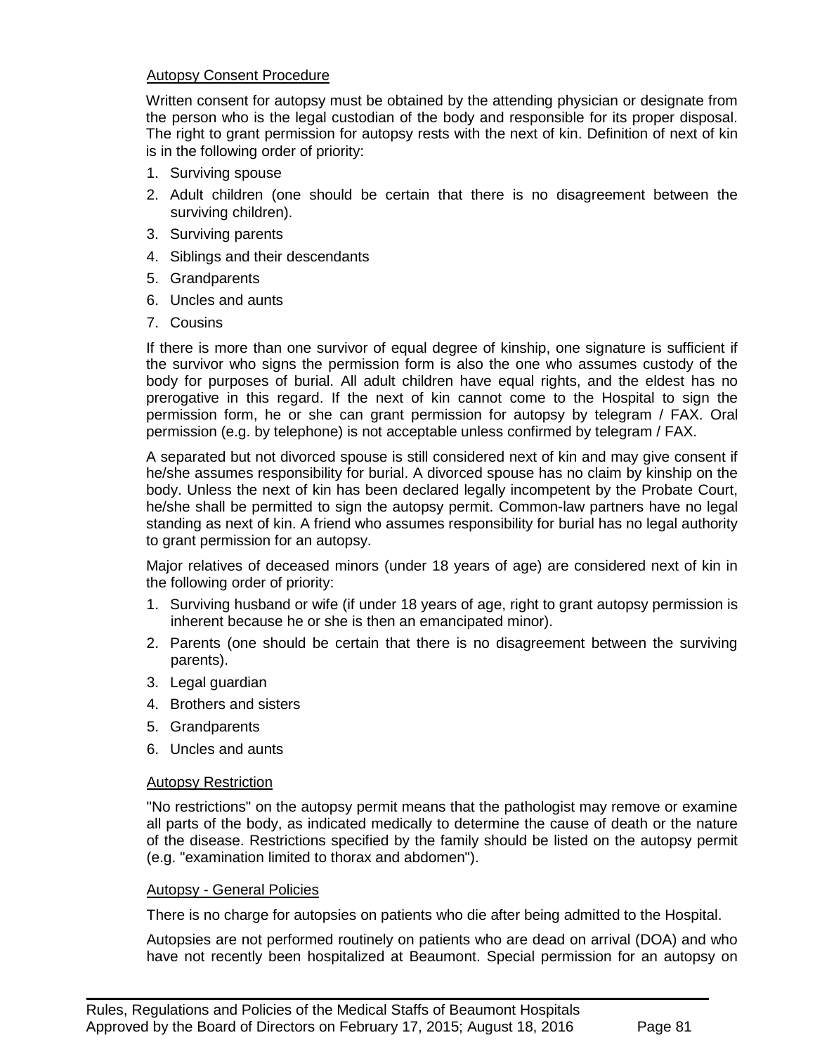### Autopsy Consent Procedure

Written consent for autopsy must be obtained by the attending physician or designate from the person who is the legal custodian of the body and responsible for its proper disposal. The right to grant permission for autopsy rests with the next of kin. Definition of next of kin is in the following order of priority:

1. Surviving spouse
2. Adult children (one should be certain that there is no disagreement between the surviving children).
3. Surviving parents
4. Siblings and their descendants
5. Grandparents
6. Uncles and aunts
7. Cousins

If there is more than one survivor of equal degree of kinship, one signature is sufficient if the survivor who signs the permission form is also the one who assumes custody of the body for purposes of burial. All adult children have equal rights, and the eldest has no prerogative in this regard. If the next of kin cannot come to the Hospital to sign the permission form, he or she can grant permission for autopsy by telegram / FAX. Oral permission (e.g. by telephone) is not acceptable unless confirmed by telegram / FAX.

A separated but not divorced spouse is still considered next of kin and may give consent if he/she assumes responsibility for burial. A divorced spouse has no claim by kinship on the body. Unless the next of kin has been declared legally incompetent by the Probate Court, he/she shall be permitted to sign the autopsy permit. Common-law partners have no legal standing as next of kin. A friend who assumes responsibility for burial has no legal authority to grant permission for an autopsy.

Major relatives of deceased minors (under 18 years of age) are considered next of kin in the following order of priority:

1. Surviving husband or wife (if under 18 years of age, right to grant autopsy permission is inherent because he or she is then an emancipated minor).
2. Parents (one should be certain that there is no disagreement between the surviving parents).
3. Legal guardian
4. Brothers and sisters
5. Grandparents
6. Uncles and aunts

### Autopsy Restriction

"No restrictions" on the autopsy permit means that the pathologist may remove or examine all parts of the body, as indicated medically to determine the cause of death or the nature of the disease. Restrictions specified by the family should be listed on the autopsy permit (e.g. "examination limited to thorax and abdomen").

### Autopsy - General Policies

There is no charge for autopsies on patients who die after being admitted to the Hospital.

Autopsies are not performed routinely on patients who are dead on arrival (DOA) and who have not recently been hospitalized at Beaumont. Special permission for an autopsy on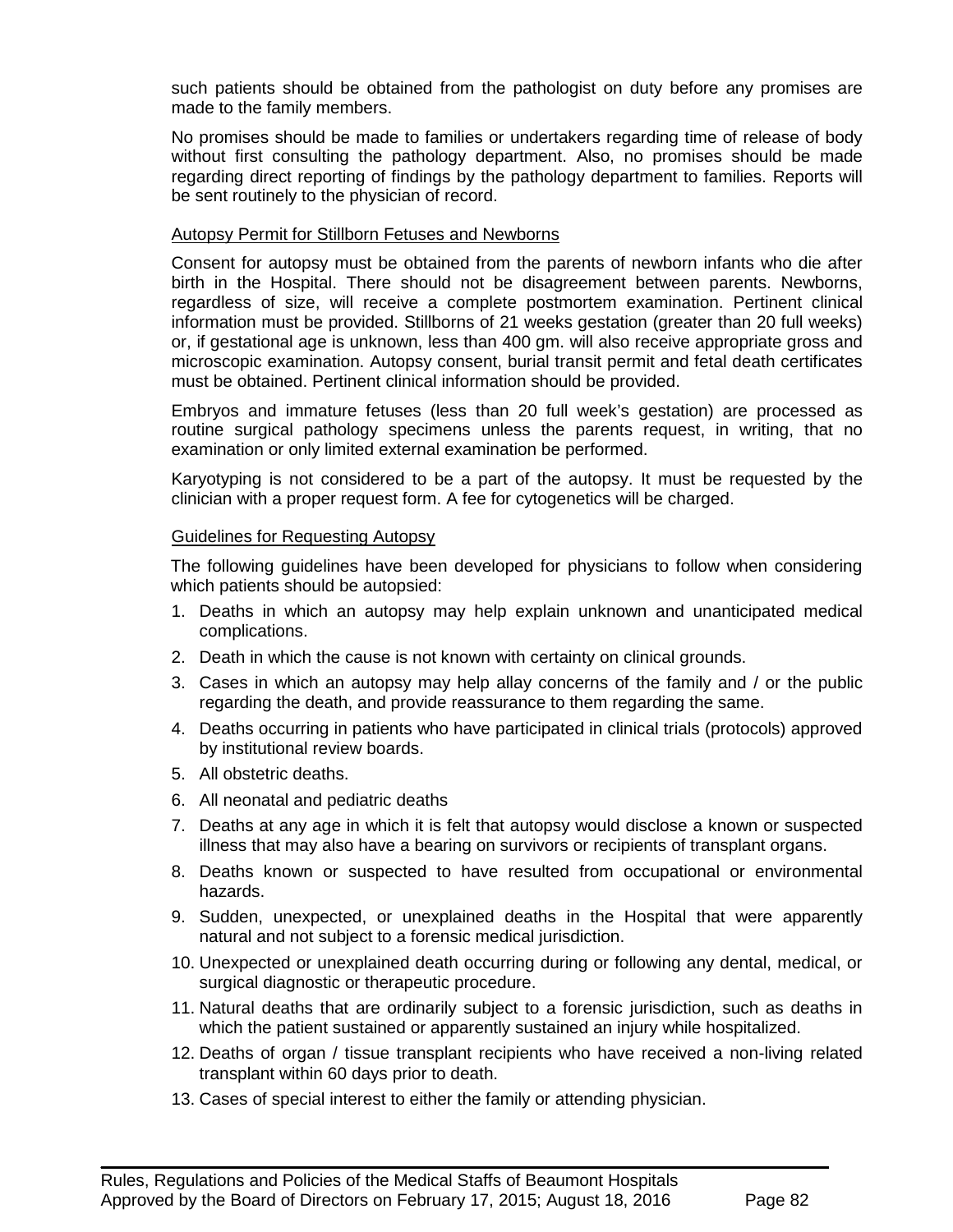such patients should be obtained from the pathologist on duty before any promises are made to the family members.

No promises should be made to families or undertakers regarding time of release of body without first consulting the pathology department. Also, no promises should be made regarding direct reporting of findings by the pathology department to families. Reports will be sent routinely to the physician of record.

<u>Autopsy Permit for Stillborn Fetuses and Newborns</u>

Consent for autopsy must be obtained from the parents of newborn infants who die after birth in the Hospital. There should not be disagreement between parents. Newborns, regardless of size, will receive a complete postmortem examination. Pertinent clinical information must be provided. Stillborns of 21 weeks gestation (greater than 20 full weeks) or, if gestational age is unknown, less than 400 gm. will also receive appropriate gross and microscopic examination. Autopsy consent, burial transit permit and fetal death certificates must be obtained. Pertinent clinical information should be provided.

Embryos and immature fetuses (less than 20 full week's gestation) are processed as routine surgical pathology specimens unless the parents request, in writing, that no examination or only limited external examination be performed.

Karyotyping is not considered to be a part of the autopsy. It must be requested by the clinician with a proper request form. A fee for cytogenetics will be charged.

<u>Guidelines for Requesting Autopsy</u>

The following guidelines have been developed for physicians to follow when considering which patients should be autopsied:

1. Deaths in which an autopsy may help explain unknown and unanticipated medical complications.
2. Death in which the cause is not known with certainty on clinical grounds.
3. Cases in which an autopsy may help allay concerns of the family and / or the public regarding the death, and provide reassurance to them regarding the same.
4. Deaths occurring in patients who have participated in clinical trials (protocols) approved by institutional review boards.
5. All obstetric deaths.
6. All neonatal and pediatric deaths
7. Deaths at any age in which it is felt that autopsy would disclose a known or suspected illness that may also have a bearing on survivors or recipients of transplant organs.
8. Deaths known or suspected to have resulted from occupational or environmental hazards.
9. Sudden, unexpected, or unexplained deaths in the Hospital that were apparently natural and not subject to a forensic medical jurisdiction.
10. Unexpected or unexplained death occurring during or following any dental, medical, or surgical diagnostic or therapeutic procedure.
11. Natural deaths that are ordinarily subject to a forensic jurisdiction, such as deaths in which the patient sustained or apparently sustained an injury while hospitalized.
12. Deaths of organ / tissue transplant recipients who have received a non-living related transplant within 60 days prior to death.
13. Cases of special interest to either the family or attending physician.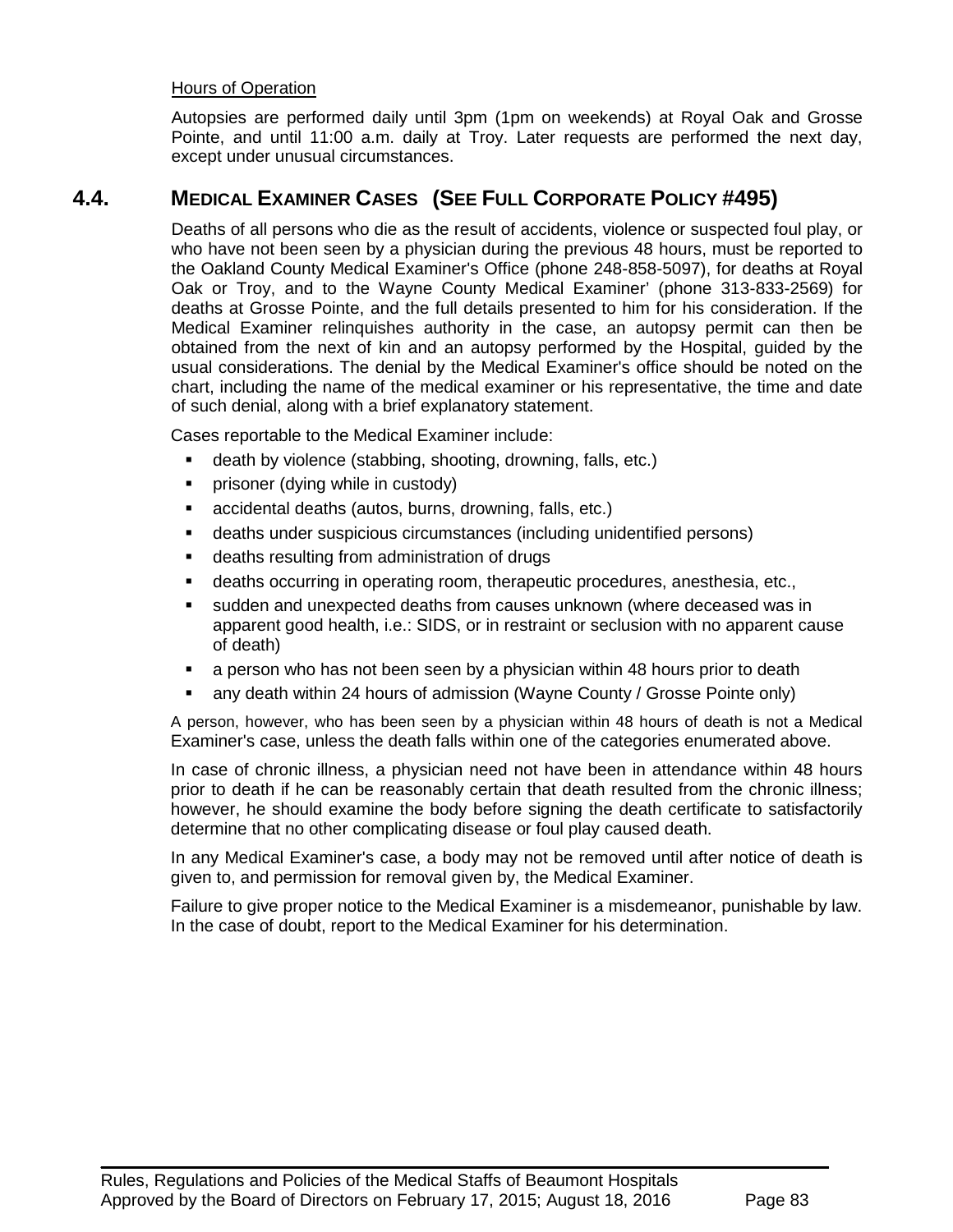Hours of Operation

Autopsies are performed daily until 3pm (1pm on weekends) at Royal Oak and Grosse Pointe, and until 11:00 a.m. daily at Troy. Later requests are performed the next day, except under unusual circumstances.

## 4.4. MEDICAL EXAMINER CASES (SEE FULL CORPORATE POLICY #495)

Deaths of all persons who die as the result of accidents, violence or suspected foul play, or who have not been seen by a physician during the previous 48 hours, must be reported to the Oakland County Medical Examiner's Office (phone 248-858-5097), for deaths at Royal Oak or Troy, and to the Wayne County Medical Examiner' (phone 313-833-2569) for deaths at Grosse Pointe, and the full details presented to him for his consideration. If the Medical Examiner relinquishes authority in the case, an autopsy permit can then be obtained from the next of kin and an autopsy performed by the Hospital, guided by the usual considerations. The denial by the Medical Examiner's office should be noted on the chart, including the name of the medical examiner or his representative, the time and date of such denial, along with a brief explanatory statement.

Cases reportable to the Medical Examiner include:

- death by violence (stabbing, shooting, drowning, falls, etc.)
- prisoner (dying while in custody)
- accidental deaths (autos, burns, drowning, falls, etc.)
- deaths under suspicious circumstances (including unidentified persons)
- deaths resulting from administration of drugs
- deaths occurring in operating room, therapeutic procedures, anesthesia, etc.,
- sudden and unexpected deaths from causes unknown (where deceased was in apparent good health, i.e.: SIDS, or in restraint or seclusion with no apparent cause of death)
- a person who has not been seen by a physician within 48 hours prior to death
- any death within 24 hours of admission (Wayne County / Grosse Pointe only)

A person, however, who has been seen by a physician within 48 hours of death is not a Medical Examiner's case, unless the death falls within one of the categories enumerated above.

In case of chronic illness, a physician need not have been in attendance within 48 hours prior to death if he can be reasonably certain that death resulted from the chronic illness; however, he should examine the body before signing the death certificate to satisfactorily determine that no other complicating disease or foul play caused death.

In any Medical Examiner's case, a body may not be removed until after notice of death is given to, and permission for removal given by, the Medical Examiner.

Failure to give proper notice to the Medical Examiner is a misdemeanor, punishable by law. In the case of doubt, report to the Medical Examiner for his determination.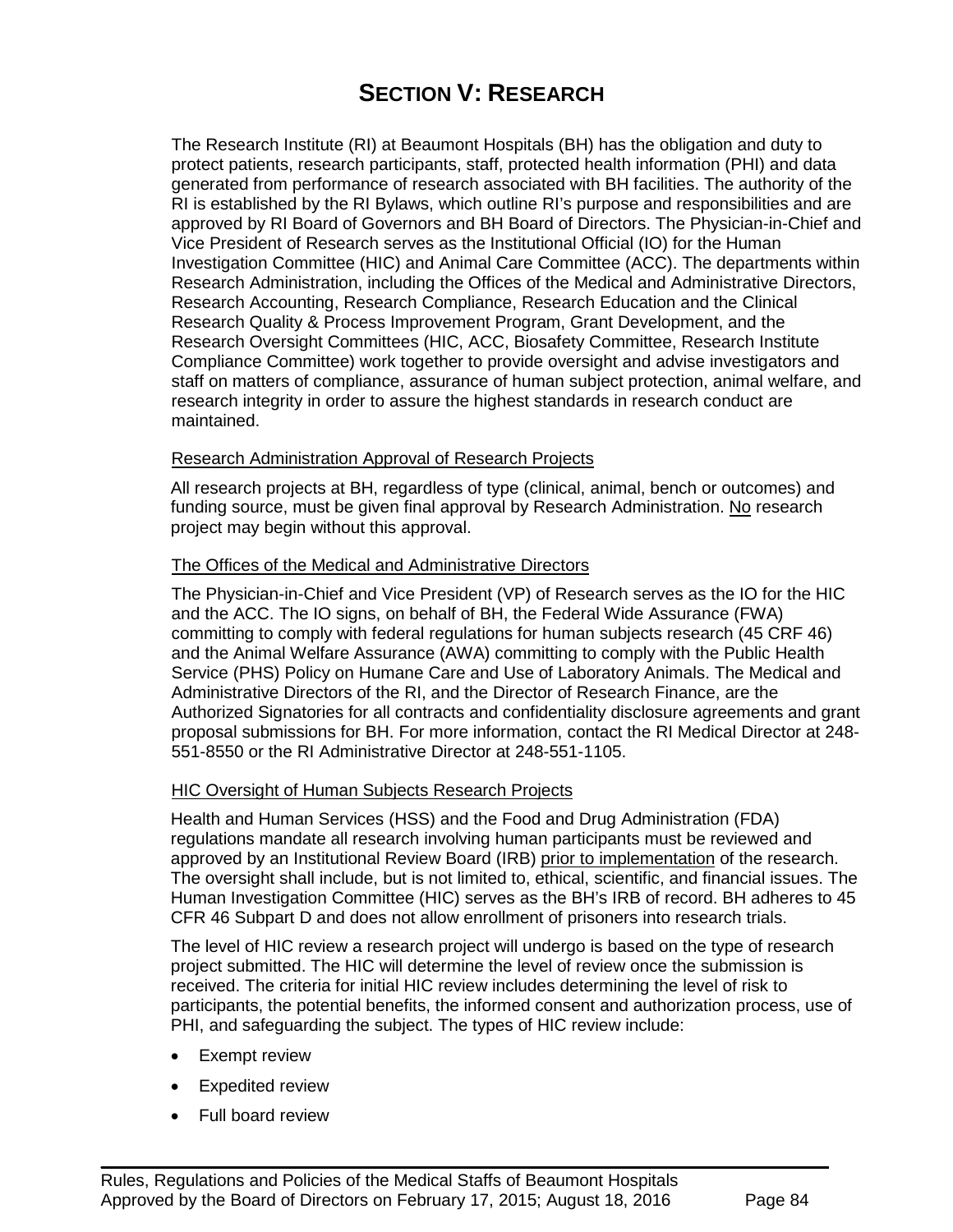# SECTION V: RESEARCH

The Research Institute (RI) at Beaumont Hospitals (BH) has the obligation and duty to protect patients, research participants, staff, protected health information (PHI) and data generated from performance of research associated with BH facilities. The authority of the RI is established by the RI Bylaws, which outline RI's purpose and responsibilities and are approved by RI Board of Governors and BH Board of Directors. The Physician-in-Chief and Vice President of Research serves as the Institutional Official (IO) for the Human Investigation Committee (HIC) and Animal Care Committee (ACC). The departments within Research Administration, including the Offices of the Medical and Administrative Directors, Research Accounting, Research Compliance, Research Education and the Clinical Research Quality & Process Improvement Program, Grant Development, and the Research Oversight Committees (HIC, ACC, Biosafety Committee, Research Institute Compliance Committee) work together to provide oversight and advise investigators and staff on matters of compliance, assurance of human subject protection, animal welfare, and research integrity in order to assure the highest standards in research conduct are maintained.

<u>Research Administration Approval of Research Projects</u>

All research projects at BH, regardless of type (clinical, animal, bench or outcomes) and funding source, must be given final approval by Research Administration. <u>No</u> research project may begin without this approval.

<u>The Offices of the Medical and Administrative Directors</u>

The Physician-in-Chief and Vice President (VP) of Research serves as the IO for the HIC and the ACC. The IO signs, on behalf of BH, the Federal Wide Assurance (FWA) committing to comply with federal regulations for human subjects research (45 CRF 46) and the Animal Welfare Assurance (AWA) committing to comply with the Public Health Service (PHS) Policy on Humane Care and Use of Laboratory Animals. The Medical and Administrative Directors of the RI, and the Director of Research Finance, are the Authorized Signatories for all contracts and confidentiality disclosure agreements and grant proposal submissions for BH. For more information, contact the RI Medical Director at 248-551-8550 or the RI Administrative Director at 248-551-1105.

<u>HIC Oversight of Human Subjects Research Projects</u>

Health and Human Services (HSS) and the Food and Drug Administration (FDA) regulations mandate all research involving human participants must be reviewed and approved by an Institutional Review Board (IRB) <u>prior to implementation</u> of the research. The oversight shall include, but is not limited to, ethical, scientific, and financial issues. The Human Investigation Committee (HIC) serves as the BH's IRB of record. BH adheres to 45 CFR 46 Subpart D and does not allow enrollment of prisoners into research trials.

The level of HIC review a research project will undergo is based on the type of research project submitted. The HIC will determine the level of review once the submission is received. The criteria for initial HIC review includes determining the level of risk to participants, the potential benefits, the informed consent and authorization process, use of PHI, and safeguarding the subject. The types of HIC review include:

- Exempt review
- Expedited review
- Full board review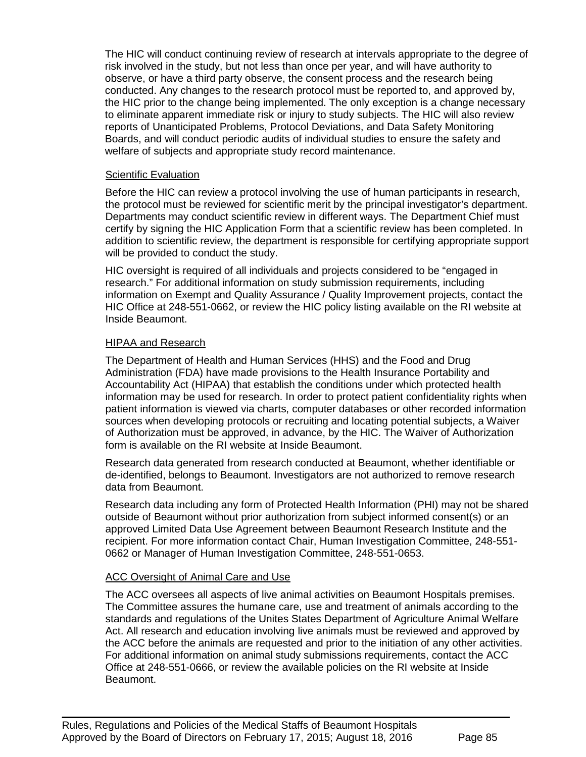The HIC will conduct continuing review of research at intervals appropriate to the degree of risk involved in the study, but not less than once per year, and will have authority to observe, or have a third party observe, the consent process and the research being conducted. Any changes to the research protocol must be reported to, and approved by, the HIC prior to the change being implemented. The only exception is a change necessary to eliminate apparent immediate risk or injury to study subjects. The HIC will also review reports of Unanticipated Problems, Protocol Deviations, and Data Safety Monitoring Boards, and will conduct periodic audits of individual studies to ensure the safety and welfare of subjects and appropriate study record maintenance.

Scientific Evaluation

Before the HIC can review a protocol involving the use of human participants in research, the protocol must be reviewed for scientific merit by the principal investigator's department. Departments may conduct scientific review in different ways. The Department Chief must certify by signing the HIC Application Form that a scientific review has been completed. In addition to scientific review, the department is responsible for certifying appropriate support will be provided to conduct the study.

HIC oversight is required of all individuals and projects considered to be "engaged in research." For additional information on study submission requirements, including information on Exempt and Quality Assurance / Quality Improvement projects, contact the HIC Office at 248-551-0662, or review the HIC policy listing available on the RI website at Inside Beaumont.

HIPAA and Research

The Department of Health and Human Services (HHS) and the Food and Drug Administration (FDA) have made provisions to the Health Insurance Portability and Accountability Act (HIPAA) that establish the conditions under which protected health information may be used for research. In order to protect patient confidentiality rights when patient information is viewed via charts, computer databases or other recorded information sources when developing protocols or recruiting and locating potential subjects, a Waiver of Authorization must be approved, in advance, by the HIC. The Waiver of Authorization form is available on the RI website at Inside Beaumont.

Research data generated from research conducted at Beaumont, whether identifiable or de-identified, belongs to Beaumont. Investigators are not authorized to remove research data from Beaumont.

Research data including any form of Protected Health Information (PHI) may not be shared outside of Beaumont without prior authorization from subject informed consent(s) or an approved Limited Data Use Agreement between Beaumont Research Institute and the recipient. For more information contact Chair, Human Investigation Committee, 248-551-0662 or Manager of Human Investigation Committee, 248-551-0653.

ACC Oversight of Animal Care and Use

The ACC oversees all aspects of live animal activities on Beaumont Hospitals premises. The Committee assures the humane care, use and treatment of animals according to the standards and regulations of the Unites States Department of Agriculture Animal Welfare Act. All research and education involving live animals must be reviewed and approved by the ACC before the animals are requested and prior to the initiation of any other activities. For additional information on animal study submissions requirements, contact the ACC Office at 248-551-0666, or review the available policies on the RI website at Inside Beaumont.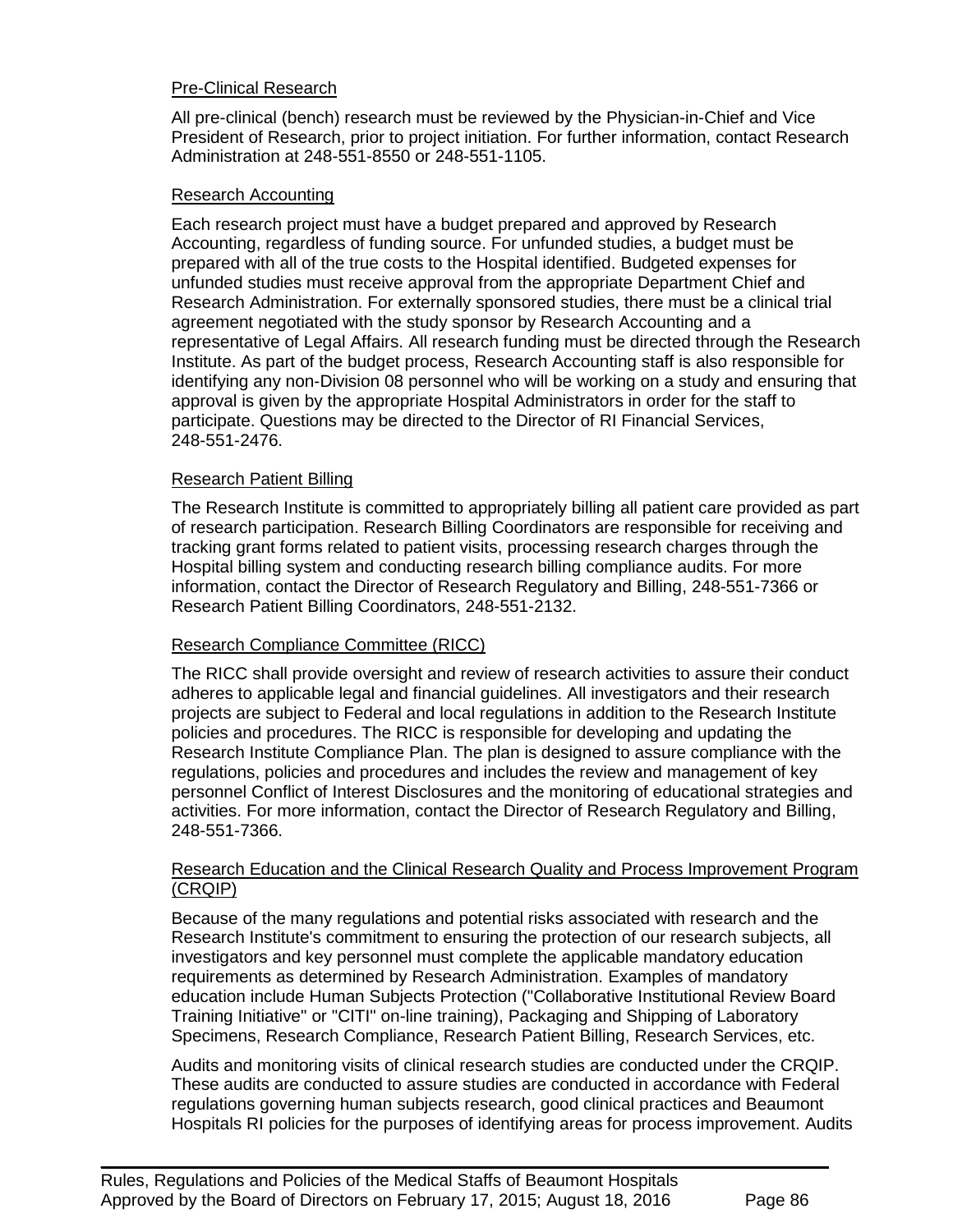### Pre-Clinical Research

All pre-clinical (bench) research must be reviewed by the Physician-in-Chief and Vice President of Research, prior to project initiation. For further information, contact Research Administration at 248-551-8550 or 248-551-1105.

### Research Accounting

Each research project must have a budget prepared and approved by Research Accounting, regardless of funding source. For unfunded studies, a budget must be prepared with all of the true costs to the Hospital identified. Budgeted expenses for unfunded studies must receive approval from the appropriate Department Chief and Research Administration. For externally sponsored studies, there must be a clinical trial agreement negotiated with the study sponsor by Research Accounting and a representative of Legal Affairs. All research funding must be directed through the Research Institute. As part of the budget process, Research Accounting staff is also responsible for identifying any non-Division 08 personnel who will be working on a study and ensuring that approval is given by the appropriate Hospital Administrators in order for the staff to participate. Questions may be directed to the Director of RI Financial Services, 248-551-2476.

### Research Patient Billing

The Research Institute is committed to appropriately billing all patient care provided as part of research participation. Research Billing Coordinators are responsible for receiving and tracking grant forms related to patient visits, processing research charges through the Hospital billing system and conducting research billing compliance audits. For more information, contact the Director of Research Regulatory and Billing, 248-551-7366 or Research Patient Billing Coordinators, 248-551-2132.

### Research Compliance Committee (RICC)

The RICC shall provide oversight and review of research activities to assure their conduct adheres to applicable legal and financial guidelines. All investigators and their research projects are subject to Federal and local regulations in addition to the Research Institute policies and procedures. The RICC is responsible for developing and updating the Research Institute Compliance Plan. The plan is designed to assure compliance with the regulations, policies and procedures and includes the review and management of key personnel Conflict of Interest Disclosures and the monitoring of educational strategies and activities. For more information, contact the Director of Research Regulatory and Billing, 248-551-7366.

### Research Education and the Clinical Research Quality and Process Improvement Program (CRQIP)

Because of the many regulations and potential risks associated with research and the Research Institute's commitment to ensuring the protection of our research subjects, all investigators and key personnel must complete the applicable mandatory education requirements as determined by Research Administration. Examples of mandatory education include Human Subjects Protection ("Collaborative Institutional Review Board Training Initiative" or "CITI" on-line training), Packaging and Shipping of Laboratory Specimens, Research Compliance, Research Patient Billing, Research Services, etc.

Audits and monitoring visits of clinical research studies are conducted under the CRQIP. These audits are conducted to assure studies are conducted in accordance with Federal regulations governing human subjects research, good clinical practices and Beaumont Hospitals RI policies for the purposes of identifying areas for process improvement. Audits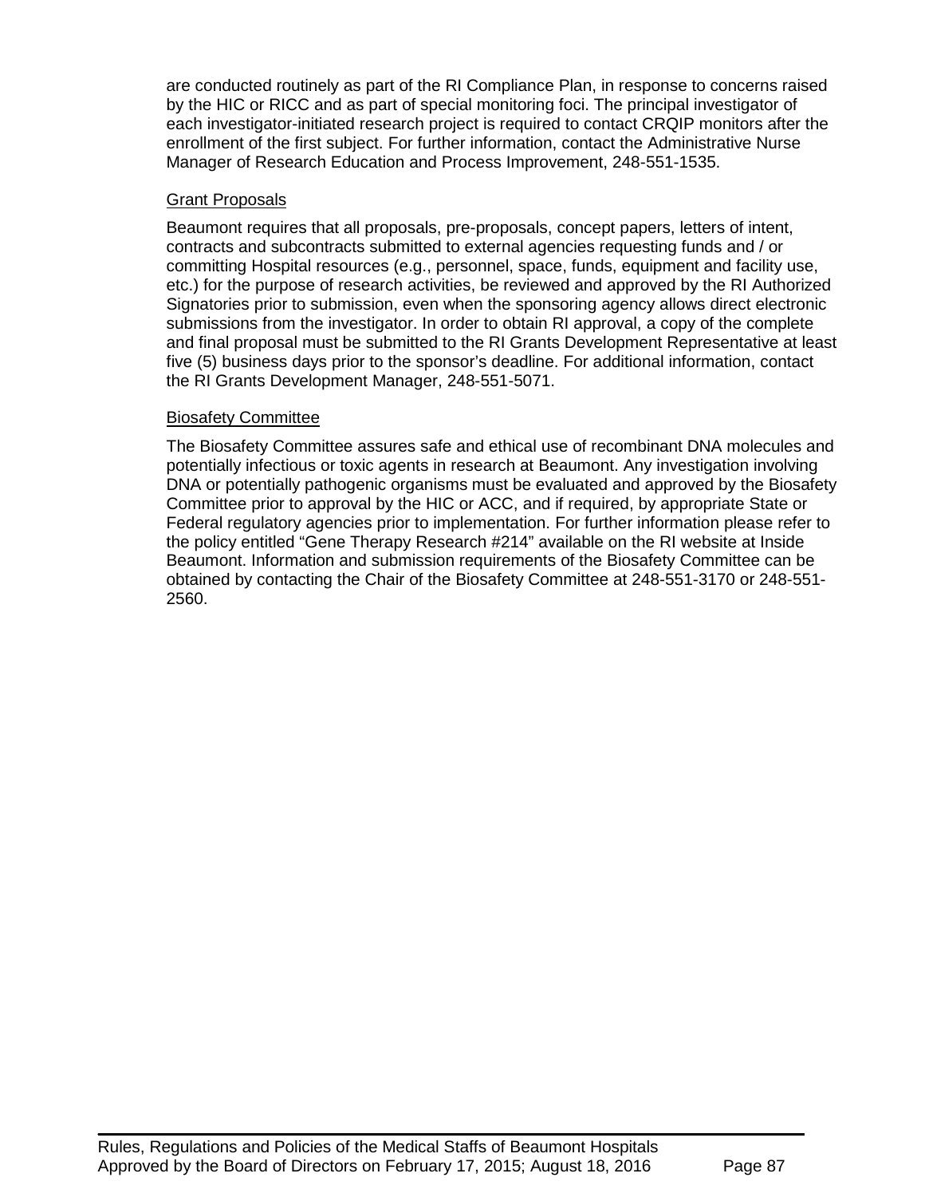are conducted routinely as part of the RI Compliance Plan, in response to concerns raised by the HIC or RICC and as part of special monitoring foci. The principal investigator of each investigator-initiated research project is required to contact CRQIP monitors after the enrollment of the first subject. For further information, contact the Administrative Nurse Manager of Research Education and Process Improvement, 248-551-1535.

Grant Proposals

Beaumont requires that all proposals, pre-proposals, concept papers, letters of intent, contracts and subcontracts submitted to external agencies requesting funds and / or committing Hospital resources (e.g., personnel, space, funds, equipment and facility use, etc.) for the purpose of research activities, be reviewed and approved by the RI Authorized Signatories prior to submission, even when the sponsoring agency allows direct electronic submissions from the investigator. In order to obtain RI approval, a copy of the complete and final proposal must be submitted to the RI Grants Development Representative at least five (5) business days prior to the sponsor's deadline. For additional information, contact the RI Grants Development Manager, 248-551-5071.

Biosafety Committee

The Biosafety Committee assures safe and ethical use of recombinant DNA molecules and potentially infectious or toxic agents in research at Beaumont. Any investigation involving DNA or potentially pathogenic organisms must be evaluated and approved by the Biosafety Committee prior to approval by the HIC or ACC, and if required, by appropriate State or Federal regulatory agencies prior to implementation. For further information please refer to the policy entitled "Gene Therapy Research #214" available on the RI website at Inside Beaumont. Information and submission requirements of the Biosafety Committee can be obtained by contacting the Chair of the Biosafety Committee at 248-551-3170 or 248-551-2560.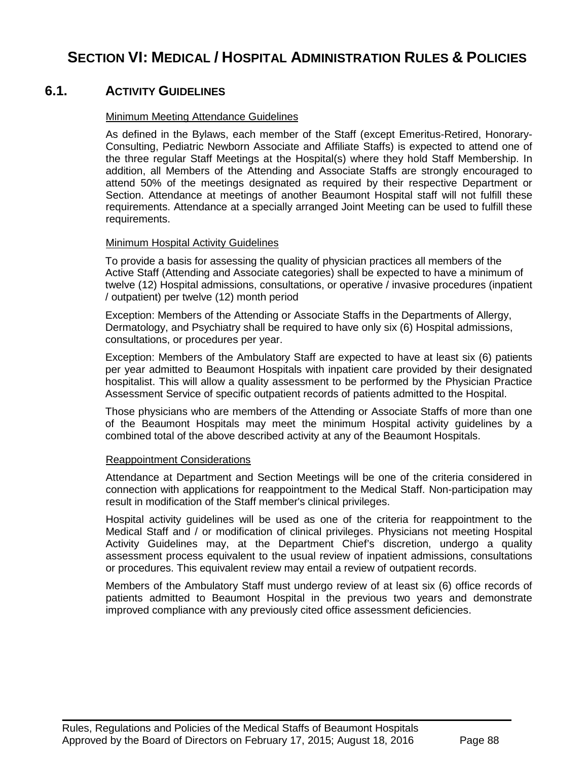# SECTION VI: MEDICAL / HOSPITAL ADMINISTRATION RULES & POLICIES

## 6.1. ACTIVITY GUIDELINES

Minimum Meeting Attendance Guidelines

As defined in the Bylaws, each member of the Staff (except Emeritus-Retired, Honorary-Consulting, Pediatric Newborn Associate and Affiliate Staffs) is expected to attend one of the three regular Staff Meetings at the Hospital(s) where they hold Staff Membership. In addition, all Members of the Attending and Associate Staffs are strongly encouraged to attend 50% of the meetings designated as required by their respective Department or Section. Attendance at meetings of another Beaumont Hospital staff will not fulfill these requirements. Attendance at a specially arranged Joint Meeting can be used to fulfill these requirements.

Minimum Hospital Activity Guidelines

To provide a basis for assessing the quality of physician practices all members of the Active Staff (Attending and Associate categories) shall be expected to have a minimum of twelve (12) Hospital admissions, consultations, or operative / invasive procedures (inpatient / outpatient) per twelve (12) month period

Exception: Members of the Attending or Associate Staffs in the Departments of Allergy, Dermatology, and Psychiatry shall be required to have only six (6) Hospital admissions, consultations, or procedures per year.

Exception: Members of the Ambulatory Staff are expected to have at least six (6) patients per year admitted to Beaumont Hospitals with inpatient care provided by their designated hospitalist. This will allow a quality assessment to be performed by the Physician Practice Assessment Service of specific outpatient records of patients admitted to the Hospital.

Those physicians who are members of the Attending or Associate Staffs of more than one of the Beaumont Hospitals may meet the minimum Hospital activity guidelines by a combined total of the above described activity at any of the Beaumont Hospitals.

Reappointment Considerations

Attendance at Department and Section Meetings will be one of the criteria considered in connection with applications for reappointment to the Medical Staff. Non-participation may result in modification of the Staff member's clinical privileges.

Hospital activity guidelines will be used as one of the criteria for reappointment to the Medical Staff and / or modification of clinical privileges. Physicians not meeting Hospital Activity Guidelines may, at the Department Chief's discretion, undergo a quality assessment process equivalent to the usual review of inpatient admissions, consultations or procedures. This equivalent review may entail a review of outpatient records.

Members of the Ambulatory Staff must undergo review of at least six (6) office records of patients admitted to Beaumont Hospital in the previous two years and demonstrate improved compliance with any previously cited office assessment deficiencies.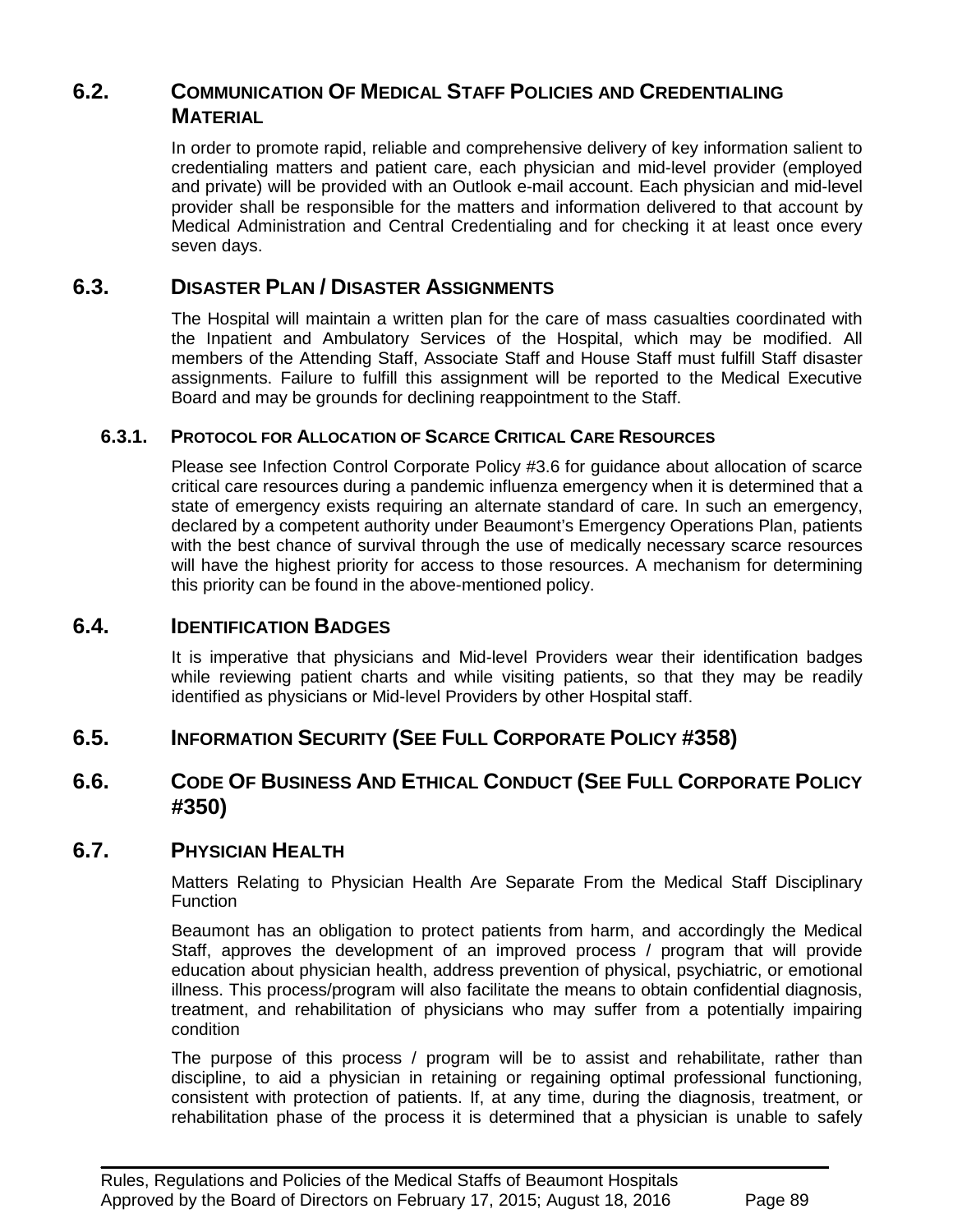## 6.2. COMMUNICATION OF MEDICAL STAFF POLICIES AND CREDENTIALING MATERIAL

In order to promote rapid, reliable and comprehensive delivery of key information salient to credentialing matters and patient care, each physician and mid-level provider (employed and private) will be provided with an Outlook e-mail account. Each physician and mid-level provider shall be responsible for the matters and information delivered to that account by Medical Administration and Central Credentialing and for checking it at least once every seven days.

## 6.3. DISASTER PLAN / DISASTER ASSIGNMENTS

The Hospital will maintain a written plan for the care of mass casualties coordinated with the Inpatient and Ambulatory Services of the Hospital, which may be modified. All members of the Attending Staff, Associate Staff and House Staff must fulfill Staff disaster assignments. Failure to fulfill this assignment will be reported to the Medical Executive Board and may be grounds for declining reappointment to the Staff.

### 6.3.1. PROTOCOL FOR ALLOCATION OF SCARCE CRITICAL CARE RESOURCES

Please see Infection Control Corporate Policy #3.6 for guidance about allocation of scarce critical care resources during a pandemic influenza emergency when it is determined that a state of emergency exists requiring an alternate standard of care. In such an emergency, declared by a competent authority under Beaumont's Emergency Operations Plan, patients with the best chance of survival through the use of medically necessary scarce resources will have the highest priority for access to those resources. A mechanism for determining this priority can be found in the above-mentioned policy.

## 6.4. IDENTIFICATION BADGES

It is imperative that physicians and Mid-level Providers wear their identification badges while reviewing patient charts and while visiting patients, so that they may be readily identified as physicians or Mid-level Providers by other Hospital staff.

## 6.5. INFORMATION SECURITY (SEE FULL CORPORATE POLICY #358)

## 6.6. CODE OF BUSINESS AND ETHICAL CONDUCT (SEE FULL CORPORATE POLICY #350)

## 6.7. PHYSICIAN HEALTH

Matters Relating to Physician Health Are Separate From the Medical Staff Disciplinary Function

Beaumont has an obligation to protect patients from harm, and accordingly the Medical Staff, approves the development of an improved process / program that will provide education about physician health, address prevention of physical, psychiatric, or emotional illness. This process/program will also facilitate the means to obtain confidential diagnosis, treatment, and rehabilitation of physicians who may suffer from a potentially impairing condition

The purpose of this process / program will be to assist and rehabilitate, rather than discipline, to aid a physician in retaining or regaining optimal professional functioning, consistent with protection of patients. If, at any time, during the diagnosis, treatment, or rehabilitation phase of the process it is determined that a physician is unable to safely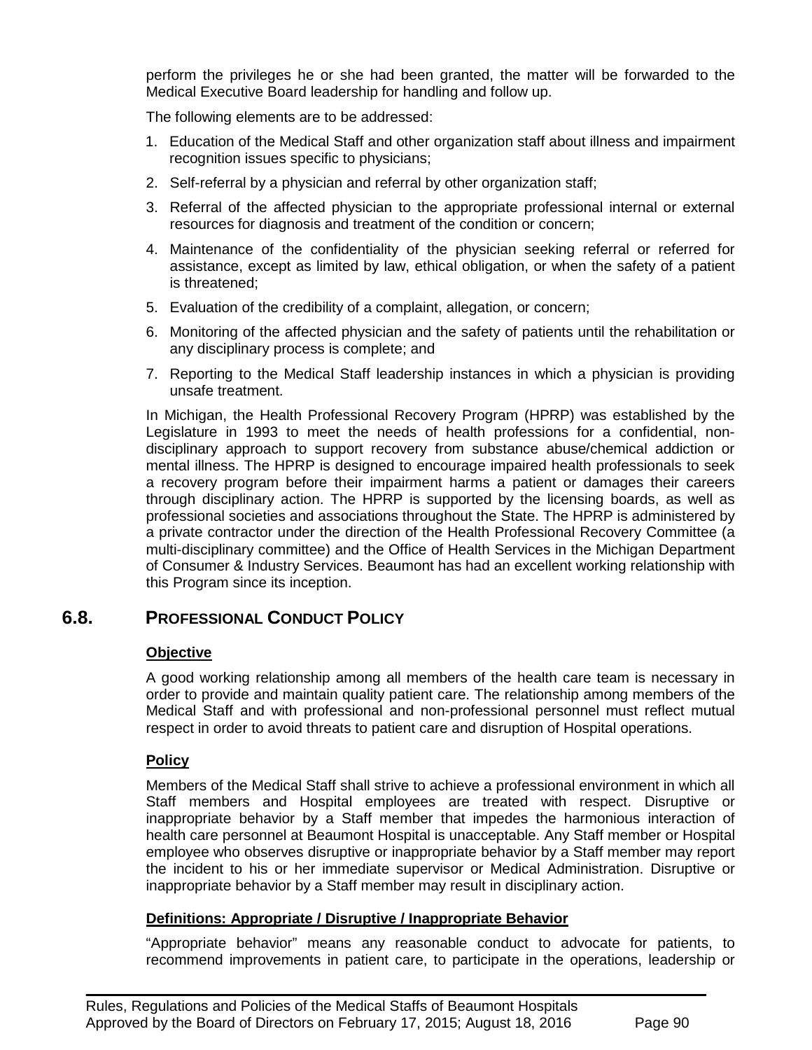perform the privileges he or she had been granted, the matter will be forwarded to the Medical Executive Board leadership for handling and follow up.

The following elements are to be addressed:

1. Education of the Medical Staff and other organization staff about illness and impairment recognition issues specific to physicians;
2. Self-referral by a physician and referral by other organization staff;
3. Referral of the affected physician to the appropriate professional internal or external resources for diagnosis and treatment of the condition or concern;
4. Maintenance of the confidentiality of the physician seeking referral or referred for assistance, except as limited by law, ethical obligation, or when the safety of a patient is threatened;
5. Evaluation of the credibility of a complaint, allegation, or concern;
6. Monitoring of the affected physician and the safety of patients until the rehabilitation or any disciplinary process is complete; and
7. Reporting to the Medical Staff leadership instances in which a physician is providing unsafe treatment.

In Michigan, the Health Professional Recovery Program (HPRP) was established by the Legislature in 1993 to meet the needs of health professions for a confidential, non-disciplinary approach to support recovery from substance abuse/chemical addiction or mental illness. The HPRP is designed to encourage impaired health professionals to seek a recovery program before their impairment harms a patient or damages their careers through disciplinary action. The HPRP is supported by the licensing boards, as well as professional societies and associations throughout the State. The HPRP is administered by a private contractor under the direction of the Health Professional Recovery Committee (a multi-disciplinary committee) and the Office of Health Services in the Michigan Department of Consumer & Industry Services. Beaumont has had an excellent working relationship with this Program since its inception.

## 6.8. PROFESSIONAL CONDUCT POLICY

**Objective**

A good working relationship among all members of the health care team is necessary in order to provide and maintain quality patient care. The relationship among members of the Medical Staff and with professional and non-professional personnel must reflect mutual respect in order to avoid threats to patient care and disruption of Hospital operations.

**Policy**

Members of the Medical Staff shall strive to achieve a professional environment in which all Staff members and Hospital employees are treated with respect. Disruptive or inappropriate behavior by a Staff member that impedes the harmonious interaction of health care personnel at Beaumont Hospital is unacceptable. Any Staff member or Hospital employee who observes disruptive or inappropriate behavior by a Staff member may report the incident to his or her immediate supervisor or Medical Administration. Disruptive or inappropriate behavior by a Staff member may result in disciplinary action.

**Definitions: Appropriate / Disruptive / Inappropriate Behavior**

"Appropriate behavior" means any reasonable conduct to advocate for patients, to recommend improvements in patient care, to participate in the operations, leadership or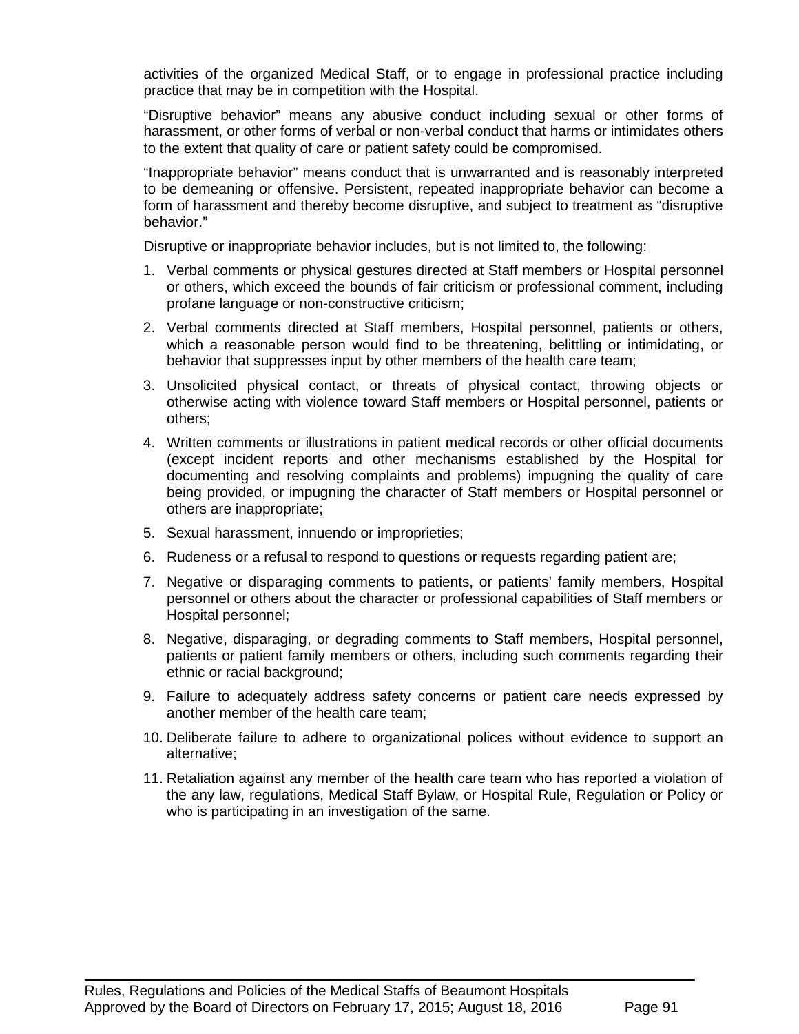activities of the organized Medical Staff, or to engage in professional practice including practice that may be in competition with the Hospital.

"Disruptive behavior" means any abusive conduct including sexual or other forms of harassment, or other forms of verbal or non-verbal conduct that harms or intimidates others to the extent that quality of care or patient safety could be compromised.

"Inappropriate behavior" means conduct that is unwarranted and is reasonably interpreted to be demeaning or offensive. Persistent, repeated inappropriate behavior can become a form of harassment and thereby become disruptive, and subject to treatment as "disruptive behavior."

Disruptive or inappropriate behavior includes, but is not limited to, the following:

1. Verbal comments or physical gestures directed at Staff members or Hospital personnel or others, which exceed the bounds of fair criticism or professional comment, including profane language or non-constructive criticism;
2. Verbal comments directed at Staff members, Hospital personnel, patients or others, which a reasonable person would find to be threatening, belittling or intimidating, or behavior that suppresses input by other members of the health care team;
3. Unsolicited physical contact, or threats of physical contact, throwing objects or otherwise acting with violence toward Staff members or Hospital personnel, patients or others;
4. Written comments or illustrations in patient medical records or other official documents (except incident reports and other mechanisms established by the Hospital for documenting and resolving complaints and problems) impugning the quality of care being provided, or impugning the character of Staff members or Hospital personnel or others are inappropriate;
5. Sexual harassment, innuendo or improprieties;
6. Rudeness or a refusal to respond to questions or requests regarding patient are;
7. Negative or disparaging comments to patients, or patients' family members, Hospital personnel or others about the character or professional capabilities of Staff members or Hospital personnel;
8. Negative, disparaging, or degrading comments to Staff members, Hospital personnel, patients or patient family members or others, including such comments regarding their ethnic or racial background;
9. Failure to adequately address safety concerns or patient care needs expressed by another member of the health care team;
10. Deliberate failure to adhere to organizational polices without evidence to support an alternative;
11. Retaliation against any member of the health care team who has reported a violation of the any law, regulations, Medical Staff Bylaw, or Hospital Rule, Regulation or Policy or who is participating in an investigation of the same.